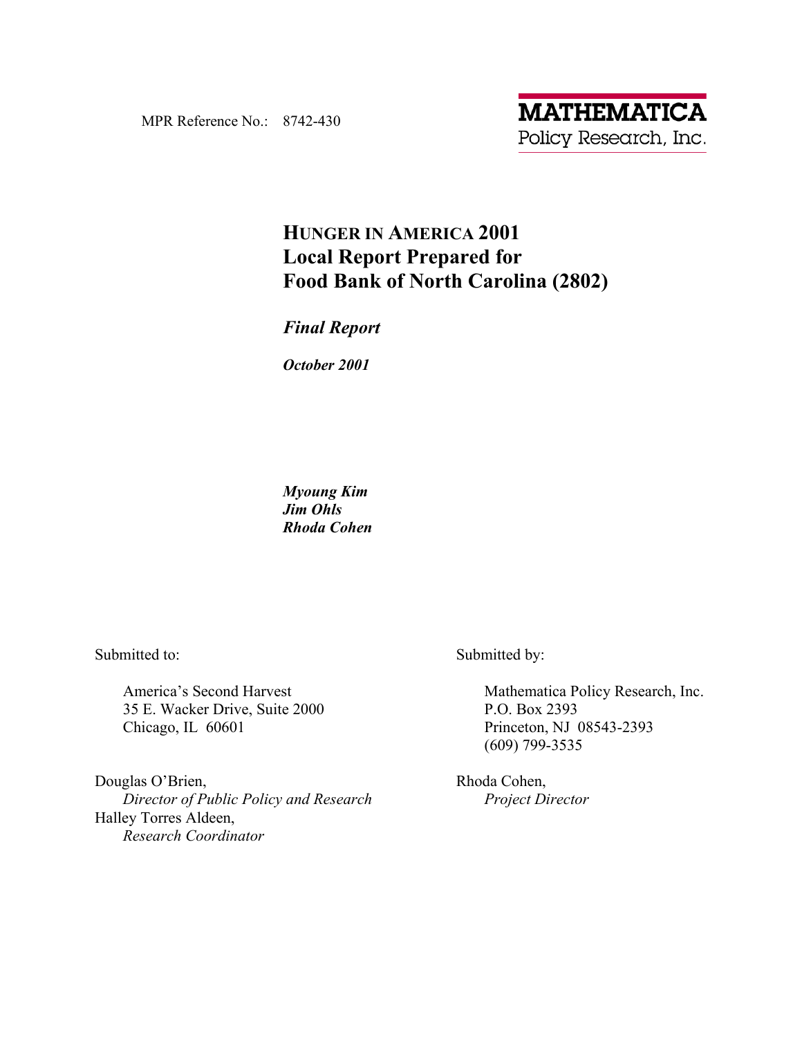MPR Reference No.: 8742-430

**MATHEMATICA**
Policy Research, Inc.

# HUNGER IN AMERICA 2001 Local Report Prepared for Food Bank of North Carolina (2802)

***Final Report***

***October 2001***

***Myoung Kim***
***Jim Ohls***
***Rhoda Cohen***

Submitted to:

America's Second Harvest
35 E. Wacker Drive, Suite 2000
Chicago, IL 60601

Douglas O'Brien,
*Director of Public Policy and Research*
Halley Torres Aldeen,
*Research Coordinator*

Submitted by:

Mathematica Policy Research, Inc.
P.O. Box 2393
Princeton, NJ 08543-2393
(609) 799-3535

Rhoda Cohen,
*Project Director*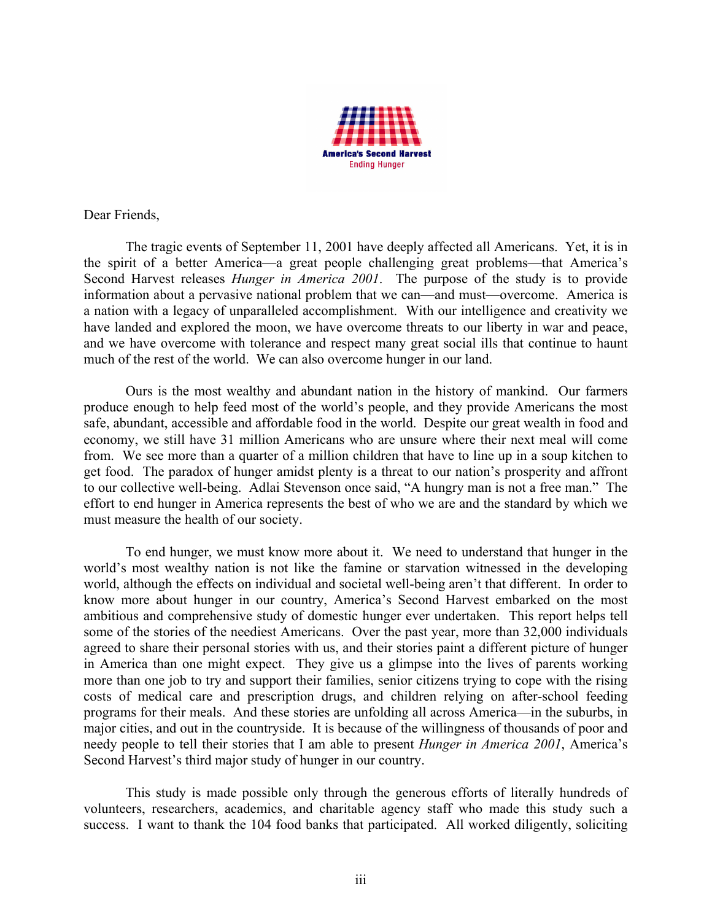America's Second Harvest
Ending Hunger

Dear Friends,

The tragic events of September 11, 2001 have deeply affected all Americans. Yet, it is in the spirit of a better America—a great people challenging great problems—that America's Second Harvest releases *Hunger in America 2001*. The purpose of the study is to provide information about a pervasive national problem that we can—and must—overcome. America is a nation with a legacy of unparalleled accomplishment. With our intelligence and creativity we have landed and explored the moon, we have overcome threats to our liberty in war and peace, and we have overcome with tolerance and respect many great social ills that continue to haunt much of the rest of the world. We can also overcome hunger in our land.

Ours is the most wealthy and abundant nation in the history of mankind. Our farmers produce enough to help feed most of the world's people, and they provide Americans the most safe, abundant, accessible and affordable food in the world. Despite our great wealth in food and economy, we still have 31 million Americans who are unsure where their next meal will come from. We see more than a quarter of a million children that have to line up in a soup kitchen to get food. The paradox of hunger amidst plenty is a threat to our nation's prosperity and affront to our collective well-being. Adlai Stevenson once said, "A hungry man is not a free man." The effort to end hunger in America represents the best of who we are and the standard by which we must measure the health of our society.

To end hunger, we must know more about it. We need to understand that hunger in the world's most wealthy nation is not like the famine or starvation witnessed in the developing world, although the effects on individual and societal well-being aren't that different. In order to know more about hunger in our country, America's Second Harvest embarked on the most ambitious and comprehensive study of domestic hunger ever undertaken. This report helps tell some of the stories of the neediest Americans. Over the past year, more than 32,000 individuals agreed to share their personal stories with us, and their stories paint a different picture of hunger in America than one might expect. They give us a glimpse into the lives of parents working more than one job to try and support their families, senior citizens trying to cope with the rising costs of medical care and prescription drugs, and children relying on after-school feeding programs for their meals. And these stories are unfolding all across America—in the suburbs, in major cities, and out in the countryside. It is because of the willingness of thousands of poor and needy people to tell their stories that I am able to present *Hunger in America 2001*, America's Second Harvest's third major study of hunger in our country.

This study is made possible only through the generous efforts of literally hundreds of volunteers, researchers, academics, and charitable agency staff who made this study such a success. I want to thank the 104 food banks that participated. All worked diligently, soliciting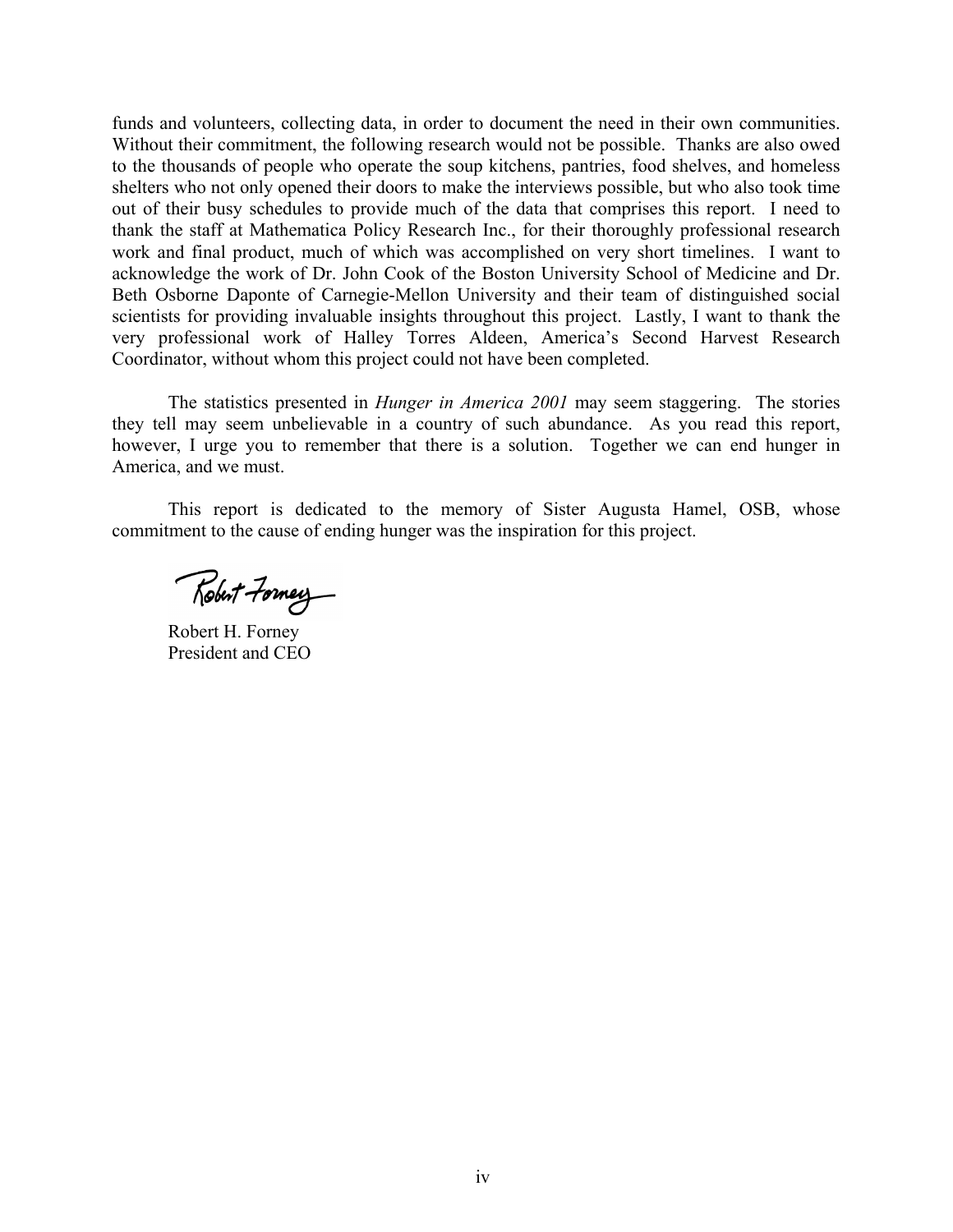funds and volunteers, collecting data, in order to document the need in their own communities. Without their commitment, the following research would not be possible. Thanks are also owed to the thousands of people who operate the soup kitchens, pantries, food shelves, and homeless shelters who not only opened their doors to make the interviews possible, but who also took time out of their busy schedules to provide much of the data that comprises this report. I need to thank the staff at Mathematica Policy Research Inc., for their thoroughly professional research work and final product, much of which was accomplished on very short timelines. I want to acknowledge the work of Dr. John Cook of the Boston University School of Medicine and Dr. Beth Osborne Daponte of Carnegie-Mellon University and their team of distinguished social scientists for providing invaluable insights throughout this project. Lastly, I want to thank the very professional work of Halley Torres Aldeen, America's Second Harvest Research Coordinator, without whom this project could not have been completed.

The statistics presented in *Hunger in America 2001* may seem staggering. The stories they tell may seem unbelievable in a country of such abundance. As you read this report, however, I urge you to remember that there is a solution. Together we can end hunger in America, and we must.

This report is dedicated to the memory of Sister Augusta Hamel, OSB, whose commitment to the cause of ending hunger was the inspiration for this project.

Robert H. Forney
President and CEO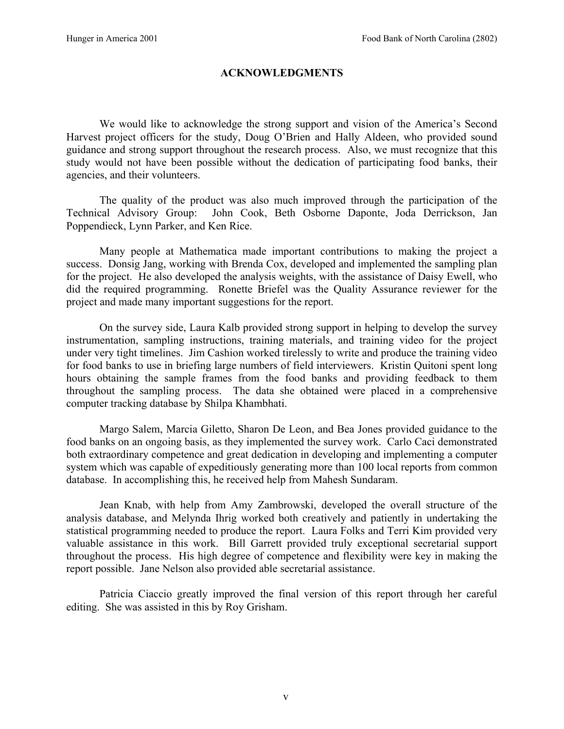# ACKNOWLEDGMENTS

We would like to acknowledge the strong support and vision of the America's Second Harvest project officers for the study, Doug O'Brien and Hally Aldeen, who provided sound guidance and strong support throughout the research process. Also, we must recognize that this study would not have been possible without the dedication of participating food banks, their agencies, and their volunteers.

The quality of the product was also much improved through the participation of the Technical Advisory Group: John Cook, Beth Osborne Daponte, Joda Derrickson, Jan Poppendieck, Lynn Parker, and Ken Rice.

Many people at Mathematica made important contributions to making the project a success. Donsig Jang, working with Brenda Cox, developed and implemented the sampling plan for the project. He also developed the analysis weights, with the assistance of Daisy Ewell, who did the required programming. Ronette Briefel was the Quality Assurance reviewer for the project and made many important suggestions for the report.

On the survey side, Laura Kalb provided strong support in helping to develop the survey instrumentation, sampling instructions, training materials, and training video for the project under very tight timelines. Jim Cashion worked tirelessly to write and produce the training video for food banks to use in briefing large numbers of field interviewers. Kristin Quitoni spent long hours obtaining the sample frames from the food banks and providing feedback to them throughout the sampling process. The data she obtained were placed in a comprehensive computer tracking database by Shilpa Khambhati.

Margo Salem, Marcia Giletto, Sharon De Leon, and Bea Jones provided guidance to the food banks on an ongoing basis, as they implemented the survey work. Carlo Caci demonstrated both extraordinary competence and great dedication in developing and implementing a computer system which was capable of expeditiously generating more than 100 local reports from common database. In accomplishing this, he received help from Mahesh Sundaram.

Jean Knab, with help from Amy Zambrowski, developed the overall structure of the analysis database, and Melynda Ihrig worked both creatively and patiently in undertaking the statistical programming needed to produce the report. Laura Folks and Terri Kim provided very valuable assistance in this work. Bill Garrett provided truly exceptional secretarial support throughout the process. His high degree of competence and flexibility were key in making the report possible. Jane Nelson also provided able secretarial assistance.

Patricia Ciaccio greatly improved the final version of this report through her careful editing. She was assisted in this by Roy Grisham.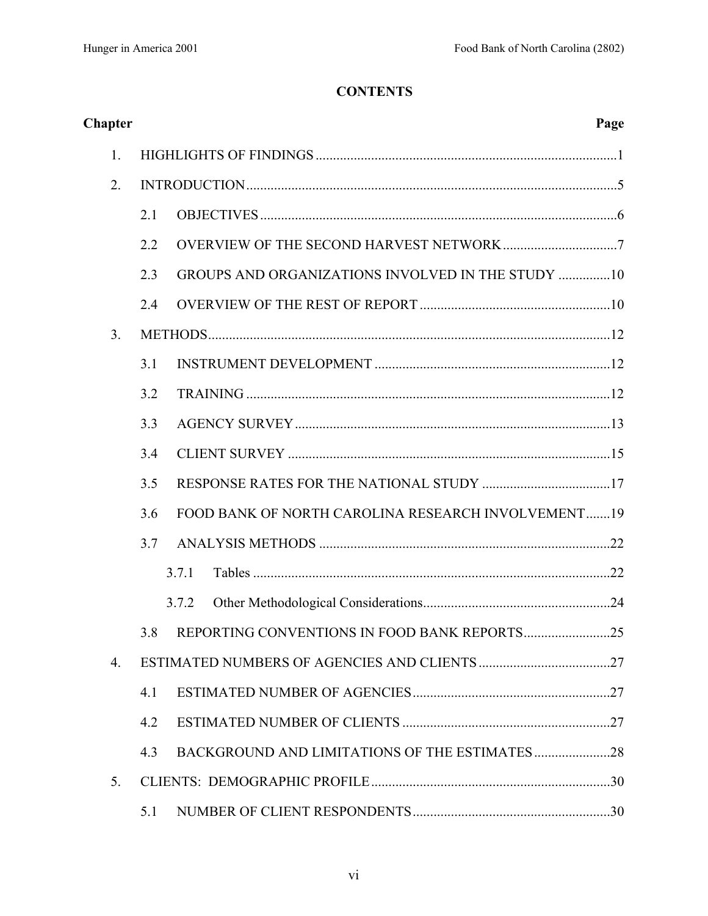## CONTENTS

| Chapter | | Page |
|---|---|---|
| 1. | HIGHLIGHTS OF FINDINGS | 1 |
| 2. | INTRODUCTION | 5 |
| | 2.1 OBJECTIVES | 6 |
| | 2.2 OVERVIEW OF THE SECOND HARVEST NETWORK | 7 |
| | 2.3 GROUPS AND ORGANIZATIONS INVOLVED IN THE STUDY | 10 |
| | 2.4 OVERVIEW OF THE REST OF REPORT | 10 |
| 3. | METHODS | 12 |
| | 3.1 INSTRUMENT DEVELOPMENT | 12 |
| | 3.2 TRAINING | 12 |
| | 3.3 AGENCY SURVEY | 13 |
| | 3.4 CLIENT SURVEY | 15 |
| | 3.5 RESPONSE RATES FOR THE NATIONAL STUDY | 17 |
| | 3.6 FOOD BANK OF NORTH CAROLINA RESEARCH INVOLVEMENT | 19 |
| | 3.7 ANALYSIS METHODS | 22 |
| | 3.7.1 Tables | 22 |
| | 3.7.2 Other Methodological Considerations | 24 |
| | 3.8 REPORTING CONVENTIONS IN FOOD BANK REPORTS | 25 |
| 4. | ESTIMATED NUMBERS OF AGENCIES AND CLIENTS | 27 |
| | 4.1 ESTIMATED NUMBER OF AGENCIES | 27 |
| | 4.2 ESTIMATED NUMBER OF CLIENTS | 27 |
| | 4.3 BACKGROUND AND LIMITATIONS OF THE ESTIMATES | 28 |
| 5. | CLIENTS: DEMOGRAPHIC PROFILE | 30 |
| | 5.1 NUMBER OF CLIENT RESPONDENTS | 30 |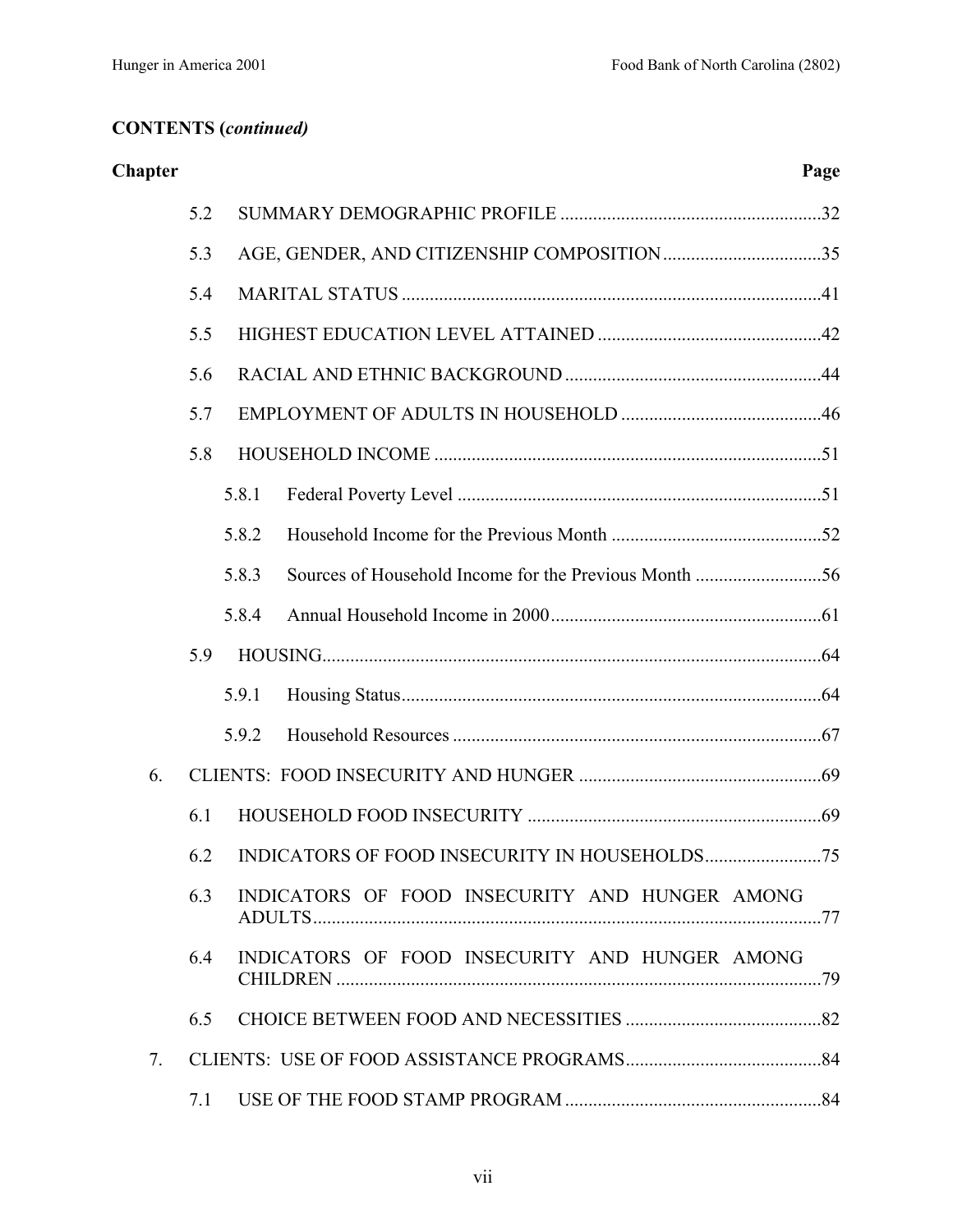**CONTENTS (*continued*)**

| Chapter | | | Page |
|---|---|---|---|
| | 5.2 | SUMMARY DEMOGRAPHIC PROFILE | 32 |
| | 5.3 | AGE, GENDER, AND CITIZENSHIP COMPOSITION | 35 |
| | 5.4 | MARITAL STATUS | 41 |
| | 5.5 | HIGHEST EDUCATION LEVEL ATTAINED | 42 |
| | 5.6 | RACIAL AND ETHNIC BACKGROUND | 44 |
| | 5.7 | EMPLOYMENT OF ADULTS IN HOUSEHOLD | 46 |
| | 5.8 | HOUSEHOLD INCOME | 51 |
| | | 5.8.1 Federal Poverty Level | 51 |
| | | 5.8.2 Household Income for the Previous Month | 52 |
| | | 5.8.3 Sources of Household Income for the Previous Month | 56 |
| | | 5.8.4 Annual Household Income in 2000 | 61 |
| | 5.9 | HOUSING | 64 |
| | | 5.9.1 Housing Status | 64 |
| | | 5.9.2 Household Resources | 67 |
| 6. | | CLIENTS: FOOD INSECURITY AND HUNGER | 69 |
| | 6.1 | HOUSEHOLD FOOD INSECURITY | 69 |
| | 6.2 | INDICATORS OF FOOD INSECURITY IN HOUSEHOLDS | 75 |
| | 6.3 | INDICATORS OF FOOD INSECURITY AND HUNGER AMONG ADULTS | 77 |
| | 6.4 | INDICATORS OF FOOD INSECURITY AND HUNGER AMONG CHILDREN | 79 |
| | 6.5 | CHOICE BETWEEN FOOD AND NECESSITIES | 82 |
| 7. | | CLIENTS: USE OF FOOD ASSISTANCE PROGRAMS | 84 |
| | 7.1 | USE OF THE FOOD STAMP PROGRAM | 84 |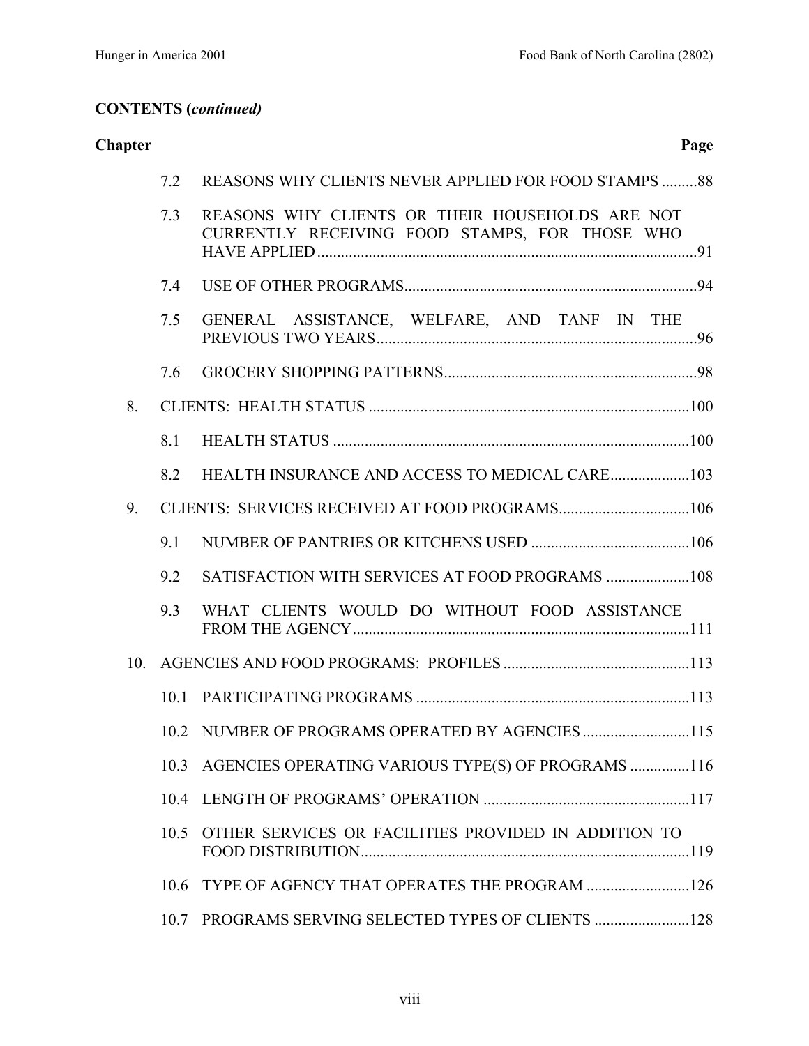**CONTENTS (*continued)***

| Chapter | | | Page |
|---|---|---|---|
| | 7.2 | REASONS WHY CLIENTS NEVER APPLIED FOR FOOD STAMPS | 88 |
| | 7.3 | REASONS WHY CLIENTS OR THEIR HOUSEHOLDS ARE NOT CURRENTLY RECEIVING FOOD STAMPS, FOR THOSE WHO HAVE APPLIED | 91 |
| | 7.4 | USE OF OTHER PROGRAMS | 94 |
| | 7.5 | GENERAL ASSISTANCE, WELFARE, AND TANF IN THE PREVIOUS TWO YEARS | 96 |
| | 7.6 | GROCERY SHOPPING PATTERNS | 98 |
| 8. | CLIENTS: HEALTH STATUS | | 100 |
| | 8.1 | HEALTH STATUS | 100 |
| | 8.2 | HEALTH INSURANCE AND ACCESS TO MEDICAL CARE | 103 |
| 9. | CLIENTS: SERVICES RECEIVED AT FOOD PROGRAMS | | 106 |
| | 9.1 | NUMBER OF PANTRIES OR KITCHENS USED | 106 |
| | 9.2 | SATISFACTION WITH SERVICES AT FOOD PROGRAMS | 108 |
| | 9.3 | WHAT CLIENTS WOULD DO WITHOUT FOOD ASSISTANCE FROM THE AGENCY | 111 |
| 10. | AGENCIES AND FOOD PROGRAMS: PROFILES | | 113 |
| | 10.1 | PARTICIPATING PROGRAMS | 113 |
| | 10.2 | NUMBER OF PROGRAMS OPERATED BY AGENCIES | 115 |
| | 10.3 | AGENCIES OPERATING VARIOUS TYPE(S) OF PROGRAMS | 116 |
| | 10.4 | LENGTH OF PROGRAMS' OPERATION | 117 |
| | 10.5 | OTHER SERVICES OR FACILITIES PROVIDED IN ADDITION TO FOOD DISTRIBUTION | 119 |
| | 10.6 | TYPE OF AGENCY THAT OPERATES THE PROGRAM | 126 |
| | 10.7 | PROGRAMS SERVING SELECTED TYPES OF CLIENTS | 128 |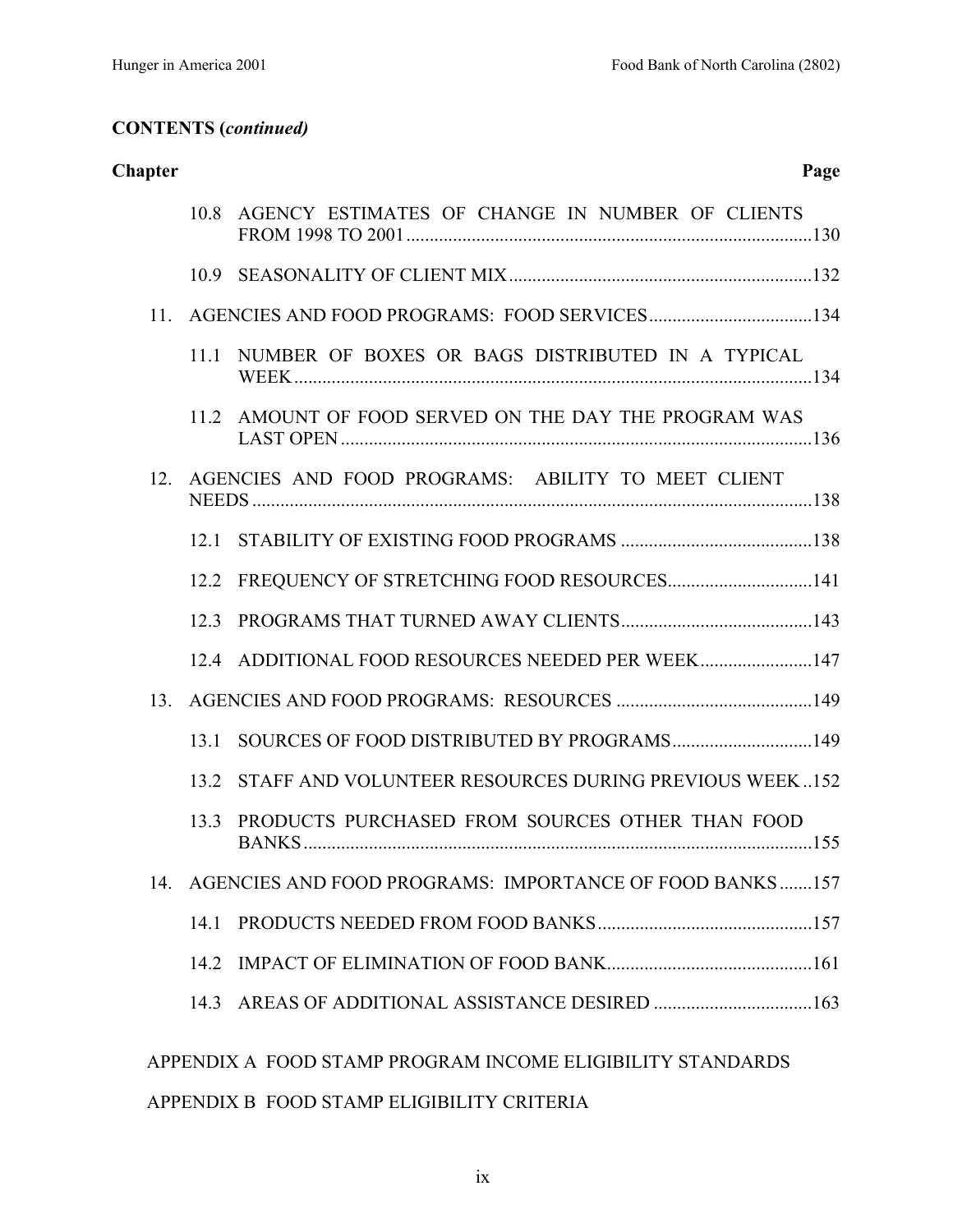**CONTENTS (*continued)***

| Chapter | | | Page |
|---|---|---|---|
| | 10.8 | AGENCY ESTIMATES OF CHANGE IN NUMBER OF CLIENTS FROM 1998 TO 2001 | 130 |
| | 10.9 | SEASONALITY OF CLIENT MIX | 132 |
| 11. | | AGENCIES AND FOOD PROGRAMS: FOOD SERVICES | 134 |
| | 11.1 | NUMBER OF BOXES OR BAGS DISTRIBUTED IN A TYPICAL WEEK | 134 |
| | 11.2 | AMOUNT OF FOOD SERVED ON THE DAY THE PROGRAM WAS LAST OPEN | 136 |
| 12. | | AGENCIES AND FOOD PROGRAMS: ABILITY TO MEET CLIENT NEEDS | 138 |
| | 12.1 | STABILITY OF EXISTING FOOD PROGRAMS | 138 |
| | 12.2 | FREQUENCY OF STRETCHING FOOD RESOURCES | 141 |
| | 12.3 | PROGRAMS THAT TURNED AWAY CLIENTS | 143 |
| | 12.4 | ADDITIONAL FOOD RESOURCES NEEDED PER WEEK | 147 |
| 13. | | AGENCIES AND FOOD PROGRAMS: RESOURCES | 149 |
| | 13.1 | SOURCES OF FOOD DISTRIBUTED BY PROGRAMS | 149 |
| | 13.2 | STAFF AND VOLUNTEER RESOURCES DURING PREVIOUS WEEK | 152 |
| | 13.3 | PRODUCTS PURCHASED FROM SOURCES OTHER THAN FOOD BANKS | 155 |
| 14. | | AGENCIES AND FOOD PROGRAMS: IMPORTANCE OF FOOD BANKS | 157 |
| | 14.1 | PRODUCTS NEEDED FROM FOOD BANKS | 157 |
| | 14.2 | IMPACT OF ELIMINATION OF FOOD BANK | 161 |
| | 14.3 | AREAS OF ADDITIONAL ASSISTANCE DESIRED | 163 |

APPENDIX A FOOD STAMP PROGRAM INCOME ELIGIBILITY STANDARDS

APPENDIX B FOOD STAMP ELIGIBILITY CRITERIA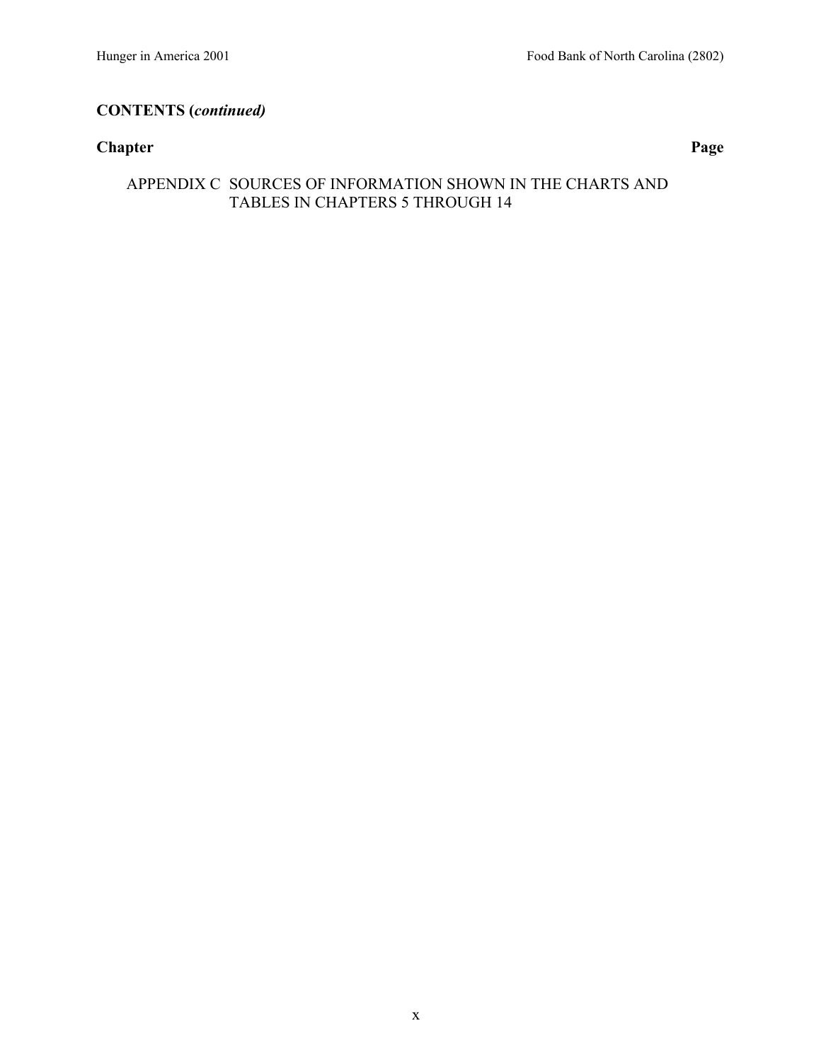**CONTENTS (*continued)***

| **Chapter** | **Page** |
|---|---|
| APPENDIX C SOURCES OF INFORMATION SHOWN IN THE CHARTS AND TABLES IN CHAPTERS 5 THROUGH 14 | |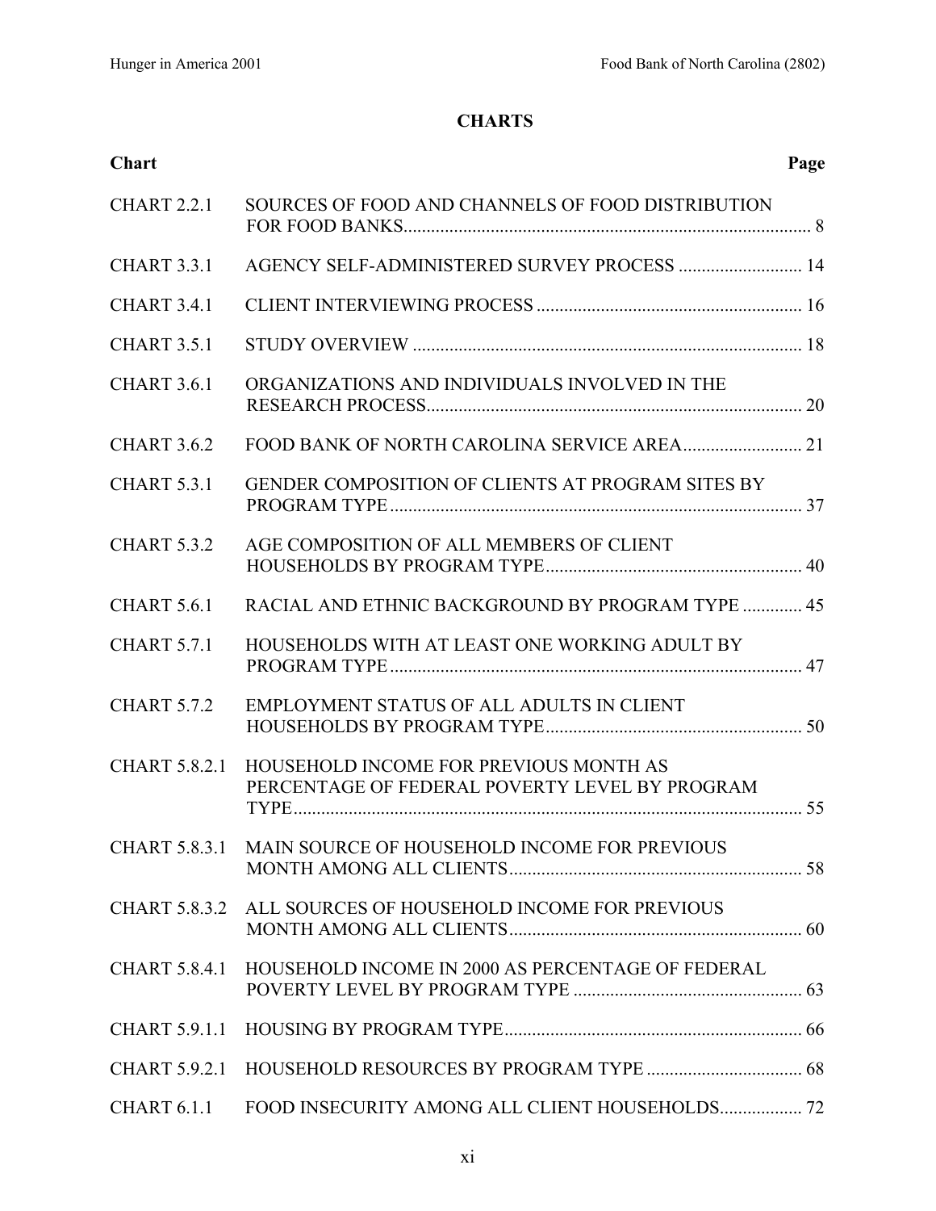## CHARTS

| Chart | | Page |
| --- | --- | --- |
| CHART 2.2.1 | SOURCES OF FOOD AND CHANNELS OF FOOD DISTRIBUTION FOR FOOD BANKS | 8 |
| CHART 3.3.1 | AGENCY SELF-ADMINISTERED SURVEY PROCESS | 14 |
| CHART 3.4.1 | CLIENT INTERVIEWING PROCESS | 16 |
| CHART 3.5.1 | STUDY OVERVIEW | 18 |
| CHART 3.6.1 | ORGANIZATIONS AND INDIVIDUALS INVOLVED IN THE RESEARCH PROCESS | 20 |
| CHART 3.6.2 | FOOD BANK OF NORTH CAROLINA SERVICE AREA | 21 |
| CHART 5.3.1 | GENDER COMPOSITION OF CLIENTS AT PROGRAM SITES BY PROGRAM TYPE | 37 |
| CHART 5.3.2 | AGE COMPOSITION OF ALL MEMBERS OF CLIENT HOUSEHOLDS BY PROGRAM TYPE | 40 |
| CHART 5.6.1 | RACIAL AND ETHNIC BACKGROUND BY PROGRAM TYPE | 45 |
| CHART 5.7.1 | HOUSEHOLDS WITH AT LEAST ONE WORKING ADULT BY PROGRAM TYPE | 47 |
| CHART 5.7.2 | EMPLOYMENT STATUS OF ALL ADULTS IN CLIENT HOUSEHOLDS BY PROGRAM TYPE | 50 |
| CHART 5.8.2.1 | HOUSEHOLD INCOME FOR PREVIOUS MONTH AS PERCENTAGE OF FEDERAL POVERTY LEVEL BY PROGRAM TYPE | 55 |
| CHART 5.8.3.1 | MAIN SOURCE OF HOUSEHOLD INCOME FOR PREVIOUS MONTH AMONG ALL CLIENTS | 58 |
| CHART 5.8.3.2 | ALL SOURCES OF HOUSEHOLD INCOME FOR PREVIOUS MONTH AMONG ALL CLIENTS | 60 |
| CHART 5.8.4.1 | HOUSEHOLD INCOME IN 2000 AS PERCENTAGE OF FEDERAL POVERTY LEVEL BY PROGRAM TYPE | 63 |
| CHART 5.9.1.1 | HOUSING BY PROGRAM TYPE | 66 |
| CHART 5.9.2.1 | HOUSEHOLD RESOURCES BY PROGRAM TYPE | 68 |
| CHART 6.1.1 | FOOD INSECURITY AMONG ALL CLIENT HOUSEHOLDS | 72 |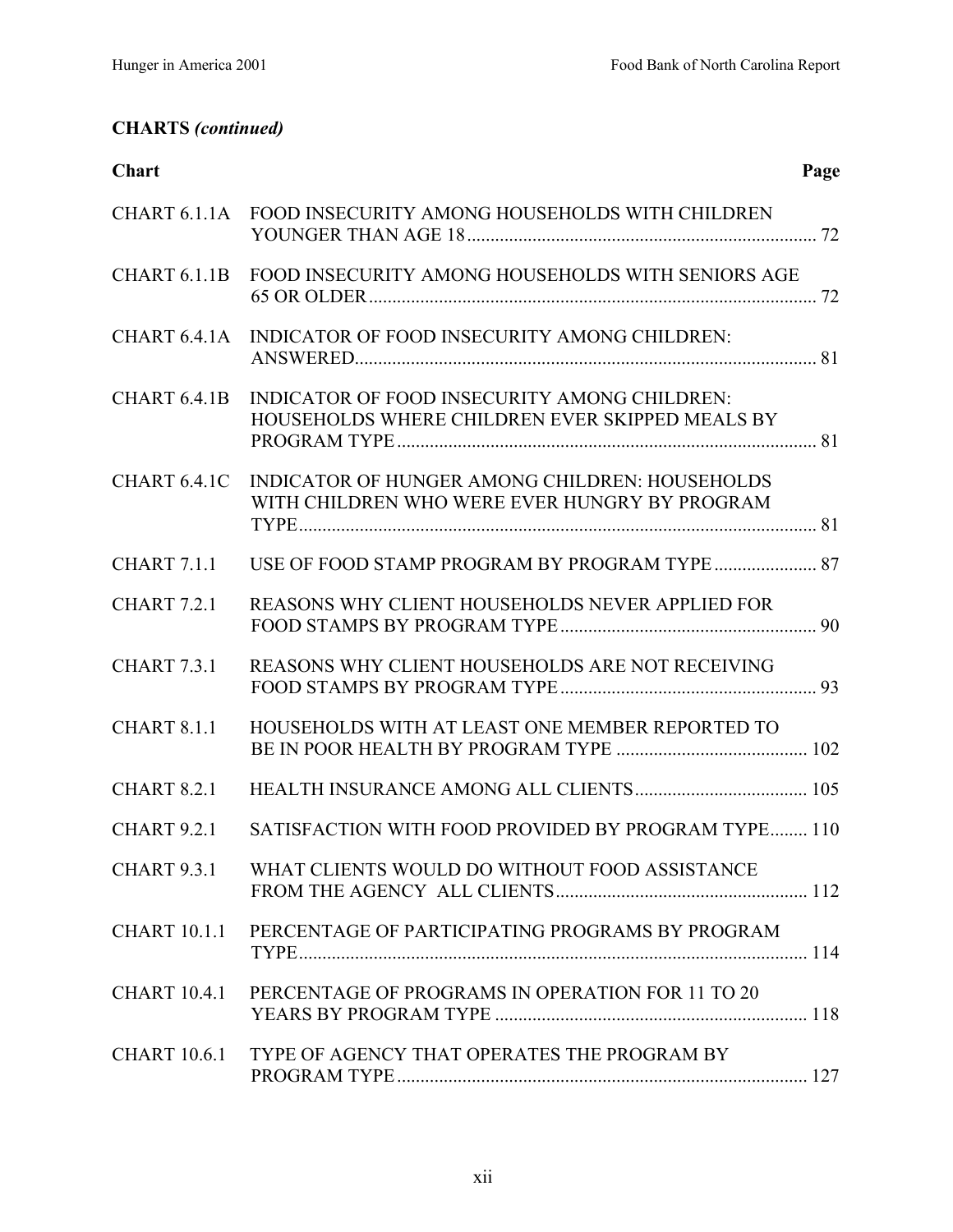**CHARTS *(continued)***

| Chart | | Page |
|---|---|---|
| CHART 6.1.1A | FOOD INSECURITY AMONG HOUSEHOLDS WITH CHILDREN YOUNGER THAN AGE 18 | 72 |
| CHART 6.1.1B | FOOD INSECURITY AMONG HOUSEHOLDS WITH SENIORS AGE 65 OR OLDER | 72 |
| CHART 6.4.1A | INDICATOR OF FOOD INSECURITY AMONG CHILDREN: ANSWERED | 81 |
| CHART 6.4.1B | INDICATOR OF FOOD INSECURITY AMONG CHILDREN: HOUSEHOLDS WHERE CHILDREN EVER SKIPPED MEALS BY PROGRAM TYPE | 81 |
| CHART 6.4.1C | INDICATOR OF HUNGER AMONG CHILDREN: HOUSEHOLDS WITH CHILDREN WHO WERE EVER HUNGRY BY PROGRAM TYPE | 81 |
| CHART 7.1.1 | USE OF FOOD STAMP PROGRAM BY PROGRAM TYPE | 87 |
| CHART 7.2.1 | REASONS WHY CLIENT HOUSEHOLDS NEVER APPLIED FOR FOOD STAMPS BY PROGRAM TYPE | 90 |
| CHART 7.3.1 | REASONS WHY CLIENT HOUSEHOLDS ARE NOT RECEIVING FOOD STAMPS BY PROGRAM TYPE | 93 |
| CHART 8.1.1 | HOUSEHOLDS WITH AT LEAST ONE MEMBER REPORTED TO BE IN POOR HEALTH BY PROGRAM TYPE | 102 |
| CHART 8.2.1 | HEALTH INSURANCE AMONG ALL CLIENTS | 105 |
| CHART 9.2.1 | SATISFACTION WITH FOOD PROVIDED BY PROGRAM TYPE | 110 |
| CHART 9.3.1 | WHAT CLIENTS WOULD DO WITHOUT FOOD ASSISTANCE FROM THE AGENCY ALL CLIENTS | 112 |
| CHART 10.1.1 | PERCENTAGE OF PARTICIPATING PROGRAMS BY PROGRAM TYPE | 114 |
| CHART 10.4.1 | PERCENTAGE OF PROGRAMS IN OPERATION FOR 11 TO 20 YEARS BY PROGRAM TYPE | 118 |
| CHART 10.6.1 | TYPE OF AGENCY THAT OPERATES THE PROGRAM BY PROGRAM TYPE | 127 |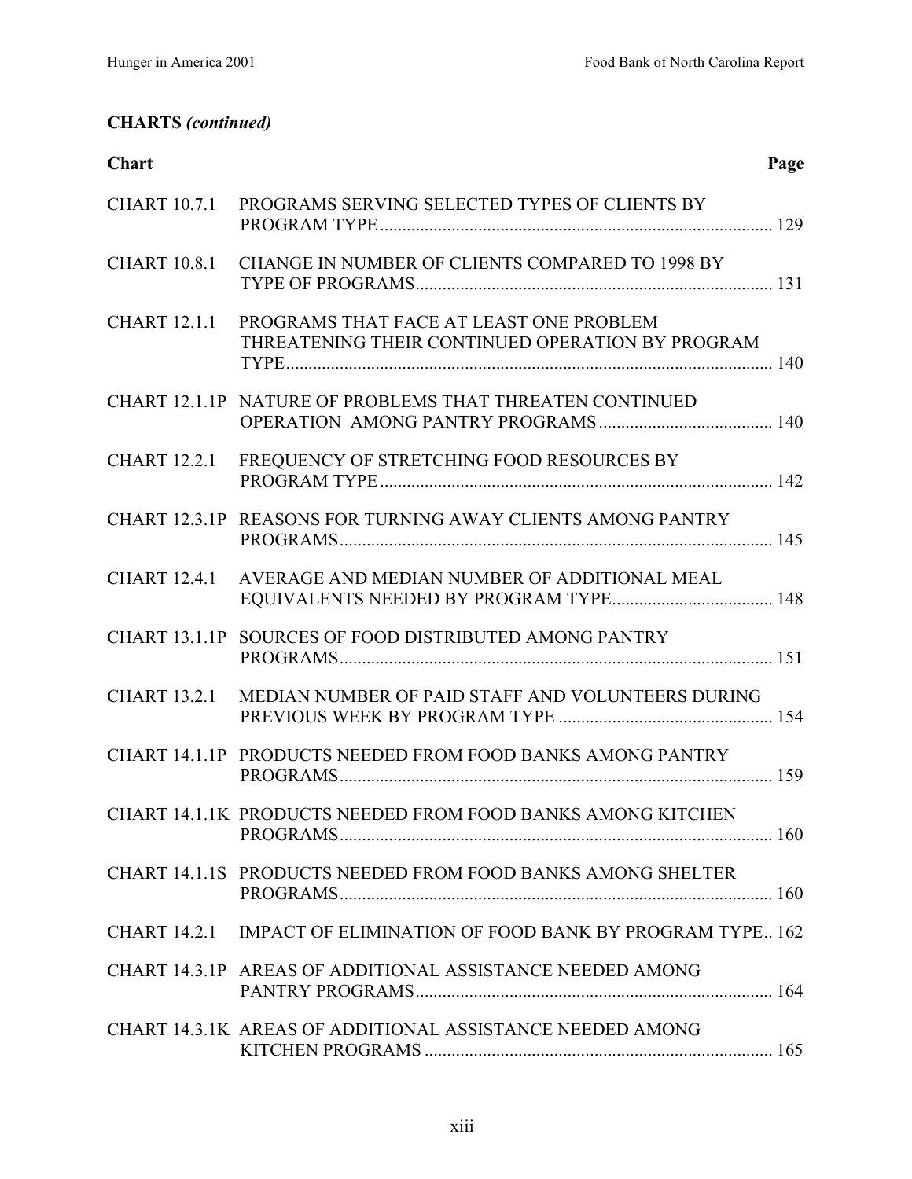**CHARTS *(continued)***

| Chart | | Page |
|---|---|---|
| CHART 10.7.1 | PROGRAMS SERVING SELECTED TYPES OF CLIENTS BY PROGRAM TYPE | 129 |
| CHART 10.8.1 | CHANGE IN NUMBER OF CLIENTS COMPARED TO 1998 BY TYPE OF PROGRAMS | 131 |
| CHART 12.1.1 | PROGRAMS THAT FACE AT LEAST ONE PROBLEM THREATENING THEIR CONTINUED OPERATION BY PROGRAM TYPE | 140 |
| CHART 12.1.1P | NATURE OF PROBLEMS THAT THREATEN CONTINUED OPERATION AMONG PANTRY PROGRAMS | 140 |
| CHART 12.2.1 | FREQUENCY OF STRETCHING FOOD RESOURCES BY PROGRAM TYPE | 142 |
| CHART 12.3.1P | REASONS FOR TURNING AWAY CLIENTS AMONG PANTRY PROGRAMS | 145 |
| CHART 12.4.1 | AVERAGE AND MEDIAN NUMBER OF ADDITIONAL MEAL EQUIVALENTS NEEDED BY PROGRAM TYPE | 148 |
| CHART 13.1.1P | SOURCES OF FOOD DISTRIBUTED AMONG PANTRY PROGRAMS | 151 |
| CHART 13.2.1 | MEDIAN NUMBER OF PAID STAFF AND VOLUNTEERS DURING PREVIOUS WEEK BY PROGRAM TYPE | 154 |
| CHART 14.1.1P | PRODUCTS NEEDED FROM FOOD BANKS AMONG PANTRY PROGRAMS | 159 |
| CHART 14.1.1K | PRODUCTS NEEDED FROM FOOD BANKS AMONG KITCHEN PROGRAMS | 160 |
| CHART 14.1.1S | PRODUCTS NEEDED FROM FOOD BANKS AMONG SHELTER PROGRAMS | 160 |
| CHART 14.2.1 | IMPACT OF ELIMINATION OF FOOD BANK BY PROGRAM TYPE | 162 |
| CHART 14.3.1P | AREAS OF ADDITIONAL ASSISTANCE NEEDED AMONG PANTRY PROGRAMS | 164 |
| CHART 14.3.1K | AREAS OF ADDITIONAL ASSISTANCE NEEDED AMONG KITCHEN PROGRAMS | 165 |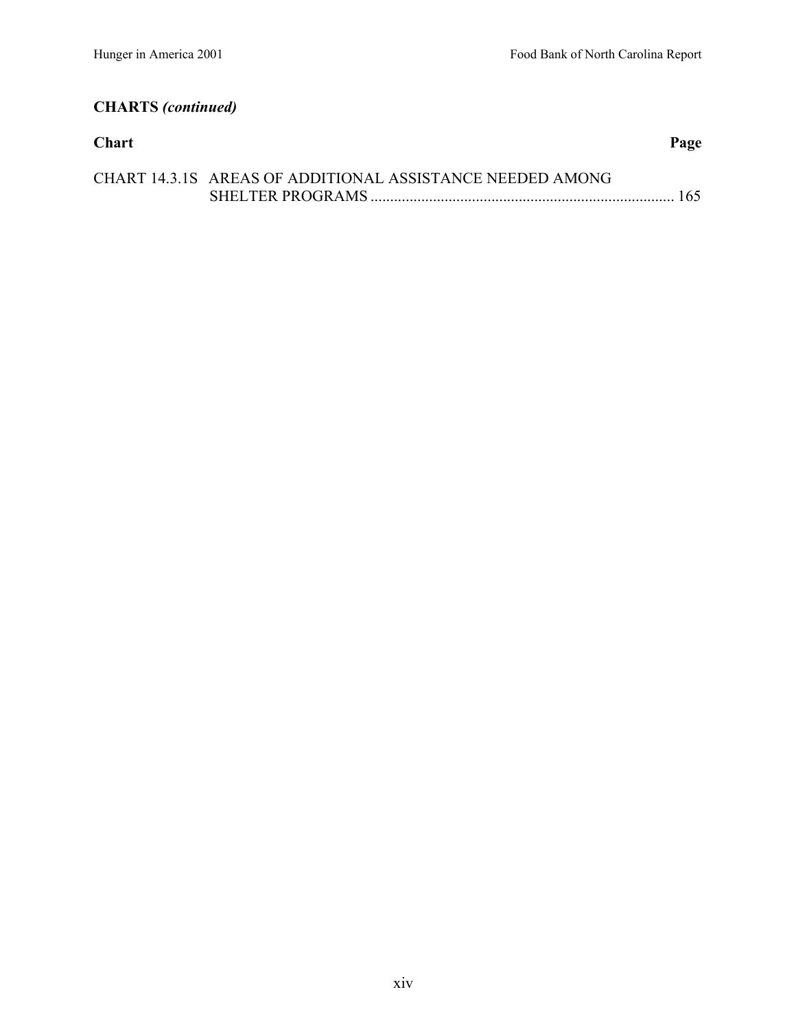**CHARTS *(continued)***

| Chart | Page |
| --- | --- |
| CHART 14.3.1S AREAS OF ADDITIONAL ASSISTANCE NEEDED AMONG SHELTER PROGRAMS | 165 |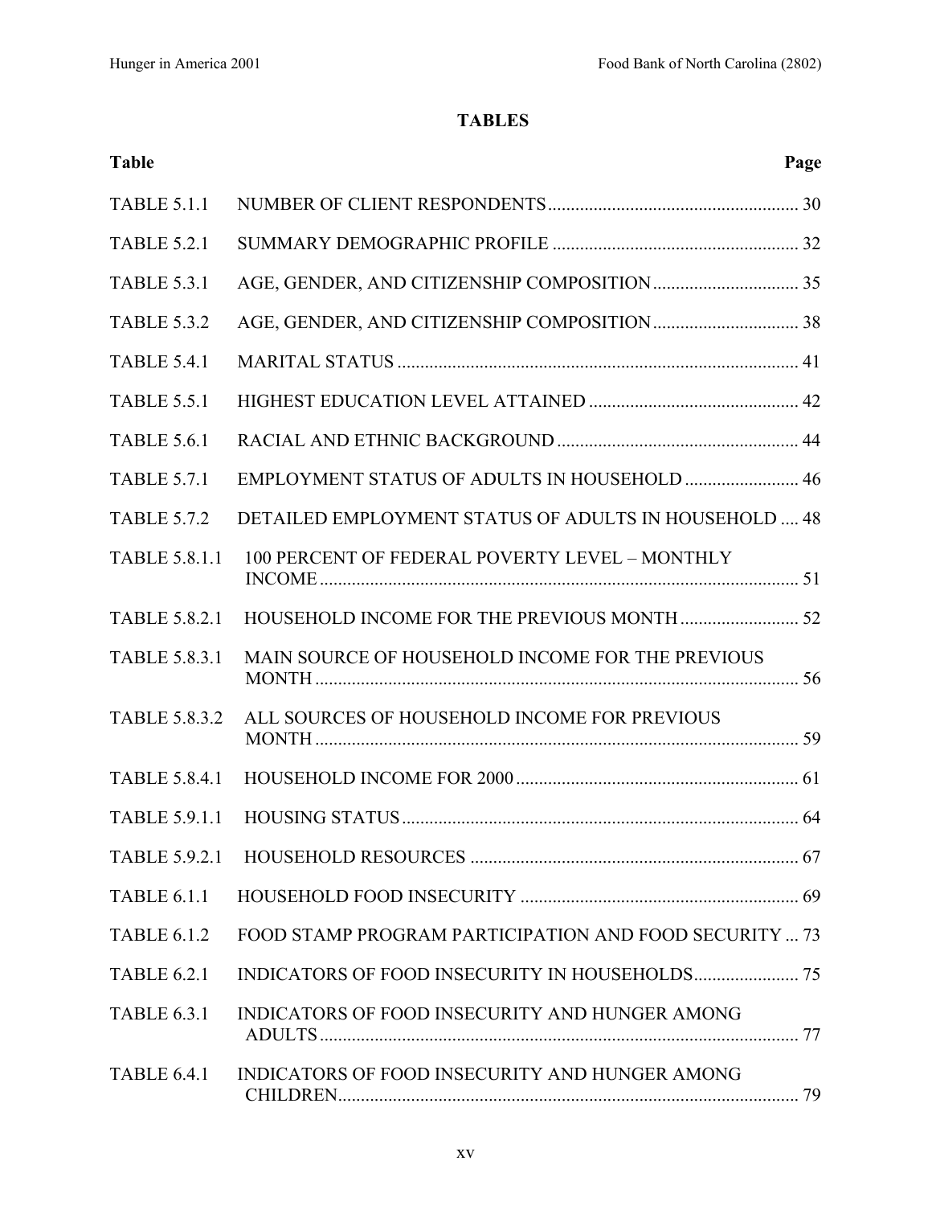# TABLES

| Table | | Page |
|---|---|---|
| TABLE 5.1.1 | NUMBER OF CLIENT RESPONDENTS | 30 |
| TABLE 5.2.1 | SUMMARY DEMOGRAPHIC PROFILE | 32 |
| TABLE 5.3.1 | AGE, GENDER, AND CITIZENSHIP COMPOSITION | 35 |
| TABLE 5.3.2 | AGE, GENDER, AND CITIZENSHIP COMPOSITION | 38 |
| TABLE 5.4.1 | MARITAL STATUS | 41 |
| TABLE 5.5.1 | HIGHEST EDUCATION LEVEL ATTAINED | 42 |
| TABLE 5.6.1 | RACIAL AND ETHNIC BACKGROUND | 44 |
| TABLE 5.7.1 | EMPLOYMENT STATUS OF ADULTS IN HOUSEHOLD | 46 |
| TABLE 5.7.2 | DETAILED EMPLOYMENT STATUS OF ADULTS IN HOUSEHOLD | 48 |
| TABLE 5.8.1.1 | 100 PERCENT OF FEDERAL POVERTY LEVEL – MONTHLY INCOME | 51 |
| TABLE 5.8.2.1 | HOUSEHOLD INCOME FOR THE PREVIOUS MONTH | 52 |
| TABLE 5.8.3.1 | MAIN SOURCE OF HOUSEHOLD INCOME FOR THE PREVIOUS MONTH | 56 |
| TABLE 5.8.3.2 | ALL SOURCES OF HOUSEHOLD INCOME FOR PREVIOUS MONTH | 59 |
| TABLE 5.8.4.1 | HOUSEHOLD INCOME FOR 2000 | 61 |
| TABLE 5.9.1.1 | HOUSING STATUS | 64 |
| TABLE 5.9.2.1 | HOUSEHOLD RESOURCES | 67 |
| TABLE 6.1.1 | HOUSEHOLD FOOD INSECURITY | 69 |
| TABLE 6.1.2 | FOOD STAMP PROGRAM PARTICIPATION AND FOOD SECURITY | 73 |
| TABLE 6.2.1 | INDICATORS OF FOOD INSECURITY IN HOUSEHOLDS | 75 |
| TABLE 6.3.1 | INDICATORS OF FOOD INSECURITY AND HUNGER AMONG ADULTS | 77 |
| TABLE 6.4.1 | INDICATORS OF FOOD INSECURITY AND HUNGER AMONG CHILDREN | 79 |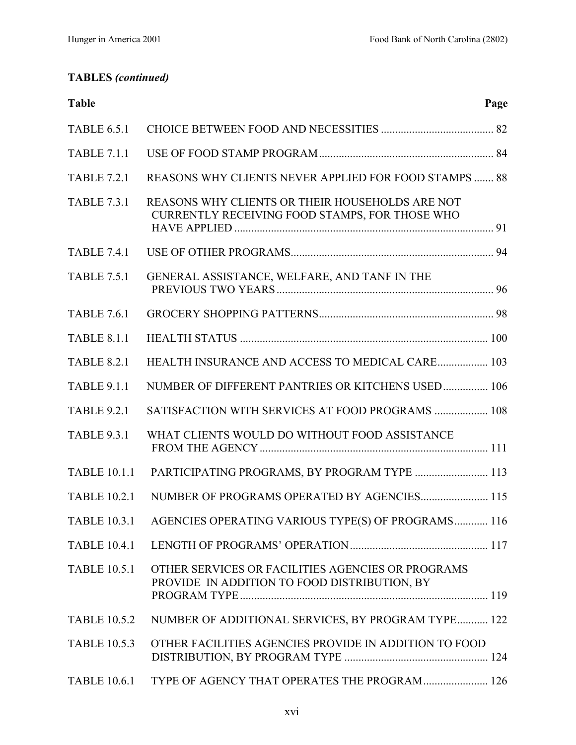**TABLES *(continued)***

| Table | | Page |
|---|---|---|
| TABLE 6.5.1 | CHOICE BETWEEN FOOD AND NECESSITIES | 82 |
| TABLE 7.1.1 | USE OF FOOD STAMP PROGRAM | 84 |
| TABLE 7.2.1 | REASONS WHY CLIENTS NEVER APPLIED FOR FOOD STAMPS | 88 |
| TABLE 7.3.1 | REASONS WHY CLIENTS OR THEIR HOUSEHOLDS ARE NOT CURRENTLY RECEIVING FOOD STAMPS, FOR THOSE WHO HAVE APPLIED | 91 |
| TABLE 7.4.1 | USE OF OTHER PROGRAMS | 94 |
| TABLE 7.5.1 | GENERAL ASSISTANCE, WELFARE, AND TANF IN THE PREVIOUS TWO YEARS | 96 |
| TABLE 7.6.1 | GROCERY SHOPPING PATTERNS | 98 |
| TABLE 8.1.1 | HEALTH STATUS | 100 |
| TABLE 8.2.1 | HEALTH INSURANCE AND ACCESS TO MEDICAL CARE | 103 |
| TABLE 9.1.1 | NUMBER OF DIFFERENT PANTRIES OR KITCHENS USED | 106 |
| TABLE 9.2.1 | SATISFACTION WITH SERVICES AT FOOD PROGRAMS | 108 |
| TABLE 9.3.1 | WHAT CLIENTS WOULD DO WITHOUT FOOD ASSISTANCE FROM THE AGENCY | 111 |
| TABLE 10.1.1 | PARTICIPATING PROGRAMS, BY PROGRAM TYPE | 113 |
| TABLE 10.2.1 | NUMBER OF PROGRAMS OPERATED BY AGENCIES | 115 |
| TABLE 10.3.1 | AGENCIES OPERATING VARIOUS TYPE(S) OF PROGRAMS | 116 |
| TABLE 10.4.1 | LENGTH OF PROGRAMS' OPERATION | 117 |
| TABLE 10.5.1 | OTHER SERVICES OR FACILITIES AGENCIES OR PROGRAMS PROVIDE IN ADDITION TO FOOD DISTRIBUTION, BY PROGRAM TYPE | 119 |
| TABLE 10.5.2 | NUMBER OF ADDITIONAL SERVICES, BY PROGRAM TYPE | 122 |
| TABLE 10.5.3 | OTHER FACILITIES AGENCIES PROVIDE IN ADDITION TO FOOD DISTRIBUTION, BY PROGRAM TYPE | 124 |
| TABLE 10.6.1 | TYPE OF AGENCY THAT OPERATES THE PROGRAM | 126 |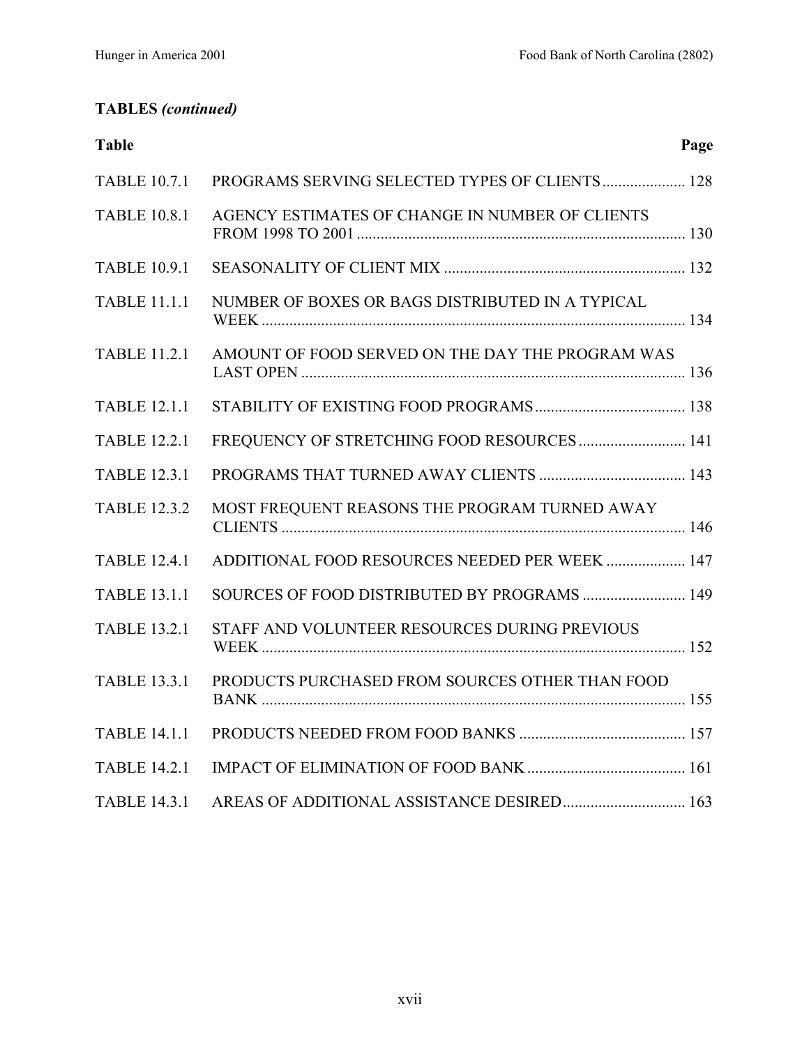**TABLES *(continued)***

| Table | | Page |
|---|---|---|
| TABLE 10.7.1 | PROGRAMS SERVING SELECTED TYPES OF CLIENTS | 128 |
| TABLE 10.8.1 | AGENCY ESTIMATES OF CHANGE IN NUMBER OF CLIENTS FROM 1998 TO 2001 | 130 |
| TABLE 10.9.1 | SEASONALITY OF CLIENT MIX | 132 |
| TABLE 11.1.1 | NUMBER OF BOXES OR BAGS DISTRIBUTED IN A TYPICAL WEEK | 134 |
| TABLE 11.2.1 | AMOUNT OF FOOD SERVED ON THE DAY THE PROGRAM WAS LAST OPEN | 136 |
| TABLE 12.1.1 | STABILITY OF EXISTING FOOD PROGRAMS | 138 |
| TABLE 12.2.1 | FREQUENCY OF STRETCHING FOOD RESOURCES | 141 |
| TABLE 12.3.1 | PROGRAMS THAT TURNED AWAY CLIENTS | 143 |
| TABLE 12.3.2 | MOST FREQUENT REASONS THE PROGRAM TURNED AWAY CLIENTS | 146 |
| TABLE 12.4.1 | ADDITIONAL FOOD RESOURCES NEEDED PER WEEK | 147 |
| TABLE 13.1.1 | SOURCES OF FOOD DISTRIBUTED BY PROGRAMS | 149 |
| TABLE 13.2.1 | STAFF AND VOLUNTEER RESOURCES DURING PREVIOUS WEEK | 152 |
| TABLE 13.3.1 | PRODUCTS PURCHASED FROM SOURCES OTHER THAN FOOD BANK | 155 |
| TABLE 14.1.1 | PRODUCTS NEEDED FROM FOOD BANKS | 157 |
| TABLE 14.2.1 | IMPACT OF ELIMINATION OF FOOD BANK | 161 |
| TABLE 14.3.1 | AREAS OF ADDITIONAL ASSISTANCE DESIRED | 163 |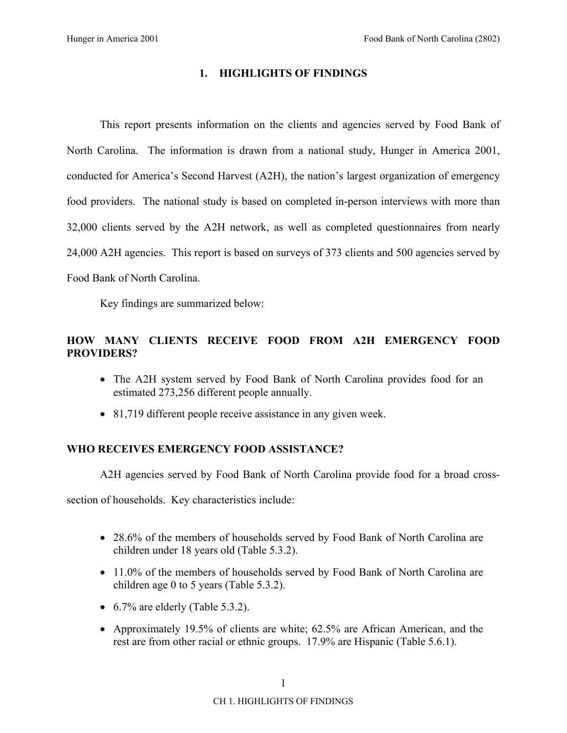# 1. HIGHLIGHTS OF FINDINGS

This report presents information on the clients and agencies served by Food Bank of North Carolina. The information is drawn from a national study, Hunger in America 2001, conducted for America's Second Harvest (A2H), the nation's largest organization of emergency food providers. The national study is based on completed in-person interviews with more than 32,000 clients served by the A2H network, as well as completed questionnaires from nearly 24,000 A2H agencies. This report is based on surveys of 373 clients and 500 agencies served by Food Bank of North Carolina.

Key findings are summarized below:

## HOW MANY CLIENTS RECEIVE FOOD FROM A2H EMERGENCY FOOD PROVIDERS?

- The A2H system served by Food Bank of North Carolina provides food for an estimated 273,256 different people annually.
- 81,719 different people receive assistance in any given week.

## WHO RECEIVES EMERGENCY FOOD ASSISTANCE?

A2H agencies served by Food Bank of North Carolina provide food for a broad cross-section of households. Key characteristics include:

- 28.6% of the members of households served by Food Bank of North Carolina are children under 18 years old (Table 5.3.2).
- 11.0% of the members of households served by Food Bank of North Carolina are children age 0 to 5 years (Table 5.3.2).
- 6.7% are elderly (Table 5.3.2).
- Approximately 19.5% of clients are white; 62.5% are African American, and the rest are from other racial or ethnic groups. 17.9% are Hispanic (Table 5.6.1).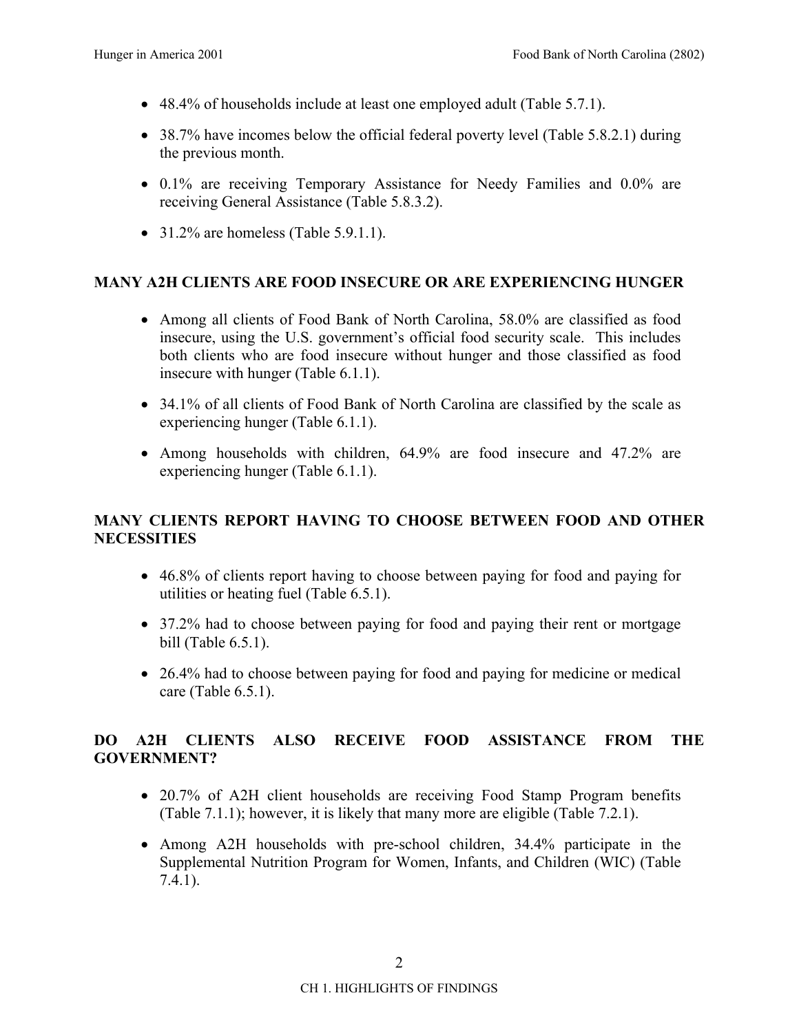- 48.4% of households include at least one employed adult (Table 5.7.1).
- 38.7% have incomes below the official federal poverty level (Table 5.8.2.1) during the previous month.
- 0.1% are receiving Temporary Assistance for Needy Families and 0.0% are receiving General Assistance (Table 5.8.3.2).
- 31.2% are homeless (Table 5.9.1.1).

## MANY A2H CLIENTS ARE FOOD INSECURE OR ARE EXPERIENCING HUNGER

- Among all clients of Food Bank of North Carolina, 58.0% are classified as food insecure, using the U.S. government's official food security scale. This includes both clients who are food insecure without hunger and those classified as food insecure with hunger (Table 6.1.1).
- 34.1% of all clients of Food Bank of North Carolina are classified by the scale as experiencing hunger (Table 6.1.1).
- Among households with children, 64.9% are food insecure and 47.2% are experiencing hunger (Table 6.1.1).

## MANY CLIENTS REPORT HAVING TO CHOOSE BETWEEN FOOD AND OTHER NECESSITIES

- 46.8% of clients report having to choose between paying for food and paying for utilities or heating fuel (Table 6.5.1).
- 37.2% had to choose between paying for food and paying their rent or mortgage bill (Table 6.5.1).
- 26.4% had to choose between paying for food and paying for medicine or medical care (Table 6.5.1).

## DO A2H CLIENTS ALSO RECEIVE FOOD ASSISTANCE FROM THE GOVERNMENT?

- 20.7% of A2H client households are receiving Food Stamp Program benefits (Table 7.1.1); however, it is likely that many more are eligible (Table 7.2.1).
- Among A2H households with pre-school children, 34.4% participate in the Supplemental Nutrition Program for Women, Infants, and Children (WIC) (Table 7.4.1).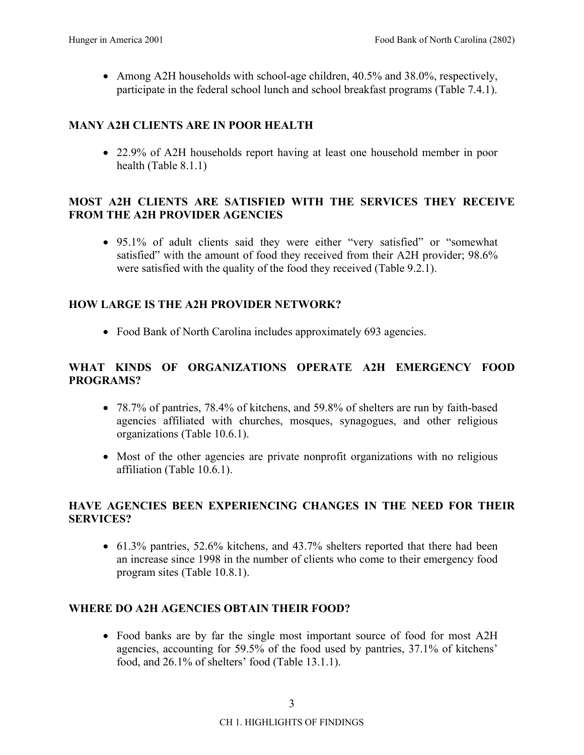- Among A2H households with school-age children, 40.5% and 38.0%, respectively, participate in the federal school lunch and school breakfast programs (Table 7.4.1).

### MANY A2H CLIENTS ARE IN POOR HEALTH

- 22.9% of A2H households report having at least one household member in poor health (Table 8.1.1)

### MOST A2H CLIENTS ARE SATISFIED WITH THE SERVICES THEY RECEIVE FROM THE A2H PROVIDER AGENCIES

- 95.1% of adult clients said they were either "very satisfied" or "somewhat satisfied" with the amount of food they received from their A2H provider; 98.6% were satisfied with the quality of the food they received (Table 9.2.1).

### HOW LARGE IS THE A2H PROVIDER NETWORK?

- Food Bank of North Carolina includes approximately 693 agencies.

### WHAT KINDS OF ORGANIZATIONS OPERATE A2H EMERGENCY FOOD PROGRAMS?

- 78.7% of pantries, 78.4% of kitchens, and 59.8% of shelters are run by faith-based agencies affiliated with churches, mosques, synagogues, and other religious organizations (Table 10.6.1).
- Most of the other agencies are private nonprofit organizations with no religious affiliation (Table 10.6.1).

### HAVE AGENCIES BEEN EXPERIENCING CHANGES IN THE NEED FOR THEIR SERVICES?

- 61.3% pantries, 52.6% kitchens, and 43.7% shelters reported that there had been an increase since 1998 in the number of clients who come to their emergency food program sites (Table 10.8.1).

### WHERE DO A2H AGENCIES OBTAIN THEIR FOOD?

- Food banks are by far the single most important source of food for most A2H agencies, accounting for 59.5% of the food used by pantries, 37.1% of kitchens' food, and 26.1% of shelters' food (Table 13.1.1).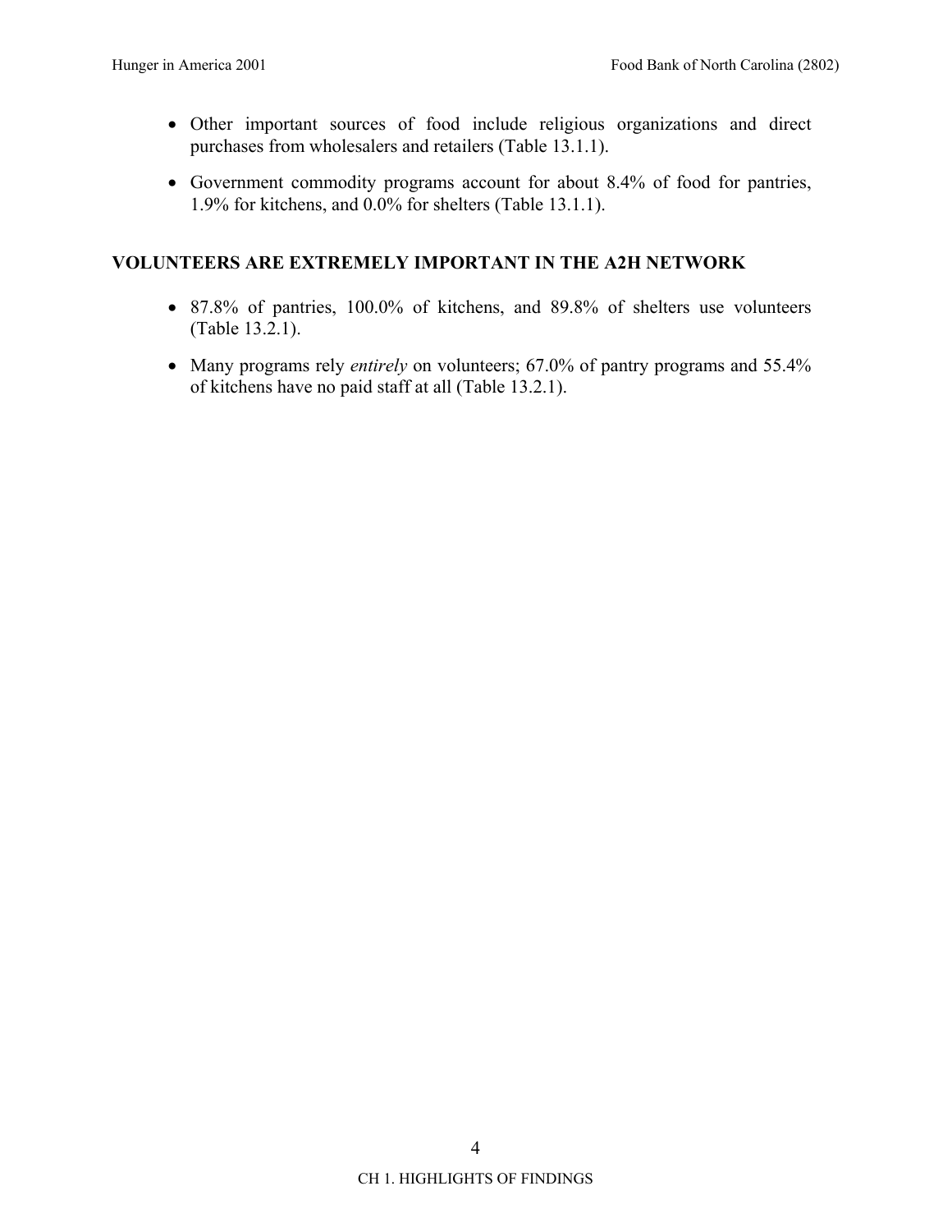- Other important sources of food include religious organizations and direct purchases from wholesalers and retailers (Table 13.1.1).
- Government commodity programs account for about 8.4% of food for pantries, 1.9% for kitchens, and 0.0% for shelters (Table 13.1.1).

## VOLUNTEERS ARE EXTREMELY IMPORTANT IN THE A2H NETWORK

- 87.8% of pantries, 100.0% of kitchens, and 89.8% of shelters use volunteers (Table 13.2.1).
- Many programs rely *entirely* on volunteers; 67.0% of pantry programs and 55.4% of kitchens have no paid staff at all (Table 13.2.1).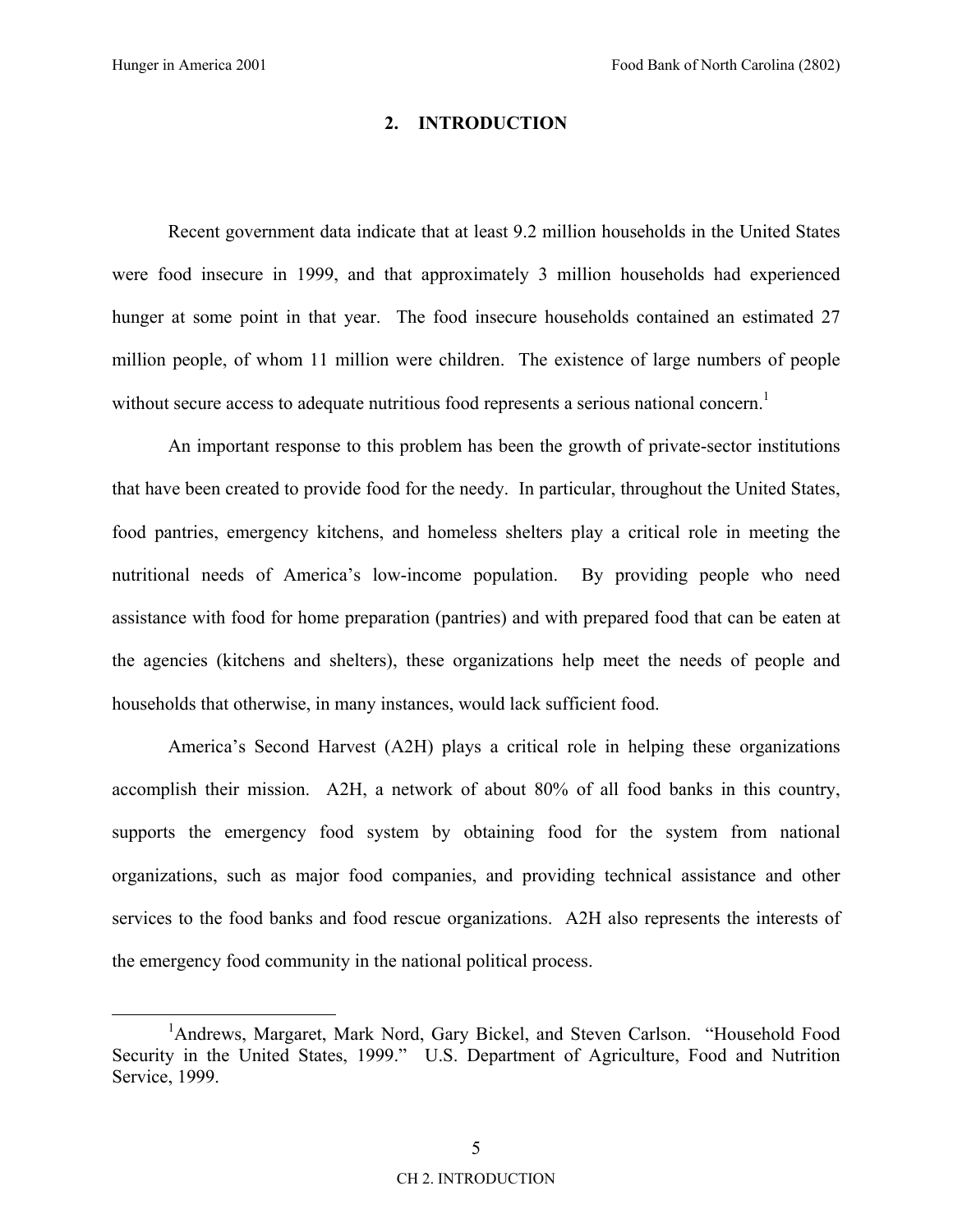## 2. INTRODUCTION

Recent government data indicate that at least 9.2 million households in the United States were food insecure in 1999, and that approximately 3 million households had experienced hunger at some point in that year. The food insecure households contained an estimated 27 million people, of whom 11 million were children. The existence of large numbers of people without secure access to adequate nutritious food represents a serious national concern.[1]

An important response to this problem has been the growth of private-sector institutions that have been created to provide food for the needy. In particular, throughout the United States, food pantries, emergency kitchens, and homeless shelters play a critical role in meeting the nutritional needs of America's low-income population. By providing people who need assistance with food for home preparation (pantries) and with prepared food that can be eaten at the agencies (kitchens and shelters), these organizations help meet the needs of people and households that otherwise, in many instances, would lack sufficient food.

America's Second Harvest (A2H) plays a critical role in helping these organizations accomplish their mission. A2H, a network of about 80% of all food banks in this country, supports the emergency food system by obtaining food for the system from national organizations, such as major food companies, and providing technical assistance and other services to the food banks and food rescue organizations. A2H also represents the interests of the emergency food community in the national political process.

[1] Andrews, Margaret, Mark Nord, Gary Bickel, and Steven Carlson. "Household Food Security in the United States, 1999." U.S. Department of Agriculture, Food and Nutrition Service, 1999.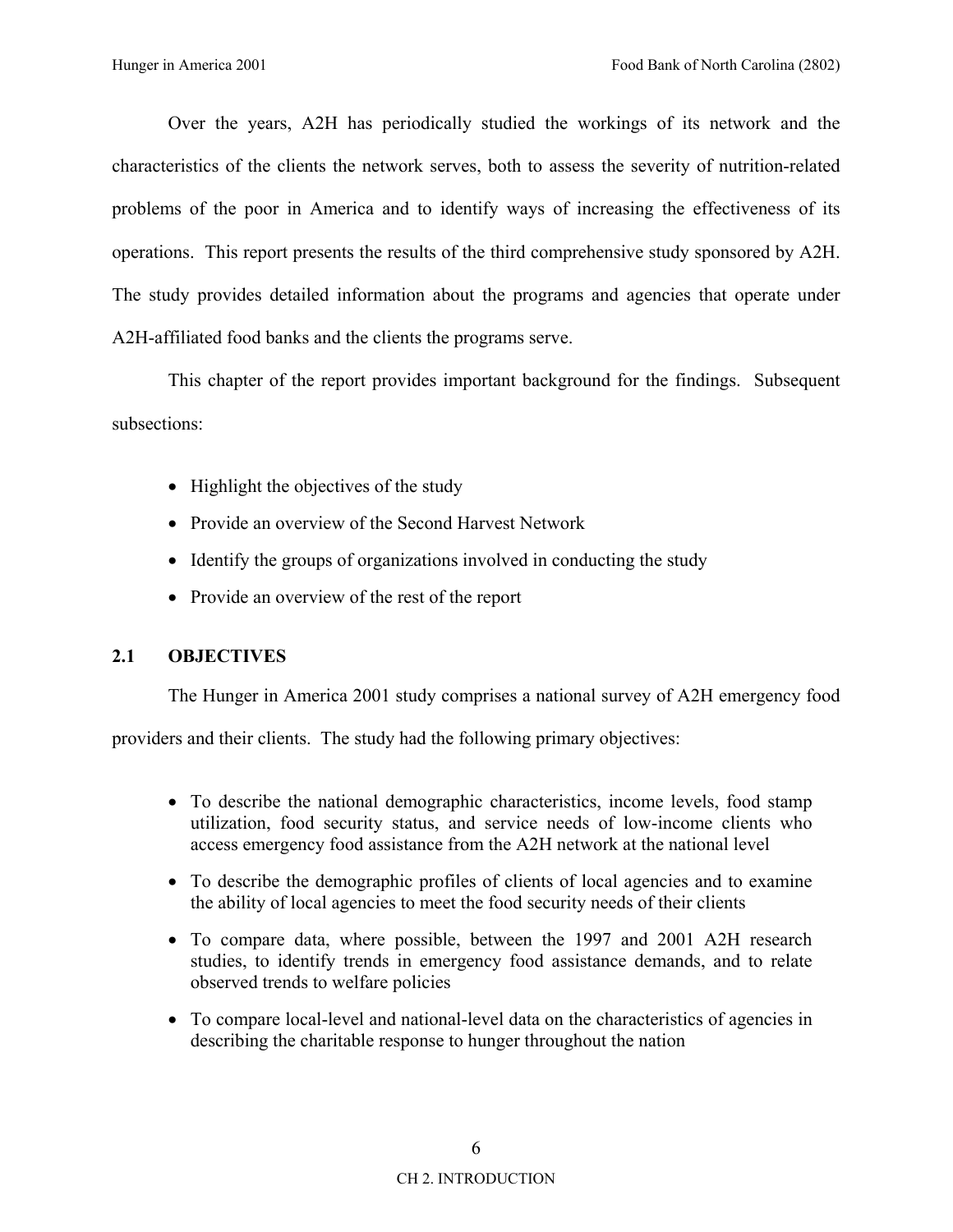Over the years, A2H has periodically studied the workings of its network and the characteristics of the clients the network serves, both to assess the severity of nutrition-related problems of the poor in America and to identify ways of increasing the effectiveness of its operations. This report presents the results of the third comprehensive study sponsored by A2H. The study provides detailed information about the programs and agencies that operate under A2H-affiliated food banks and the clients the programs serve.

This chapter of the report provides important background for the findings. Subsequent subsections:

- Highlight the objectives of the study
- Provide an overview of the Second Harvest Network
- Identify the groups of organizations involved in conducting the study
- Provide an overview of the rest of the report

## 2.1 OBJECTIVES

The Hunger in America 2001 study comprises a national survey of A2H emergency food providers and their clients. The study had the following primary objectives:

- To describe the national demographic characteristics, income levels, food stamp utilization, food security status, and service needs of low-income clients who access emergency food assistance from the A2H network at the national level
- To describe the demographic profiles of clients of local agencies and to examine the ability of local agencies to meet the food security needs of their clients
- To compare data, where possible, between the 1997 and 2001 A2H research studies, to identify trends in emergency food assistance demands, and to relate observed trends to welfare policies
- To compare local-level and national-level data on the characteristics of agencies in describing the charitable response to hunger throughout the nation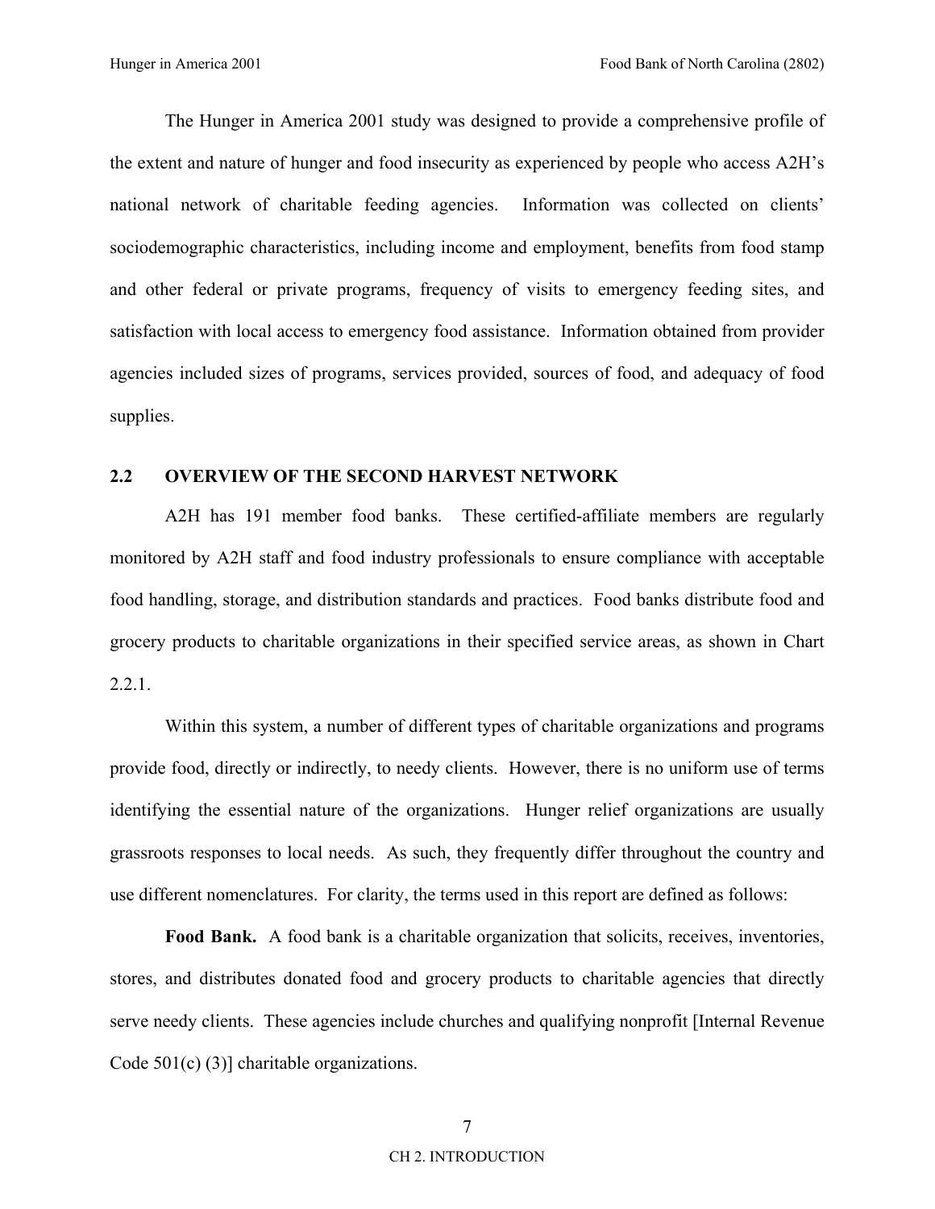The Hunger in America 2001 study was designed to provide a comprehensive profile of the extent and nature of hunger and food insecurity as experienced by people who access A2H's national network of charitable feeding agencies. Information was collected on clients' sociodemographic characteristics, including income and employment, benefits from food stamp and other federal or private programs, frequency of visits to emergency feeding sites, and satisfaction with local access to emergency food assistance. Information obtained from provider agencies included sizes of programs, services provided, sources of food, and adequacy of food supplies.

## 2.2 OVERVIEW OF THE SECOND HARVEST NETWORK

A2H has 191 member food banks. These certified-affiliate members are regularly monitored by A2H staff and food industry professionals to ensure compliance with acceptable food handling, storage, and distribution standards and practices. Food banks distribute food and grocery products to charitable organizations in their specified service areas, as shown in Chart 2.2.1.

Within this system, a number of different types of charitable organizations and programs provide food, directly or indirectly, to needy clients. However, there is no uniform use of terms identifying the essential nature of the organizations. Hunger relief organizations are usually grassroots responses to local needs. As such, they frequently differ throughout the country and use different nomenclatures. For clarity, the terms used in this report are defined as follows:

**Food Bank.** A food bank is a charitable organization that solicits, receives, inventories, stores, and distributes donated food and grocery products to charitable agencies that directly serve needy clients. These agencies include churches and qualifying nonprofit [Internal Revenue Code 501(c) (3)] charitable organizations.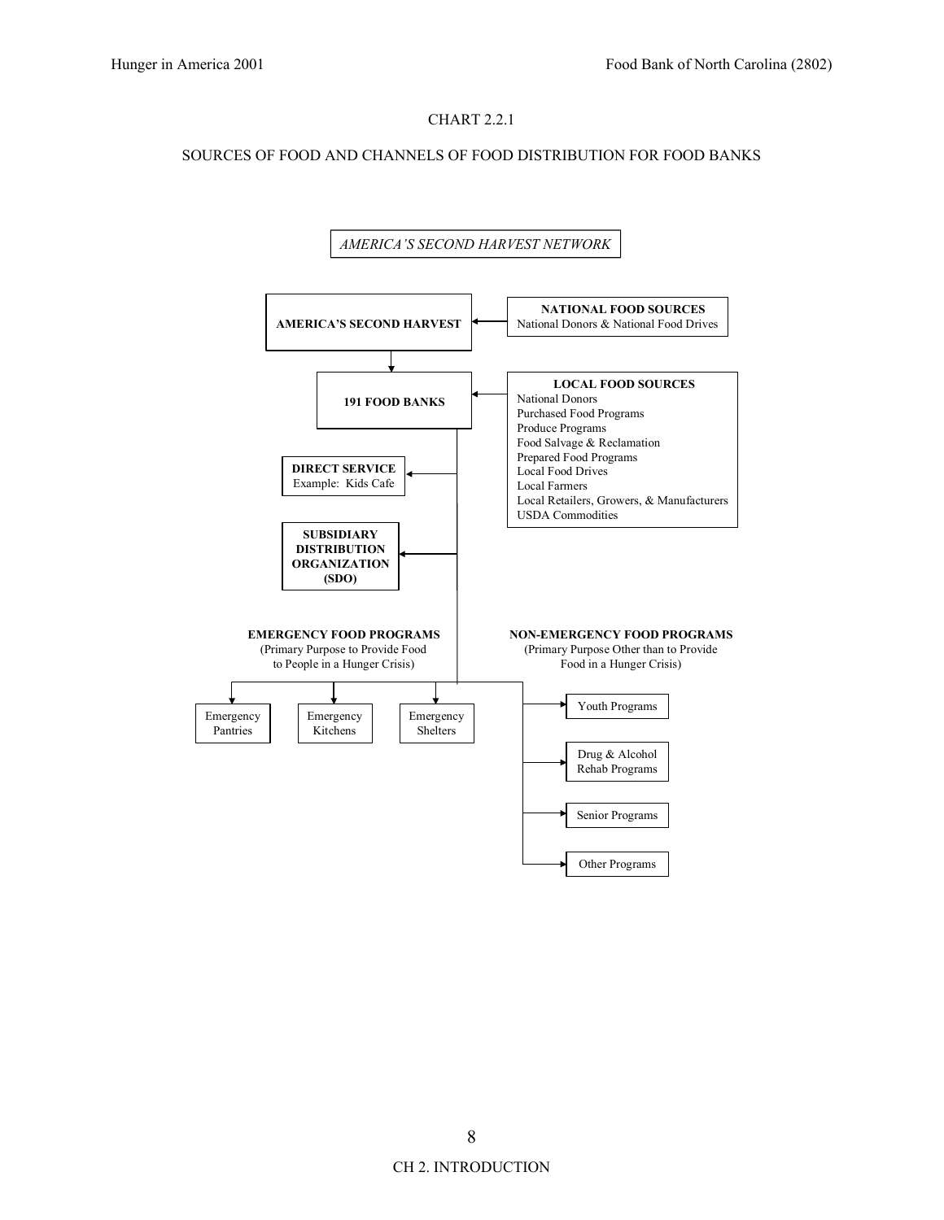CHART 2.2.1

SOURCES OF FOOD AND CHANNELS OF FOOD DISTRIBUTION FOR FOOD BANKS

*AMERICA'S SECOND HARVEST NETWORK*

**AMERICA'S SECOND HARVEST**

**NATIONAL FOOD SOURCES**
National Donors & National Food Drives

**191 FOOD BANKS**

**LOCAL FOOD SOURCES**
- National Donors
- Purchased Food Programs
- Produce Programs
- Food Salvage & Reclamation
- Prepared Food Programs
- Local Food Drives
- Local Farmers
- Local Retailers, Growers, & Manufacturers
- USDA Commodities

**DIRECT SERVICE**
Example: Kids Cafe

**SUBSIDIARY DISTRIBUTION ORGANIZATION (SDO)**

**EMERGENCY FOOD PROGRAMS**
(Primary Purpose to Provide Food to People in a Hunger Crisis)

- Emergency Pantries
- Emergency Kitchens
- Emergency Shelters

**NON-EMERGENCY FOOD PROGRAMS**
(Primary Purpose Other than to Provide Food in a Hunger Crisis)

- Youth Programs
- Drug & Alcohol Rehab Programs
- Senior Programs
- Other Programs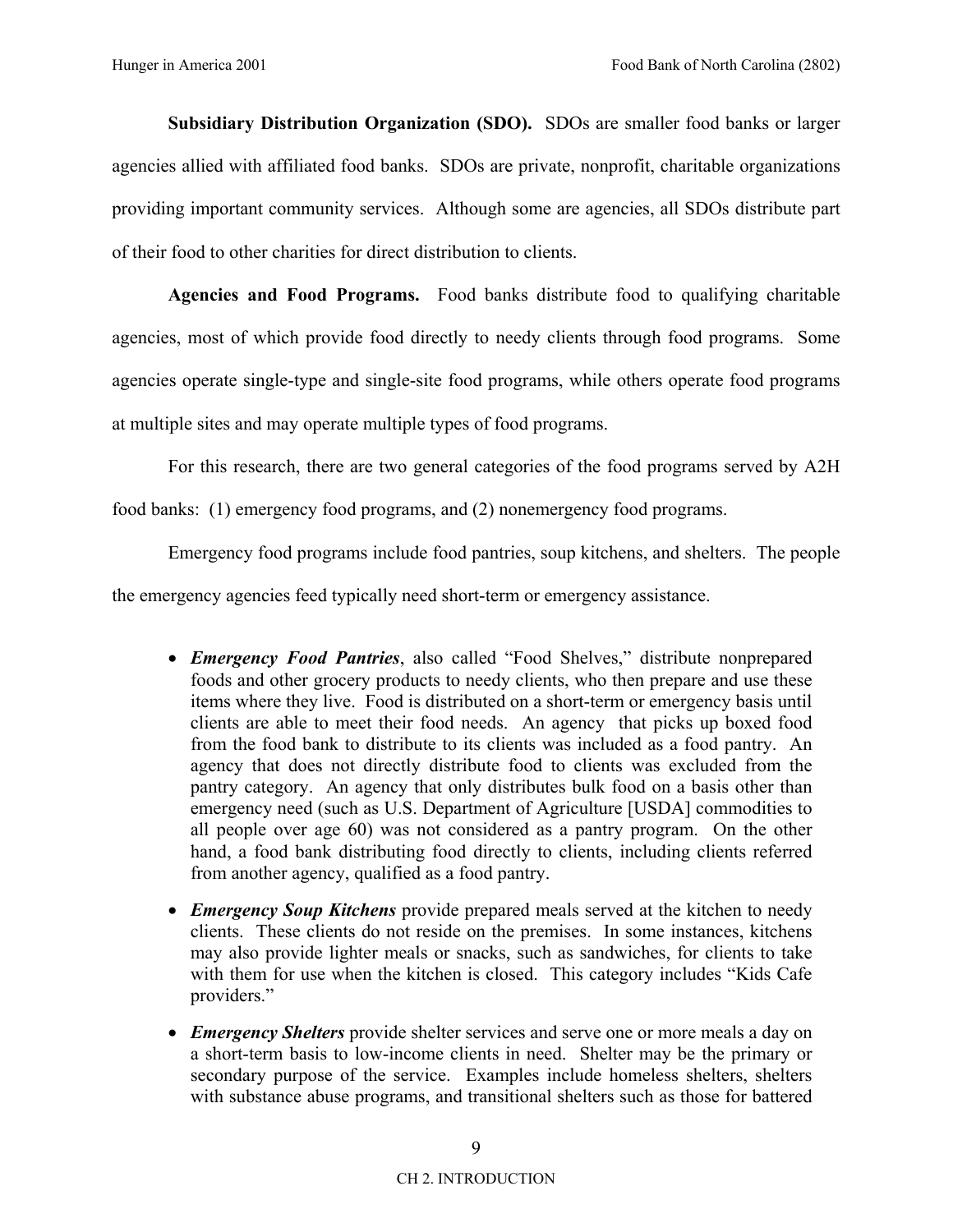**Subsidiary Distribution Organization (SDO).** SDOs are smaller food banks or larger agencies allied with affiliated food banks. SDOs are private, nonprofit, charitable organizations providing important community services. Although some are agencies, all SDOs distribute part of their food to other charities for direct distribution to clients.

**Agencies and Food Programs.** Food banks distribute food to qualifying charitable agencies, most of which provide food directly to needy clients through food programs. Some agencies operate single-type and single-site food programs, while others operate food programs at multiple sites and may operate multiple types of food programs.

For this research, there are two general categories of the food programs served by A2H food banks: (1) emergency food programs, and (2) nonemergency food programs.

Emergency food programs include food pantries, soup kitchens, and shelters. The people the emergency agencies feed typically need short-term or emergency assistance.

- ***Emergency Food Pantries***, also called "Food Shelves," distribute nonprepared foods and other grocery products to needy clients, who then prepare and use these items where they live. Food is distributed on a short-term or emergency basis until clients are able to meet their food needs. An agency that picks up boxed food from the food bank to distribute to its clients was included as a food pantry. An agency that does not directly distribute food to clients was excluded from the pantry category. An agency that only distributes bulk food on a basis other than emergency need (such as U.S. Department of Agriculture [USDA] commodities to all people over age 60) was not considered as a pantry program. On the other hand, a food bank distributing food directly to clients, including clients referred from another agency, qualified as a food pantry.
- ***Emergency Soup Kitchens*** provide prepared meals served at the kitchen to needy clients. These clients do not reside on the premises. In some instances, kitchens may also provide lighter meals or snacks, such as sandwiches, for clients to take with them for use when the kitchen is closed. This category includes "Kids Cafe providers."
- ***Emergency Shelters*** provide shelter services and serve one or more meals a day on a short-term basis to low-income clients in need. Shelter may be the primary or secondary purpose of the service. Examples include homeless shelters, shelters with substance abuse programs, and transitional shelters such as those for battered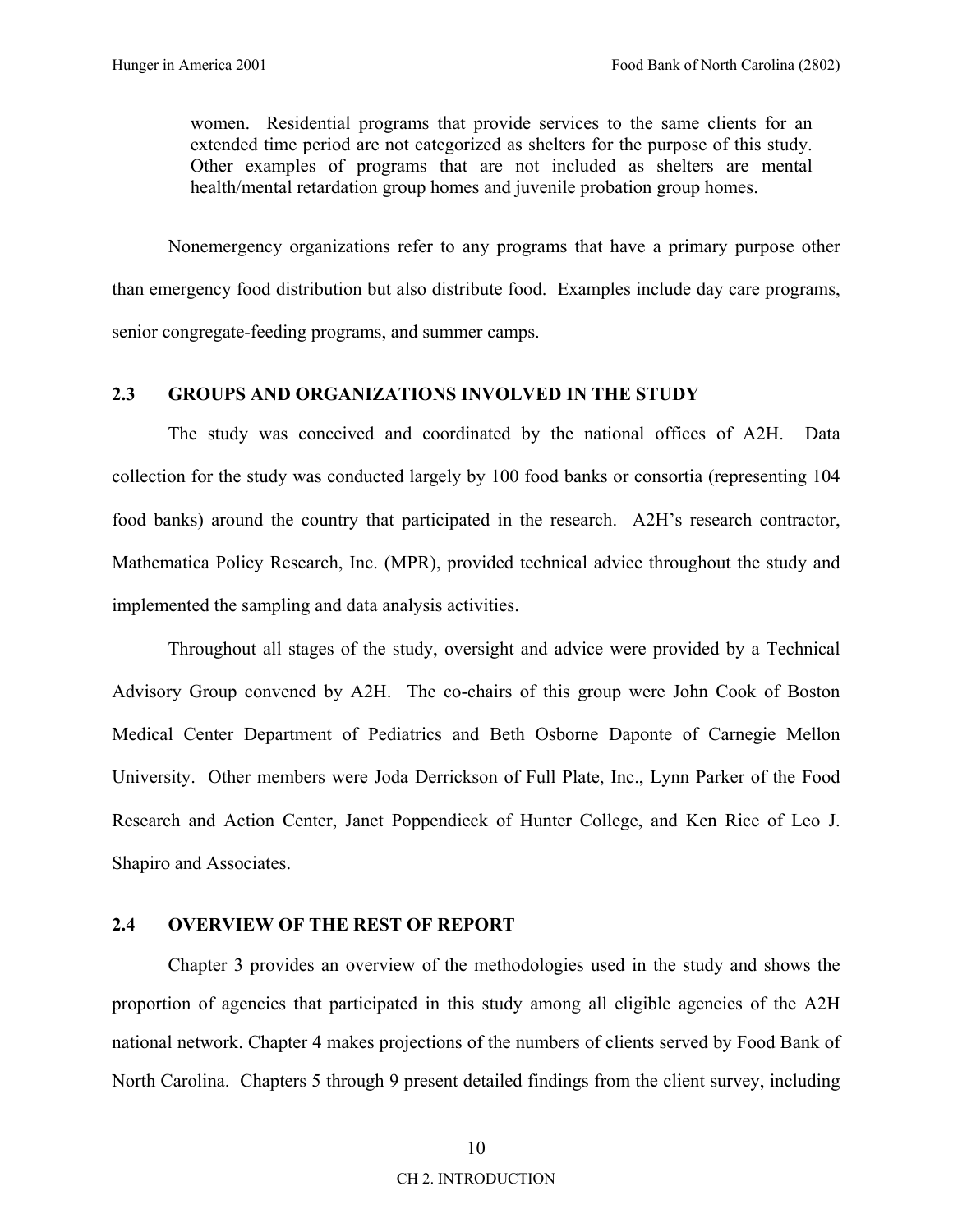women. Residential programs that provide services to the same clients for an extended time period are not categorized as shelters for the purpose of this study. Other examples of programs that are not included as shelters are mental health/mental retardation group homes and juvenile probation group homes.

Nonemergency organizations refer to any programs that have a primary purpose other than emergency food distribution but also distribute food. Examples include day care programs, senior congregate-feeding programs, and summer camps.

## 2.3 GROUPS AND ORGANIZATIONS INVOLVED IN THE STUDY

The study was conceived and coordinated by the national offices of A2H. Data collection for the study was conducted largely by 100 food banks or consortia (representing 104 food banks) around the country that participated in the research. A2H's research contractor, Mathematica Policy Research, Inc. (MPR), provided technical advice throughout the study and implemented the sampling and data analysis activities.

Throughout all stages of the study, oversight and advice were provided by a Technical Advisory Group convened by A2H. The co-chairs of this group were John Cook of Boston Medical Center Department of Pediatrics and Beth Osborne Daponte of Carnegie Mellon University. Other members were Joda Derrickson of Full Plate, Inc., Lynn Parker of the Food Research and Action Center, Janet Poppendieck of Hunter College, and Ken Rice of Leo J. Shapiro and Associates.

## 2.4 OVERVIEW OF THE REST OF REPORT

Chapter 3 provides an overview of the methodologies used in the study and shows the proportion of agencies that participated in this study among all eligible agencies of the A2H national network. Chapter 4 makes projections of the numbers of clients served by Food Bank of North Carolina. Chapters 5 through 9 present detailed findings from the client survey, including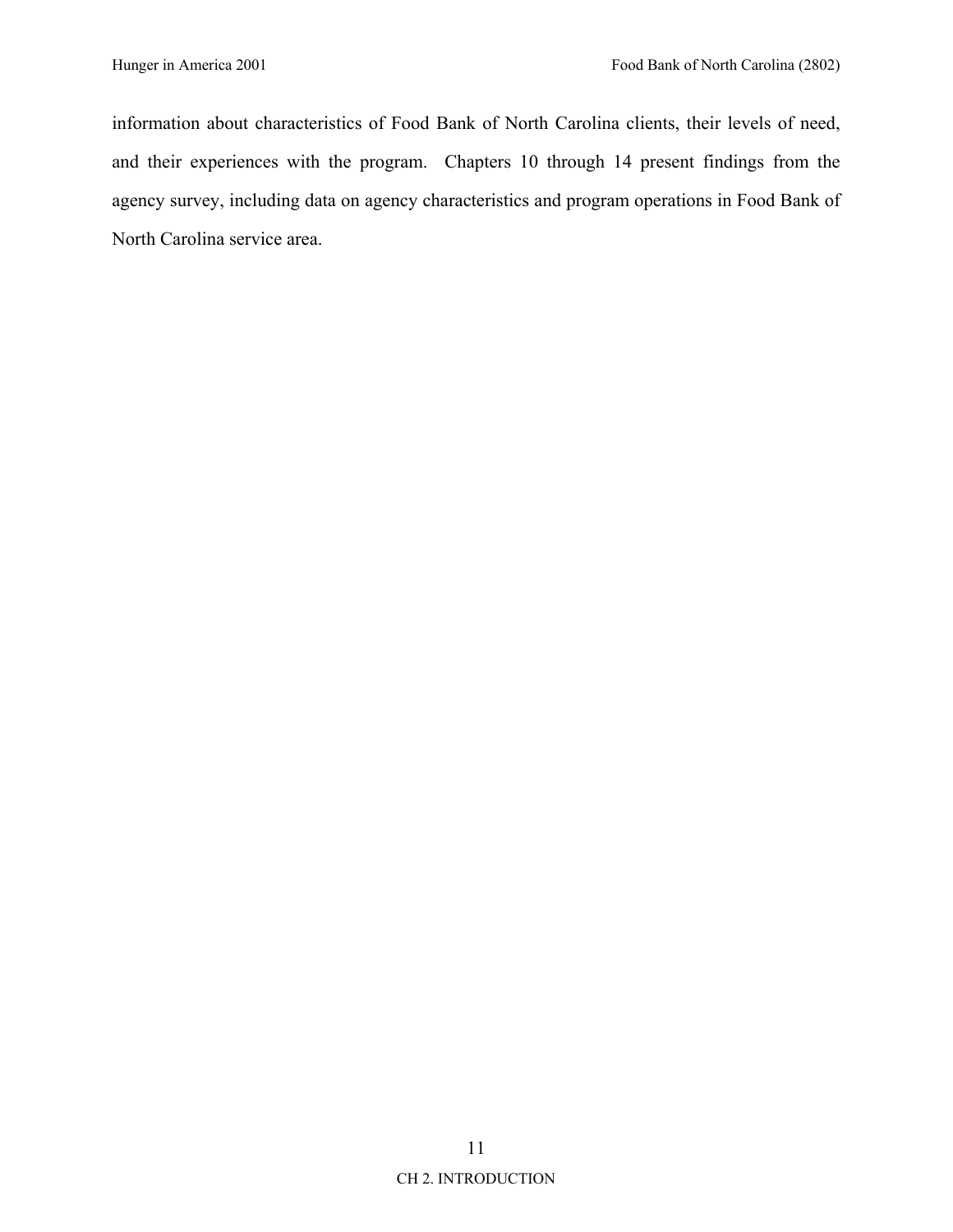information about characteristics of Food Bank of North Carolina clients, their levels of need, and their experiences with the program. Chapters 10 through 14 present findings from the agency survey, including data on agency characteristics and program operations in Food Bank of North Carolina service area.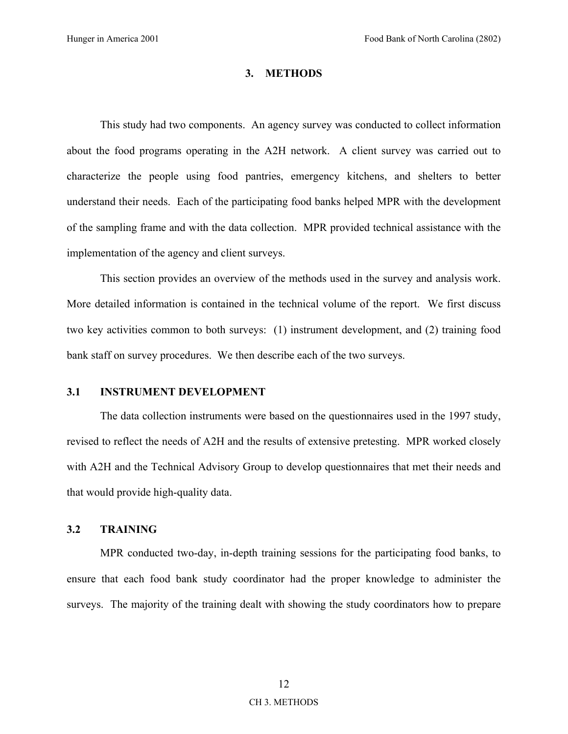# 3. METHODS

This study had two components. An agency survey was conducted to collect information about the food programs operating in the A2H network. A client survey was carried out to characterize the people using food pantries, emergency kitchens, and shelters to better understand their needs. Each of the participating food banks helped MPR with the development of the sampling frame and with the data collection. MPR provided technical assistance with the implementation of the agency and client surveys.

This section provides an overview of the methods used in the survey and analysis work. More detailed information is contained in the technical volume of the report. We first discuss two key activities common to both surveys: (1) instrument development, and (2) training food bank staff on survey procedures. We then describe each of the two surveys.

## 3.1 INSTRUMENT DEVELOPMENT

The data collection instruments were based on the questionnaires used in the 1997 study, revised to reflect the needs of A2H and the results of extensive pretesting. MPR worked closely with A2H and the Technical Advisory Group to develop questionnaires that met their needs and that would provide high-quality data.

## 3.2 TRAINING

MPR conducted two-day, in-depth training sessions for the participating food banks, to ensure that each food bank study coordinator had the proper knowledge to administer the surveys. The majority of the training dealt with showing the study coordinators how to prepare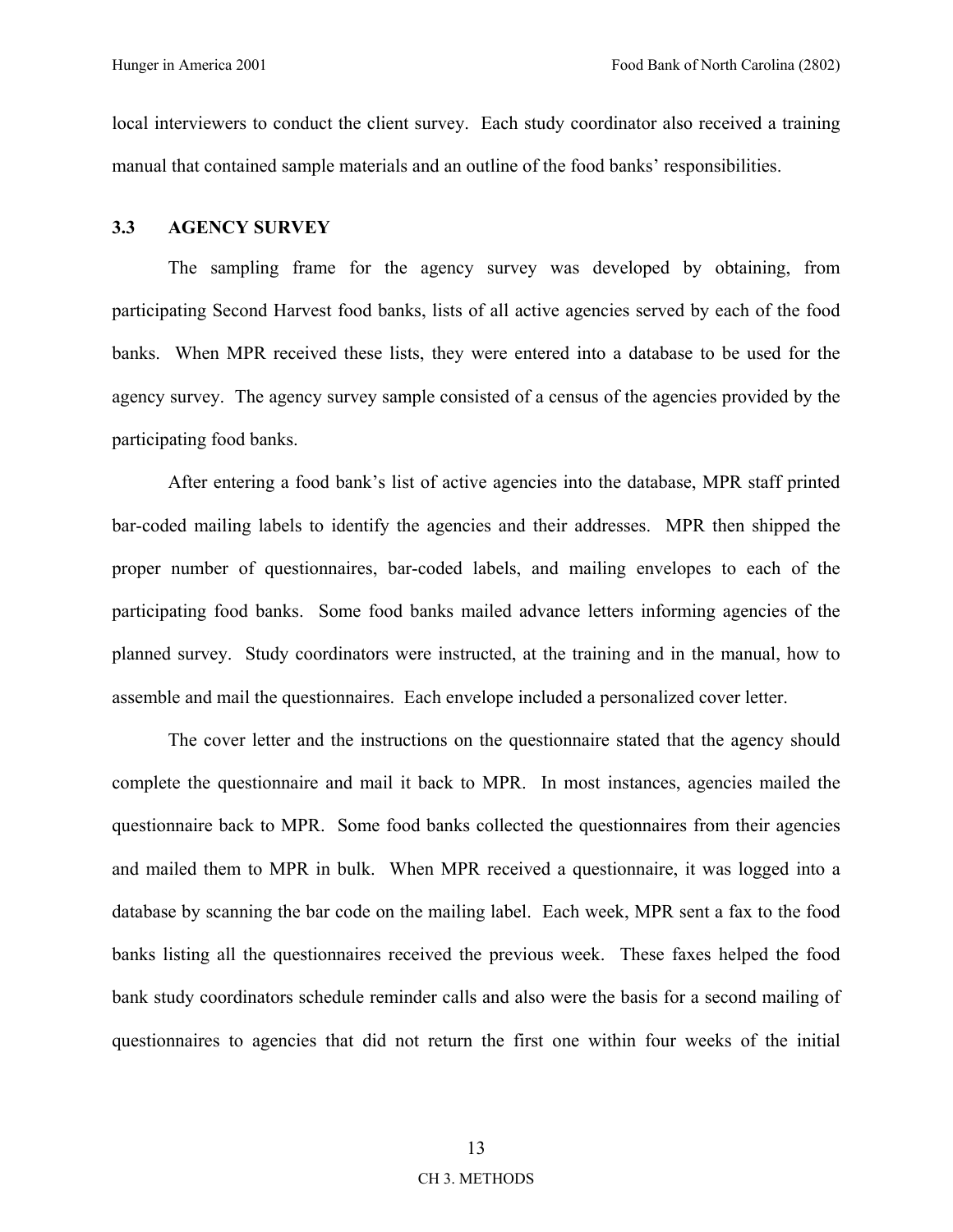local interviewers to conduct the client survey. Each study coordinator also received a training manual that contained sample materials and an outline of the food banks' responsibilities.

### 3.3 AGENCY SURVEY

The sampling frame for the agency survey was developed by obtaining, from participating Second Harvest food banks, lists of all active agencies served by each of the food banks. When MPR received these lists, they were entered into a database to be used for the agency survey. The agency survey sample consisted of a census of the agencies provided by the participating food banks.

After entering a food bank's list of active agencies into the database, MPR staff printed bar-coded mailing labels to identify the agencies and their addresses. MPR then shipped the proper number of questionnaires, bar-coded labels, and mailing envelopes to each of the participating food banks. Some food banks mailed advance letters informing agencies of the planned survey. Study coordinators were instructed, at the training and in the manual, how to assemble and mail the questionnaires. Each envelope included a personalized cover letter.

The cover letter and the instructions on the questionnaire stated that the agency should complete the questionnaire and mail it back to MPR. In most instances, agencies mailed the questionnaire back to MPR. Some food banks collected the questionnaires from their agencies and mailed them to MPR in bulk. When MPR received a questionnaire, it was logged into a database by scanning the bar code on the mailing label. Each week, MPR sent a fax to the food banks listing all the questionnaires received the previous week. These faxes helped the food bank study coordinators schedule reminder calls and also were the basis for a second mailing of questionnaires to agencies that did not return the first one within four weeks of the initial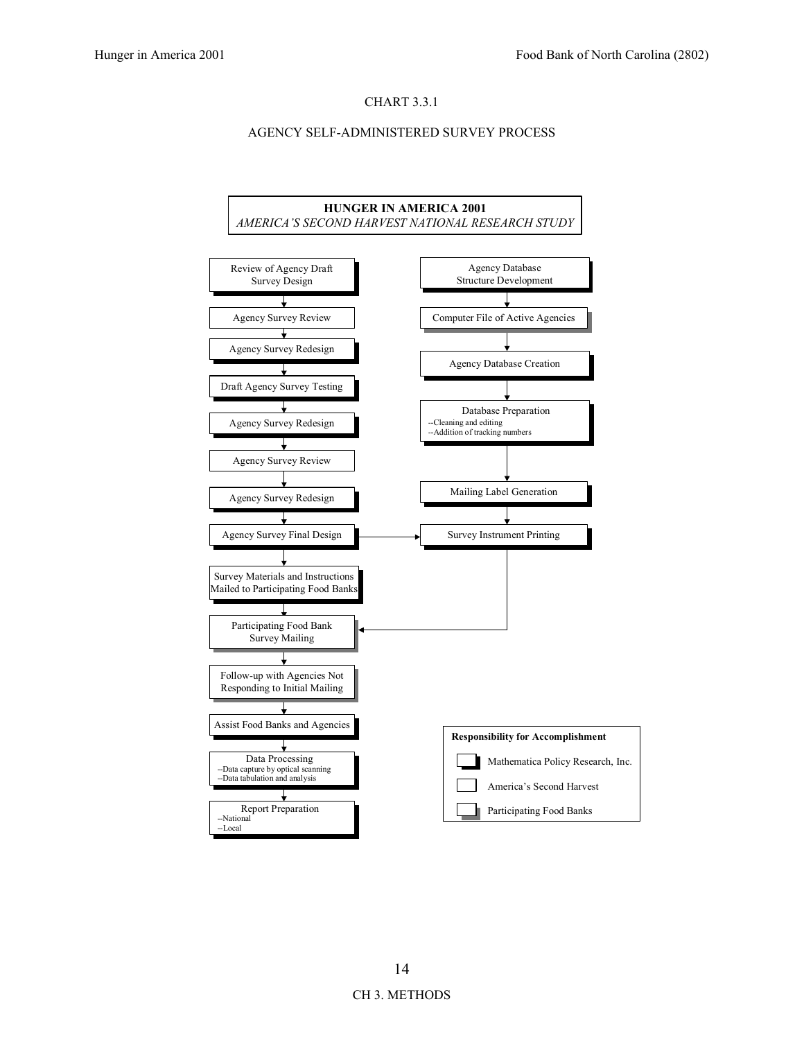CHART 3.3.1

AGENCY SELF-ADMINISTERED SURVEY PROCESS

**HUNGER IN AMERICA 2001**
*AMERICA'S SECOND HARVEST NATIONAL RESEARCH STUDY*

Review of Agency Draft Survey Design

Agency Survey Review

Agency Survey Redesign

Draft Agency Survey Testing

Agency Survey Redesign

Agency Survey Review

Agency Survey Redesign

Agency Survey Final Design

Survey Materials and Instructions Mailed to Participating Food Banks

Participating Food Bank Survey Mailing

Follow-up with Agencies Not Responding to Initial Mailing

Assist Food Banks and Agencies

Data Processing
--Data capture by optical scanning
--Data tabulation and analysis

Report Preparation
--National
--Local

Agency Database Structure Development

Computer File of Active Agencies

Agency Database Creation

Database Preparation
--Cleaning and editing
--Addition of tracking numbers

Mailing Label Generation

Survey Instrument Printing

**Responsibility for Accomplishment**

- Mathematica Policy Research, Inc.
- America's Second Harvest
- Participating Food Banks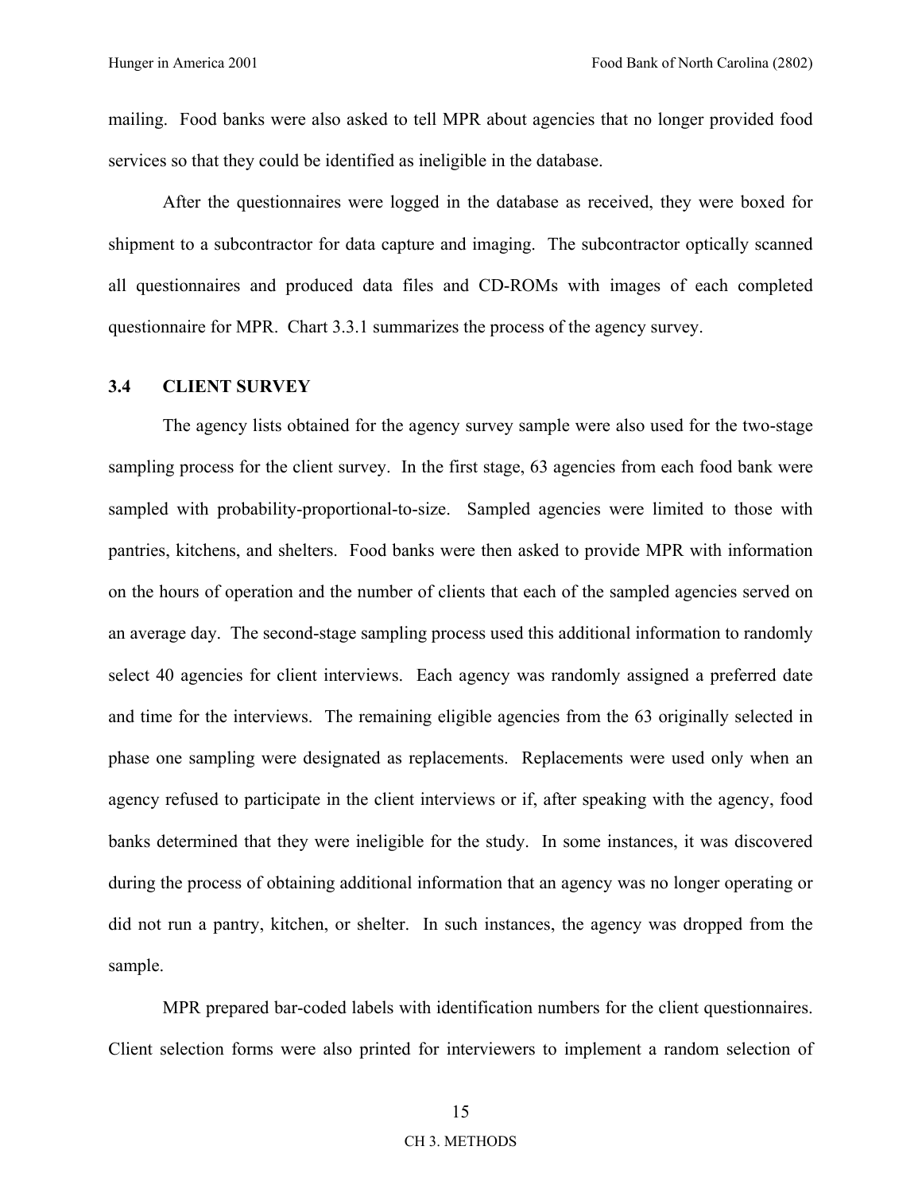mailing. Food banks were also asked to tell MPR about agencies that no longer provided food services so that they could be identified as ineligible in the database.

After the questionnaires were logged in the database as received, they were boxed for shipment to a subcontractor for data capture and imaging. The subcontractor optically scanned all questionnaires and produced data files and CD-ROMs with images of each completed questionnaire for MPR. Chart 3.3.1 summarizes the process of the agency survey.

### 3.4 CLIENT SURVEY

The agency lists obtained for the agency survey sample were also used for the two-stage sampling process for the client survey. In the first stage, 63 agencies from each food bank were sampled with probability-proportional-to-size. Sampled agencies were limited to those with pantries, kitchens, and shelters. Food banks were then asked to provide MPR with information on the hours of operation and the number of clients that each of the sampled agencies served on an average day. The second-stage sampling process used this additional information to randomly select 40 agencies for client interviews. Each agency was randomly assigned a preferred date and time for the interviews. The remaining eligible agencies from the 63 originally selected in phase one sampling were designated as replacements. Replacements were used only when an agency refused to participate in the client interviews or if, after speaking with the agency, food banks determined that they were ineligible for the study. In some instances, it was discovered during the process of obtaining additional information that an agency was no longer operating or did not run a pantry, kitchen, or shelter. In such instances, the agency was dropped from the sample.

MPR prepared bar-coded labels with identification numbers for the client questionnaires. Client selection forms were also printed for interviewers to implement a random selection of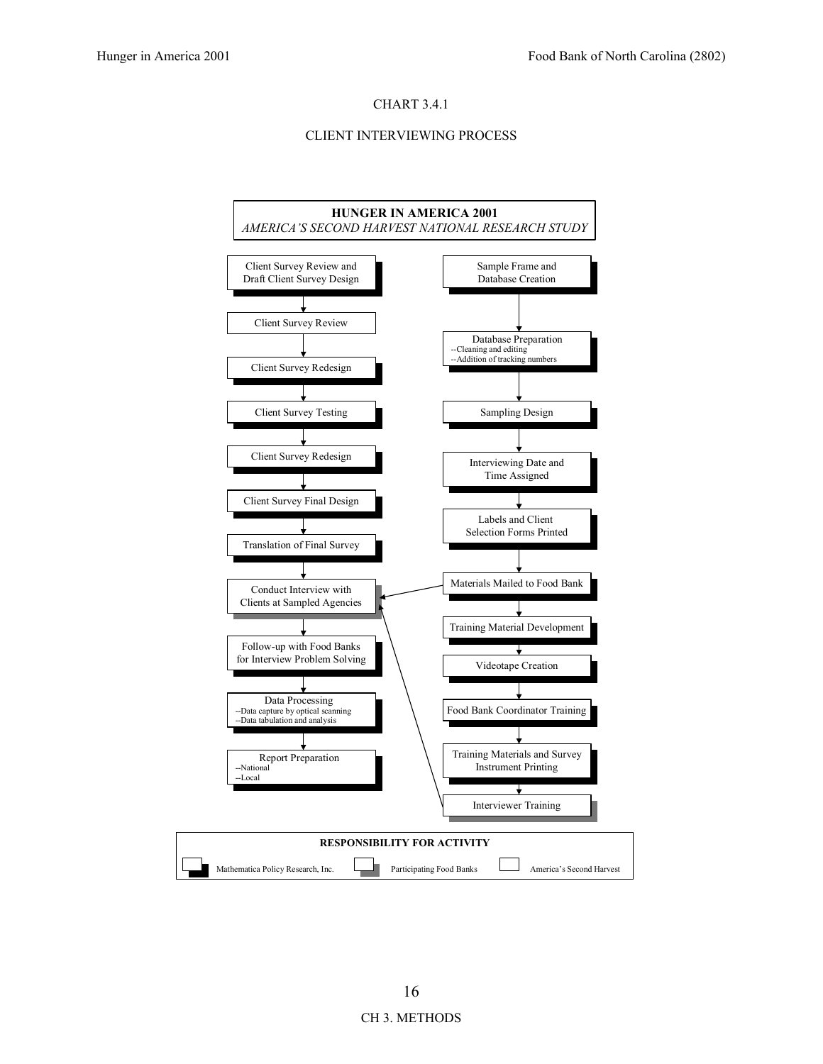CHART 3.4.1

CLIENT INTERVIEWING PROCESS

**HUNGER IN AMERICA 2001**

*AMERICA'S SECOND HARVEST NATIONAL RESEARCH STUDY*

Client Survey Review and Draft Client Survey Design

Client Survey Review

Client Survey Redesign

Client Survey Testing

Client Survey Redesign

Client Survey Final Design

Translation of Final Survey

Conduct Interview with Clients at Sampled Agencies

Follow-up with Food Banks for Interview Problem Solving

Data Processing
--Data capture by optical scanning
--Data tabulation and analysis

Report Preparation
--National
--Local

Sample Frame and Database Creation

Database Preparation
--Cleaning and editing
--Addition of tracking numbers

Sampling Design

Interviewing Date and Time Assigned

Labels and Client Selection Forms Printed

Materials Mailed to Food Bank

Training Material Development

Videotape Creation

Food Bank Coordinator Training

Training Materials and Survey Instrument Printing

Interviewer Training

**RESPONSIBILITY FOR ACTIVITY**

Mathematica Policy Research, Inc. | Participating Food Banks | America's Second Harvest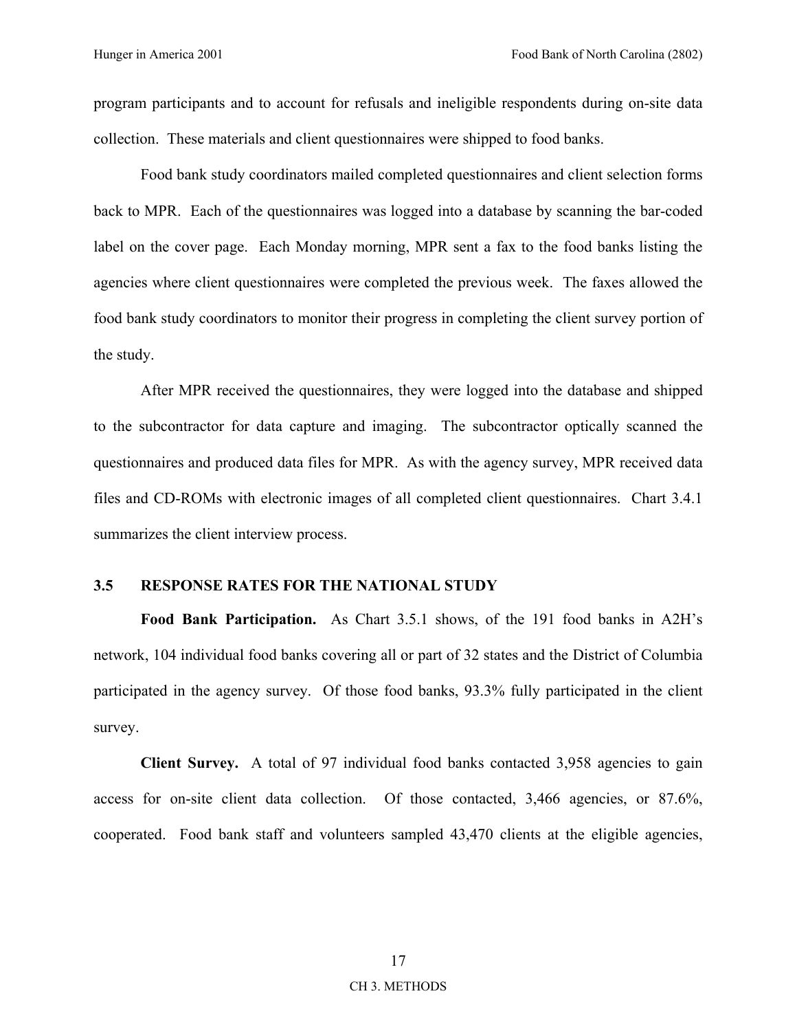program participants and to account for refusals and ineligible respondents during on-site data collection. These materials and client questionnaires were shipped to food banks.

Food bank study coordinators mailed completed questionnaires and client selection forms back to MPR. Each of the questionnaires was logged into a database by scanning the bar-coded label on the cover page. Each Monday morning, MPR sent a fax to the food banks listing the agencies where client questionnaires were completed the previous week. The faxes allowed the food bank study coordinators to monitor their progress in completing the client survey portion of the study.

After MPR received the questionnaires, they were logged into the database and shipped to the subcontractor for data capture and imaging. The subcontractor optically scanned the questionnaires and produced data files for MPR. As with the agency survey, MPR received data files and CD-ROMs with electronic images of all completed client questionnaires. Chart 3.4.1 summarizes the client interview process.

### 3.5 RESPONSE RATES FOR THE NATIONAL STUDY

**Food Bank Participation.** As Chart 3.5.1 shows, of the 191 food banks in A2H's network, 104 individual food banks covering all or part of 32 states and the District of Columbia participated in the agency survey. Of those food banks, 93.3% fully participated in the client survey.

**Client Survey.** A total of 97 individual food banks contacted 3,958 agencies to gain access for on-site client data collection. Of those contacted, 3,466 agencies, or 87.6%, cooperated. Food bank staff and volunteers sampled 43,470 clients at the eligible agencies,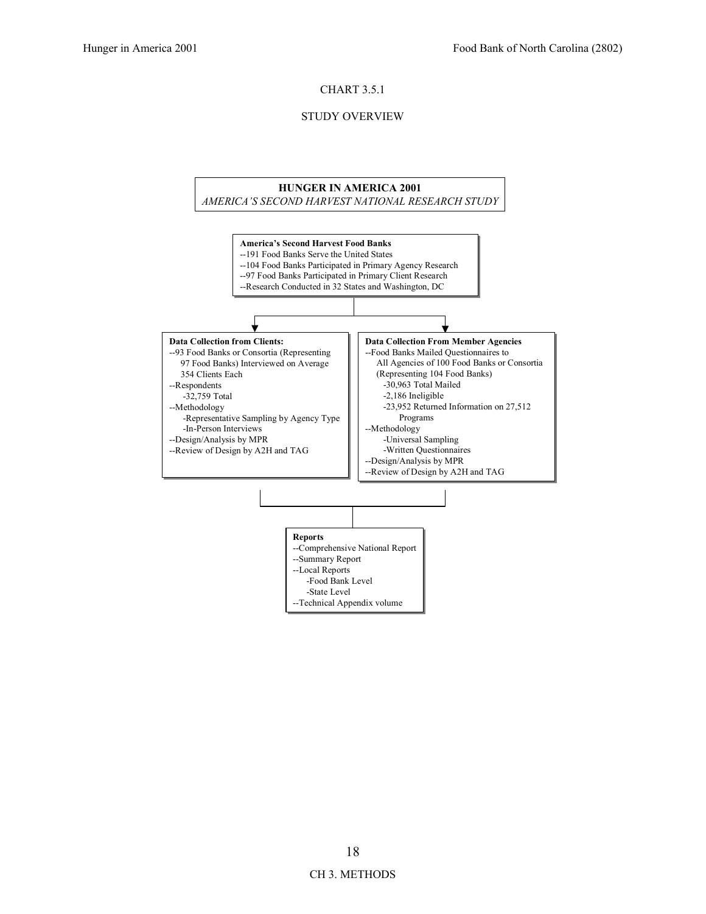CHART 3.5.1

STUDY OVERVIEW

**HUNGER IN AMERICA 2001**

*AMERICA'S SECOND HARVEST NATIONAL RESEARCH STUDY*

**America's Second Harvest Food Banks**

--191 Food Banks Serve the United States
--104 Food Banks Participated in Primary Agency Research
--97 Food Banks Participated in Primary Client Research
--Research Conducted in 32 States and Washington, DC

**Data Collection from Clients:**

--93 Food Banks or Consortia (Representing 97 Food Banks) Interviewed on Average 354 Clients Each
--Respondents
  -32,759 Total
--Methodology
  -Representative Sampling by Agency Type
  -In-Person Interviews
--Design/Analysis by MPR
--Review of Design by A2H and TAG

**Data Collection From Member Agencies**

--Food Banks Mailed Questionnaires to All Agencies of 100 Food Banks or Consortia (Representing 104 Food Banks)
  -30,963 Total Mailed
  -2,186 Ineligible
  -23,952 Returned Information on 27,512 Programs
--Methodology
  -Universal Sampling
  -Written Questionnaires
--Design/Analysis by MPR
--Review of Design by A2H and TAG

**Reports**

--Comprehensive National Report
--Summary Report
--Local Reports
  -Food Bank Level
  -State Level
--Technical Appendix volume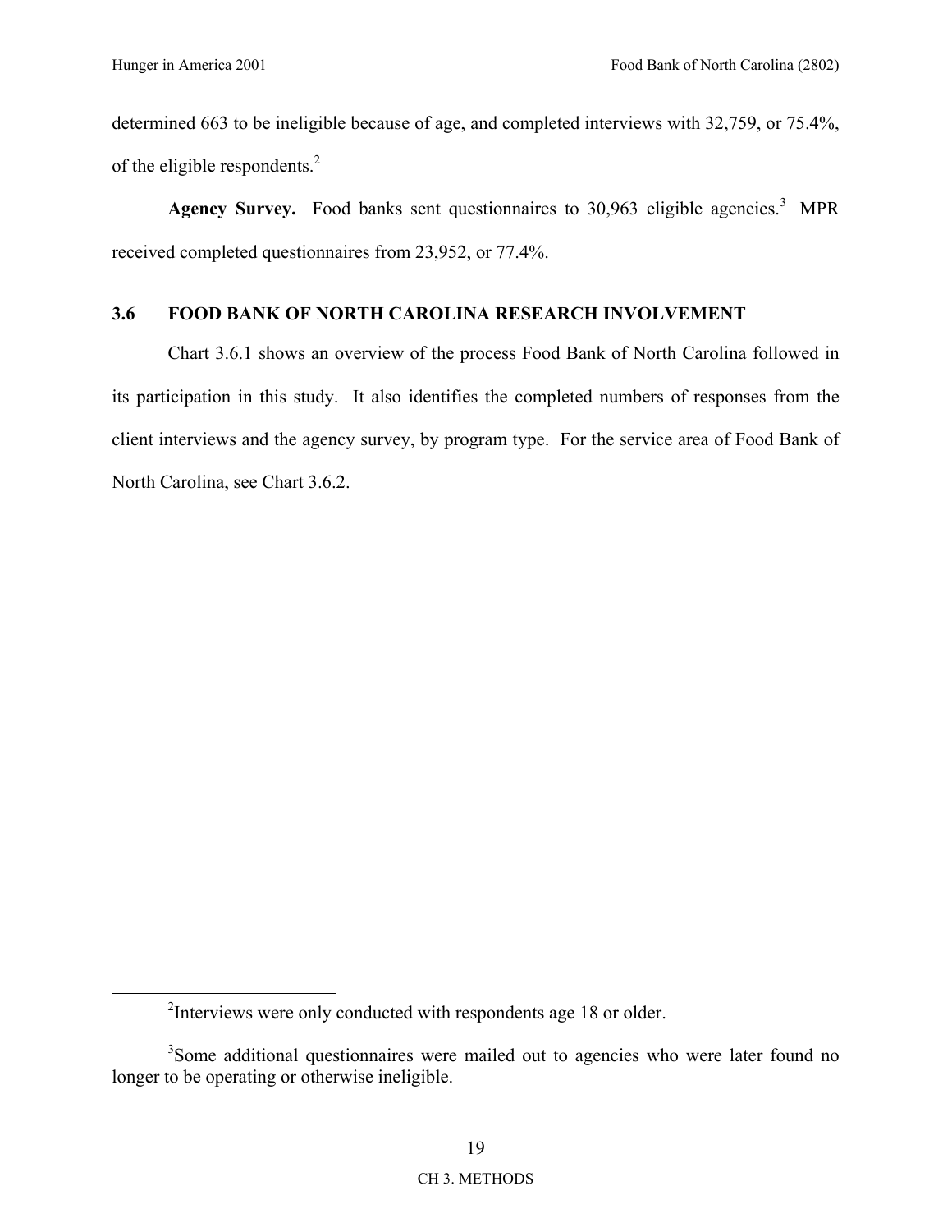determined 663 to be ineligible because of age, and completed interviews with 32,759, or 75.4%, of the eligible respondents.[2]

**Agency Survey.** Food banks sent questionnaires to 30,963 eligible agencies.[3] MPR received completed questionnaires from 23,952, or 77.4%.

## 3.6 FOOD BANK OF NORTH CAROLINA RESEARCH INVOLVEMENT

Chart 3.6.1 shows an overview of the process Food Bank of North Carolina followed in its participation in this study. It also identifies the completed numbers of responses from the client interviews and the agency survey, by program type. For the service area of Food Bank of North Carolina, see Chart 3.6.2.

---

[2]Interviews were only conducted with respondents age 18 or older.

[3]Some additional questionnaires were mailed out to agencies who were later found no longer to be operating or otherwise ineligible.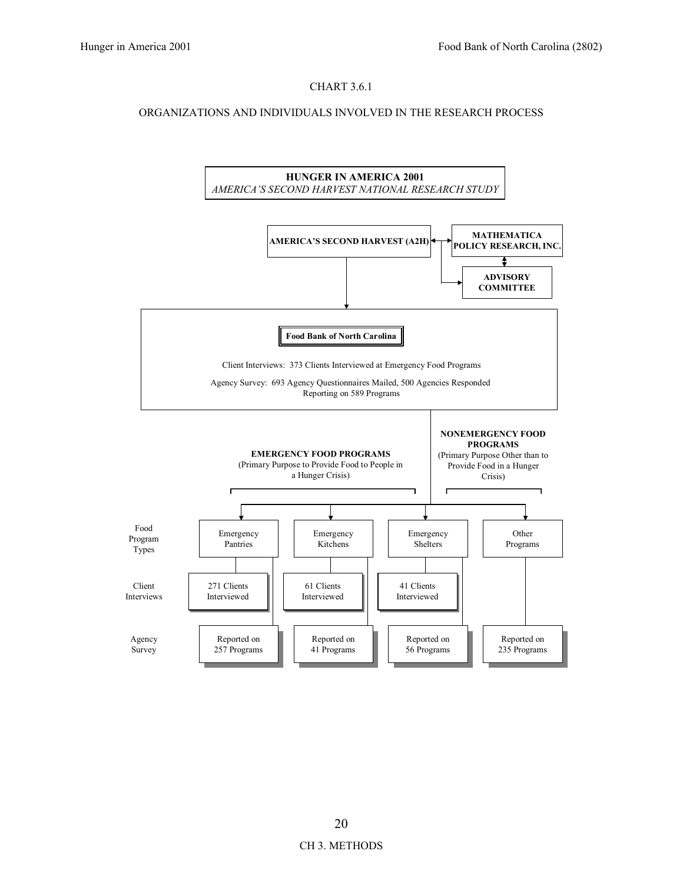CHART 3.6.1

ORGANIZATIONS AND INDIVIDUALS INVOLVED IN THE RESEARCH PROCESS

**HUNGER IN AMERICA 2001**
*AMERICA'S SECOND HARVEST NATIONAL RESEARCH STUDY*

**AMERICA'S SECOND HARVEST (A2H)**

**MATHEMATICA POLICY RESEARCH, INC.**

**ADVISORY COMMITTEE**

**Food Bank of North Carolina**

Client Interviews: 373 Clients Interviewed at Emergency Food Programs

Agency Survey: 693 Agency Questionnaires Mailed, 500 Agencies Responded Reporting on 589 Programs

**EMERGENCY FOOD PROGRAMS**
(Primary Purpose to Provide Food to People in a Hunger Crisis)

**NONEMERGENCY FOOD PROGRAMS**
(Primary Purpose Other than to Provide Food in a Hunger Crisis)

| | Emergency Food Programs | | | Nonemergency Food Programs |
|---|---|---|---|---|
| Food Program Types | Emergency Pantries | Emergency Kitchens | Emergency Shelters | Other Programs |
| Client Interviews | 271 Clients Interviewed | 61 Clients Interviewed | 41 Clients Interviewed | |
| Agency Survey | Reported on 257 Programs | Reported on 41 Programs | Reported on 56 Programs | Reported on 235 Programs |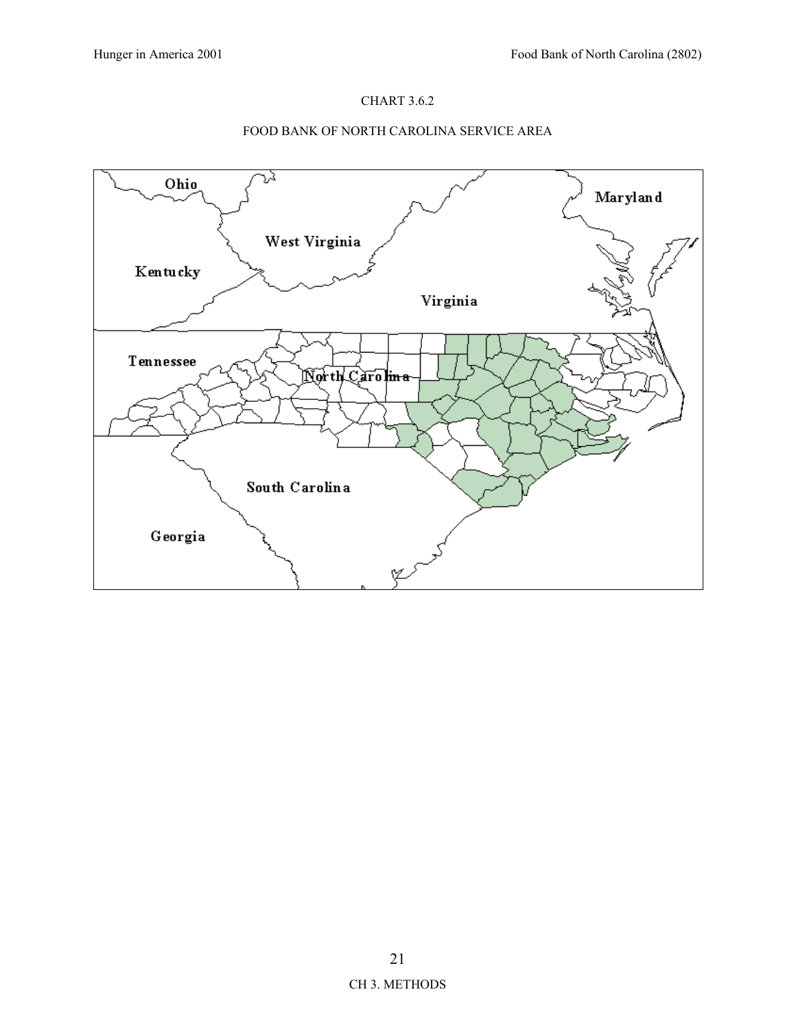CHART 3.6.2

FOOD BANK OF NORTH CAROLINA SERVICE AREA

CH 3. METHODS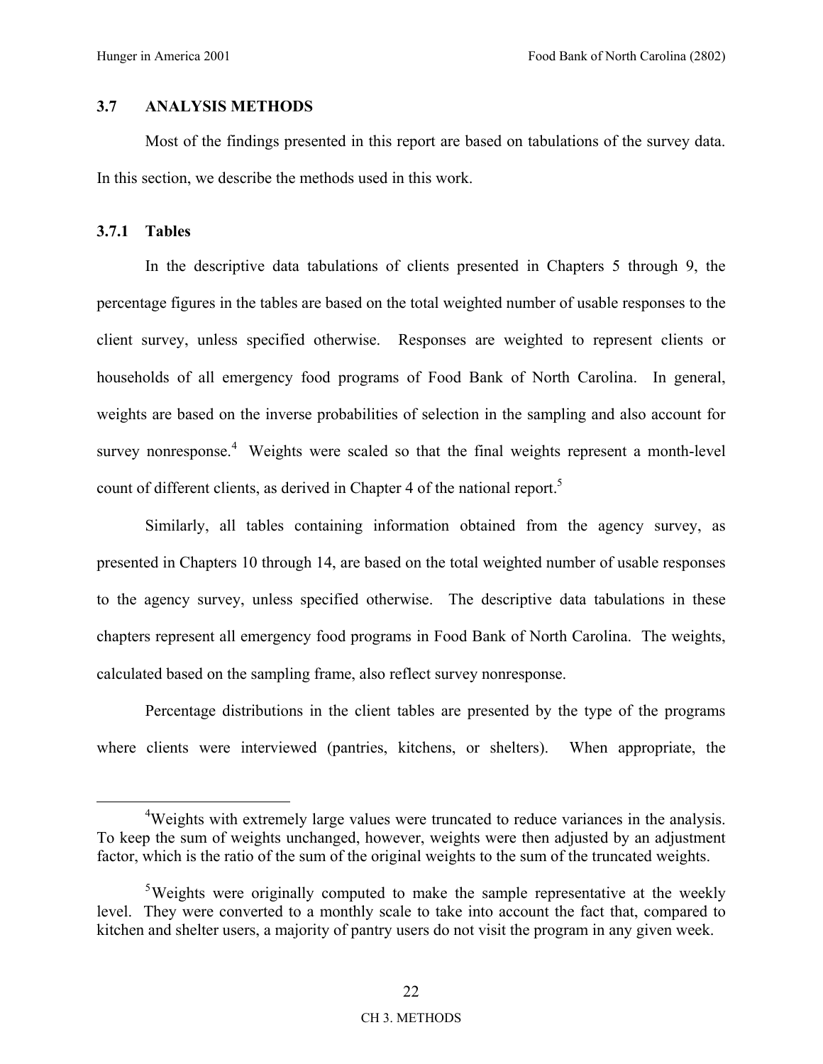### 3.7 ANALYSIS METHODS

Most of the findings presented in this report are based on tabulations of the survey data. In this section, we describe the methods used in this work.

#### 3.7.1 Tables

In the descriptive data tabulations of clients presented in Chapters 5 through 9, the percentage figures in the tables are based on the total weighted number of usable responses to the client survey, unless specified otherwise. Responses are weighted to represent clients or households of all emergency food programs of Food Bank of North Carolina. In general, weights are based on the inverse probabilities of selection in the sampling and also account for survey nonresponse.[4] Weights were scaled so that the final weights represent a month-level count of different clients, as derived in Chapter 4 of the national report.[5]

Similarly, all tables containing information obtained from the agency survey, as presented in Chapters 10 through 14, are based on the total weighted number of usable responses to the agency survey, unless specified otherwise. The descriptive data tabulations in these chapters represent all emergency food programs in Food Bank of North Carolina. The weights, calculated based on the sampling frame, also reflect survey nonresponse.

Percentage distributions in the client tables are presented by the type of the programs where clients were interviewed (pantries, kitchens, or shelters). When appropriate, the

---

[4] Weights with extremely large values were truncated to reduce variances in the analysis. To keep the sum of weights unchanged, however, weights were then adjusted by an adjustment factor, which is the ratio of the sum of the original weights to the sum of the truncated weights.

[5] Weights were originally computed to make the sample representative at the weekly level. They were converted to a monthly scale to take into account the fact that, compared to kitchen and shelter users, a majority of pantry users do not visit the program in any given week.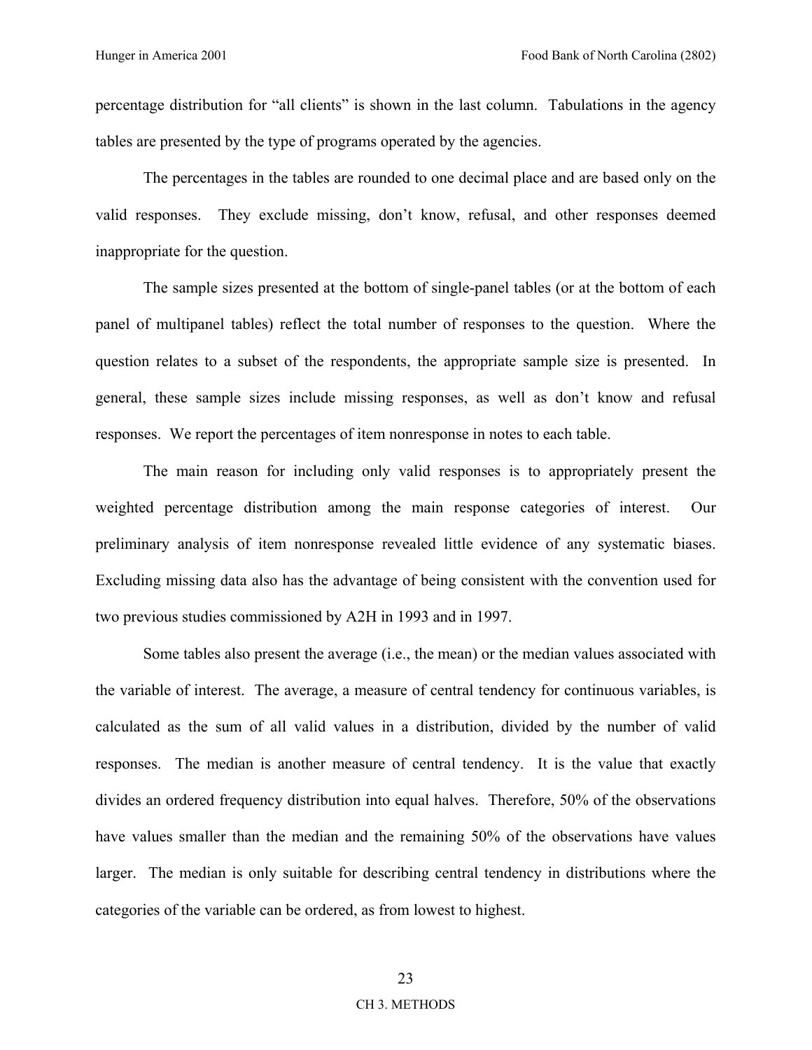percentage distribution for "all clients" is shown in the last column. Tabulations in the agency tables are presented by the type of programs operated by the agencies.

The percentages in the tables are rounded to one decimal place and are based only on the valid responses. They exclude missing, don't know, refusal, and other responses deemed inappropriate for the question.

The sample sizes presented at the bottom of single-panel tables (or at the bottom of each panel of multipanel tables) reflect the total number of responses to the question. Where the question relates to a subset of the respondents, the appropriate sample size is presented. In general, these sample sizes include missing responses, as well as don't know and refusal responses. We report the percentages of item nonresponse in notes to each table.

The main reason for including only valid responses is to appropriately present the weighted percentage distribution among the main response categories of interest. Our preliminary analysis of item nonresponse revealed little evidence of any systematic biases. Excluding missing data also has the advantage of being consistent with the convention used for two previous studies commissioned by A2H in 1993 and in 1997.

Some tables also present the average (i.e., the mean) or the median values associated with the variable of interest. The average, a measure of central tendency for continuous variables, is calculated as the sum of all valid values in a distribution, divided by the number of valid responses. The median is another measure of central tendency. It is the value that exactly divides an ordered frequency distribution into equal halves. Therefore, 50% of the observations have values smaller than the median and the remaining 50% of the observations have values larger. The median is only suitable for describing central tendency in distributions where the categories of the variable can be ordered, as from lowest to highest.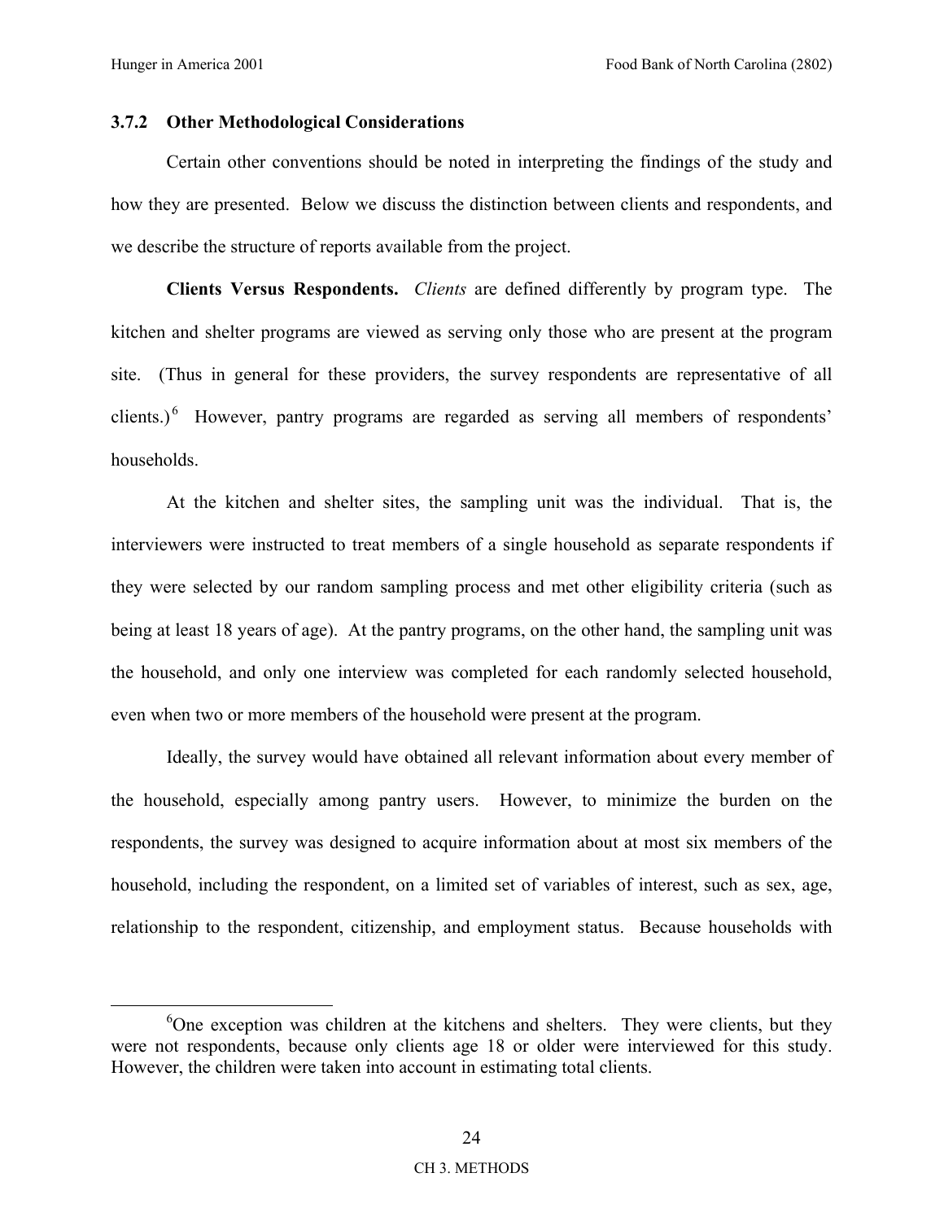### 3.7.2 Other Methodological Considerations

Certain other conventions should be noted in interpreting the findings of the study and how they are presented. Below we discuss the distinction between clients and respondents, and we describe the structure of reports available from the project.

**Clients Versus Respondents.** *Clients* are defined differently by program type. The kitchen and shelter programs are viewed as serving only those who are present at the program site. (Thus in general for these providers, the survey respondents are representative of all clients.)[6] However, pantry programs are regarded as serving all members of respondents' households.

At the kitchen and shelter sites, the sampling unit was the individual. That is, the interviewers were instructed to treat members of a single household as separate respondents if they were selected by our random sampling process and met other eligibility criteria (such as being at least 18 years of age). At the pantry programs, on the other hand, the sampling unit was the household, and only one interview was completed for each randomly selected household, even when two or more members of the household were present at the program.

Ideally, the survey would have obtained all relevant information about every member of the household, especially among pantry users. However, to minimize the burden on the respondents, the survey was designed to acquire information about at most six members of the household, including the respondent, on a limited set of variables of interest, such as sex, age, relationship to the respondent, citizenship, and employment status. Because households with

[6] One exception was children at the kitchens and shelters. They were clients, but they were not respondents, because only clients age 18 or older were interviewed for this study. However, the children were taken into account in estimating total clients.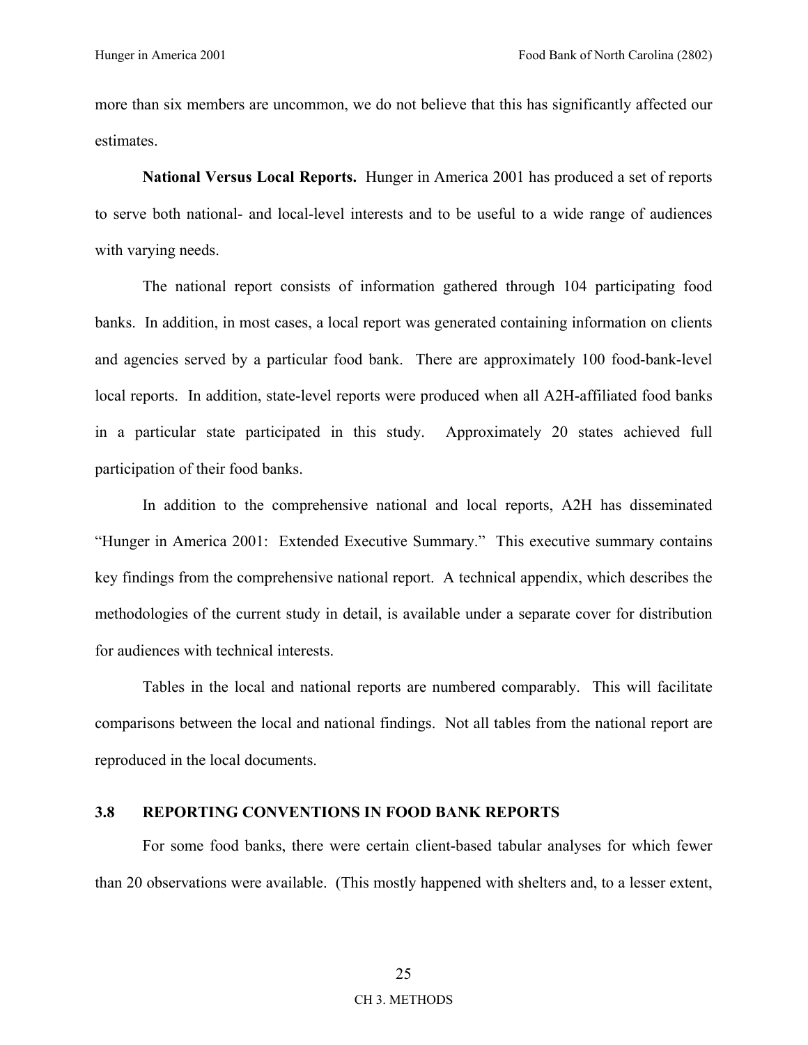more than six members are uncommon, we do not believe that this has significantly affected our estimates.

**National Versus Local Reports.** Hunger in America 2001 has produced a set of reports to serve both national- and local-level interests and to be useful to a wide range of audiences with varying needs.

The national report consists of information gathered through 104 participating food banks. In addition, in most cases, a local report was generated containing information on clients and agencies served by a particular food bank. There are approximately 100 food-bank-level local reports. In addition, state-level reports were produced when all A2H-affiliated food banks in a particular state participated in this study. Approximately 20 states achieved full participation of their food banks.

In addition to the comprehensive national and local reports, A2H has disseminated "Hunger in America 2001: Extended Executive Summary." This executive summary contains key findings from the comprehensive national report. A technical appendix, which describes the methodologies of the current study in detail, is available under a separate cover for distribution for audiences with technical interests.

Tables in the local and national reports are numbered comparably. This will facilitate comparisons between the local and national findings. Not all tables from the national report are reproduced in the local documents.

### 3.8 REPORTING CONVENTIONS IN FOOD BANK REPORTS

For some food banks, there were certain client-based tabular analyses for which fewer than 20 observations were available. (This mostly happened with shelters and, to a lesser extent,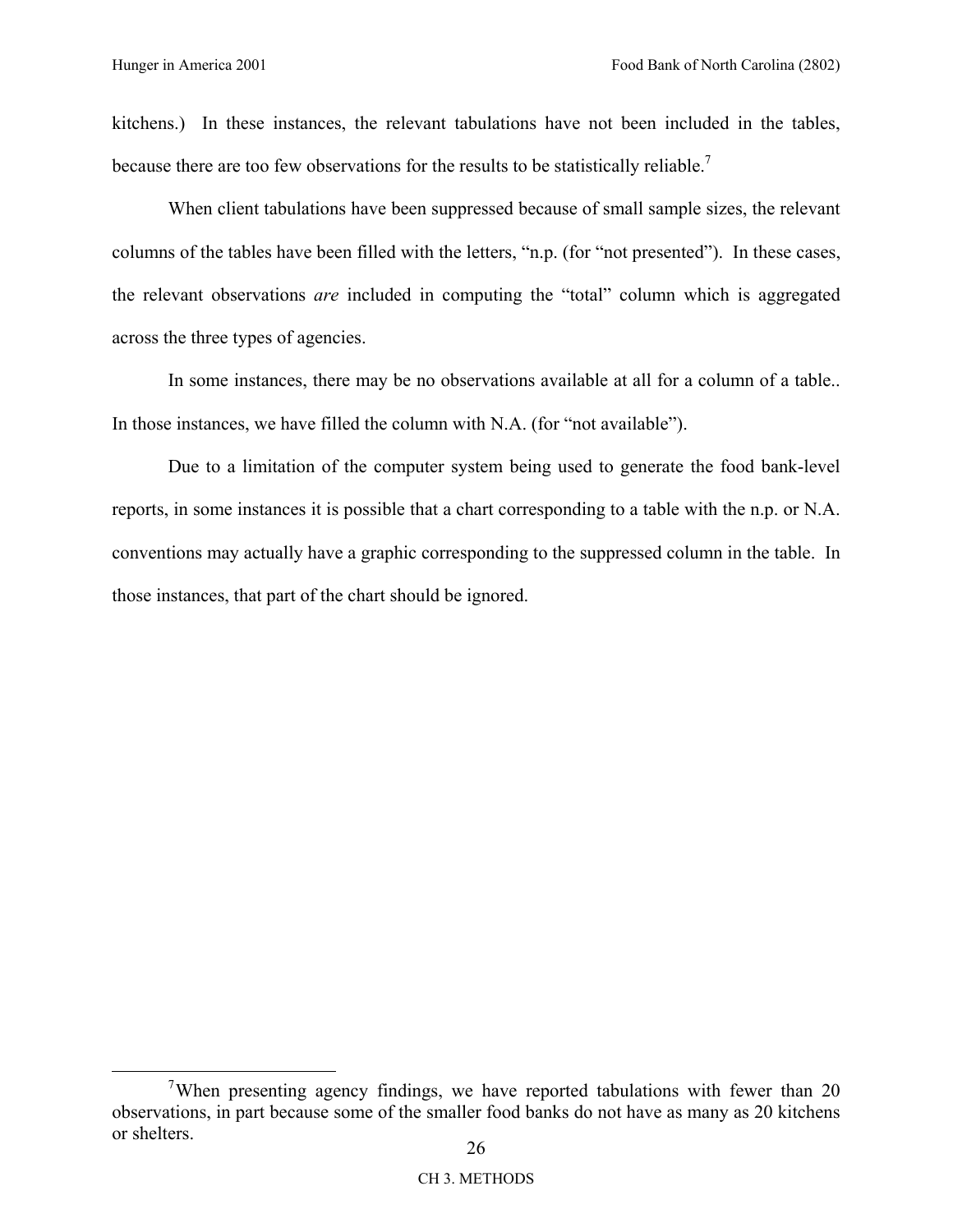kitchens.) In these instances, the relevant tabulations have not been included in the tables, because there are too few observations for the results to be statistically reliable.[7]

When client tabulations have been suppressed because of small sample sizes, the relevant columns of the tables have been filled with the letters, "n.p. (for "not presented"). In these cases, the relevant observations *are* included in computing the "total" column which is aggregated across the three types of agencies.

In some instances, there may be no observations available at all for a column of a table.. In those instances, we have filled the column with N.A. (for "not available").

Due to a limitation of the computer system being used to generate the food bank-level reports, in some instances it is possible that a chart corresponding to a table with the n.p. or N.A. conventions may actually have a graphic corresponding to the suppressed column in the table. In those instances, that part of the chart should be ignored.

[7] When presenting agency findings, we have reported tabulations with fewer than 20 observations, in part because some of the smaller food banks do not have as many as 20 kitchens or shelters.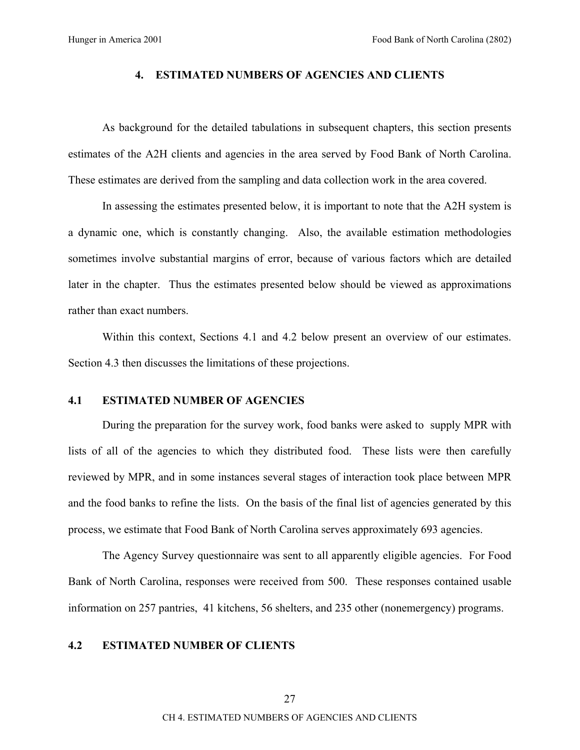## 4. ESTIMATED NUMBERS OF AGENCIES AND CLIENTS

As background for the detailed tabulations in subsequent chapters, this section presents estimates of the A2H clients and agencies in the area served by Food Bank of North Carolina. These estimates are derived from the sampling and data collection work in the area covered.

In assessing the estimates presented below, it is important to note that the A2H system is a dynamic one, which is constantly changing. Also, the available estimation methodologies sometimes involve substantial margins of error, because of various factors which are detailed later in the chapter. Thus the estimates presented below should be viewed as approximations rather than exact numbers.

Within this context, Sections 4.1 and 4.2 below present an overview of our estimates. Section 4.3 then discusses the limitations of these projections.

### 4.1 ESTIMATED NUMBER OF AGENCIES

During the preparation for the survey work, food banks were asked to supply MPR with lists of all of the agencies to which they distributed food. These lists were then carefully reviewed by MPR, and in some instances several stages of interaction took place between MPR and the food banks to refine the lists. On the basis of the final list of agencies generated by this process, we estimate that Food Bank of North Carolina serves approximately 693 agencies.

The Agency Survey questionnaire was sent to all apparently eligible agencies. For Food Bank of North Carolina, responses were received from 500. These responses contained usable information on 257 pantries, 41 kitchens, 56 shelters, and 235 other (nonemergency) programs.

### 4.2 ESTIMATED NUMBER OF CLIENTS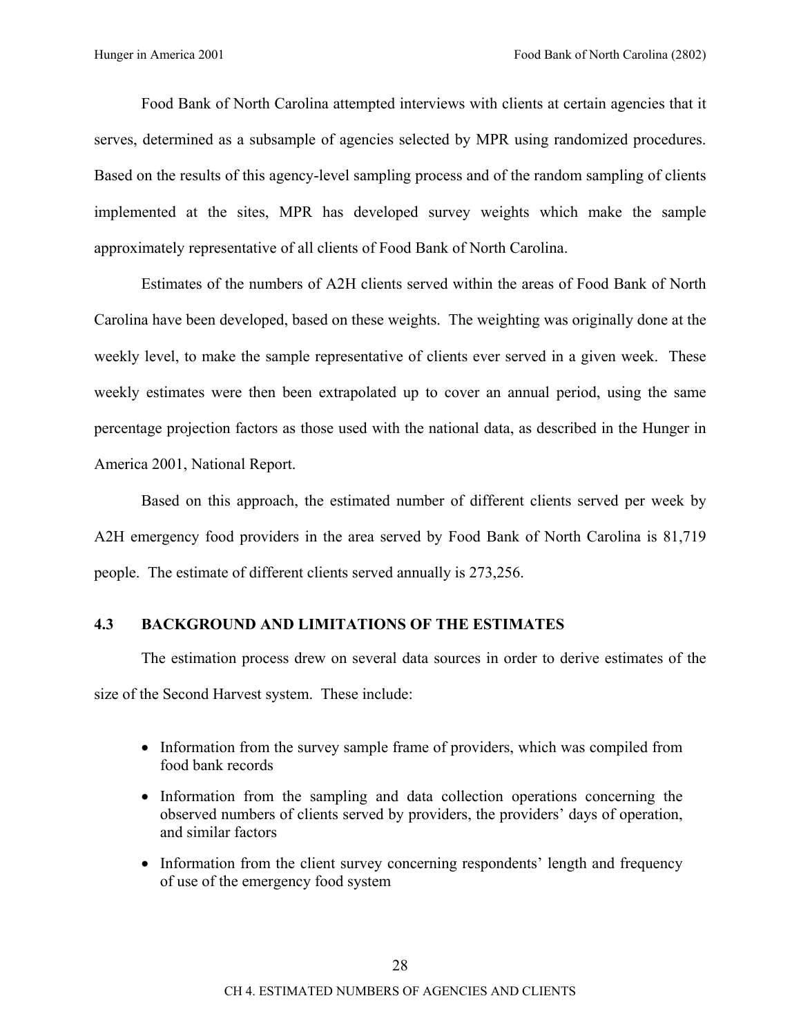Food Bank of North Carolina attempted interviews with clients at certain agencies that it serves, determined as a subsample of agencies selected by MPR using randomized procedures. Based on the results of this agency-level sampling process and of the random sampling of clients implemented at the sites, MPR has developed survey weights which make the sample approximately representative of all clients of Food Bank of North Carolina.

Estimates of the numbers of A2H clients served within the areas of Food Bank of North Carolina have been developed, based on these weights. The weighting was originally done at the weekly level, to make the sample representative of clients ever served in a given week. These weekly estimates were then been extrapolated up to cover an annual period, using the same percentage projection factors as those used with the national data, as described in the Hunger in America 2001, National Report.

Based on this approach, the estimated number of different clients served per week by A2H emergency food providers in the area served by Food Bank of North Carolina is 81,719 people. The estimate of different clients served annually is 273,256.

### 4.3 BACKGROUND AND LIMITATIONS OF THE ESTIMATES

The estimation process drew on several data sources in order to derive estimates of the size of the Second Harvest system. These include:

- Information from the survey sample frame of providers, which was compiled from food bank records
- Information from the sampling and data collection operations concerning the observed numbers of clients served by providers, the providers' days of operation, and similar factors
- Information from the client survey concerning respondents' length and frequency of use of the emergency food system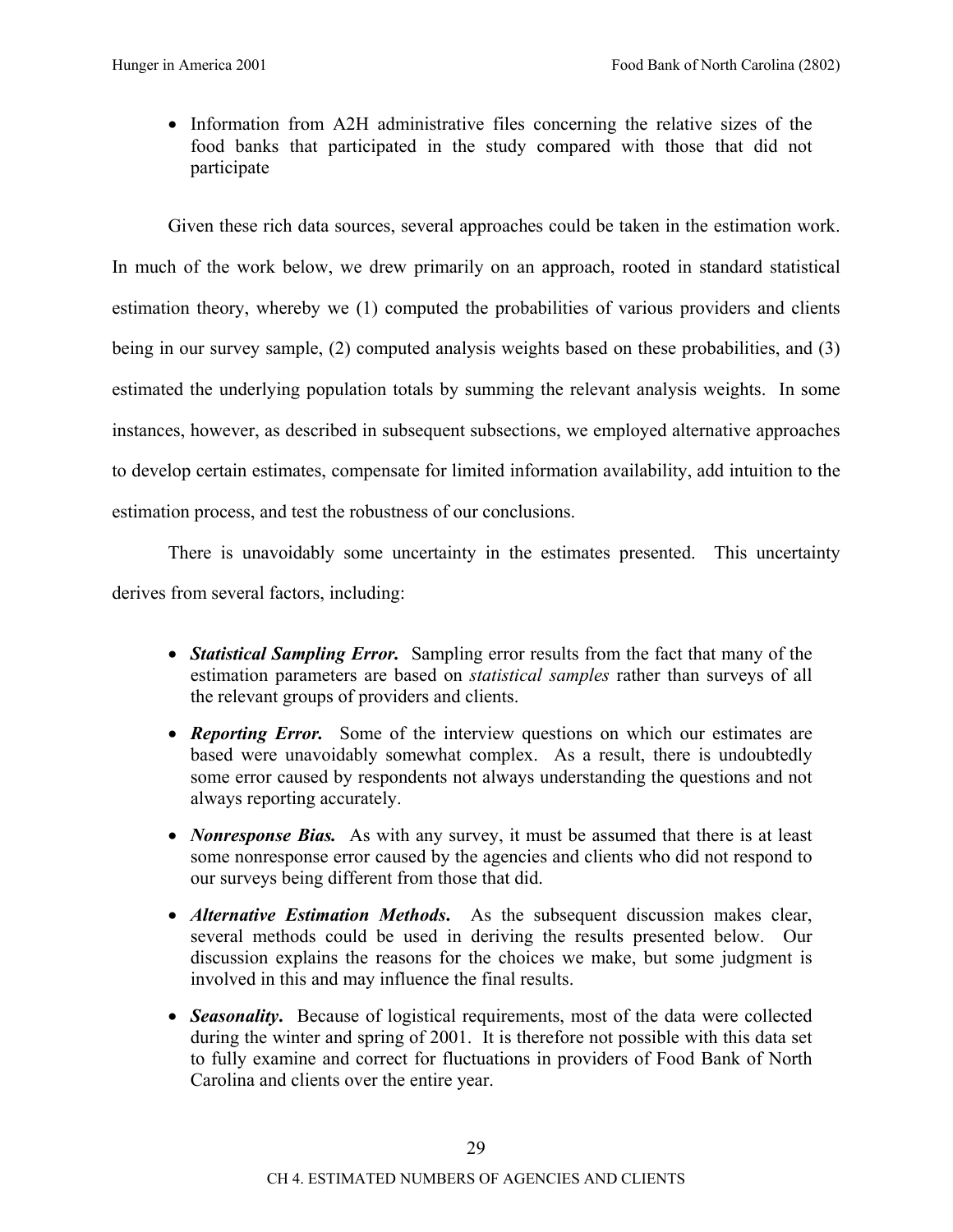- Information from A2H administrative files concerning the relative sizes of the food banks that participated in the study compared with those that did not participate

Given these rich data sources, several approaches could be taken in the estimation work. In much of the work below, we drew primarily on an approach, rooted in standard statistical estimation theory, whereby we (1) computed the probabilities of various providers and clients being in our survey sample, (2) computed analysis weights based on these probabilities, and (3) estimated the underlying population totals by summing the relevant analysis weights. In some instances, however, as described in subsequent subsections, we employed alternative approaches to develop certain estimates, compensate for limited information availability, add intuition to the estimation process, and test the robustness of our conclusions.

There is unavoidably some uncertainty in the estimates presented. This uncertainty derives from several factors, including:

- ***Statistical Sampling Error.*** Sampling error results from the fact that many of the estimation parameters are based on *statistical samples* rather than surveys of all the relevant groups of providers and clients.
- ***Reporting Error.*** Some of the interview questions on which our estimates are based were unavoidably somewhat complex. As a result, there is undoubtedly some error caused by respondents not always understanding the questions and not always reporting accurately.
- ***Nonresponse Bias.*** As with any survey, it must be assumed that there is at least some nonresponse error caused by the agencies and clients who did not respond to our surveys being different from those that did.
- ***Alternative Estimation Methods***. As the subsequent discussion makes clear, several methods could be used in deriving the results presented below. Our discussion explains the reasons for the choices we make, but some judgment is involved in this and may influence the final results.
- ***Seasonality***. Because of logistical requirements, most of the data were collected during the winter and spring of 2001. It is therefore not possible with this data set to fully examine and correct for fluctuations in providers of Food Bank of North Carolina and clients over the entire year.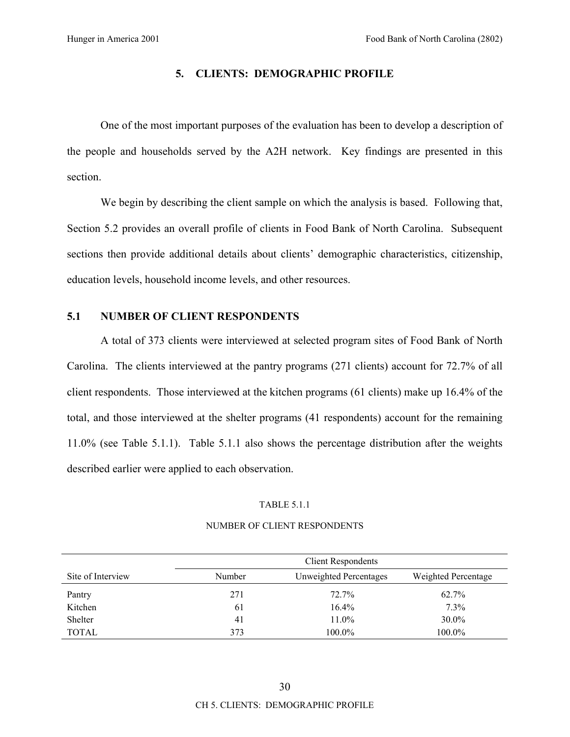# 5. CLIENTS: DEMOGRAPHIC PROFILE

One of the most important purposes of the evaluation has been to develop a description of the people and households served by the A2H network. Key findings are presented in this section.

We begin by describing the client sample on which the analysis is based. Following that, Section 5.2 provides an overall profile of clients in Food Bank of North Carolina. Subsequent sections then provide additional details about clients' demographic characteristics, citizenship, education levels, household income levels, and other resources.

## 5.1 NUMBER OF CLIENT RESPONDENTS

A total of 373 clients were interviewed at selected program sites of Food Bank of North Carolina. The clients interviewed at the pantry programs (271 clients) account for 72.7% of all client respondents. Those interviewed at the kitchen programs (61 clients) make up 16.4% of the total, and those interviewed at the shelter programs (41 respondents) account for the remaining 11.0% (see Table 5.1.1). Table 5.1.1 also shows the percentage distribution after the weights described earlier were applied to each observation.

TABLE 5.1.1

NUMBER OF CLIENT RESPONDENTS

| | Client Respondents | | |
|---|---|---|---|
| Site of Interview | Number | Unweighted Percentages | Weighted Percentage |
| Pantry | 271 | 72.7% | 62.7% |
| Kitchen | 61 | 16.4% | 7.3% |
| Shelter | 41 | 11.0% | 30.0% |
| TOTAL | 373 | 100.0% | 100.0% |

CH 5. CLIENTS: DEMOGRAPHIC PROFILE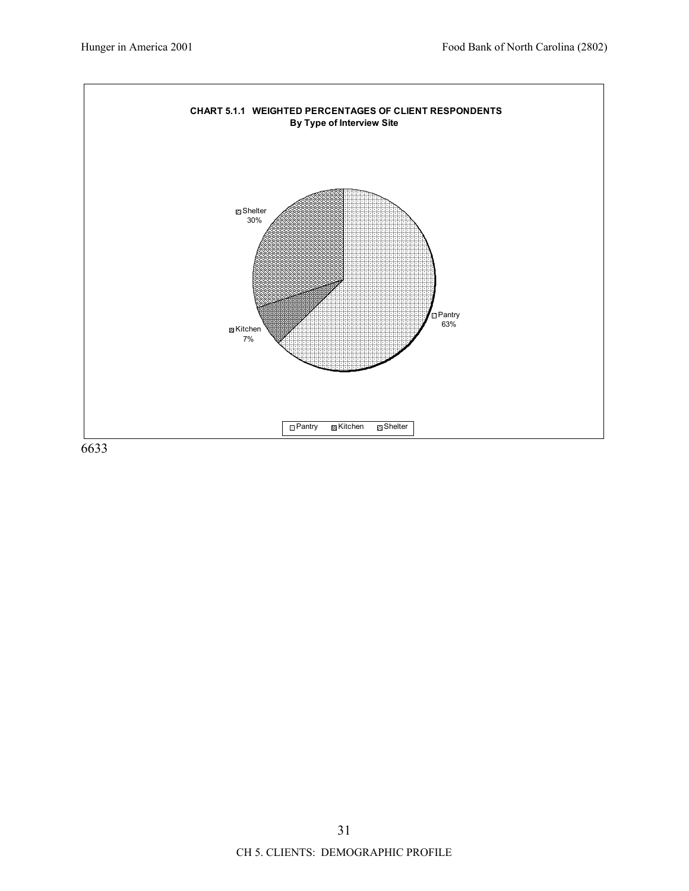**CHART 5.1.1 WEIGHTED PERCENTAGES OF CLIENT RESPONDENTS**
**By Type of Interview Site**

| Type of Interview Site | Percentage |
|---|---|
| Pantry | 63% |
| Kitchen | 7% |
| Shelter | 30% |

6633

CH 5. CLIENTS: DEMOGRAPHIC PROFILE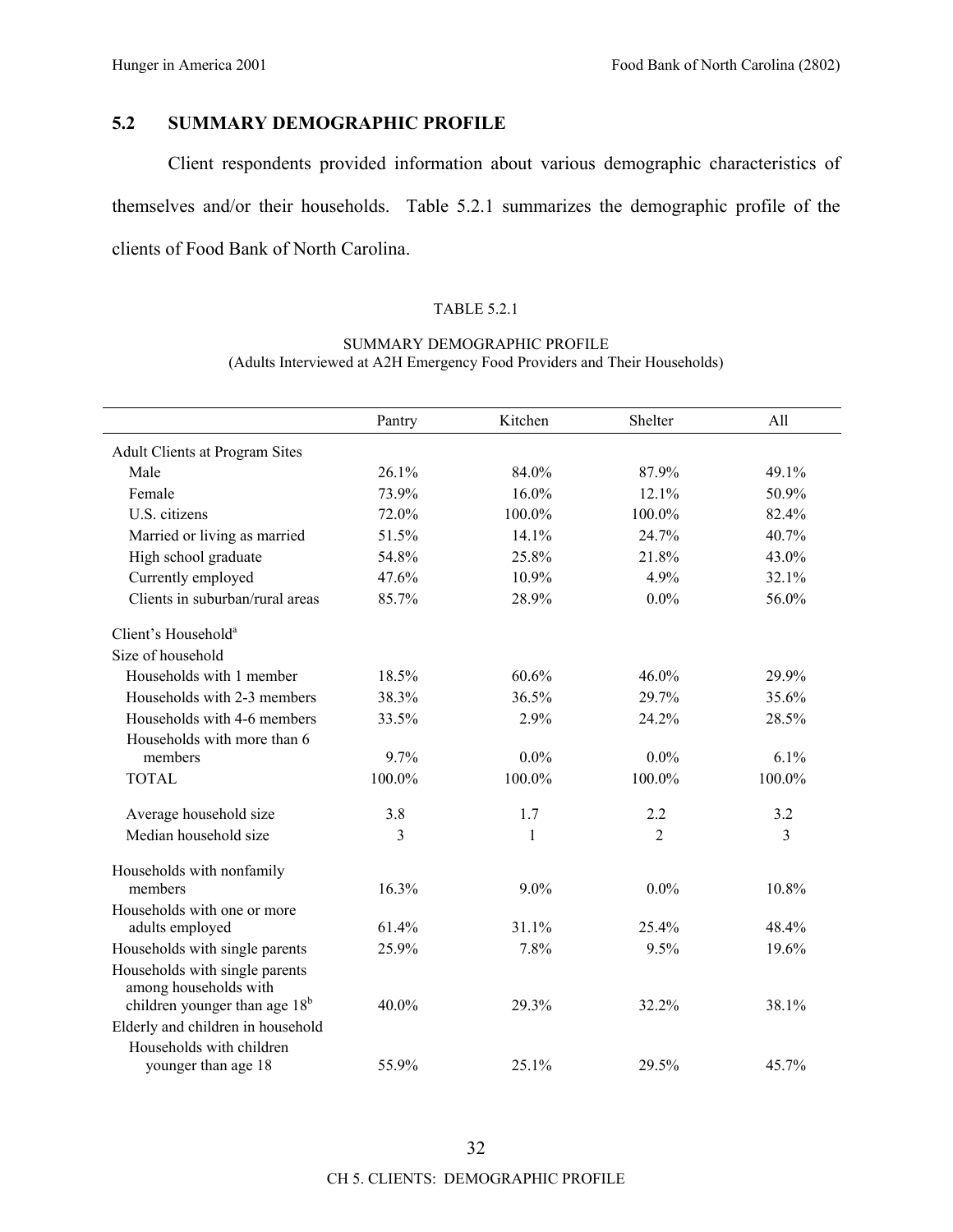## 5.2 SUMMARY DEMOGRAPHIC PROFILE

Client respondents provided information about various demographic characteristics of themselves and/or their households. Table 5.2.1 summarizes the demographic profile of the clients of Food Bank of North Carolina.

TABLE 5.2.1

SUMMARY DEMOGRAPHIC PROFILE
(Adults Interviewed at A2H Emergency Food Providers and Their Households)

| | Pantry | Kitchen | Shelter | All |
|---|---|---|---|---|
| Adult Clients at Program Sites | | | | |
| Male | 26.1% | 84.0% | 87.9% | 49.1% |
| Female | 73.9% | 16.0% | 12.1% | 50.9% |
| U.S. citizens | 72.0% | 100.0% | 100.0% | 82.4% |
| Married or living as married | 51.5% | 14.1% | 24.7% | 40.7% |
| High school graduate | 54.8% | 25.8% | 21.8% | 43.0% |
| Currently employed | 47.6% | 10.9% | 4.9% | 32.1% |
| Clients in suburban/rural areas | 85.7% | 28.9% | 0.0% | 56.0% |
| Client's Household[a] | | | | |
| Size of household | | | | |
| Households with 1 member | 18.5% | 60.6% | 46.0% | 29.9% |
| Households with 2-3 members | 38.3% | 36.5% | 29.7% | 35.6% |
| Households with 4-6 members | 33.5% | 2.9% | 24.2% | 28.5% |
| Households with more than 6 members | 9.7% | 0.0% | 0.0% | 6.1% |
| TOTAL | 100.0% | 100.0% | 100.0% | 100.0% |
| Average household size | 3.8 | 1.7 | 2.2 | 3.2 |
| Median household size | 3 | 1 | 2 | 3 |
| Households with nonfamily members | 16.3% | 9.0% | 0.0% | 10.8% |
| Households with one or more adults employed | 61.4% | 31.1% | 25.4% | 48.4% |
| Households with single parents | 25.9% | 7.8% | 9.5% | 19.6% |
| Households with single parents among households with children younger than age 18[b] | 40.0% | 29.3% | 32.2% | 38.1% |
| Elderly and children in household | | | | |
| Households with children younger than age 18 | 55.9% | 25.1% | 29.5% | 45.7% |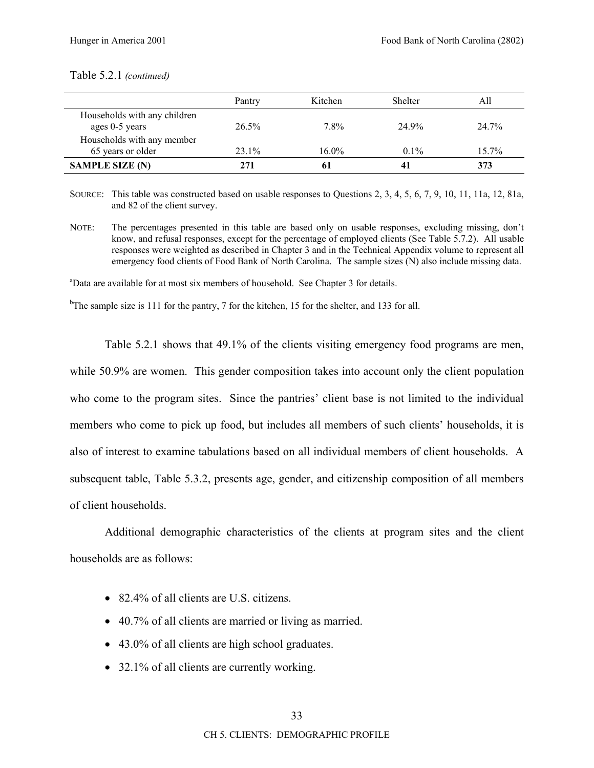Table 5.2.1 *(continued)*

| | Pantry | Kitchen | Shelter | All |
|---|---|---|---|---|
| Households with any children ages 0-5 years | 26.5% | 7.8% | 24.9% | 24.7% |
| Households with any member 65 years or older | 23.1% | 16.0% | 0.1% | 15.7% |
| **SAMPLE SIZE (N)** | **271** | **61** | **41** | **373** |

SOURCE: This table was constructed based on usable responses to Questions 2, 3, 4, 5, 6, 7, 9, 10, 11, 11a, 12, 81a, and 82 of the client survey.

NOTE: The percentages presented in this table are based only on usable responses, excluding missing, don't know, and refusal responses, except for the percentage of employed clients (See Table 5.7.2). All usable responses were weighted as described in Chapter 3 and in the Technical Appendix volume to represent all emergency food clients of Food Bank of North Carolina. The sample sizes (N) also include missing data.

[a]Data are available for at most six members of household. See Chapter 3 for details.

[b]The sample size is 111 for the pantry, 7 for the kitchen, 15 for the shelter, and 133 for all.

Table 5.2.1 shows that 49.1% of the clients visiting emergency food programs are men, while 50.9% are women. This gender composition takes into account only the client population who come to the program sites. Since the pantries' client base is not limited to the individual members who come to pick up food, but includes all members of such clients' households, it is also of interest to examine tabulations based on all individual members of client households. A subsequent table, Table 5.3.2, presents age, gender, and citizenship composition of all members of client households.

Additional demographic characteristics of the clients at program sites and the client households are as follows:

- 82.4% of all clients are U.S. citizens.
- 40.7% of all clients are married or living as married.
- 43.0% of all clients are high school graduates.
- 32.1% of all clients are currently working.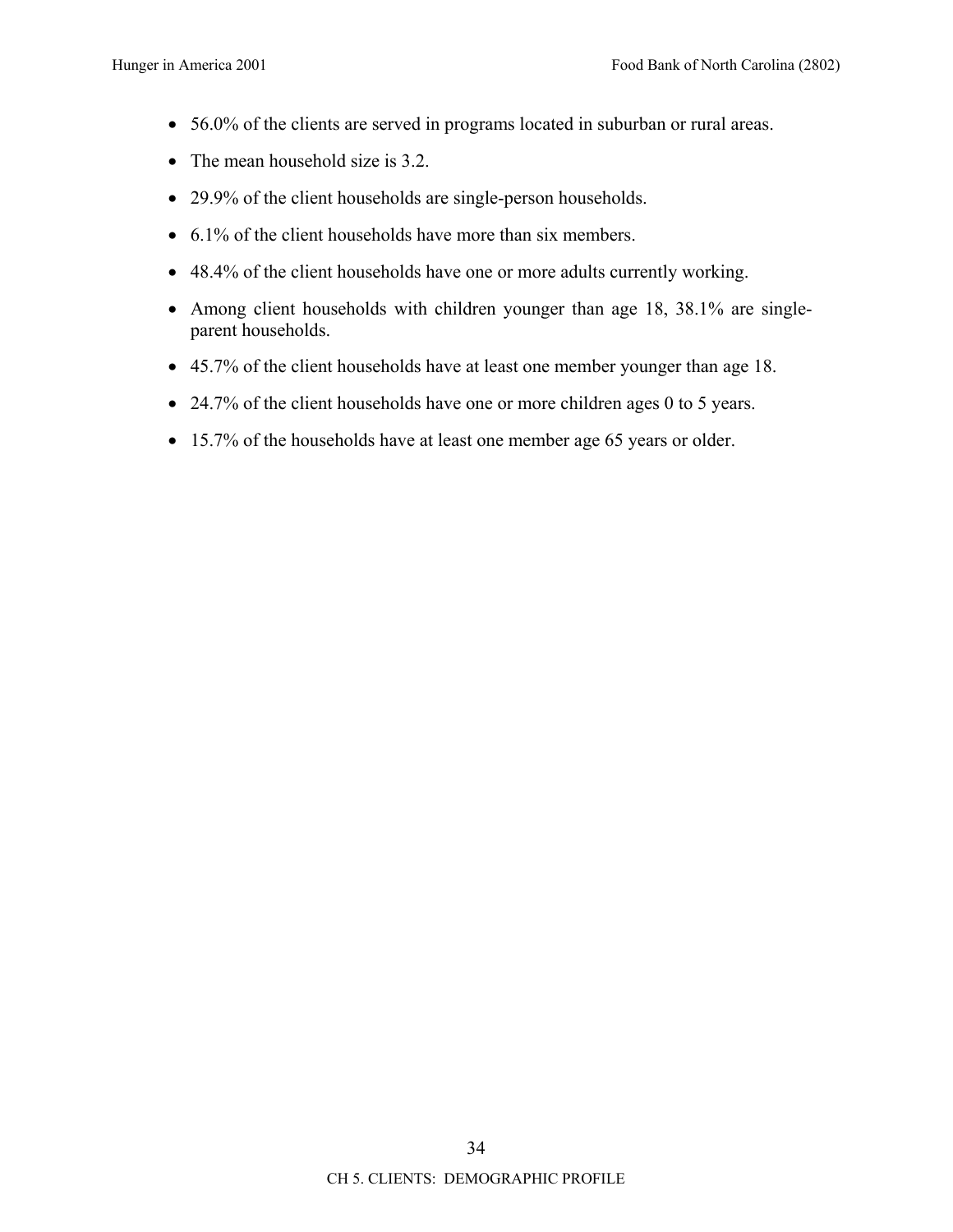- 56.0% of the clients are served in programs located in suburban or rural areas.
- The mean household size is 3.2.
- 29.9% of the client households are single-person households.
- 6.1% of the client households have more than six members.
- 48.4% of the client households have one or more adults currently working.
- Among client households with children younger than age 18, 38.1% are single-parent households.
- 45.7% of the client households have at least one member younger than age 18.
- 24.7% of the client households have one or more children ages 0 to 5 years.
- 15.7% of the households have at least one member age 65 years or older.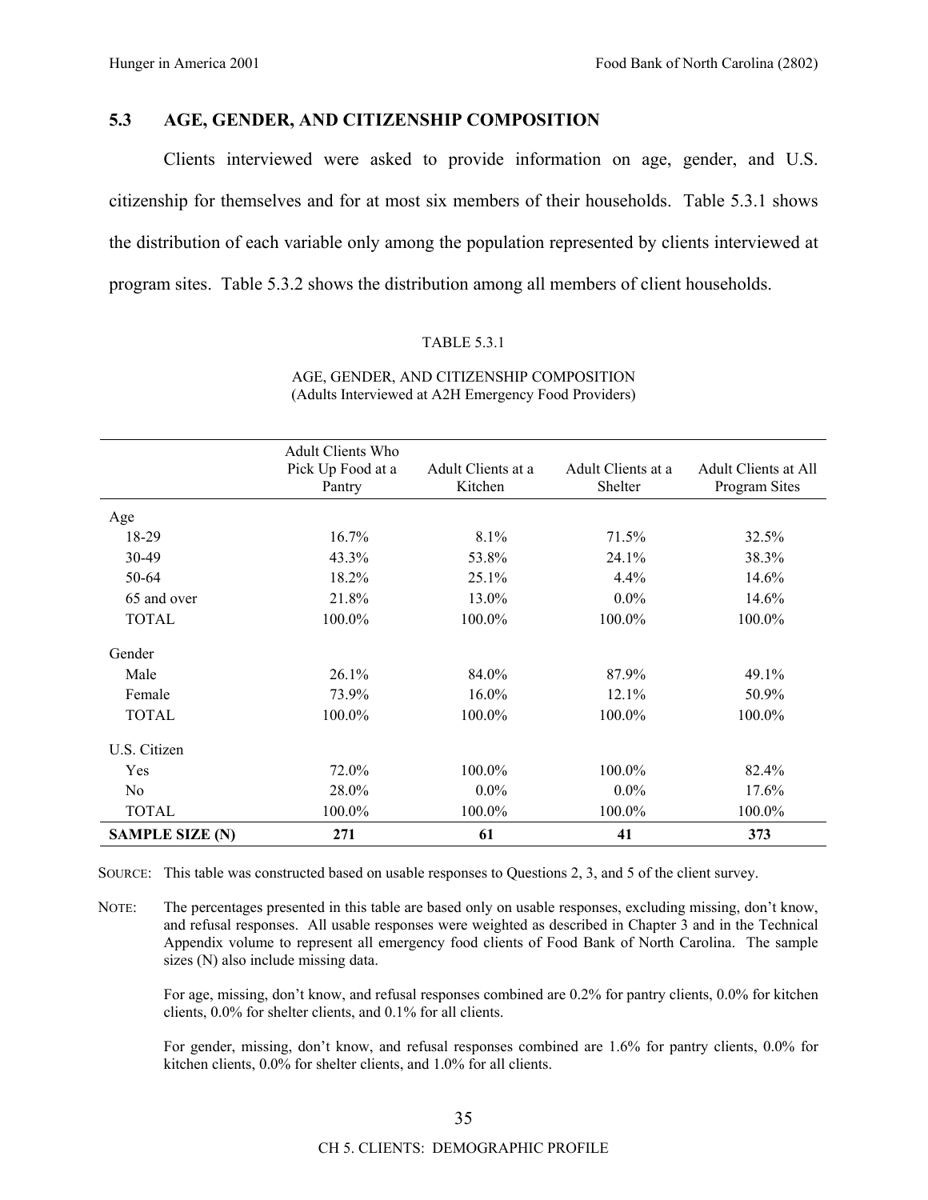## 5.3 AGE, GENDER, AND CITIZENSHIP COMPOSITION

Clients interviewed were asked to provide information on age, gender, and U.S. citizenship for themselves and for at most six members of their households. Table 5.3.1 shows the distribution of each variable only among the population represented by clients interviewed at program sites. Table 5.3.2 shows the distribution among all members of client households.

TABLE 5.3.1

AGE, GENDER, AND CITIZENSHIP COMPOSITION
(Adults Interviewed at A2H Emergency Food Providers)

| | Adult Clients Who Pick Up Food at a Pantry | Adult Clients at a Kitchen | Adult Clients at a Shelter | Adult Clients at All Program Sites |
|---|---|---|---|---|
| Age | | | | |
| 18-29 | 16.7% | 8.1% | 71.5% | 32.5% |
| 30-49 | 43.3% | 53.8% | 24.1% | 38.3% |
| 50-64 | 18.2% | 25.1% | 4.4% | 14.6% |
| 65 and over | 21.8% | 13.0% | 0.0% | 14.6% |
| TOTAL | 100.0% | 100.0% | 100.0% | 100.0% |
| Gender | | | | |
| Male | 26.1% | 84.0% | 87.9% | 49.1% |
| Female | 73.9% | 16.0% | 12.1% | 50.9% |
| TOTAL | 100.0% | 100.0% | 100.0% | 100.0% |
| U.S. Citizen | | | | |
| Yes | 72.0% | 100.0% | 100.0% | 82.4% |
| No | 28.0% | 0.0% | 0.0% | 17.6% |
| TOTAL | 100.0% | 100.0% | 100.0% | 100.0% |
| **SAMPLE SIZE (N)** | **271** | **61** | **41** | **373** |

SOURCE: This table was constructed based on usable responses to Questions 2, 3, and 5 of the client survey.

NOTE: The percentages presented in this table are based only on usable responses, excluding missing, don't know, and refusal responses. All usable responses were weighted as described in Chapter 3 and in the Technical Appendix volume to represent all emergency food clients of Food Bank of North Carolina. The sample sizes (N) also include missing data.

For age, missing, don't know, and refusal responses combined are 0.2% for pantry clients, 0.0% for kitchen clients, 0.0% for shelter clients, and 0.1% for all clients.

For gender, missing, don't know, and refusal responses combined are 1.6% for pantry clients, 0.0% for kitchen clients, 0.0% for shelter clients, and 1.0% for all clients.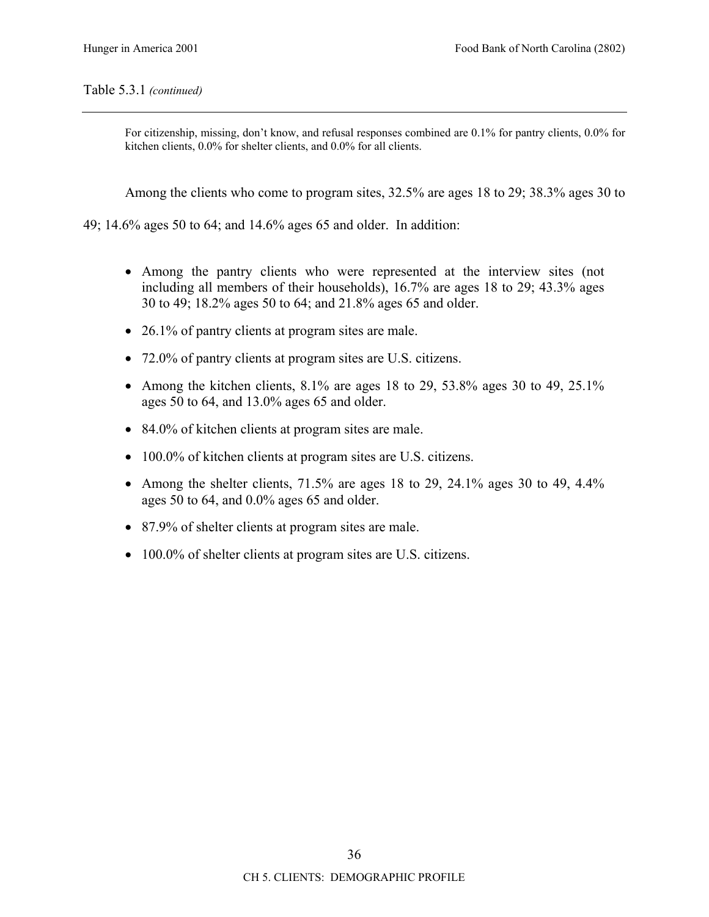Table 5.3.1 *(continued)*

---

For citizenship, missing, don't know, and refusal responses combined are 0.1% for pantry clients, 0.0% for kitchen clients, 0.0% for shelter clients, and 0.0% for all clients.

Among the clients who come to program sites, 32.5% are ages 18 to 29; 38.3% ages 30 to 49; 14.6% ages 50 to 64; and 14.6% ages 65 and older. In addition:

- Among the pantry clients who were represented at the interview sites (not including all members of their households), 16.7% are ages 18 to 29; 43.3% ages 30 to 49; 18.2% ages 50 to 64; and 21.8% ages 65 and older.
- 26.1% of pantry clients at program sites are male.
- 72.0% of pantry clients at program sites are U.S. citizens.
- Among the kitchen clients, 8.1% are ages 18 to 29, 53.8% ages 30 to 49, 25.1% ages 50 to 64, and 13.0% ages 65 and older.
- 84.0% of kitchen clients at program sites are male.
- 100.0% of kitchen clients at program sites are U.S. citizens.
- Among the shelter clients, 71.5% are ages 18 to 29, 24.1% ages 30 to 49, 4.4% ages 50 to 64, and 0.0% ages 65 and older.
- 87.9% of shelter clients at program sites are male.
- 100.0% of shelter clients at program sites are U.S. citizens.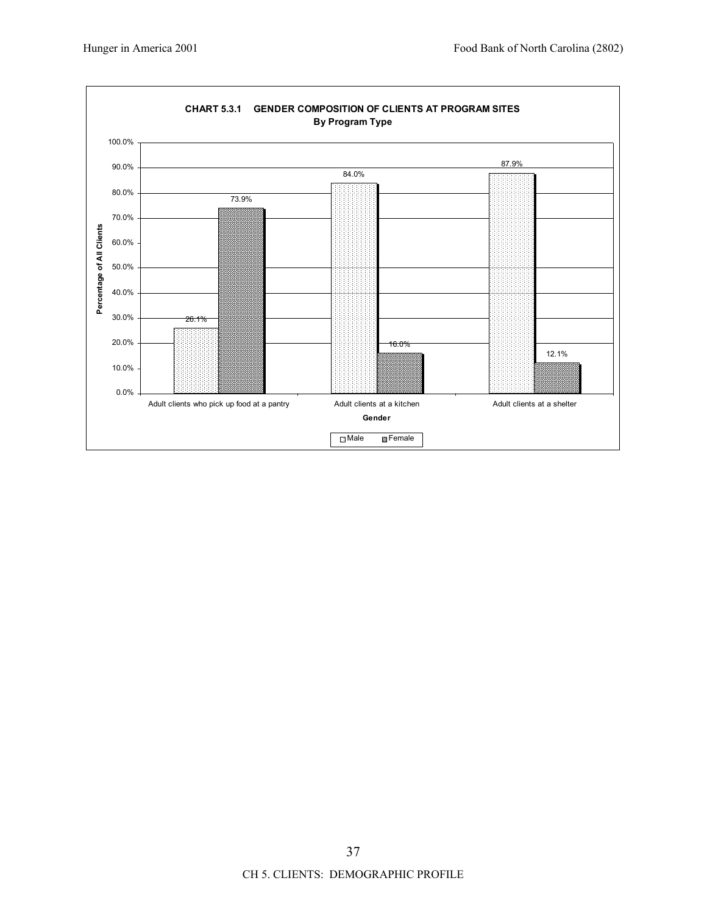**CHART 5.3.1 GENDER COMPOSITION OF CLIENTS AT PROGRAM SITES**
**By Program Type**

| Gender | Male | Female |
|---|---|---|
| Adult clients who pick up food at a pantry | 26.1% | 73.9% |
| Adult clients at a kitchen | 84.0% | 16.0% |
| Adult clients at a shelter | 87.9% | 12.1% |

CH 5. CLIENTS: DEMOGRAPHIC PROFILE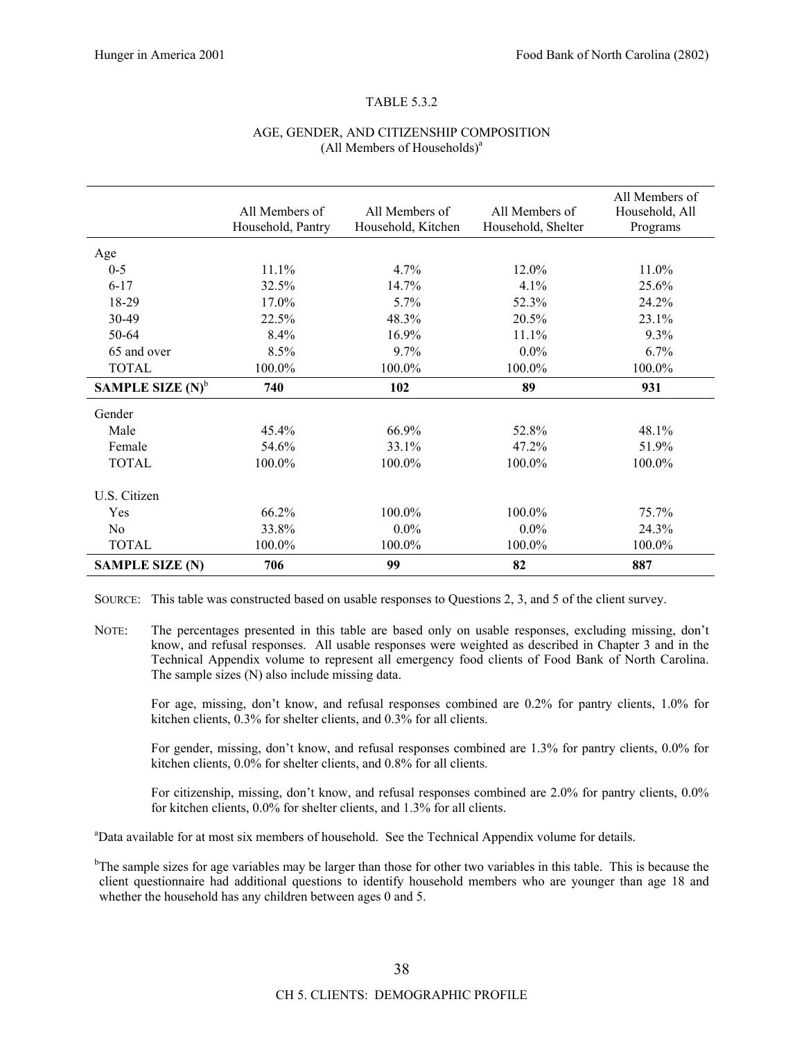TABLE 5.3.2

AGE, GENDER, AND CITIZENSHIP COMPOSITION
(All Members of Households)[a]

| | All Members of Household, Pantry | All Members of Household, Kitchen | All Members of Household, Shelter | All Members of Household, All Programs |
|---|---|---|---|---|
| Age | | | | |
| 0-5 | 11.1% | 4.7% | 12.0% | 11.0% |
| 6-17 | 32.5% | 14.7% | 4.1% | 25.6% |
| 18-29 | 17.0% | 5.7% | 52.3% | 24.2% |
| 30-49 | 22.5% | 48.3% | 20.5% | 23.1% |
| 50-64 | 8.4% | 16.9% | 11.1% | 9.3% |
| 65 and over | 8.5% | 9.7% | 0.0% | 6.7% |
| TOTAL | 100.0% | 100.0% | 100.0% | 100.0% |
| **SAMPLE SIZE (N)**[b] | **740** | **102** | **89** | **931** |
| Gender | | | | |
| Male | 45.4% | 66.9% | 52.8% | 48.1% |
| Female | 54.6% | 33.1% | 47.2% | 51.9% |
| TOTAL | 100.0% | 100.0% | 100.0% | 100.0% |
| U.S. Citizen | | | | |
| Yes | 66.2% | 100.0% | 100.0% | 75.7% |
| No | 33.8% | 0.0% | 0.0% | 24.3% |
| TOTAL | 100.0% | 100.0% | 100.0% | 100.0% |
| **SAMPLE SIZE (N)** | **706** | **99** | **82** | **887** |

SOURCE: This table was constructed based on usable responses to Questions 2, 3, and 5 of the client survey.

NOTE: The percentages presented in this table are based only on usable responses, excluding missing, don't know, and refusal responses. All usable responses were weighted as described in Chapter 3 and in the Technical Appendix volume to represent all emergency food clients of Food Bank of North Carolina. The sample sizes (N) also include missing data.

For age, missing, don't know, and refusal responses combined are 0.2% for pantry clients, 1.0% for kitchen clients, 0.3% for shelter clients, and 0.3% for all clients.

For gender, missing, don't know, and refusal responses combined are 1.3% for pantry clients, 0.0% for kitchen clients, 0.0% for shelter clients, and 0.8% for all clients.

For citizenship, missing, don't know, and refusal responses combined are 2.0% for pantry clients, 0.0% for kitchen clients, 0.0% for shelter clients, and 1.3% for all clients.

[a]Data available for at most six members of household. See the Technical Appendix volume for details.

[b]The sample sizes for age variables may be larger than those for other two variables in this table. This is because the client questionnaire had additional questions to identify household members who are younger than age 18 and whether the household has any children between ages 0 and 5.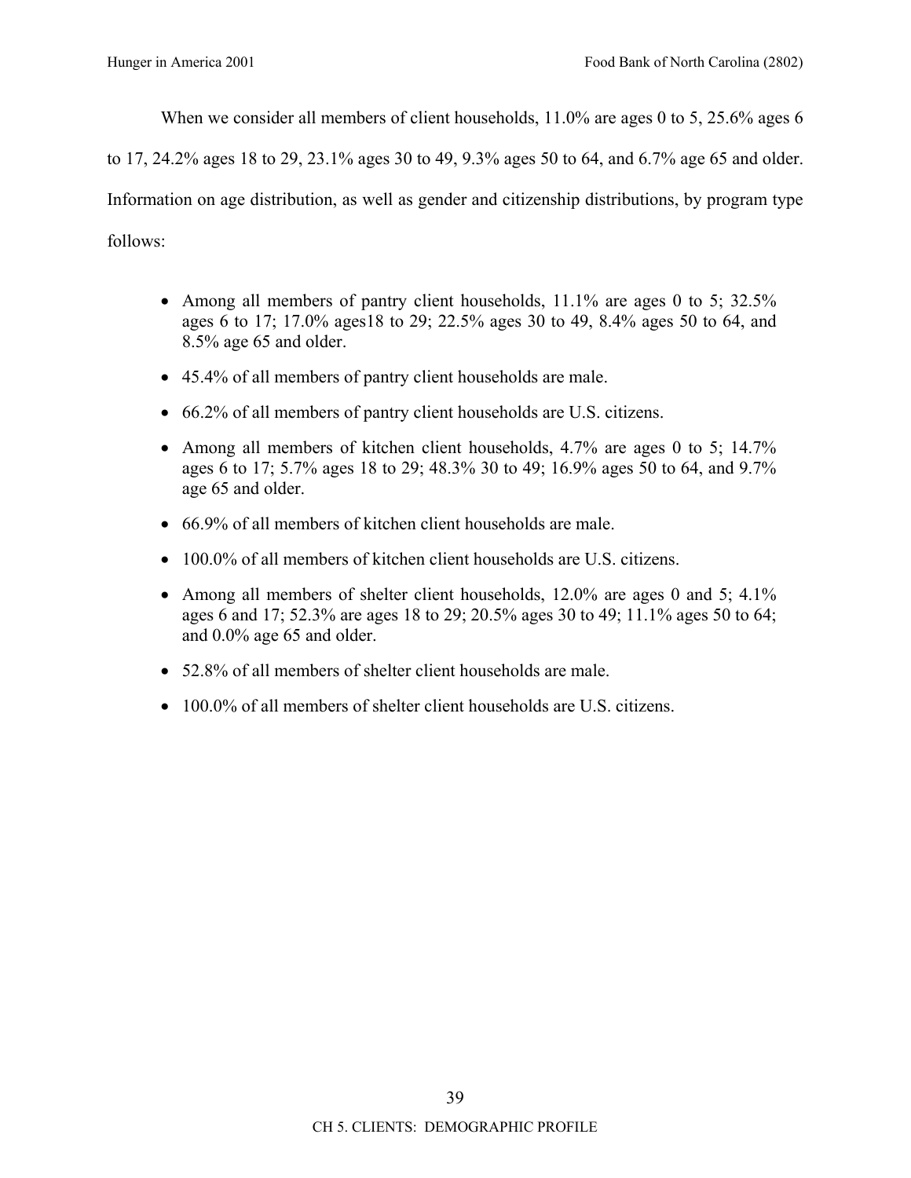When we consider all members of client households, 11.0% are ages 0 to 5, 25.6% ages 6 to 17, 24.2% ages 18 to 29, 23.1% ages 30 to 49, 9.3% ages 50 to 64, and 6.7% age 65 and older. Information on age distribution, as well as gender and citizenship distributions, by program type follows:

- Among all members of pantry client households, 11.1% are ages 0 to 5; 32.5% ages 6 to 17; 17.0% ages18 to 29; 22.5% ages 30 to 49, 8.4% ages 50 to 64, and 8.5% age 65 and older.
- 45.4% of all members of pantry client households are male.
- 66.2% of all members of pantry client households are U.S. citizens.
- Among all members of kitchen client households, 4.7% are ages 0 to 5; 14.7% ages 6 to 17; 5.7% ages 18 to 29; 48.3% 30 to 49; 16.9% ages 50 to 64, and 9.7% age 65 and older.
- 66.9% of all members of kitchen client households are male.
- 100.0% of all members of kitchen client households are U.S. citizens.
- Among all members of shelter client households, 12.0% are ages 0 and 5; 4.1% ages 6 and 17; 52.3% are ages 18 to 29; 20.5% ages 30 to 49; 11.1% ages 50 to 64; and 0.0% age 65 and older.
- 52.8% of all members of shelter client households are male.
- 100.0% of all members of shelter client households are U.S. citizens.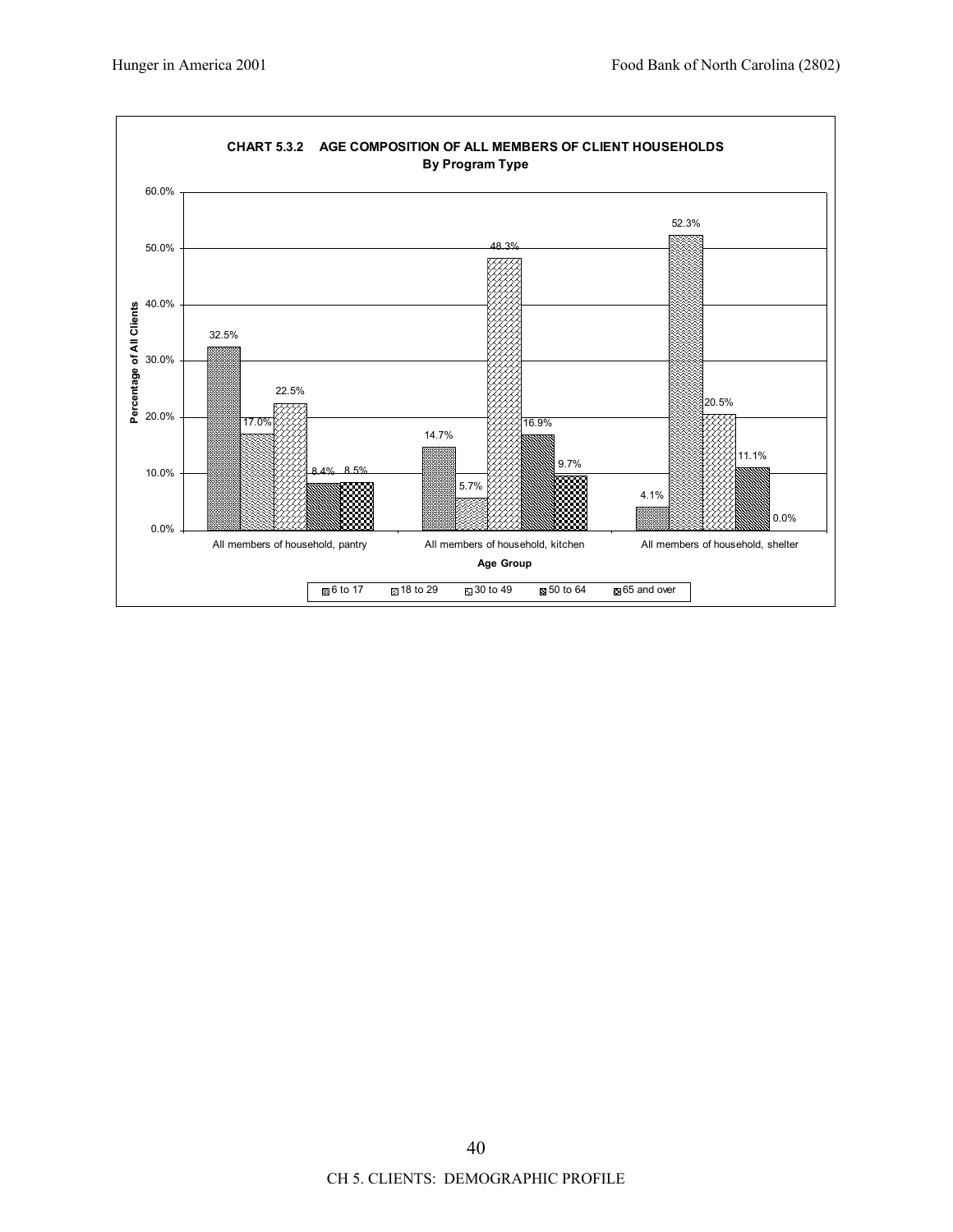**CHART 5.3.2 AGE COMPOSITION OF ALL MEMBERS OF CLIENT HOUSEHOLDS**
**By Program Type**

| Age Group | 6 to 17 | 18 to 29 | 30 to 49 | 50 to 64 | 65 and over |
|---|---|---|---|---|---|
| All members of household, pantry | 32.5% | 17.0% | 22.5% | 8.4% | 8.5% |
| All members of household, kitchen | 14.7% | 5.7% | 48.3% | 16.9% | 9.7% |
| All members of household, shelter | 4.1% | 52.3% | 20.5% | 11.1% | 0.0% |

Y-axis: Percentage of All Clients (0.0% to 60.0%)

X-axis: Age Group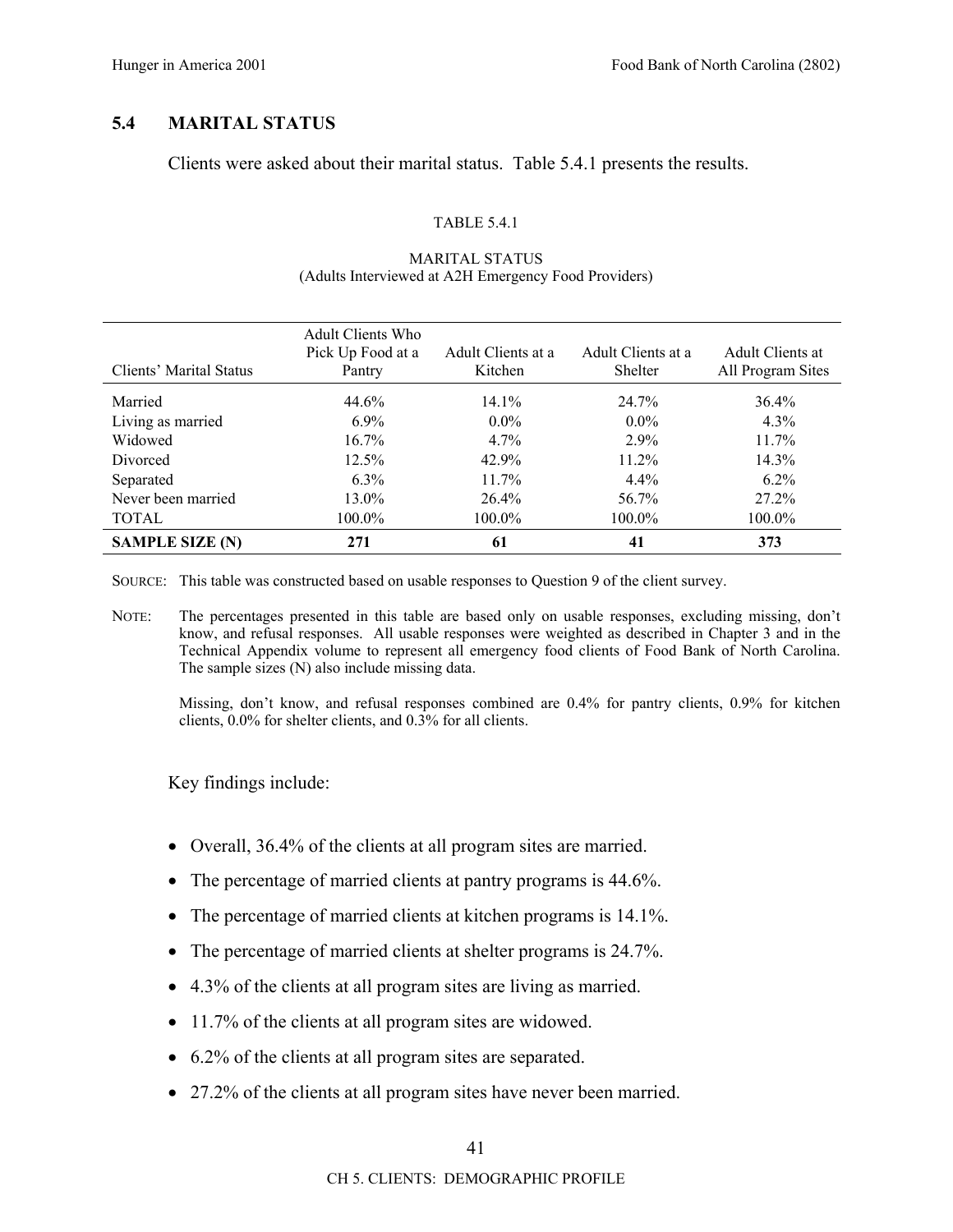## 5.4 MARITAL STATUS

Clients were asked about their marital status. Table 5.4.1 presents the results.

TABLE 5.4.1

MARITAL STATUS
(Adults Interviewed at A2H Emergency Food Providers)

| Clients' Marital Status | Adult Clients Who Pick Up Food at a Pantry | Adult Clients at a Kitchen | Adult Clients at a Shelter | Adult Clients at All Program Sites |
|---|---|---|---|---|
| Married | 44.6% | 14.1% | 24.7% | 36.4% |
| Living as married | 6.9% | 0.0% | 0.0% | 4.3% |
| Widowed | 16.7% | 4.7% | 2.9% | 11.7% |
| Divorced | 12.5% | 42.9% | 11.2% | 14.3% |
| Separated | 6.3% | 11.7% | 4.4% | 6.2% |
| Never been married | 13.0% | 26.4% | 56.7% | 27.2% |
| TOTAL | 100.0% | 100.0% | 100.0% | 100.0% |
| **SAMPLE SIZE (N)** | **271** | **61** | **41** | **373** |

SOURCE: This table was constructed based on usable responses to Question 9 of the client survey.

NOTE: The percentages presented in this table are based only on usable responses, excluding missing, don't know, and refusal responses. All usable responses were weighted as described in Chapter 3 and in the Technical Appendix volume to represent all emergency food clients of Food Bank of North Carolina. The sample sizes (N) also include missing data.

Missing, don't know, and refusal responses combined are 0.4% for pantry clients, 0.9% for kitchen clients, 0.0% for shelter clients, and 0.3% for all clients.

Key findings include:

- Overall, 36.4% of the clients at all program sites are married.
- The percentage of married clients at pantry programs is 44.6%.
- The percentage of married clients at kitchen programs is 14.1%.
- The percentage of married clients at shelter programs is 24.7%.
- 4.3% of the clients at all program sites are living as married.
- 11.7% of the clients at all program sites are widowed.
- 6.2% of the clients at all program sites are separated.
- 27.2% of the clients at all program sites have never been married.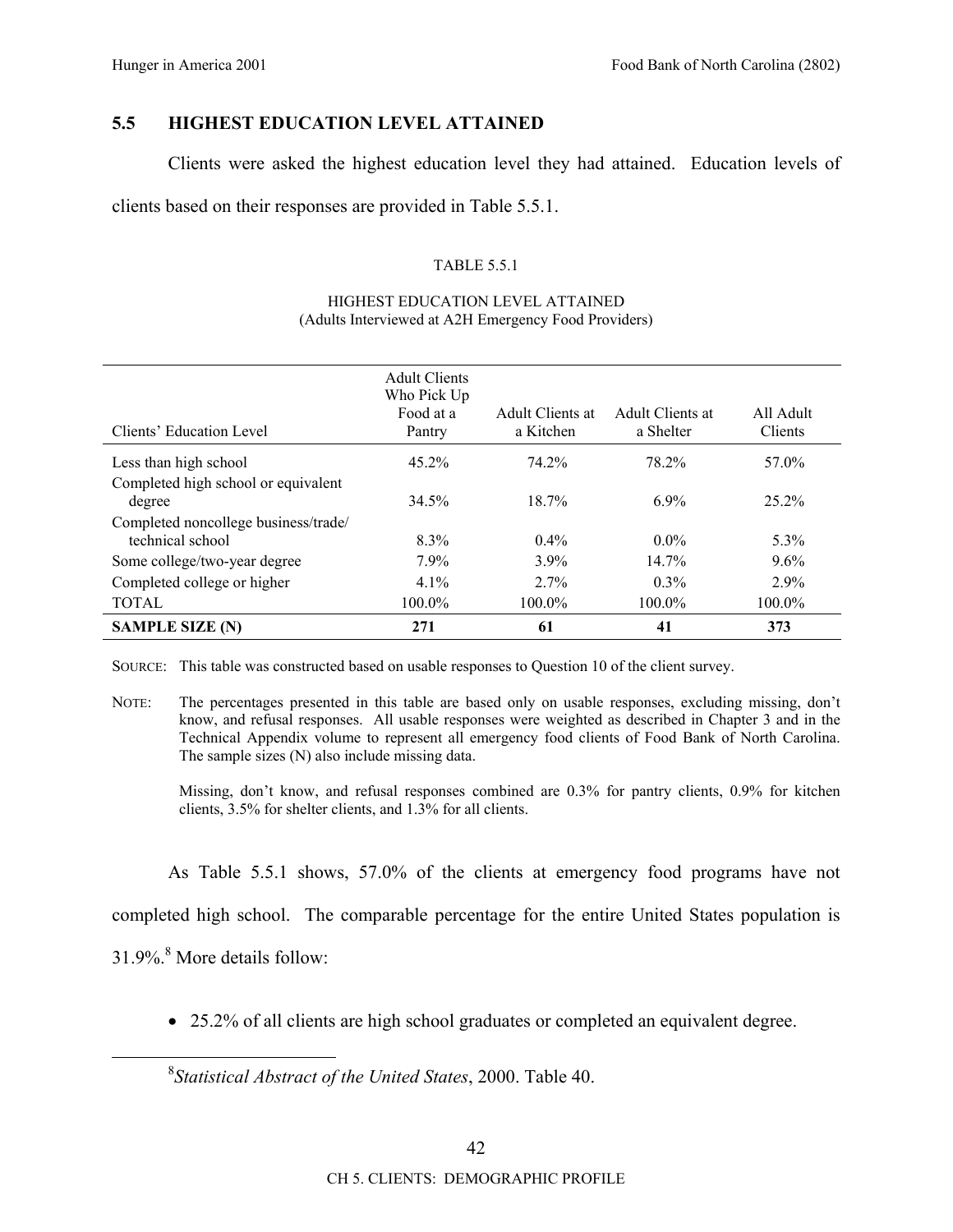## 5.5 HIGHEST EDUCATION LEVEL ATTAINED

Clients were asked the highest education level they had attained. Education levels of clients based on their responses are provided in Table 5.5.1.

TABLE 5.5.1

HIGHEST EDUCATION LEVEL ATTAINED
(Adults Interviewed at A2H Emergency Food Providers)

| Clients' Education Level | Adult Clients Who Pick Up Food at a Pantry | Adult Clients at a Kitchen | Adult Clients at a Shelter | All Adult Clients |
|---|---|---|---|---|
| Less than high school | 45.2% | 74.2% | 78.2% | 57.0% |
| Completed high school or equivalent degree | 34.5% | 18.7% | 6.9% | 25.2% |
| Completed noncollege business/trade/ technical school | 8.3% | 0.4% | 0.0% | 5.3% |
| Some college/two-year degree | 7.9% | 3.9% | 14.7% | 9.6% |
| Completed college or higher | 4.1% | 2.7% | 0.3% | 2.9% |
| TOTAL | 100.0% | 100.0% | 100.0% | 100.0% |
| **SAMPLE SIZE (N)** | **271** | **61** | **41** | **373** |

SOURCE: This table was constructed based on usable responses to Question 10 of the client survey.

NOTE: The percentages presented in this table are based only on usable responses, excluding missing, don't know, and refusal responses. All usable responses were weighted as described in Chapter 3 and in the Technical Appendix volume to represent all emergency food clients of Food Bank of North Carolina. The sample sizes (N) also include missing data.

Missing, don't know, and refusal responses combined are 0.3% for pantry clients, 0.9% for kitchen clients, 3.5% for shelter clients, and 1.3% for all clients.

As Table 5.5.1 shows, 57.0% of the clients at emergency food programs have not completed high school. The comparable percentage for the entire United States population is 31.9%.[8] More details follow:

- 25.2% of all clients are high school graduates or completed an equivalent degree.

[8] *Statistical Abstract of the United States*, 2000. Table 40.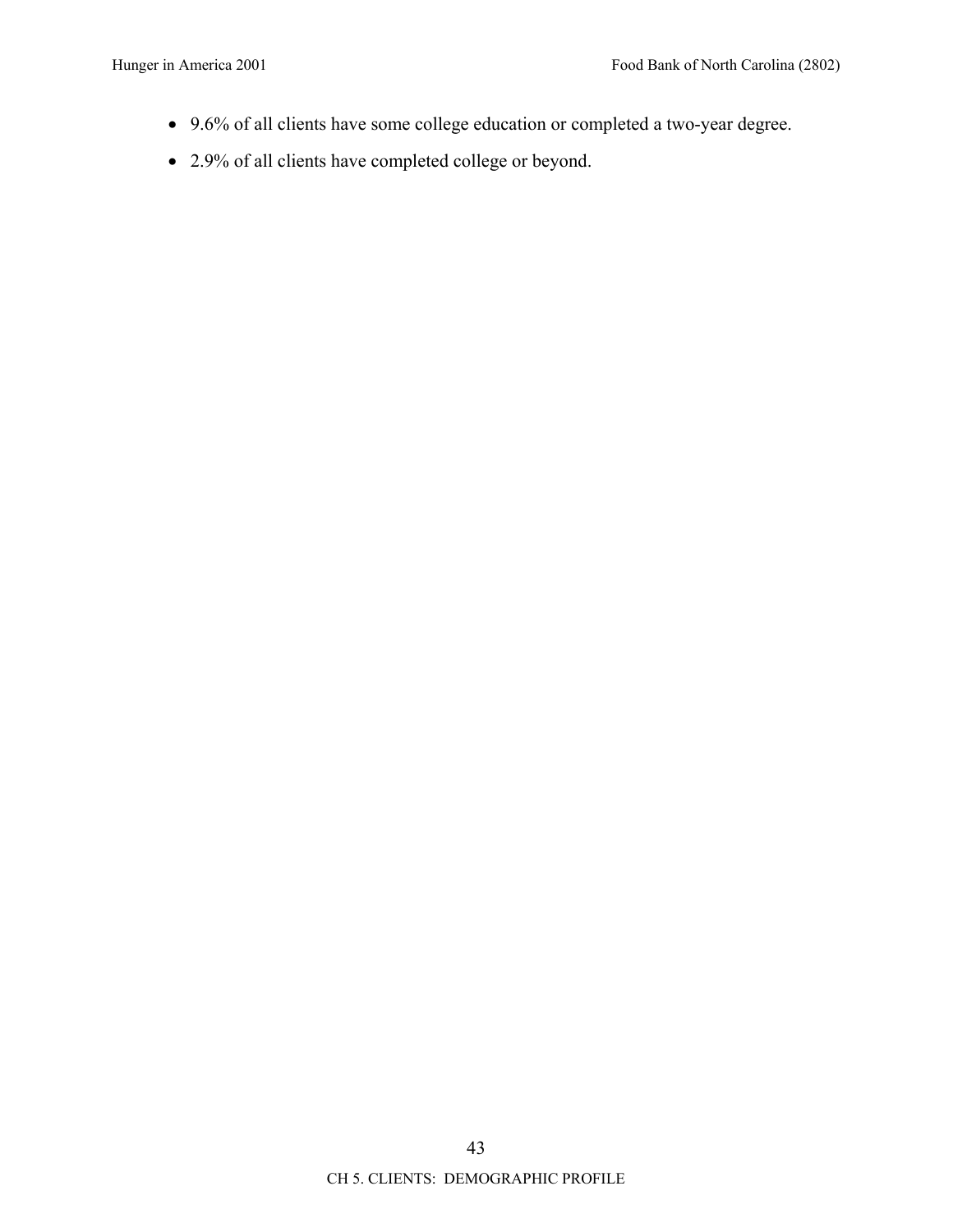- 9.6% of all clients have some college education or completed a two-year degree.
- 2.9% of all clients have completed college or beyond.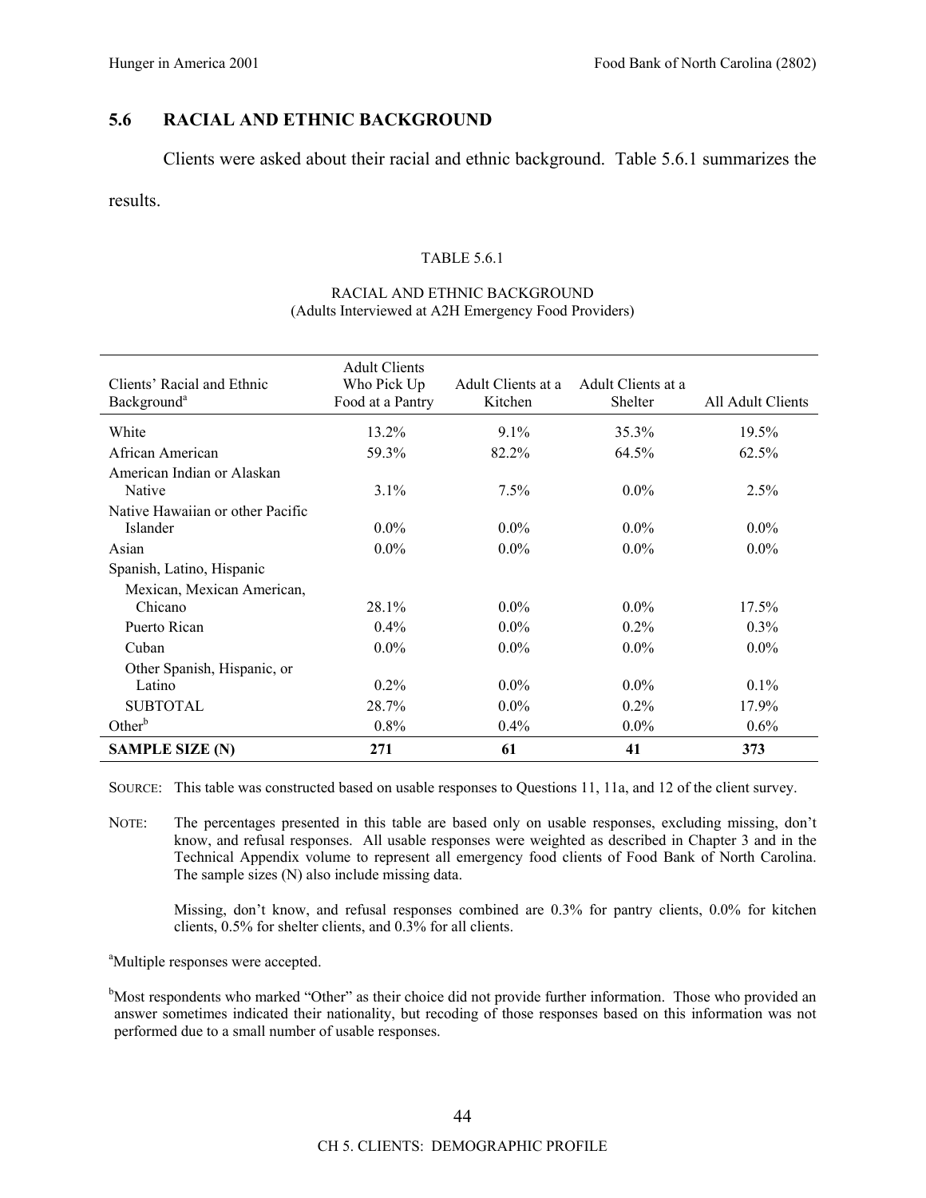## 5.6 RACIAL AND ETHNIC BACKGROUND

Clients were asked about their racial and ethnic background. Table 5.6.1 summarizes the results.

TABLE 5.6.1

RACIAL AND ETHNIC BACKGROUND
(Adults Interviewed at A2H Emergency Food Providers)

| Clients' Racial and Ethnic Background[a] | Adult Clients Who Pick Up Food at a Pantry | Adult Clients at a Kitchen | Adult Clients at a Shelter | All Adult Clients |
|---|---|---|---|---|
| White | 13.2% | 9.1% | 35.3% | 19.5% |
| African American | 59.3% | 82.2% | 64.5% | 62.5% |
| American Indian or Alaskan Native | 3.1% | 7.5% | 0.0% | 2.5% |
| Native Hawaiian or other Pacific Islander | 0.0% | 0.0% | 0.0% | 0.0% |
| Asian | 0.0% | 0.0% | 0.0% | 0.0% |
| Spanish, Latino, Hispanic | | | | |
| Mexican, Mexican American, Chicano | 28.1% | 0.0% | 0.0% | 17.5% |
| Puerto Rican | 0.4% | 0.0% | 0.2% | 0.3% |
| Cuban | 0.0% | 0.0% | 0.0% | 0.0% |
| Other Spanish, Hispanic, or Latino | 0.2% | 0.0% | 0.0% | 0.1% |
| SUBTOTAL | 28.7% | 0.0% | 0.2% | 17.9% |
| Other[b] | 0.8% | 0.4% | 0.0% | 0.6% |
| **SAMPLE SIZE (N)** | **271** | **61** | **41** | **373** |

SOURCE: This table was constructed based on usable responses to Questions 11, 11a, and 12 of the client survey.

NOTE: The percentages presented in this table are based only on usable responses, excluding missing, don't know, and refusal responses. All usable responses were weighted as described in Chapter 3 and in the Technical Appendix volume to represent all emergency food clients of Food Bank of North Carolina. The sample sizes (N) also include missing data.

Missing, don't know, and refusal responses combined are 0.3% for pantry clients, 0.0% for kitchen clients, 0.5% for shelter clients, and 0.3% for all clients.

[a]Multiple responses were accepted.

[b]Most respondents who marked "Other" as their choice did not provide further information. Those who provided an answer sometimes indicated their nationality, but recoding of those responses based on this information was not performed due to a small number of usable responses.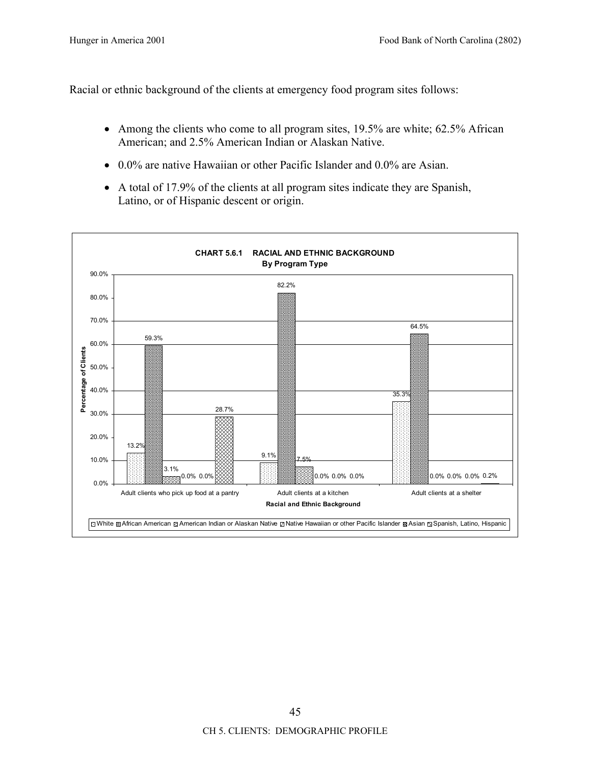Racial or ethnic background of the clients at emergency food program sites follows:

- Among the clients who come to all program sites, 19.5% are white; 62.5% African American; and 2.5% American Indian or Alaskan Native.
- 0.0% are native Hawaiian or other Pacific Islander and 0.0% are Asian.
- A total of 17.9% of the clients at all program sites indicate they are Spanish, Latino, or of Hispanic descent or origin.

**CHART 5.6.1 RACIAL AND ETHNIC BACKGROUND**
**By Program Type**

| Racial and Ethnic Background | White | African American | American Indian or Alaskan Native | Native Hawaiian or other Pacific Islander | Asian | Spanish, Latino, Hispanic |
|---|---|---|---|---|---|---|
| Adult clients who pick up food at a pantry | 13.2% | 59.3% | 3.1% | 0.0% | 0.0% | 28.7% |
| Adult clients at a kitchen | 9.1% | 82.2% | 7.5% | 0.0% | 0.0% | 0.0% |
| Adult clients at a shelter | 35.3% | 64.5% | 0.0% | 0.0% | 0.0% | 0.2% |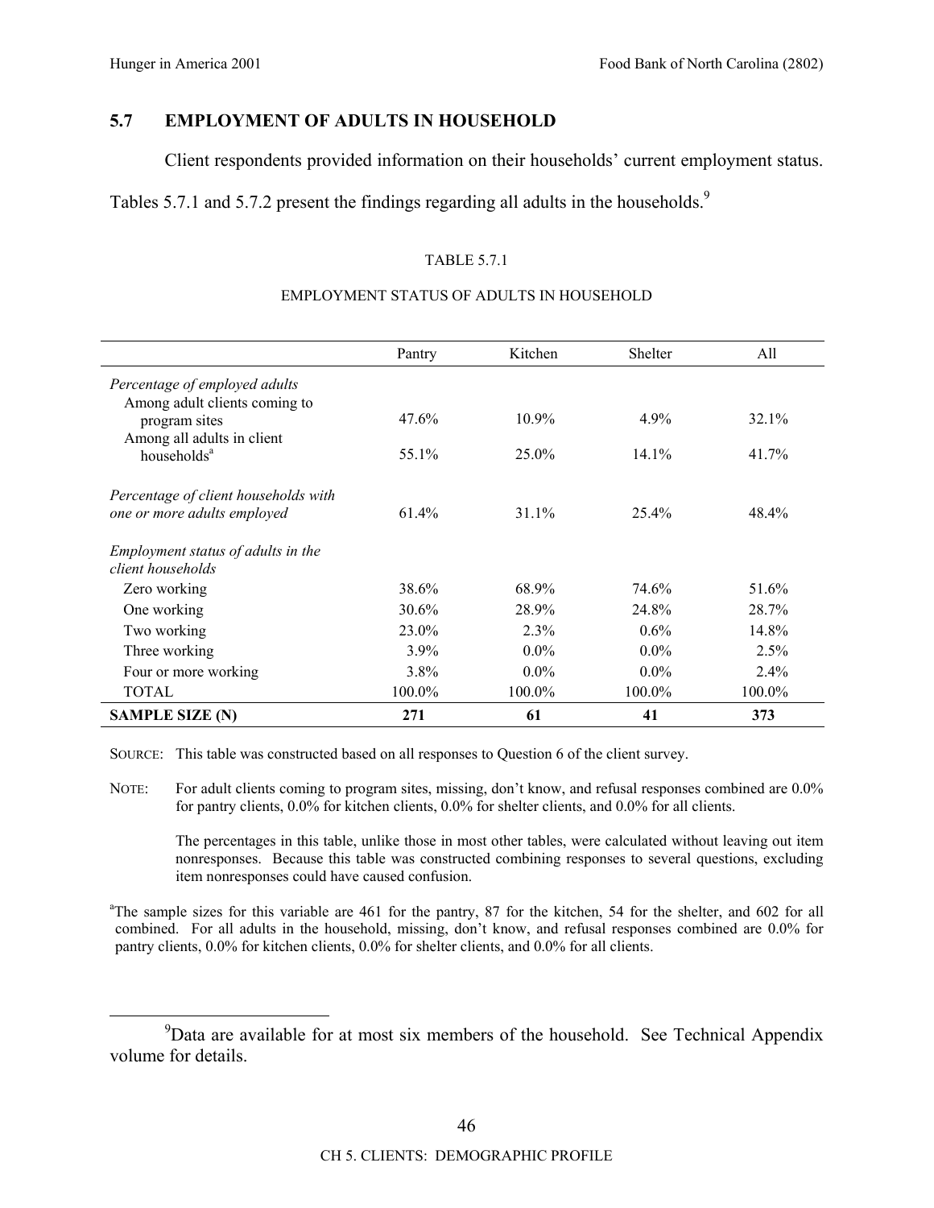## 5.7 EMPLOYMENT OF ADULTS IN HOUSEHOLD

Client respondents provided information on their households' current employment status. Tables 5.7.1 and 5.7.2 present the findings regarding all adults in the households.[9]

TABLE 5.7.1

EMPLOYMENT STATUS OF ADULTS IN HOUSEHOLD

| | Pantry | Kitchen | Shelter | All |
|---|---|---|---|---|
| *Percentage of employed adults* | | | | |
| Among adult clients coming to program sites | 47.6% | 10.9% | 4.9% | 32.1% |
| Among all adults in client households[a] | 55.1% | 25.0% | 14.1% | 41.7% |
| *Percentage of client households with one or more adults employed* | 61.4% | 31.1% | 25.4% | 48.4% |
| *Employment status of adults in the client households* | | | | |
| Zero working | 38.6% | 68.9% | 74.6% | 51.6% |
| One working | 30.6% | 28.9% | 24.8% | 28.7% |
| Two working | 23.0% | 2.3% | 0.6% | 14.8% |
| Three working | 3.9% | 0.0% | 0.0% | 2.5% |
| Four or more working | 3.8% | 0.0% | 0.0% | 2.4% |
| TOTAL | 100.0% | 100.0% | 100.0% | 100.0% |
| **SAMPLE SIZE (N)** | **271** | **61** | **41** | **373** |

SOURCE: This table was constructed based on all responses to Question 6 of the client survey.

NOTE: For adult clients coming to program sites, missing, don't know, and refusal responses combined are 0.0% for pantry clients, 0.0% for kitchen clients, 0.0% for shelter clients, and 0.0% for all clients.

The percentages in this table, unlike those in most other tables, were calculated without leaving out item nonresponses. Because this table was constructed combining responses to several questions, excluding item nonresponses could have caused confusion.

[a]The sample sizes for this variable are 461 for the pantry, 87 for the kitchen, 54 for the shelter, and 602 for all combined. For all adults in the household, missing, don't know, and refusal responses combined are 0.0% for pantry clients, 0.0% for kitchen clients, 0.0% for shelter clients, and 0.0% for all clients.

[9]Data are available for at most six members of the household. See Technical Appendix volume for details.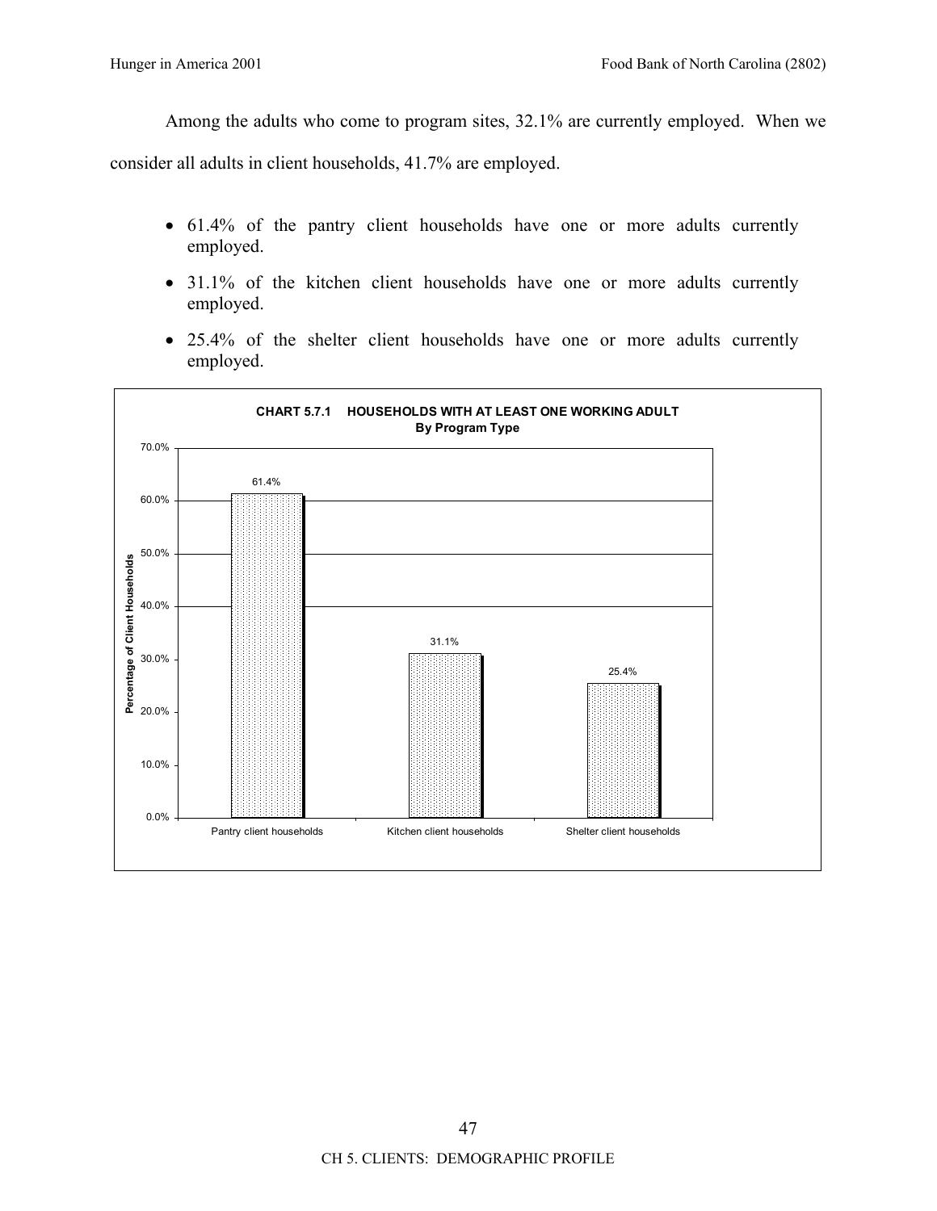Among the adults who come to program sites, 32.1% are currently employed. When we consider all adults in client households, 41.7% are employed.

- 61.4% of the pantry client households have one or more adults currently employed.
- 31.1% of the kitchen client households have one or more adults currently employed.
- 25.4% of the shelter client households have one or more adults currently employed.

**CHART 5.7.1 HOUSEHOLDS WITH AT LEAST ONE WORKING ADULT**
**By Program Type**

| Program Type | Percentage of Client Households |
|---|---|
| Pantry client households | 61.4% |
| Kitchen client households | 31.1% |
| Shelter client households | 25.4% |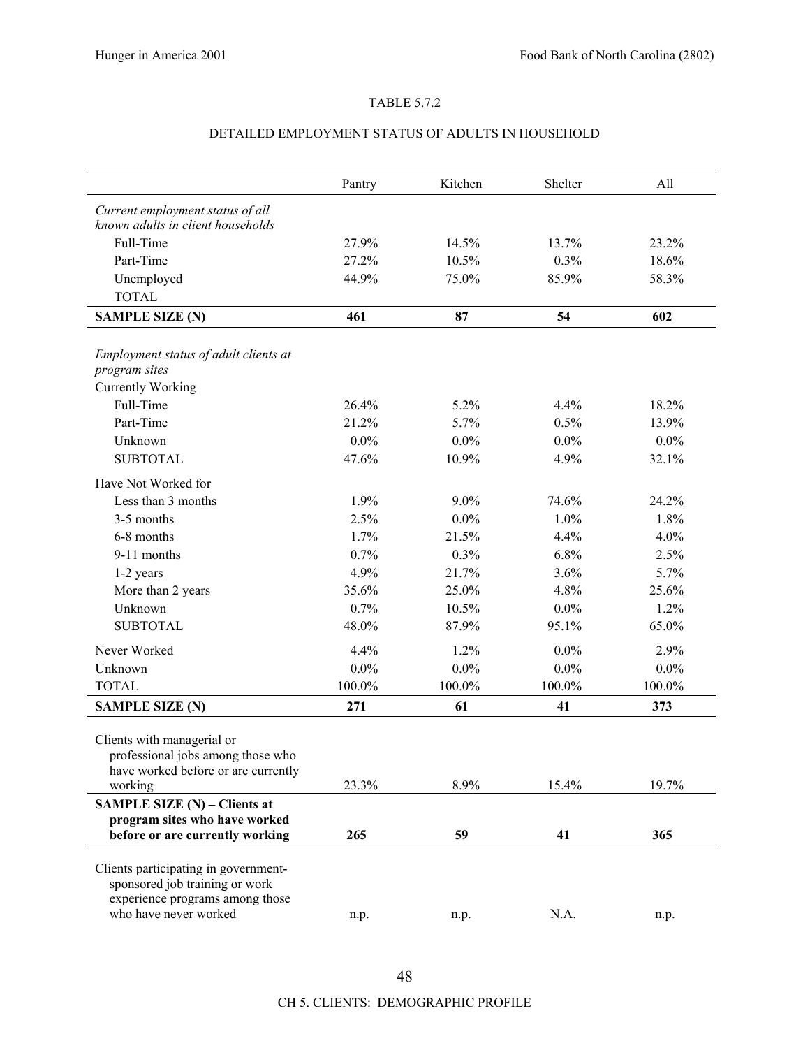TABLE 5.7.2

DETAILED EMPLOYMENT STATUS OF ADULTS IN HOUSEHOLD

| | Pantry | Kitchen | Shelter | All |
|---|---|---|---|---|
| *Current employment status of all known adults in client households* | | | | |
| Full-Time | 27.9% | 14.5% | 13.7% | 23.2% |
| Part-Time | 27.2% | 10.5% | 0.3% | 18.6% |
| Unemployed | 44.9% | 75.0% | 85.9% | 58.3% |
| TOTAL | | | | |
| **SAMPLE SIZE (N)** | **461** | **87** | **54** | **602** |
| *Employment status of adult clients at program sites* | | | | |
| Currently Working | | | | |
| Full-Time | 26.4% | 5.2% | 4.4% | 18.2% |
| Part-Time | 21.2% | 5.7% | 0.5% | 13.9% |
| Unknown | 0.0% | 0.0% | 0.0% | 0.0% |
| SUBTOTAL | 47.6% | 10.9% | 4.9% | 32.1% |
| Have Not Worked for | | | | |
| Less than 3 months | 1.9% | 9.0% | 74.6% | 24.2% |
| 3-5 months | 2.5% | 0.0% | 1.0% | 1.8% |
| 6-8 months | 1.7% | 21.5% | 4.4% | 4.0% |
| 9-11 months | 0.7% | 0.3% | 6.8% | 2.5% |
| 1-2 years | 4.9% | 21.7% | 3.6% | 5.7% |
| More than 2 years | 35.6% | 25.0% | 4.8% | 25.6% |
| Unknown | 0.7% | 10.5% | 0.0% | 1.2% |
| SUBTOTAL | 48.0% | 87.9% | 95.1% | 65.0% |
| Never Worked | 4.4% | 1.2% | 0.0% | 2.9% |
| Unknown | 0.0% | 0.0% | 0.0% | 0.0% |
| TOTAL | 100.0% | 100.0% | 100.0% | 100.0% |
| **SAMPLE SIZE (N)** | **271** | **61** | **41** | **373** |
| Clients with managerial or professional jobs among those who have worked before or are currently working | 23.3% | 8.9% | 15.4% | 19.7% |
| **SAMPLE SIZE (N) – Clients at program sites who have worked before or are currently working** | **265** | **59** | **41** | **365** |
| Clients participating in government-sponsored job training or work experience programs among those who have never worked | n.p. | n.p. | N.A. | n.p. |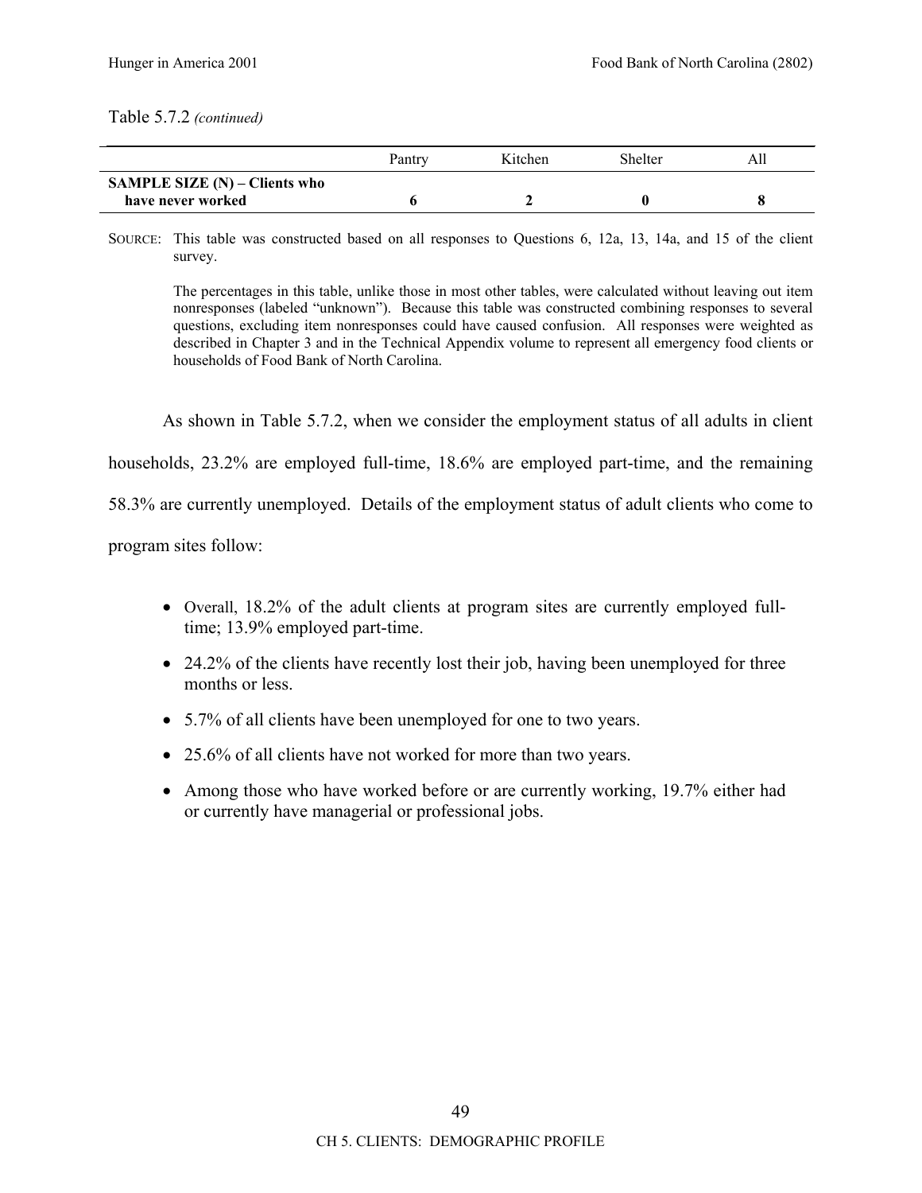Table 5.7.2 *(continued)*

| | Pantry | Kitchen | Shelter | All |
|---|---|---|---|---|
| **SAMPLE SIZE (N) – Clients who have never worked** | **6** | **2** | **0** | **8** |

SOURCE: This table was constructed based on all responses to Questions 6, 12a, 13, 14a, and 15 of the client survey.

The percentages in this table, unlike those in most other tables, were calculated without leaving out item nonresponses (labeled "unknown"). Because this table was constructed combining responses to several questions, excluding item nonresponses could have caused confusion. All responses were weighted as described in Chapter 3 and in the Technical Appendix volume to represent all emergency food clients or households of Food Bank of North Carolina.

As shown in Table 5.7.2, when we consider the employment status of all adults in client households, 23.2% are employed full-time, 18.6% are employed part-time, and the remaining 58.3% are currently unemployed. Details of the employment status of adult clients who come to program sites follow:

- Overall, 18.2% of the adult clients at program sites are currently employed full-time; 13.9% employed part-time.
- 24.2% of the clients have recently lost their job, having been unemployed for three months or less.
- 5.7% of all clients have been unemployed for one to two years.
- 25.6% of all clients have not worked for more than two years.
- Among those who have worked before or are currently working, 19.7% either had or currently have managerial or professional jobs.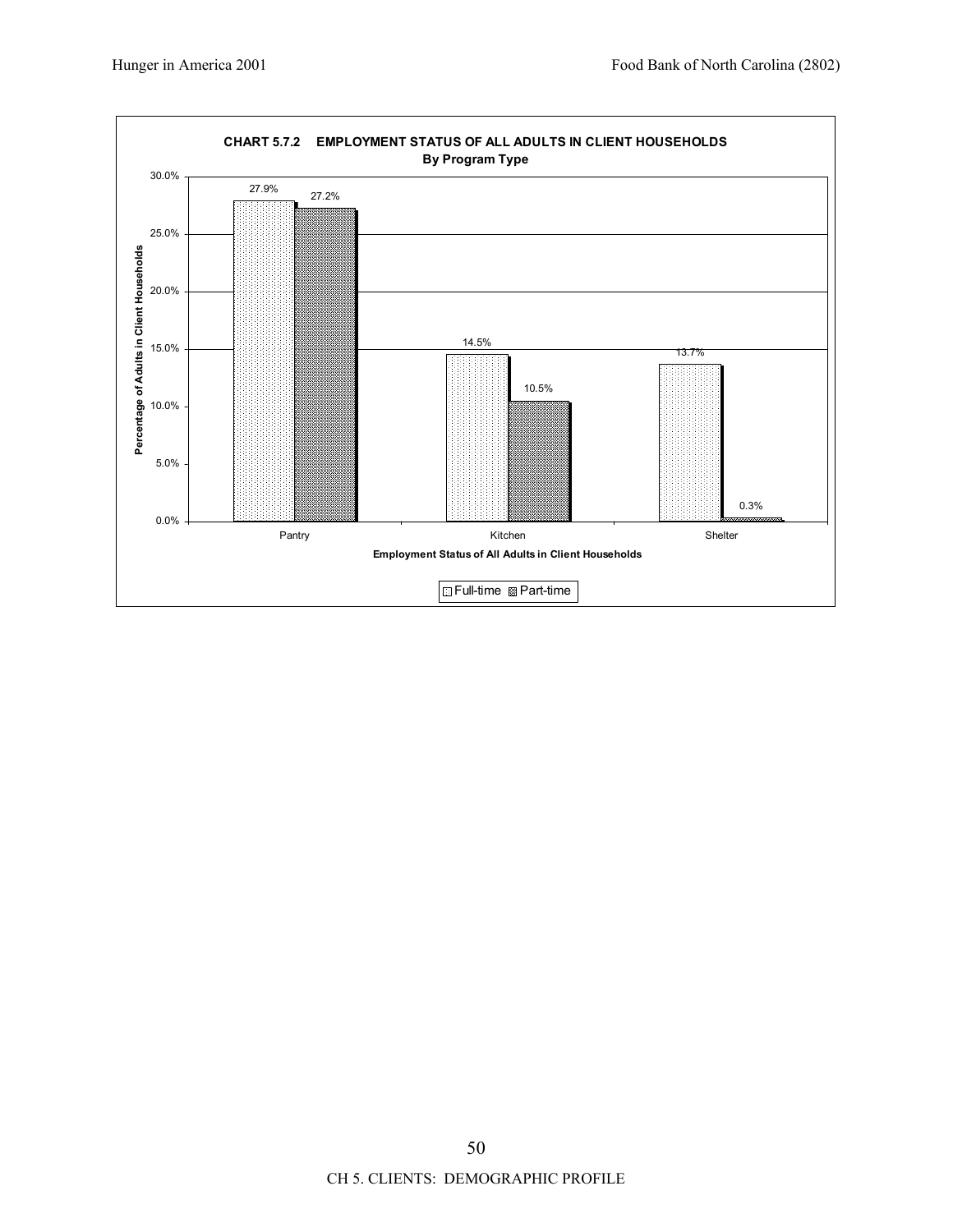**CHART 5.7.2 EMPLOYMENT STATUS OF ALL ADULTS IN CLIENT HOUSEHOLDS**
**By Program Type**

| Employment Status of All Adults in Client Households | Full-time | Part-time |
|---|---|---|
| Pantry | 27.9% | 27.2% |
| Kitchen | 14.5% | 10.5% |
| Shelter | 13.7% | 0.3% |

Y-axis: Percentage of Adults in Client Households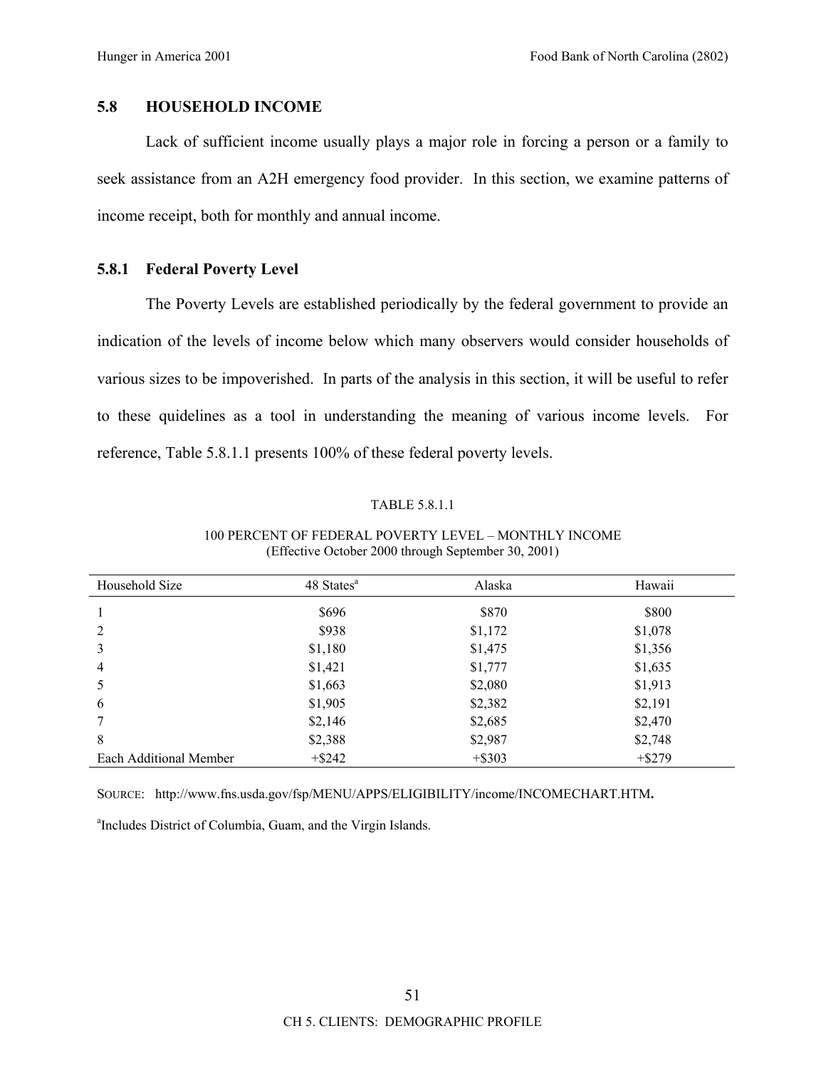## 5.8 HOUSEHOLD INCOME

Lack of sufficient income usually plays a major role in forcing a person or a family to seek assistance from an A2H emergency food provider. In this section, we examine patterns of income receipt, both for monthly and annual income.

### 5.8.1 Federal Poverty Level

The Poverty Levels are established periodically by the federal government to provide an indication of the levels of income below which many observers would consider households of various sizes to be impoverished. In parts of the analysis in this section, it will be useful to refer to these quidelines as a tool in understanding the meaning of various income levels. For reference, Table 5.8.1.1 presents 100% of these federal poverty levels.

TABLE 5.8.1.1

100 PERCENT OF FEDERAL POVERTY LEVEL – MONTHLY INCOME
(Effective October 2000 through September 30, 2001)

| Household Size | 48 States[a] | Alaska | Hawaii |
|---|---|---|---|
| 1 | $696 | $870 | $800 |
| 2 | $938 | $1,172 | $1,078 |
| 3 | $1,180 | $1,475 | $1,356 |
| 4 | $1,421 | $1,777 | $1,635 |
| 5 | $1,663 | $2,080 | $1,913 |
| 6 | $1,905 | $2,382 | $2,191 |
| 7 | $2,146 | $2,685 | $2,470 |
| 8 | $2,388 | $2,987 | $2,748 |
| Each Additional Member | +$242 | +$303 | +$279 |

SOURCE: http://www.fns.usda.gov/fsp/MENU/APPS/ELIGIBILITY/income/INCOMECHART.HTM.

[a]Includes District of Columbia, Guam, and the Virgin Islands.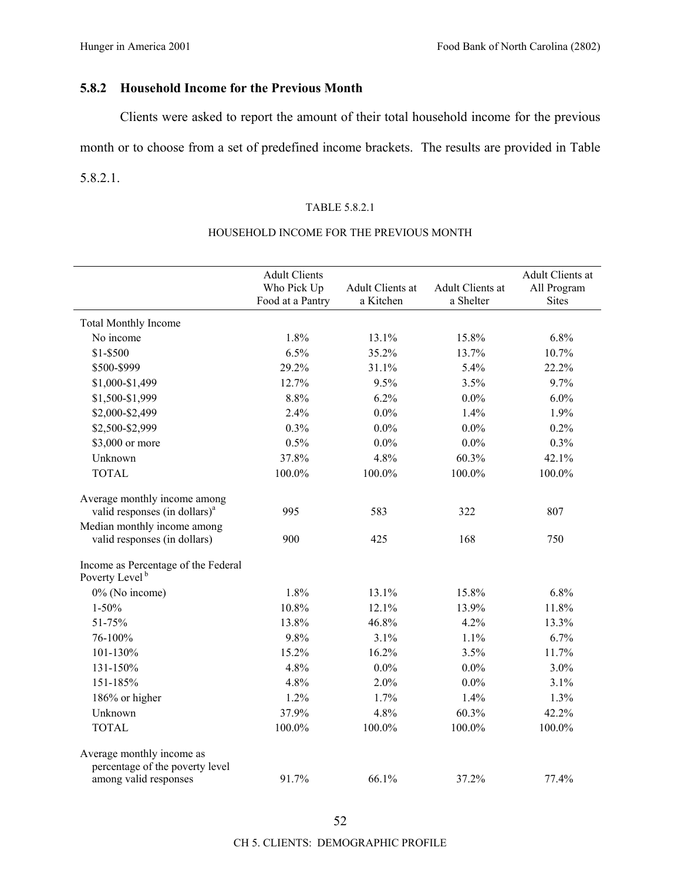### 5.8.2 Household Income for the Previous Month

Clients were asked to report the amount of their total household income for the previous month or to choose from a set of predefined income brackets. The results are provided in Table 5.8.2.1.

TABLE 5.8.2.1

HOUSEHOLD INCOME FOR THE PREVIOUS MONTH

| | Adult Clients Who Pick Up Food at a Pantry | Adult Clients at a Kitchen | Adult Clients at a Shelter | Adult Clients at All Program Sites |
|---|---|---|---|---|
| Total Monthly Income | | | | |
| No income | 1.8% | 13.1% | 15.8% | 6.8% |
| $1-$500 | 6.5% | 35.2% | 13.7% | 10.7% |
| $500-$999 | 29.2% | 31.1% | 5.4% | 22.2% |
| $1,000-$1,499 | 12.7% | 9.5% | 3.5% | 9.7% |
| $1,500-$1,999 | 8.8% | 6.2% | 0.0% | 6.0% |
| $2,000-$2,499 | 2.4% | 0.0% | 1.4% | 1.9% |
| $2,500-$2,999 | 0.3% | 0.0% | 0.0% | 0.2% |
| $3,000 or more | 0.5% | 0.0% | 0.0% | 0.3% |
| Unknown | 37.8% | 4.8% | 60.3% | 42.1% |
| TOTAL | 100.0% | 100.0% | 100.0% | 100.0% |
| Average monthly income among valid responses (in dollars)[a] | 995 | 583 | 322 | 807 |
| Median monthly income among valid responses (in dollars) | 900 | 425 | 168 | 750 |
| Income as Percentage of the Federal Poverty Level[b] | | | | |
| 0% (No income) | 1.8% | 13.1% | 15.8% | 6.8% |
| 1-50% | 10.8% | 12.1% | 13.9% | 11.8% |
| 51-75% | 13.8% | 46.8% | 4.2% | 13.3% |
| 76-100% | 9.8% | 3.1% | 1.1% | 6.7% |
| 101-130% | 15.2% | 16.2% | 3.5% | 11.7% |
| 131-150% | 4.8% | 0.0% | 0.0% | 3.0% |
| 151-185% | 4.8% | 2.0% | 0.0% | 3.1% |
| 186% or higher | 1.2% | 1.7% | 1.4% | 1.3% |
| Unknown | 37.9% | 4.8% | 60.3% | 42.2% |
| TOTAL | 100.0% | 100.0% | 100.0% | 100.0% |
| Average monthly income as percentage of the poverty level among valid responses | 91.7% | 66.1% | 37.2% | 77.4% |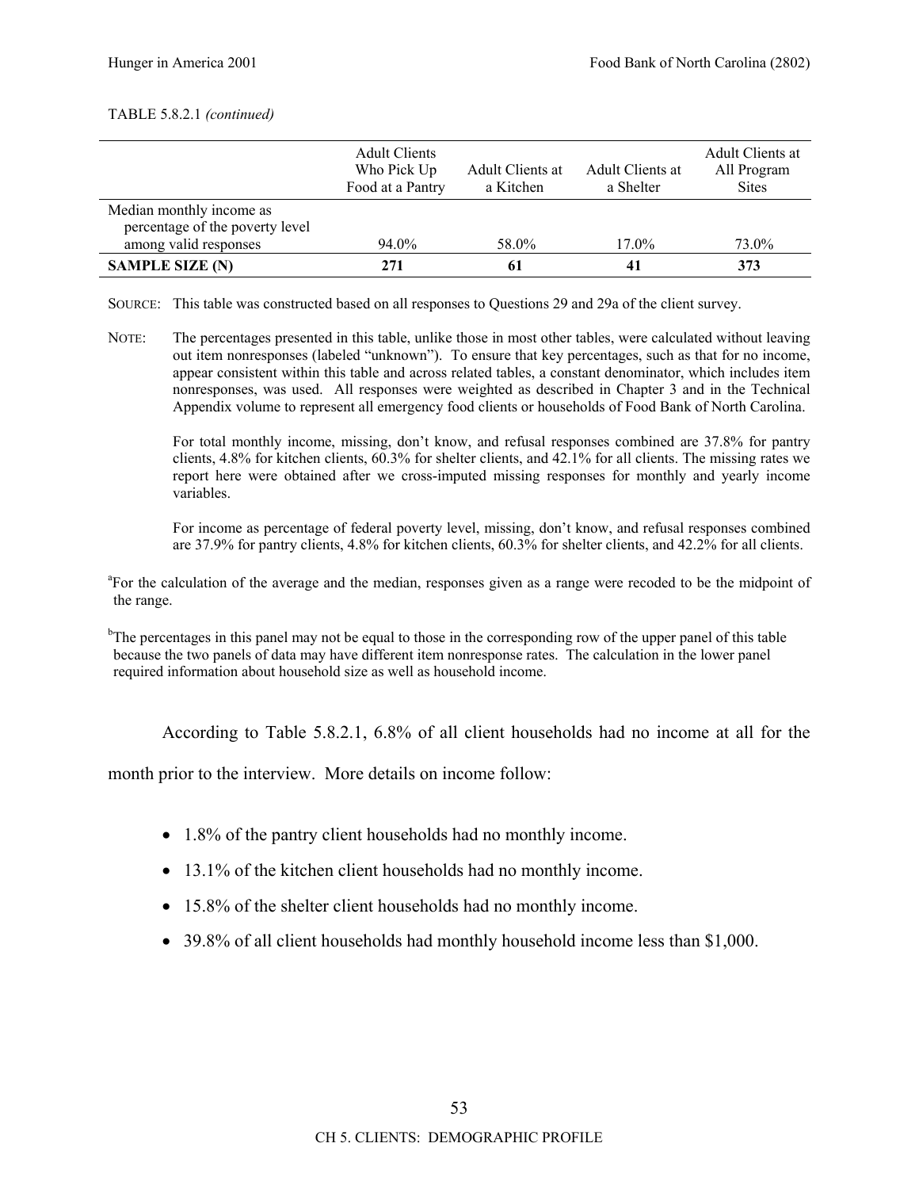TABLE 5.8.2.1 *(continued)*

| | Adult Clients Who Pick Up Food at a Pantry | Adult Clients at a Kitchen | Adult Clients at a Shelter | Adult Clients at All Program Sites |
|---|---|---|---|---|
| Median monthly income as percentage of the poverty level among valid responses | 94.0% | 58.0% | 17.0% | 73.0% |
| **SAMPLE SIZE (N)** | **271** | **61** | **41** | **373** |

SOURCE: This table was constructed based on all responses to Questions 29 and 29a of the client survey.

NOTE: The percentages presented in this table, unlike those in most other tables, were calculated without leaving out item nonresponses (labeled "unknown"). To ensure that key percentages, such as that for no income, appear consistent within this table and across related tables, a constant denominator, which includes item nonresponses, was used. All responses were weighted as described in Chapter 3 and in the Technical Appendix volume to represent all emergency food clients or households of Food Bank of North Carolina.

For total monthly income, missing, don't know, and refusal responses combined are 37.8% for pantry clients, 4.8% for kitchen clients, 60.3% for shelter clients, and 42.1% for all clients. The missing rates we report here were obtained after we cross-imputed missing responses for monthly and yearly income variables.

For income as percentage of federal poverty level, missing, don't know, and refusal responses combined are 37.9% for pantry clients, 4.8% for kitchen clients, 60.3% for shelter clients, and 42.2% for all clients.

[a]For the calculation of the average and the median, responses given as a range were recoded to be the midpoint of the range.

[b]The percentages in this panel may not be equal to those in the corresponding row of the upper panel of this table because the two panels of data may have different item nonresponse rates. The calculation in the lower panel required information about household size as well as household income.

According to Table 5.8.2.1, 6.8% of all client households had no income at all for the month prior to the interview. More details on income follow:

- 1.8% of the pantry client households had no monthly income.
- 13.1% of the kitchen client households had no monthly income.
- 15.8% of the shelter client households had no monthly income.
- 39.8% of all client households had monthly household income less than $1,000.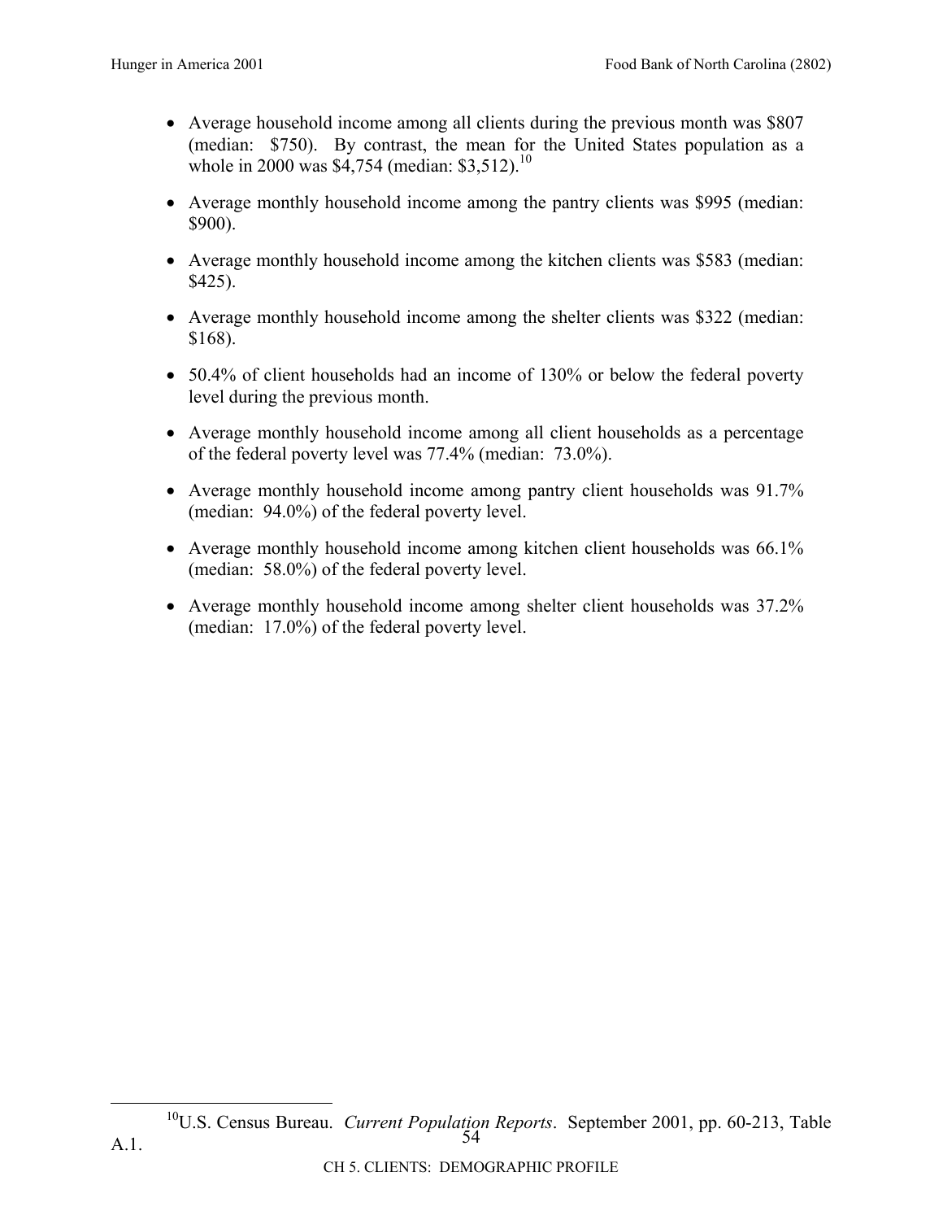- Average household income among all clients during the previous month was $807 (median: $750). By contrast, the mean for the United States population as a whole in 2000 was $4,754 (median: $3,512).[10]
- Average monthly household income among the pantry clients was $995 (median: $900).
- Average monthly household income among the kitchen clients was $583 (median: $425).
- Average monthly household income among the shelter clients was $322 (median: $168).
- 50.4% of client households had an income of 130% or below the federal poverty level during the previous month.
- Average monthly household income among all client households as a percentage of the federal poverty level was 77.4% (median: 73.0%).
- Average monthly household income among pantry client households was 91.7% (median: 94.0%) of the federal poverty level.
- Average monthly household income among kitchen client households was 66.1% (median: 58.0%) of the federal poverty level.
- Average monthly household income among shelter client households was 37.2% (median: 17.0%) of the federal poverty level.

---

[10]U.S. Census Bureau. *Current Population Reports*. September 2001, pp. 60-213, Table A.1.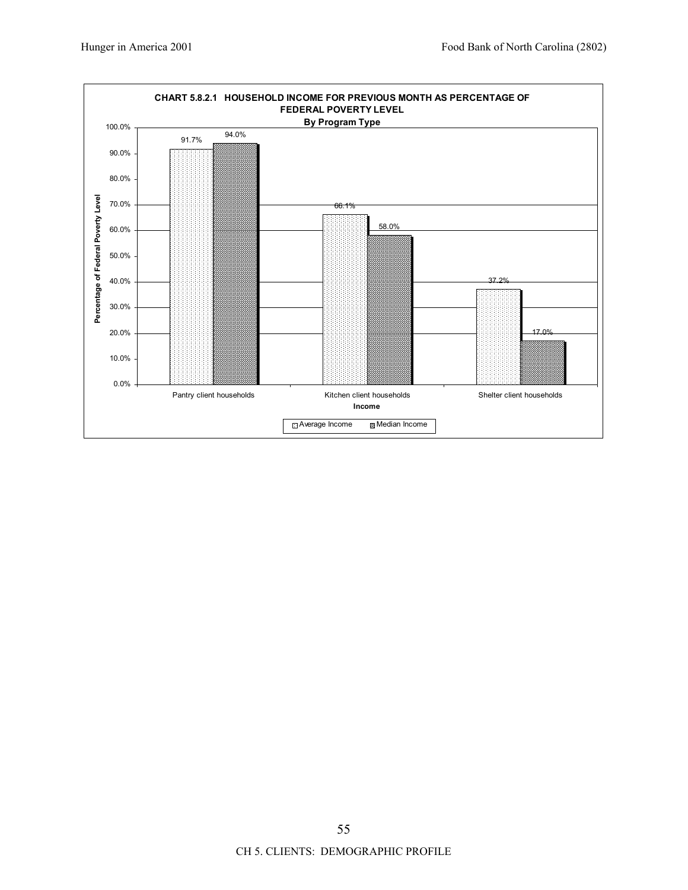**CHART 5.8.2.1 HOUSEHOLD INCOME FOR PREVIOUS MONTH AS PERCENTAGE OF FEDERAL POVERTY LEVEL**

**By Program Type**

| Income | Average Income | Median Income |
|---|---|---|
| Pantry client households | 91.7% | 94.0% |
| Kitchen client households | 66.1% | 58.0% |
| Shelter client households | 37.2% | 17.0% |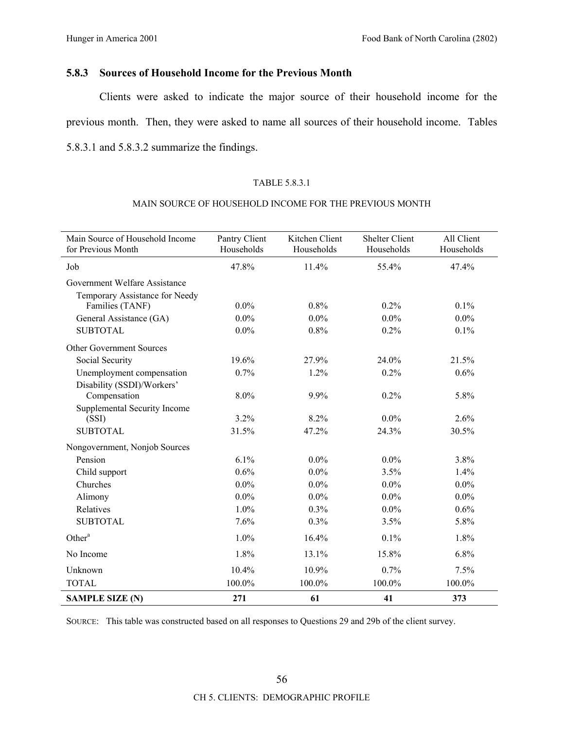### 5.8.3 Sources of Household Income for the Previous Month

Clients were asked to indicate the major source of their household income for the previous month. Then, they were asked to name all sources of their household income. Tables 5.8.3.1 and 5.8.3.2 summarize the findings.

TABLE 5.8.3.1

MAIN SOURCE OF HOUSEHOLD INCOME FOR THE PREVIOUS MONTH

| Main Source of Household Income for Previous Month | Pantry Client Households | Kitchen Client Households | Shelter Client Households | All Client Households |
|---|---|---|---|---|
| Job | 47.8% | 11.4% | 55.4% | 47.4% |
| Government Welfare Assistance | | | | |
| Temporary Assistance for Needy Families (TANF) | 0.0% | 0.8% | 0.2% | 0.1% |
| General Assistance (GA) | 0.0% | 0.0% | 0.0% | 0.0% |
| SUBTOTAL | 0.0% | 0.8% | 0.2% | 0.1% |
| Other Government Sources | | | | |
| Social Security | 19.6% | 27.9% | 24.0% | 21.5% |
| Unemployment compensation | 0.7% | 1.2% | 0.2% | 0.6% |
| Disability (SSDI)/Workers' Compensation | 8.0% | 9.9% | 0.2% | 5.8% |
| Supplemental Security Income (SSI) | 3.2% | 8.2% | 0.0% | 2.6% |
| SUBTOTAL | 31.5% | 47.2% | 24.3% | 30.5% |
| Nongovernment, Nonjob Sources | | | | |
| Pension | 6.1% | 0.0% | 0.0% | 3.8% |
| Child support | 0.6% | 0.0% | 3.5% | 1.4% |
| Churches | 0.0% | 0.0% | 0.0% | 0.0% |
| Alimony | 0.0% | 0.0% | 0.0% | 0.0% |
| Relatives | 1.0% | 0.3% | 0.0% | 0.6% |
| SUBTOTAL | 7.6% | 0.3% | 3.5% | 5.8% |
| Other[a] | 1.0% | 16.4% | 0.1% | 1.8% |
| No Income | 1.8% | 13.1% | 15.8% | 6.8% |
| Unknown | 10.4% | 10.9% | 0.7% | 7.5% |
| TOTAL | 100.0% | 100.0% | 100.0% | 100.0% |
| **SAMPLE SIZE (N)** | **271** | **61** | **41** | **373** |

SOURCE: This table was constructed based on all responses to Questions 29 and 29b of the client survey.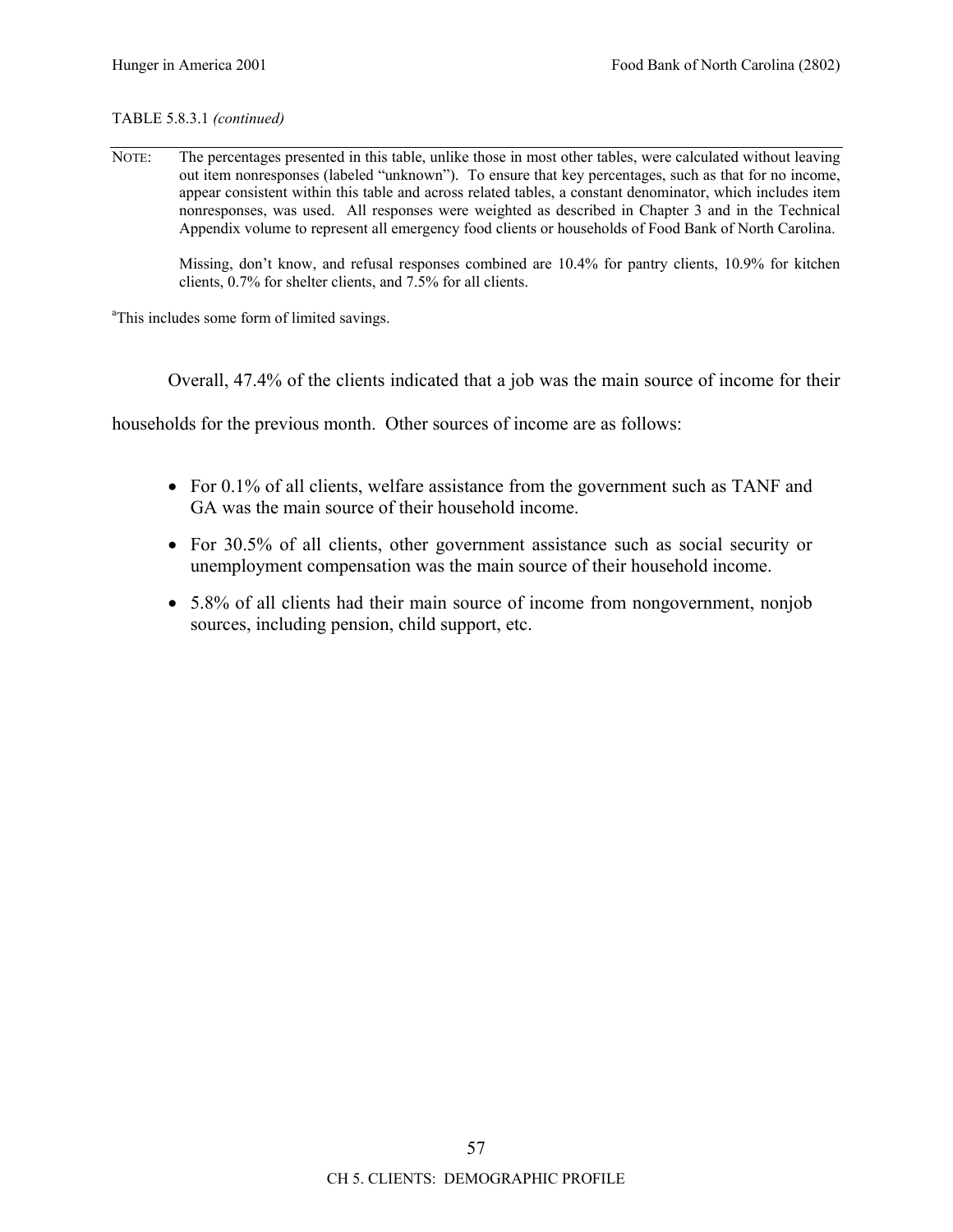TABLE 5.8.3.1 *(continued)*

NOTE: The percentages presented in this table, unlike those in most other tables, were calculated without leaving out item nonresponses (labeled "unknown"). To ensure that key percentages, such as that for no income, appear consistent within this table and across related tables, a constant denominator, which includes item nonresponses, was used. All responses were weighted as described in Chapter 3 and in the Technical Appendix volume to represent all emergency food clients or households of Food Bank of North Carolina.

Missing, don't know, and refusal responses combined are 10.4% for pantry clients, 10.9% for kitchen clients, 0.7% for shelter clients, and 7.5% for all clients.

[a]This includes some form of limited savings.

Overall, 47.4% of the clients indicated that a job was the main source of income for their households for the previous month. Other sources of income are as follows:

- For 0.1% of all clients, welfare assistance from the government such as TANF and GA was the main source of their household income.
- For 30.5% of all clients, other government assistance such as social security or unemployment compensation was the main source of their household income.
- 5.8% of all clients had their main source of income from nongovernment, nonjob sources, including pension, child support, etc.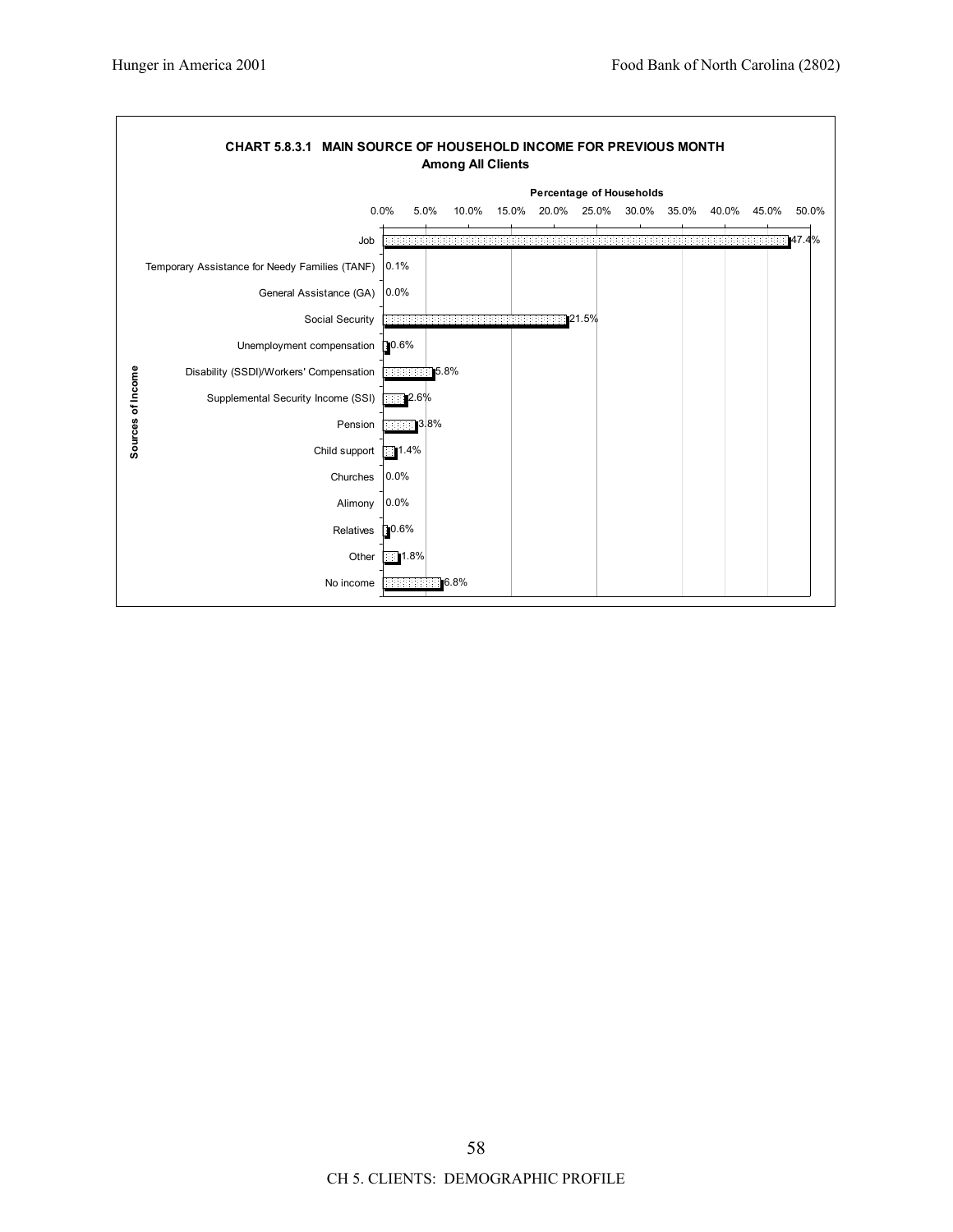**CHART 5.8.3.1 MAIN SOURCE OF HOUSEHOLD INCOME FOR PREVIOUS MONTH**
**Among All Clients**

| Sources of Income | Percentage of Households |
|---|---|
| Job | 47.4% |
| Temporary Assistance for Needy Families (TANF) | 0.1% |
| General Assistance (GA) | 0.0% |
| Social Security | 21.5% |
| Unemployment compensation | 0.6% |
| Disability (SSDI)/Workers' Compensation | 5.8% |
| Supplemental Security Income (SSI) | 2.6% |
| Pension | 3.8% |
| Child support | 1.4% |
| Churches | 0.0% |
| Alimony | 0.0% |
| Relatives | 0.6% |
| Other | 1.8% |
| No income | 6.8% |

CH 5. CLIENTS: DEMOGRAPHIC PROFILE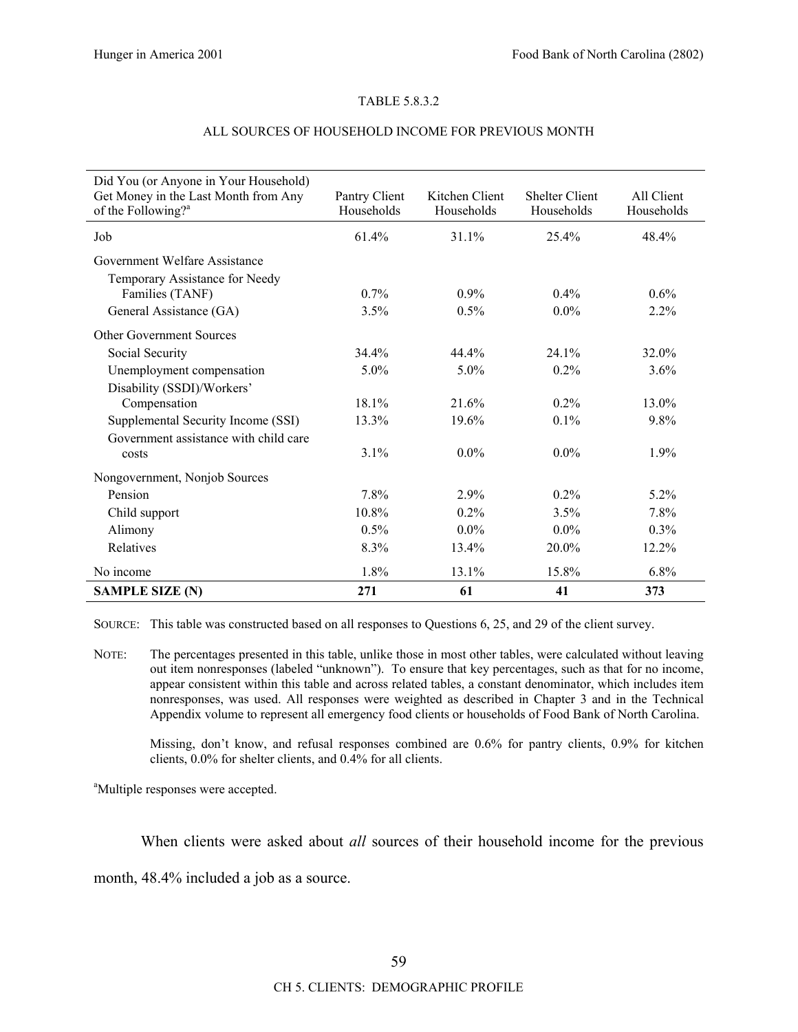TABLE 5.8.3.2

ALL SOURCES OF HOUSEHOLD INCOME FOR PREVIOUS MONTH

| Did You (or Anyone in Your Household) Get Money in the Last Month from Any of the Following?[a] | Pantry Client Households | Kitchen Client Households | Shelter Client Households | All Client Households |
|---|---|---|---|---|
| Job | 61.4% | 31.1% | 25.4% | 48.4% |
| Government Welfare Assistance | | | | |
| Temporary Assistance for Needy Families (TANF) | 0.7% | 0.9% | 0.4% | 0.6% |
| General Assistance (GA) | 3.5% | 0.5% | 0.0% | 2.2% |
| Other Government Sources | | | | |
| Social Security | 34.4% | 44.4% | 24.1% | 32.0% |
| Unemployment compensation | 5.0% | 5.0% | 0.2% | 3.6% |
| Disability (SSDI)/Workers' Compensation | 18.1% | 21.6% | 0.2% | 13.0% |
| Supplemental Security Income (SSI) | 13.3% | 19.6% | 0.1% | 9.8% |
| Government assistance with child care costs | 3.1% | 0.0% | 0.0% | 1.9% |
| Nongovernment, Nonjob Sources | | | | |
| Pension | 7.8% | 2.9% | 0.2% | 5.2% |
| Child support | 10.8% | 0.2% | 3.5% | 7.8% |
| Alimony | 0.5% | 0.0% | 0.0% | 0.3% |
| Relatives | 8.3% | 13.4% | 20.0% | 12.2% |
| No income | 1.8% | 13.1% | 15.8% | 6.8% |
| **SAMPLE SIZE (N)** | **271** | **61** | **41** | **373** |

SOURCE: This table was constructed based on all responses to Questions 6, 25, and 29 of the client survey.

NOTE: The percentages presented in this table, unlike those in most other tables, were calculated without leaving out item nonresponses (labeled "unknown"). To ensure that key percentages, such as that for no income, appear consistent within this table and across related tables, a constant denominator, which includes item nonresponses, was used. All responses were weighted as described in Chapter 3 and in the Technical Appendix volume to represent all emergency food clients or households of Food Bank of North Carolina.

Missing, don't know, and refusal responses combined are 0.6% for pantry clients, 0.9% for kitchen clients, 0.0% for shelter clients, and 0.4% for all clients.

[a]Multiple responses were accepted.

When clients were asked about *all* sources of their household income for the previous month, 48.4% included a job as a source.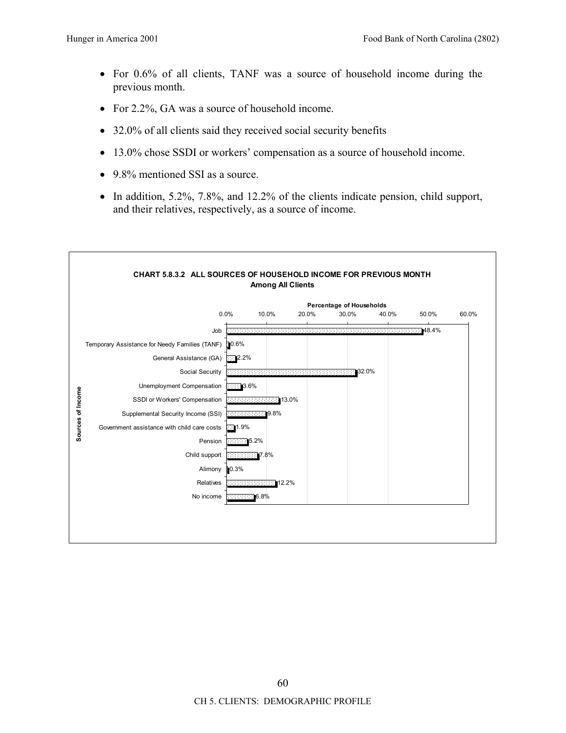- For 0.6% of all clients, TANF was a source of household income during the previous month.
- For 2.2%, GA was a source of household income.
- 32.0% of all clients said they received social security benefits
- 13.0% chose SSDI or workers' compensation as a source of household income.
- 9.8% mentioned SSI as a source.
- In addition, 5.2%, 7.8%, and 12.2% of the clients indicate pension, child support, and their relatives, respectively, as a source of income.

**CHART 5.8.3.2 ALL SOURCES OF HOUSEHOLD INCOME FOR PREVIOUS MONTH**
**Among All Clients**

| Sources of Income | Percentage of Households |
|---|---|
| Job | 48.4% |
| Temporary Assistance for Needy Families (TANF) | 0.6% |
| General Assistance (GA) | 2.2% |
| Social Security | 32.0% |
| Unemployment Compensation | 3.6% |
| SSDI or Workers' Compensation | 13.0% |
| Supplemental Security Income (SSI) | 9.8% |
| Government assistance with child care costs | 1.9% |
| Pension | 5.2% |
| Child support | 7.8% |
| Alimony | 0.3% |
| Relatives | 12.2% |
| No income | 6.8% |

CH 5. CLIENTS: DEMOGRAPHIC PROFILE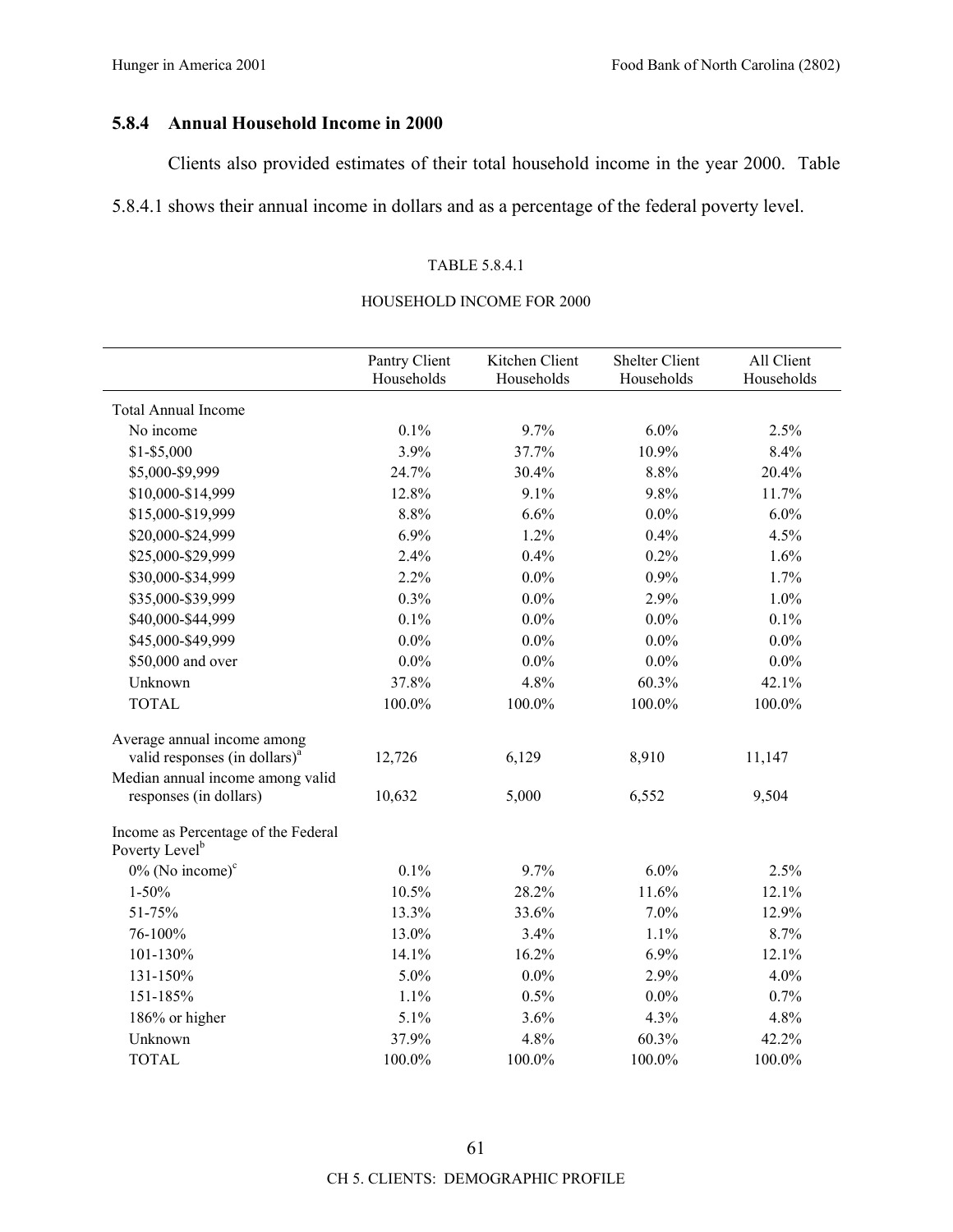### 5.8.4 Annual Household Income in 2000

Clients also provided estimates of their total household income in the year 2000. Table 5.8.4.1 shows their annual income in dollars and as a percentage of the federal poverty level.

TABLE 5.8.4.1

HOUSEHOLD INCOME FOR 2000

| | Pantry Client Households | Kitchen Client Households | Shelter Client Households | All Client Households |
|---|---|---|---|---|
| Total Annual Income | | | | |
| No income | 0.1% | 9.7% | 6.0% | 2.5% |
| $1-$5,000 | 3.9% | 37.7% | 10.9% | 8.4% |
| $5,000-$9,999 | 24.7% | 30.4% | 8.8% | 20.4% |
| $10,000-$14,999 | 12.8% | 9.1% | 9.8% | 11.7% |
| $15,000-$19,999 | 8.8% | 6.6% | 0.0% | 6.0% |
| $20,000-$24,999 | 6.9% | 1.2% | 0.4% | 4.5% |
| $25,000-$29,999 | 2.4% | 0.4% | 0.2% | 1.6% |
| $30,000-$34,999 | 2.2% | 0.0% | 0.9% | 1.7% |
| $35,000-$39,999 | 0.3% | 0.0% | 2.9% | 1.0% |
| $40,000-$44,999 | 0.1% | 0.0% | 0.0% | 0.1% |
| $45,000-$49,999 | 0.0% | 0.0% | 0.0% | 0.0% |
| $50,000 and over | 0.0% | 0.0% | 0.0% | 0.0% |
| Unknown | 37.8% | 4.8% | 60.3% | 42.1% |
| TOTAL | 100.0% | 100.0% | 100.0% | 100.0% |
| Average annual income among valid responses (in dollars)[a] | 12,726 | 6,129 | 8,910 | 11,147 |
| Median annual income among valid responses (in dollars) | 10,632 | 5,000 | 6,552 | 9,504 |
| Income as Percentage of the Federal Poverty Level[b] | | | | |
| 0% (No income)[c] | 0.1% | 9.7% | 6.0% | 2.5% |
| 1-50% | 10.5% | 28.2% | 11.6% | 12.1% |
| 51-75% | 13.3% | 33.6% | 7.0% | 12.9% |
| 76-100% | 13.0% | 3.4% | 1.1% | 8.7% |
| 101-130% | 14.1% | 16.2% | 6.9% | 12.1% |
| 131-150% | 5.0% | 0.0% | 2.9% | 4.0% |
| 151-185% | 1.1% | 0.5% | 0.0% | 0.7% |
| 186% or higher | 5.1% | 3.6% | 4.3% | 4.8% |
| Unknown | 37.9% | 4.8% | 60.3% | 42.2% |
| TOTAL | 100.0% | 100.0% | 100.0% | 100.0% |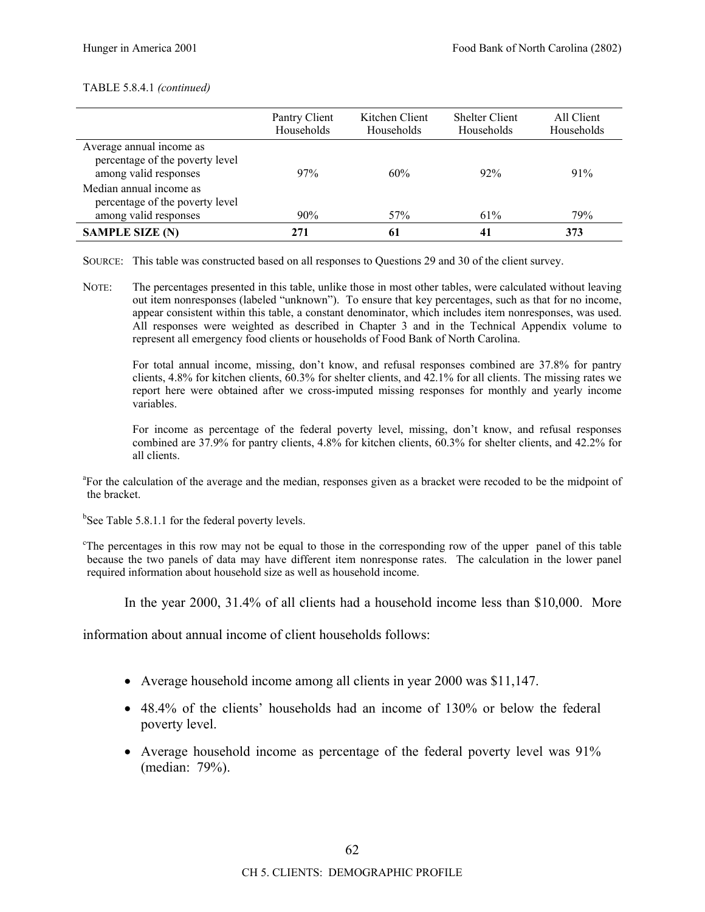TABLE 5.8.4.1 *(continued)*

| | Pantry Client Households | Kitchen Client Households | Shelter Client Households | All Client Households |
|---|---|---|---|---|
| Average annual income as percentage of the poverty level among valid responses | 97% | 60% | 92% | 91% |
| Median annual income as percentage of the poverty level among valid responses | 90% | 57% | 61% | 79% |
| **SAMPLE SIZE (N)** | **271** | **61** | **41** | **373** |

SOURCE: This table was constructed based on all responses to Questions 29 and 30 of the client survey.

NOTE: The percentages presented in this table, unlike those in most other tables, were calculated without leaving out item nonresponses (labeled "unknown"). To ensure that key percentages, such as that for no income, appear consistent within this table, a constant denominator, which includes item nonresponses, was used. All responses were weighted as described in Chapter 3 and in the Technical Appendix volume to represent all emergency food clients or households of Food Bank of North Carolina.

For total annual income, missing, don't know, and refusal responses combined are 37.8% for pantry clients, 4.8% for kitchen clients, 60.3% for shelter clients, and 42.1% for all clients. The missing rates we report here were obtained after we cross-imputed missing responses for monthly and yearly income variables.

For income as percentage of the federal poverty level, missing, don't know, and refusal responses combined are 37.9% for pantry clients, 4.8% for kitchen clients, 60.3% for shelter clients, and 42.2% for all clients.

[a]For the calculation of the average and the median, responses given as a bracket were recoded to be the midpoint of the bracket.

[b]See Table 5.8.1.1 for the federal poverty levels.

[c]The percentages in this row may not be equal to those in the corresponding row of the upper panel of this table because the two panels of data may have different item nonresponse rates. The calculation in the lower panel required information about household size as well as household income.

In the year 2000, 31.4% of all clients had a household income less than $10,000. More information about annual income of client households follows:

- Average household income among all clients in year 2000 was $11,147.
- 48.4% of the clients' households had an income of 130% or below the federal poverty level.
- Average household income as percentage of the federal poverty level was 91% (median: 79%).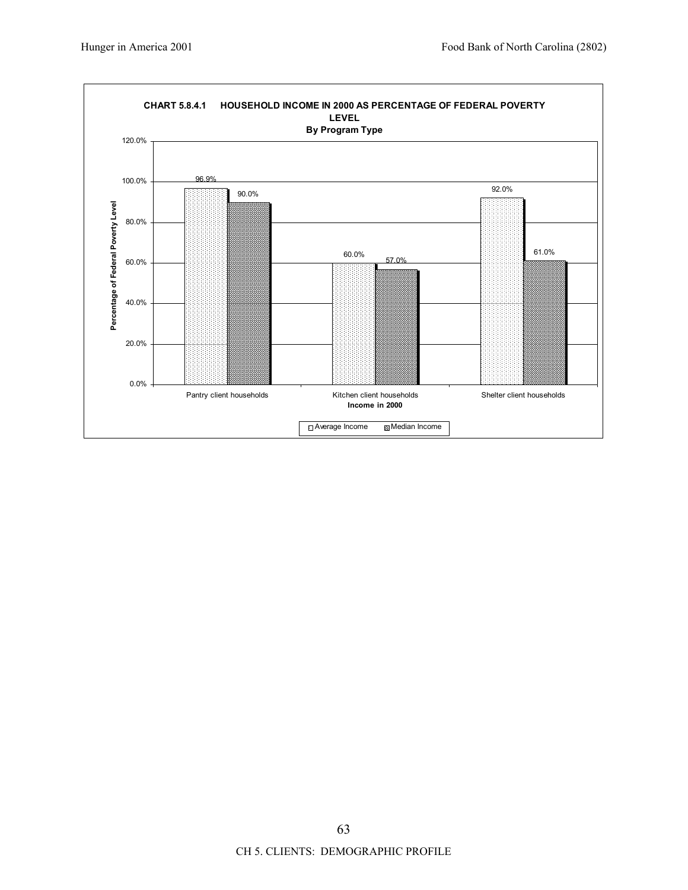**CHART 5.8.4.1 HOUSEHOLD INCOME IN 2000 AS PERCENTAGE OF FEDERAL POVERTY LEVEL**

**By Program Type**

| Income in 2000 | Average Income | Median Income |
|---|---|---|
| Pantry client households | 96.9% | 90.0% |
| Kitchen client households | 60.0% | 57.0% |
| Shelter client households | 92.0% | 61.0% |

Y-axis: Percentage of Federal Poverty Level (0.0% to 120.0%)

X-axis: Income in 2000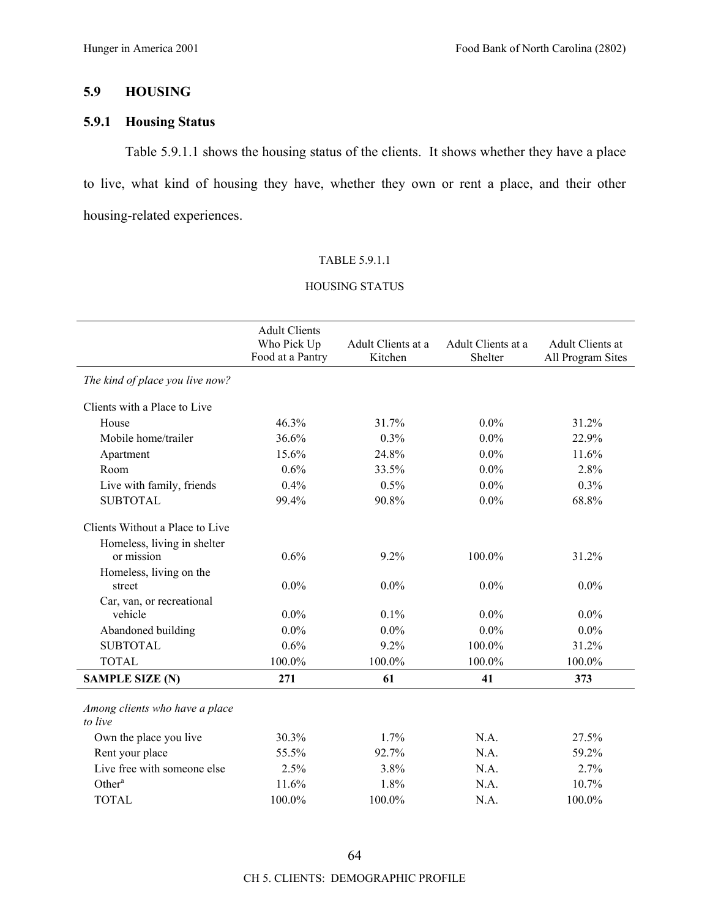## 5.9 HOUSING

### 5.9.1 Housing Status

Table 5.9.1.1 shows the housing status of the clients. It shows whether they have a place to live, what kind of housing they have, whether they own or rent a place, and their other housing-related experiences.

TABLE 5.9.1.1

HOUSING STATUS

| | Adult Clients Who Pick Up Food at a Pantry | Adult Clients at a Kitchen | Adult Clients at a Shelter | Adult Clients at All Program Sites |
|---|---|---|---|---|
| *The kind of place you live now?* | | | | |
| Clients with a Place to Live | | | | |
| House | 46.3% | 31.7% | 0.0% | 31.2% |
| Mobile home/trailer | 36.6% | 0.3% | 0.0% | 22.9% |
| Apartment | 15.6% | 24.8% | 0.0% | 11.6% |
| Room | 0.6% | 33.5% | 0.0% | 2.8% |
| Live with family, friends | 0.4% | 0.5% | 0.0% | 0.3% |
| SUBTOTAL | 99.4% | 90.8% | 0.0% | 68.8% |
| Clients Without a Place to Live | | | | |
| Homeless, living in shelter or mission | 0.6% | 9.2% | 100.0% | 31.2% |
| Homeless, living on the street | 0.0% | 0.0% | 0.0% | 0.0% |
| Car, van, or recreational vehicle | 0.0% | 0.1% | 0.0% | 0.0% |
| Abandoned building | 0.0% | 0.0% | 0.0% | 0.0% |
| SUBTOTAL | 0.6% | 9.2% | 100.0% | 31.2% |
| TOTAL | 100.0% | 100.0% | 100.0% | 100.0% |
| **SAMPLE SIZE (N)** | **271** | **61** | **41** | **373** |
| *Among clients who have a place to live* | | | | |
| Own the place you live | 30.3% | 1.7% | N.A. | 27.5% |
| Rent your place | 55.5% | 92.7% | N.A. | 59.2% |
| Live free with someone else | 2.5% | 3.8% | N.A. | 2.7% |
| Other[a] | 11.6% | 1.8% | N.A. | 10.7% |
| TOTAL | 100.0% | 100.0% | N.A. | 100.0% |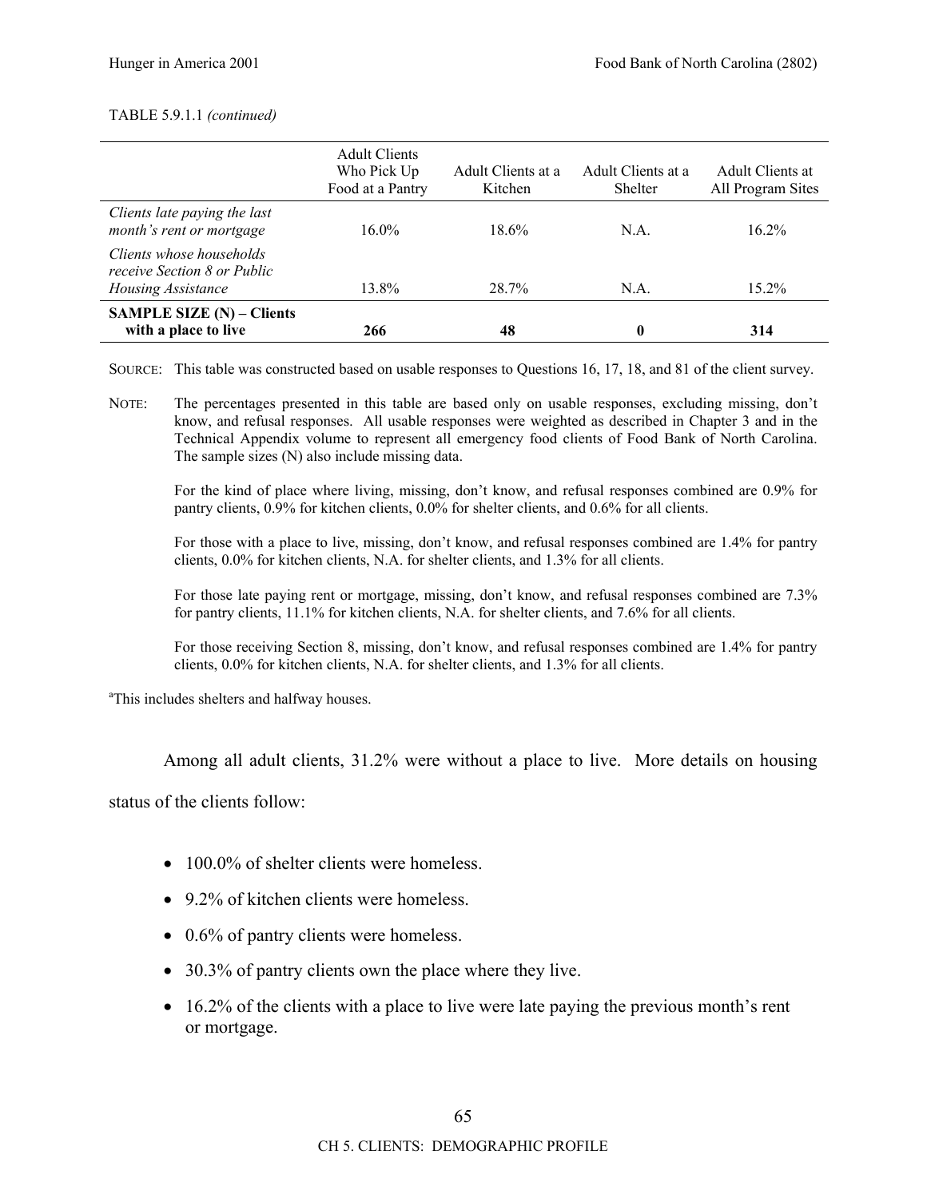TABLE 5.9.1.1 *(continued)*

| | Adult Clients Who Pick Up Food at a Pantry | Adult Clients at a Kitchen | Adult Clients at a Shelter | Adult Clients at All Program Sites |
|---|---|---|---|---|
| *Clients late paying the last month's rent or mortgage* | 16.0% | 18.6% | N.A. | 16.2% |
| *Clients whose households receive Section 8 or Public Housing Assistance* | 13.8% | 28.7% | N.A. | 15.2% |
| **SAMPLE SIZE (N) – Clients with a place to live** | **266** | **48** | **0** | **314** |

SOURCE: This table was constructed based on usable responses to Questions 16, 17, 18, and 81 of the client survey.

NOTE: The percentages presented in this table are based only on usable responses, excluding missing, don't know, and refusal responses. All usable responses were weighted as described in Chapter 3 and in the Technical Appendix volume to represent all emergency food clients of Food Bank of North Carolina. The sample sizes (N) also include missing data.

For the kind of place where living, missing, don't know, and refusal responses combined are 0.9% for pantry clients, 0.9% for kitchen clients, 0.0% for shelter clients, and 0.6% for all clients.

For those with a place to live, missing, don't know, and refusal responses combined are 1.4% for pantry clients, 0.0% for kitchen clients, N.A. for shelter clients, and 1.3% for all clients.

For those late paying rent or mortgage, missing, don't know, and refusal responses combined are 7.3% for pantry clients, 11.1% for kitchen clients, N.A. for shelter clients, and 7.6% for all clients.

For those receiving Section 8, missing, don't know, and refusal responses combined are 1.4% for pantry clients, 0.0% for kitchen clients, N.A. for shelter clients, and 1.3% for all clients.

[a]This includes shelters and halfway houses.

Among all adult clients, 31.2% were without a place to live. More details on housing status of the clients follow:

- 100.0% of shelter clients were homeless.
- 9.2% of kitchen clients were homeless.
- 0.6% of pantry clients were homeless.
- 30.3% of pantry clients own the place where they live.
- 16.2% of the clients with a place to live were late paying the previous month's rent or mortgage.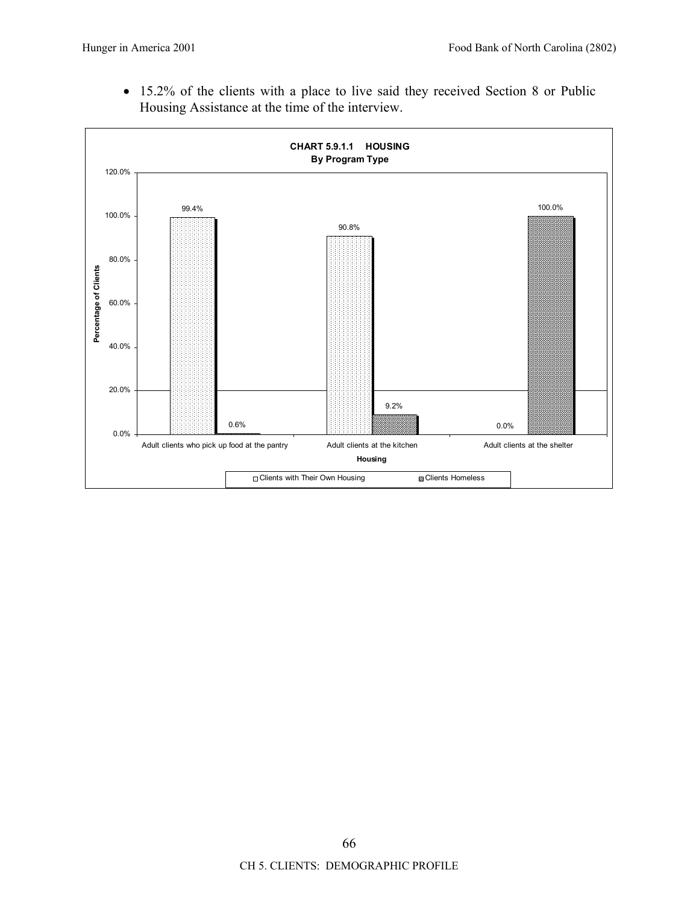- 15.2% of the clients with a place to live said they received Section 8 or Public Housing Assistance at the time of the interview.

**CHART 5.9.1.1 HOUSING**
**By Program Type**

| Housing | Clients with Their Own Housing | Clients Homeless |
|---|---|---|
| Adult clients who pick up food at the pantry | 99.4% | 0.6% |
| Adult clients at the kitchen | 90.8% | 9.2% |
| Adult clients at the shelter | 0.0% | 100.0% |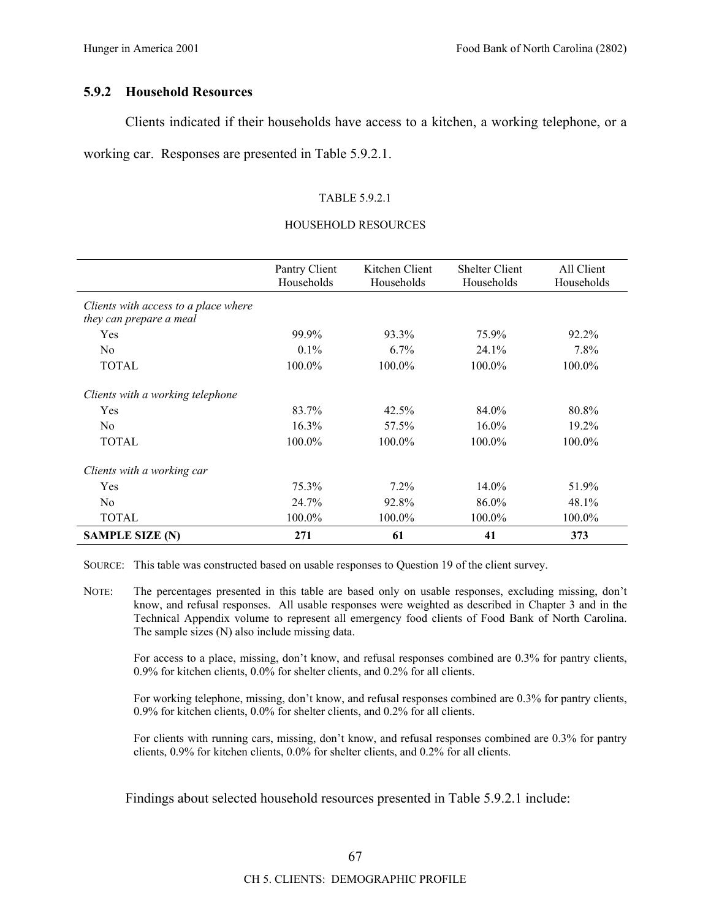### 5.9.2 Household Resources

Clients indicated if their households have access to a kitchen, a working telephone, or a working car. Responses are presented in Table 5.9.2.1.

TABLE 5.9.2.1

HOUSEHOLD RESOURCES

| | Pantry Client Households | Kitchen Client Households | Shelter Client Households | All Client Households |
|---|---|---|---|---|
| *Clients with access to a place where they can prepare a meal* | | | | |
| Yes | 99.9% | 93.3% | 75.9% | 92.2% |
| No | 0.1% | 6.7% | 24.1% | 7.8% |
| TOTAL | 100.0% | 100.0% | 100.0% | 100.0% |
| *Clients with a working telephone* | | | | |
| Yes | 83.7% | 42.5% | 84.0% | 80.8% |
| No | 16.3% | 57.5% | 16.0% | 19.2% |
| TOTAL | 100.0% | 100.0% | 100.0% | 100.0% |
| *Clients with a working car* | | | | |
| Yes | 75.3% | 7.2% | 14.0% | 51.9% |
| No | 24.7% | 92.8% | 86.0% | 48.1% |
| TOTAL | 100.0% | 100.0% | 100.0% | 100.0% |
| **SAMPLE SIZE (N)** | **271** | **61** | **41** | **373** |

SOURCE: This table was constructed based on usable responses to Question 19 of the client survey.

NOTE: The percentages presented in this table are based only on usable responses, excluding missing, don't know, and refusal responses. All usable responses were weighted as described in Chapter 3 and in the Technical Appendix volume to represent all emergency food clients of Food Bank of North Carolina. The sample sizes (N) also include missing data.

For access to a place, missing, don't know, and refusal responses combined are 0.3% for pantry clients, 0.9% for kitchen clients, 0.0% for shelter clients, and 0.2% for all clients.

For working telephone, missing, don't know, and refusal responses combined are 0.3% for pantry clients, 0.9% for kitchen clients, 0.0% for shelter clients, and 0.2% for all clients.

For clients with running cars, missing, don't know, and refusal responses combined are 0.3% for pantry clients, 0.9% for kitchen clients, 0.0% for shelter clients, and 0.2% for all clients.

Findings about selected household resources presented in Table 5.9.2.1 include: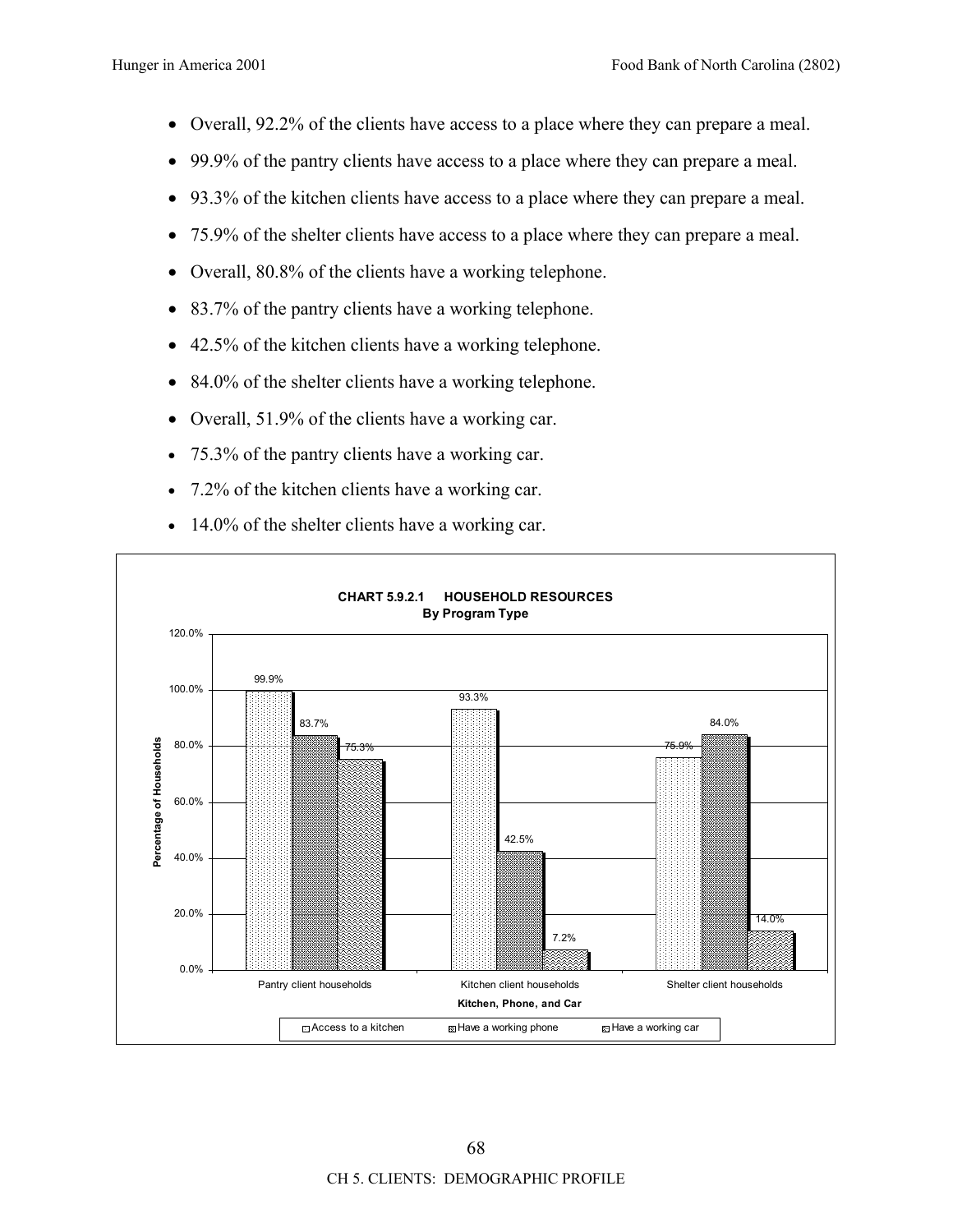- Overall, 92.2% of the clients have access to a place where they can prepare a meal.
- 99.9% of the pantry clients have access to a place where they can prepare a meal.
- 93.3% of the kitchen clients have access to a place where they can prepare a meal.
- 75.9% of the shelter clients have access to a place where they can prepare a meal.
- Overall, 80.8% of the clients have a working telephone.
- 83.7% of the pantry clients have a working telephone.
- 42.5% of the kitchen clients have a working telephone.
- 84.0% of the shelter clients have a working telephone.
- Overall, 51.9% of the clients have a working car.
- 75.3% of the pantry clients have a working car.
- 7.2% of the kitchen clients have a working car.
- 14.0% of the shelter clients have a working car.

**CHART 5.9.2.1 HOUSEHOLD RESOURCES**
**By Program Type**

| Kitchen, Phone, and Car | Access to a kitchen | Have a working phone | Have a working car |
|---|---|---|---|
| Pantry client households | 99.9% | 83.7% | 75.3% |
| Kitchen client households | 93.3% | 42.5% | 7.2% |
| Shelter client households | 75.9% | 84.0% | 14.0% |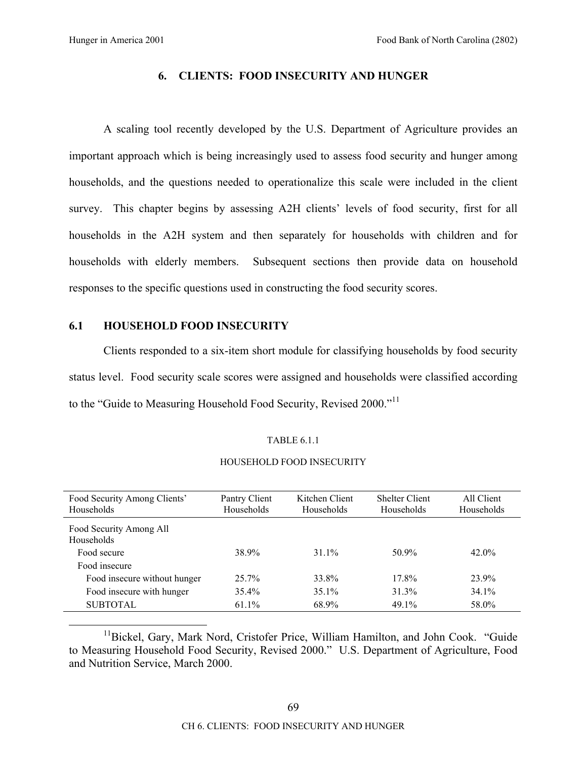## 6. CLIENTS: FOOD INSECURITY AND HUNGER

A scaling tool recently developed by the U.S. Department of Agriculture provides an important approach which is being increasingly used to assess food security and hunger among households, and the questions needed to operationalize this scale were included in the client survey. This chapter begins by assessing A2H clients' levels of food security, first for all households in the A2H system and then separately for households with children and for households with elderly members. Subsequent sections then provide data on household responses to the specific questions used in constructing the food security scores.

### 6.1 HOUSEHOLD FOOD INSECURITY

Clients responded to a six-item short module for classifying households by food security status level. Food security scale scores were assigned and households were classified according to the "Guide to Measuring Household Food Security, Revised 2000."[11]

TABLE 6.1.1

HOUSEHOLD FOOD INSECURITY

| Food Security Among Clients' Households | Pantry Client Households | Kitchen Client Households | Shelter Client Households | All Client Households |
|---|---|---|---|---|
| Food Security Among All Households | | | | |
| Food secure | 38.9% | 31.1% | 50.9% | 42.0% |
| Food insecure | | | | |
| Food insecure without hunger | 25.7% | 33.8% | 17.8% | 23.9% |
| Food insecure with hunger | 35.4% | 35.1% | 31.3% | 34.1% |
| SUBTOTAL | 61.1% | 68.9% | 49.1% | 58.0% |

[11] Bickel, Gary, Mark Nord, Cristofer Price, William Hamilton, and John Cook. "Guide to Measuring Household Food Security, Revised 2000." U.S. Department of Agriculture, Food and Nutrition Service, March 2000.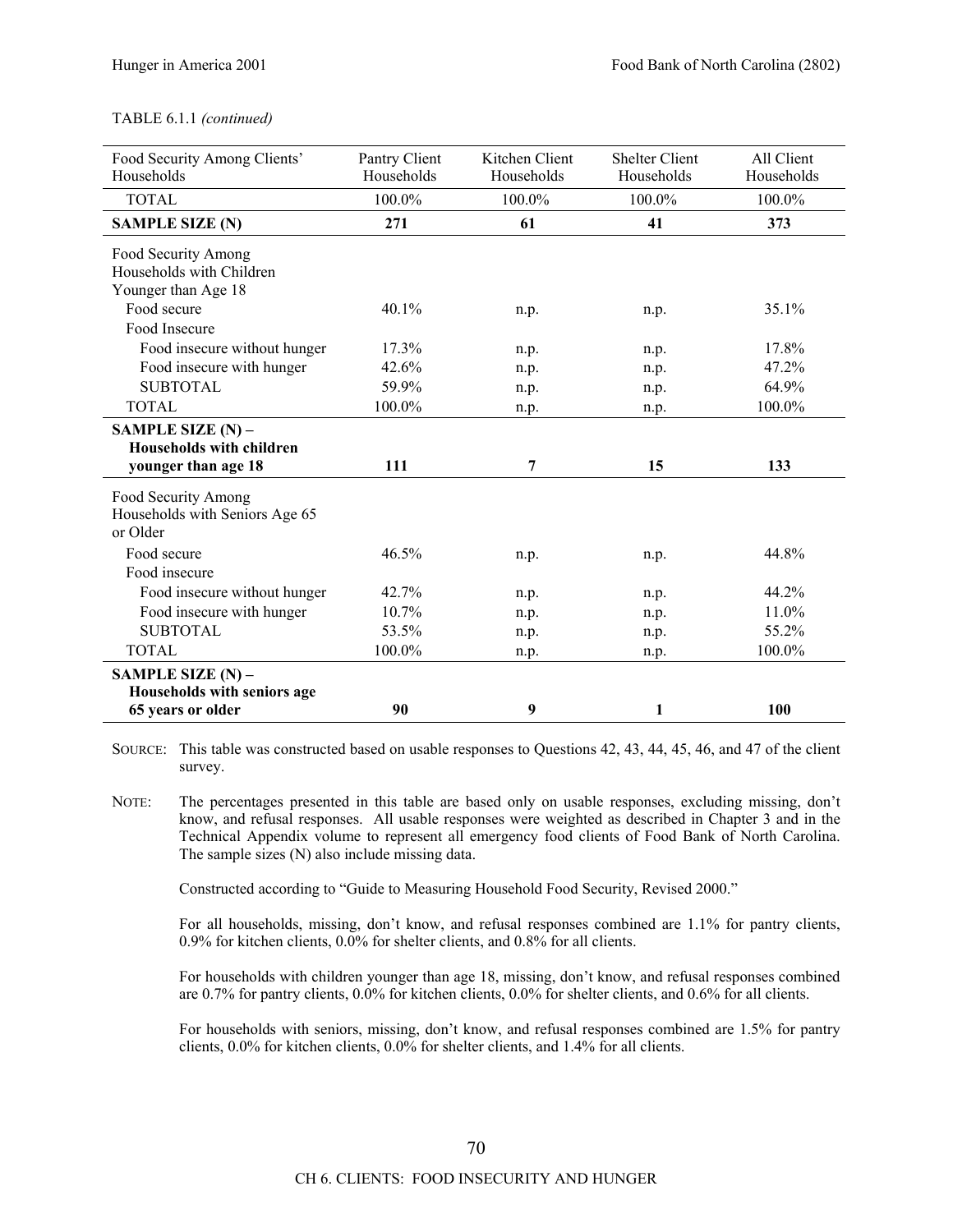TABLE 6.1.1 *(continued)*

| Food Security Among Clients' Households | Pantry Client Households | Kitchen Client Households | Shelter Client Households | All Client Households |
|---|---|---|---|---|
| TOTAL | 100.0% | 100.0% | 100.0% | 100.0% |
| **SAMPLE SIZE (N)** | **271** | **61** | **41** | **373** |
| Food Security Among Households with Children Younger than Age 18 | | | | |
| Food secure | 40.1% | n.p. | n.p. | 35.1% |
| Food Insecure | | | | |
| Food insecure without hunger | 17.3% | n.p. | n.p. | 17.8% |
| Food insecure with hunger | 42.6% | n.p. | n.p. | 47.2% |
| SUBTOTAL | 59.9% | n.p. | n.p. | 64.9% |
| TOTAL | 100.0% | n.p. | n.p. | 100.0% |
| **SAMPLE SIZE (N) – Households with children younger than age 18** | **111** | **7** | **15** | **133** |
| Food Security Among Households with Seniors Age 65 or Older | | | | |
| Food secure | 46.5% | n.p. | n.p. | 44.8% |
| Food insecure | | | | |
| Food insecure without hunger | 42.7% | n.p. | n.p. | 44.2% |
| Food insecure with hunger | 10.7% | n.p. | n.p. | 11.0% |
| SUBTOTAL | 53.5% | n.p. | n.p. | 55.2% |
| TOTAL | 100.0% | n.p. | n.p. | 100.0% |
| **SAMPLE SIZE (N) – Households with seniors age 65 years or older** | **90** | **9** | **1** | **100** |

SOURCE: This table was constructed based on usable responses to Questions 42, 43, 44, 45, 46, and 47 of the client survey.

NOTE: The percentages presented in this table are based only on usable responses, excluding missing, don't know, and refusal responses. All usable responses were weighted as described in Chapter 3 and in the Technical Appendix volume to represent all emergency food clients of Food Bank of North Carolina. The sample sizes (N) also include missing data.

Constructed according to "Guide to Measuring Household Food Security, Revised 2000."

For all households, missing, don't know, and refusal responses combined are 1.1% for pantry clients, 0.9% for kitchen clients, 0.0% for shelter clients, and 0.8% for all clients.

For households with children younger than age 18, missing, don't know, and refusal responses combined are 0.7% for pantry clients, 0.0% for kitchen clients, 0.0% for shelter clients, and 0.6% for all clients.

For households with seniors, missing, don't know, and refusal responses combined are 1.5% for pantry clients, 0.0% for kitchen clients, 0.0% for shelter clients, and 1.4% for all clients.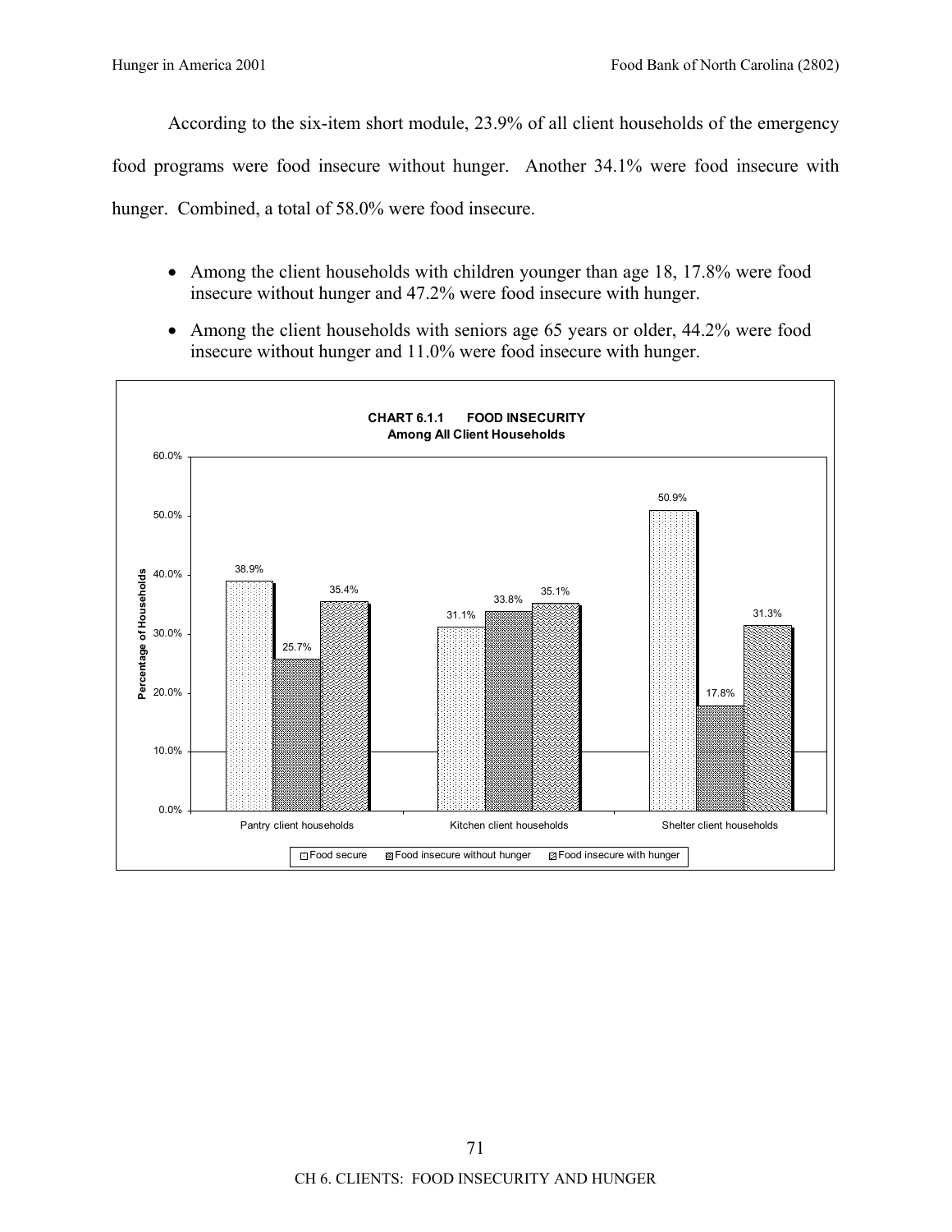According to the six-item short module, 23.9% of all client households of the emergency food programs were food insecure without hunger. Another 34.1% were food insecure with hunger. Combined, a total of 58.0% were food insecure.

- Among the client households with children younger than age 18, 17.8% were food insecure without hunger and 47.2% were food insecure with hunger.
- Among the client households with seniors age 65 years or older, 44.2% were food insecure without hunger and 11.0% were food insecure with hunger.

**CHART 6.1.1 FOOD INSECURITY**
**Among All Client Households**

| | Food secure | Food insecure without hunger | Food insecure with hunger |
|---|---|---|---|
| Pantry client households | 38.9% | 25.7% | 35.4% |
| Kitchen client households | 31.1% | 33.8% | 35.1% |
| Shelter client households | 50.9% | 17.8% | 31.3% |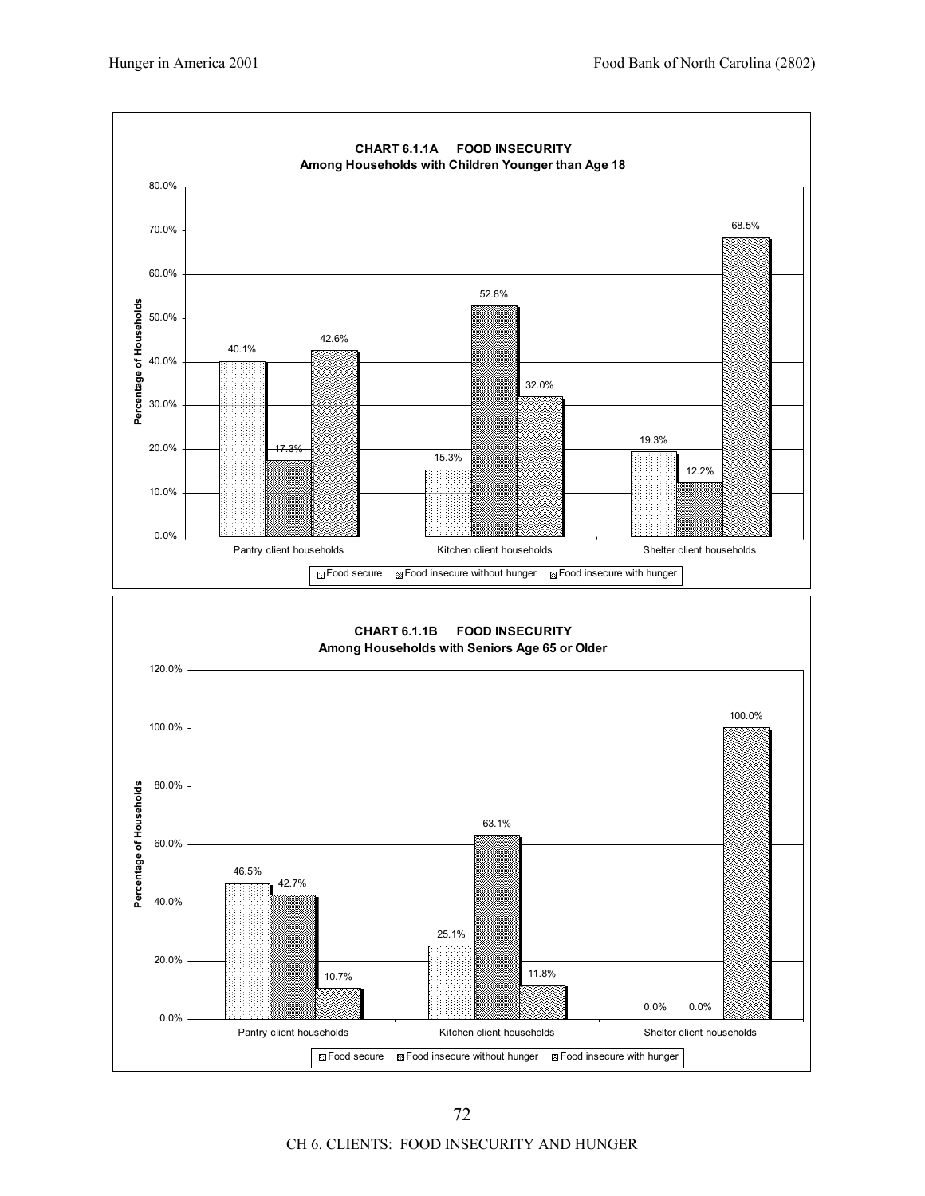**CHART 6.1.1A FOOD INSECURITY**
**Among Households with Children Younger than Age 18**

| | Food secure | Food insecure without hunger | Food insecure with hunger |
|---|---|---|---|
| Pantry client households | 40.1% | 17.3% | 42.6% |
| Kitchen client households | 15.3% | 52.8% | 32.0% |
| Shelter client households | 19.3% | 12.2% | 68.5% |

**CHART 6.1.1B FOOD INSECURITY**
**Among Households with Seniors Age 65 or Older**

| | Food secure | Food insecure without hunger | Food insecure with hunger |
|---|---|---|---|
| Pantry client households | 46.5% | 42.7% | 10.7% |
| Kitchen client households | 25.1% | 63.1% | 11.8% |
| Shelter client households | 0.0% | 0.0% | 100.0% |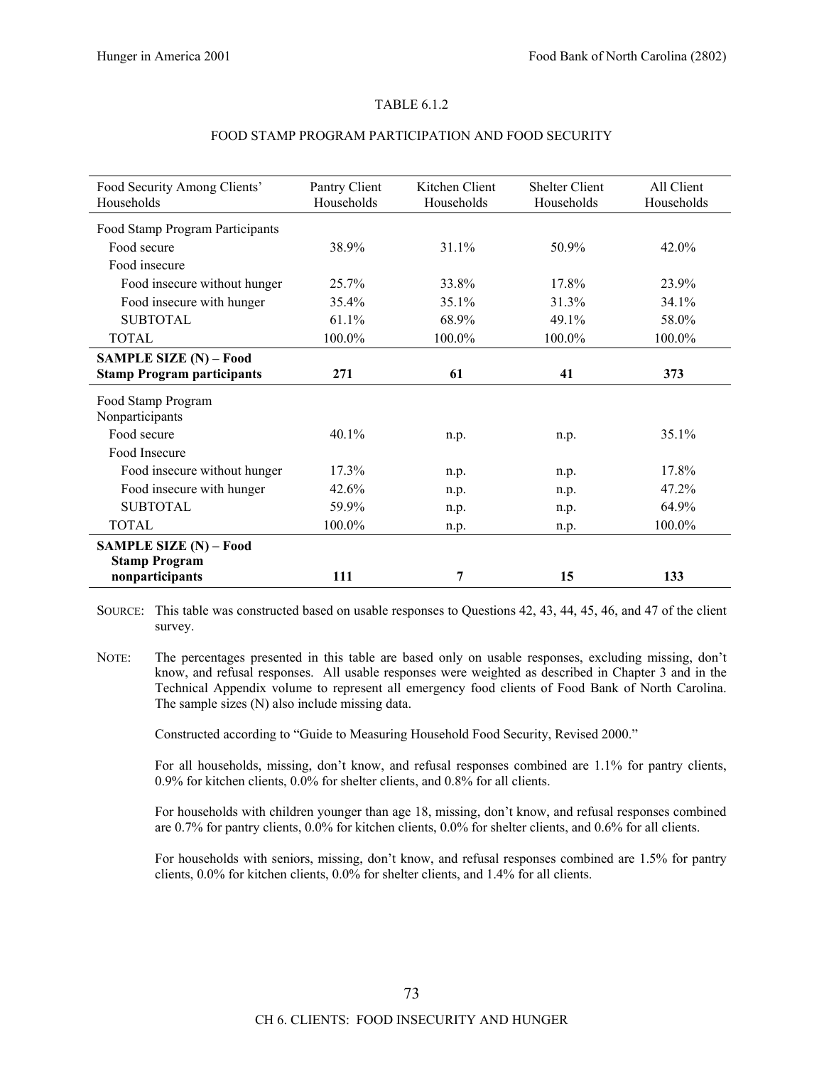TABLE 6.1.2

FOOD STAMP PROGRAM PARTICIPATION AND FOOD SECURITY

| Food Security Among Clients' Households | Pantry Client Households | Kitchen Client Households | Shelter Client Households | All Client Households |
|---|---|---|---|---|
| Food Stamp Program Participants | | | | |
| Food secure | 38.9% | 31.1% | 50.9% | 42.0% |
| Food insecure | | | | |
| Food insecure without hunger | 25.7% | 33.8% | 17.8% | 23.9% |
| Food insecure with hunger | 35.4% | 35.1% | 31.3% | 34.1% |
| SUBTOTAL | 61.1% | 68.9% | 49.1% | 58.0% |
| TOTAL | 100.0% | 100.0% | 100.0% | 100.0% |
| **SAMPLE SIZE (N) – Food Stamp Program participants** | **271** | **61** | **41** | **373** |
| Food Stamp Program Nonparticipants | | | | |
| Food secure | 40.1% | n.p. | n.p. | 35.1% |
| Food Insecure | | | | |
| Food insecure without hunger | 17.3% | n.p. | n.p. | 17.8% |
| Food insecure with hunger | 42.6% | n.p. | n.p. | 47.2% |
| SUBTOTAL | 59.9% | n.p. | n.p. | 64.9% |
| TOTAL | 100.0% | n.p. | n.p. | 100.0% |
| **SAMPLE SIZE (N) – Food Stamp Program nonparticipants** | **111** | **7** | **15** | **133** |

SOURCE: This table was constructed based on usable responses to Questions 42, 43, 44, 45, 46, and 47 of the client survey.

NOTE: The percentages presented in this table are based only on usable responses, excluding missing, don't know, and refusal responses. All usable responses were weighted as described in Chapter 3 and in the Technical Appendix volume to represent all emergency food clients of Food Bank of North Carolina. The sample sizes (N) also include missing data.

Constructed according to "Guide to Measuring Household Food Security, Revised 2000."

For all households, missing, don't know, and refusal responses combined are 1.1% for pantry clients, 0.9% for kitchen clients, 0.0% for shelter clients, and 0.8% for all clients.

For households with children younger than age 18, missing, don't know, and refusal responses combined are 0.7% for pantry clients, 0.0% for kitchen clients, 0.0% for shelter clients, and 0.6% for all clients.

For households with seniors, missing, don't know, and refusal responses combined are 1.5% for pantry clients, 0.0% for kitchen clients, 0.0% for shelter clients, and 1.4% for all clients.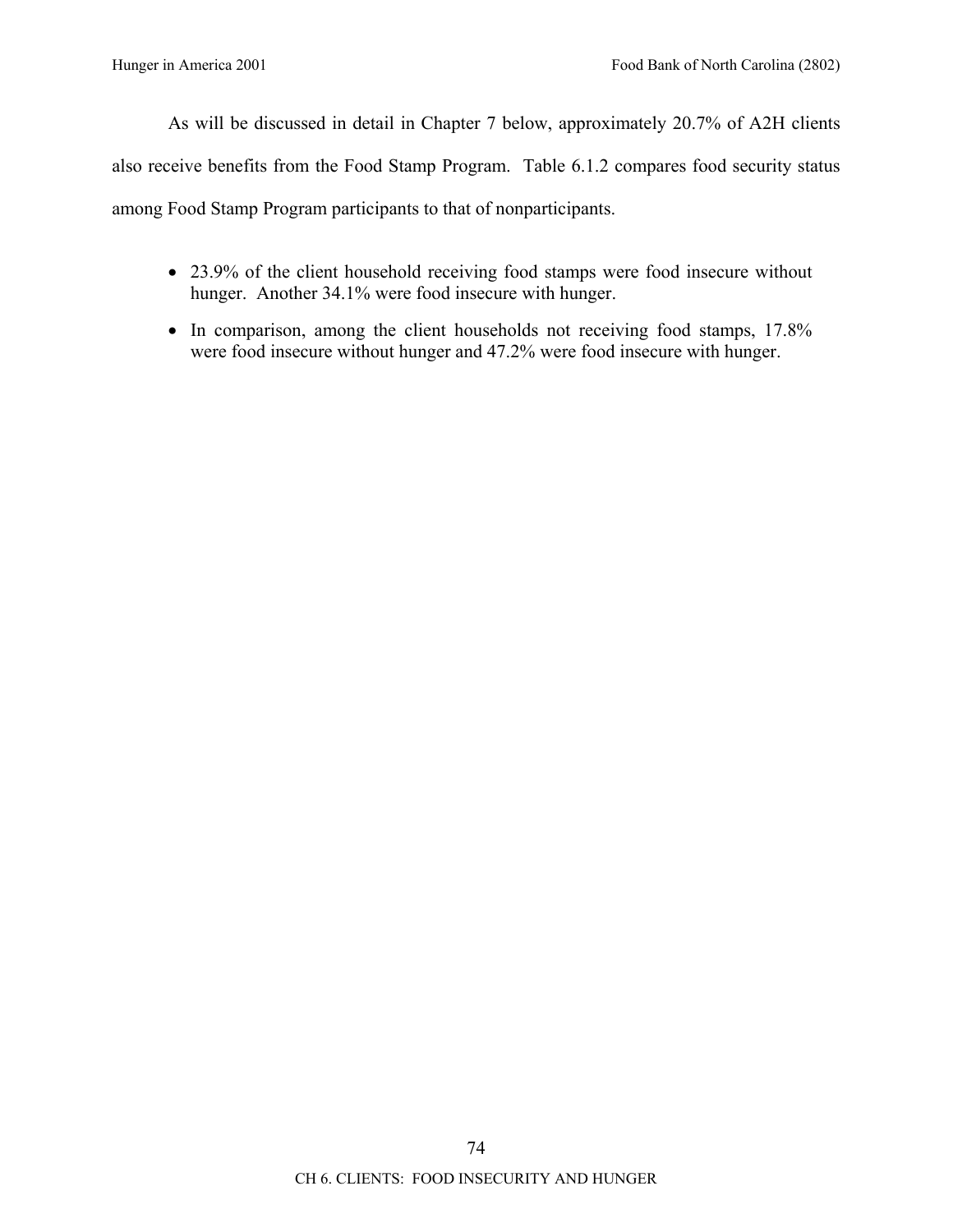As will be discussed in detail in Chapter 7 below, approximately 20.7% of A2H clients also receive benefits from the Food Stamp Program. Table 6.1.2 compares food security status among Food Stamp Program participants to that of nonparticipants.

- 23.9% of the client household receiving food stamps were food insecure without hunger. Another 34.1% were food insecure with hunger.
- In comparison, among the client households not receiving food stamps, 17.8% were food insecure without hunger and 47.2% were food insecure with hunger.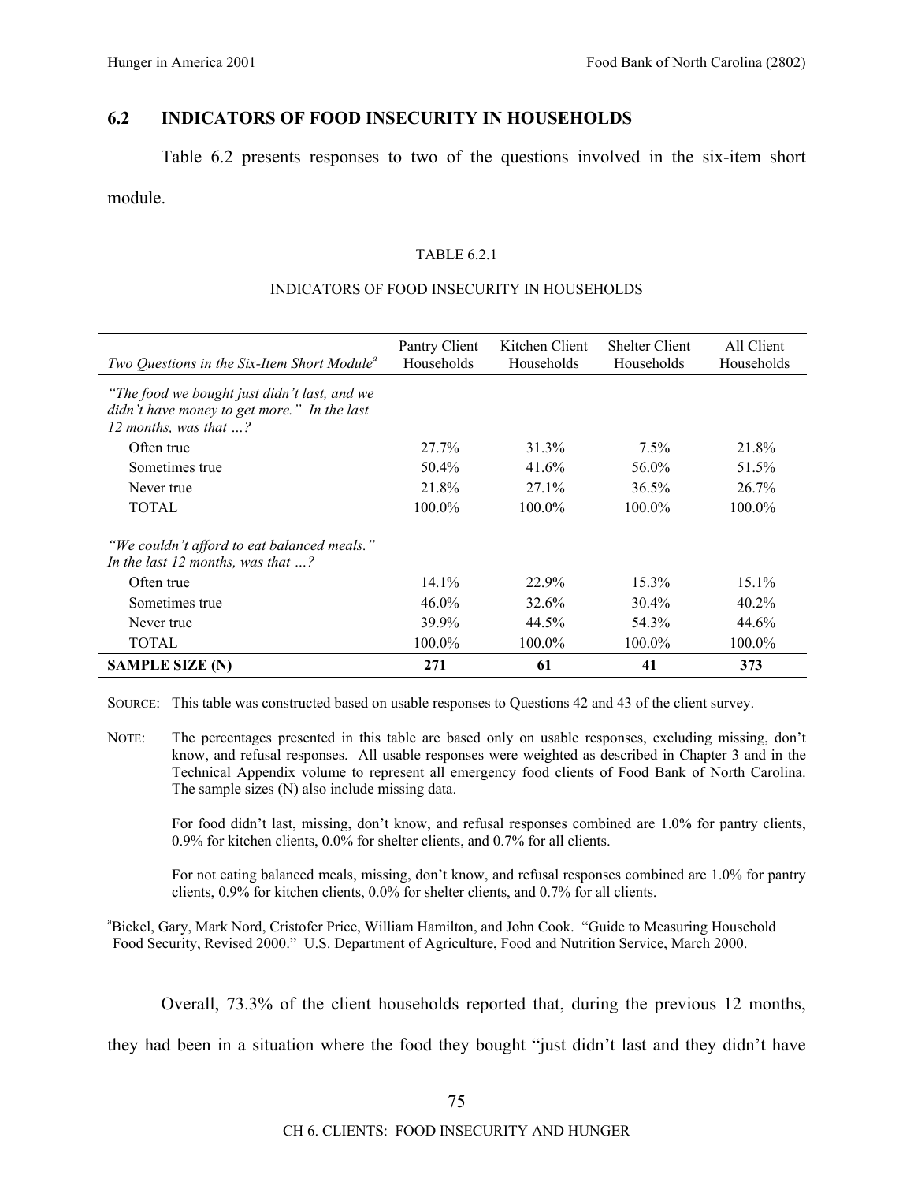## 6.2 INDICATORS OF FOOD INSECURITY IN HOUSEHOLDS

Table 6.2 presents responses to two of the questions involved in the six-item short module.

TABLE 6.2.1

INDICATORS OF FOOD INSECURITY IN HOUSEHOLDS

| *Two Questions in the Six-Item Short Module*[a] | Pantry Client Households | Kitchen Client Households | Shelter Client Households | All Client Households |
|---|---|---|---|---|
| *"The food we bought just didn't last, and we didn't have money to get more." In the last 12 months, was that …?* | | | | |
| Often true | 27.7% | 31.3% | 7.5% | 21.8% |
| Sometimes true | 50.4% | 41.6% | 56.0% | 51.5% |
| Never true | 21.8% | 27.1% | 36.5% | 26.7% |
| TOTAL | 100.0% | 100.0% | 100.0% | 100.0% |
| *"We couldn't afford to eat balanced meals." In the last 12 months, was that …?* | | | | |
| Often true | 14.1% | 22.9% | 15.3% | 15.1% |
| Sometimes true | 46.0% | 32.6% | 30.4% | 40.2% |
| Never true | 39.9% | 44.5% | 54.3% | 44.6% |
| TOTAL | 100.0% | 100.0% | 100.0% | 100.0% |
| **SAMPLE SIZE (N)** | **271** | **61** | **41** | **373** |

SOURCE: This table was constructed based on usable responses to Questions 42 and 43 of the client survey.

NOTE: The percentages presented in this table are based only on usable responses, excluding missing, don't know, and refusal responses. All usable responses were weighted as described in Chapter 3 and in the Technical Appendix volume to represent all emergency food clients of Food Bank of North Carolina. The sample sizes (N) also include missing data.

For food didn't last, missing, don't know, and refusal responses combined are 1.0% for pantry clients, 0.9% for kitchen clients, 0.0% for shelter clients, and 0.7% for all clients.

For not eating balanced meals, missing, don't know, and refusal responses combined are 1.0% for pantry clients, 0.9% for kitchen clients, 0.0% for shelter clients, and 0.7% for all clients.

[a]Bickel, Gary, Mark Nord, Cristofer Price, William Hamilton, and John Cook. "Guide to Measuring Household Food Security, Revised 2000." U.S. Department of Agriculture, Food and Nutrition Service, March 2000.

Overall, 73.3% of the client households reported that, during the previous 12 months, they had been in a situation where the food they bought "just didn't last and they didn't have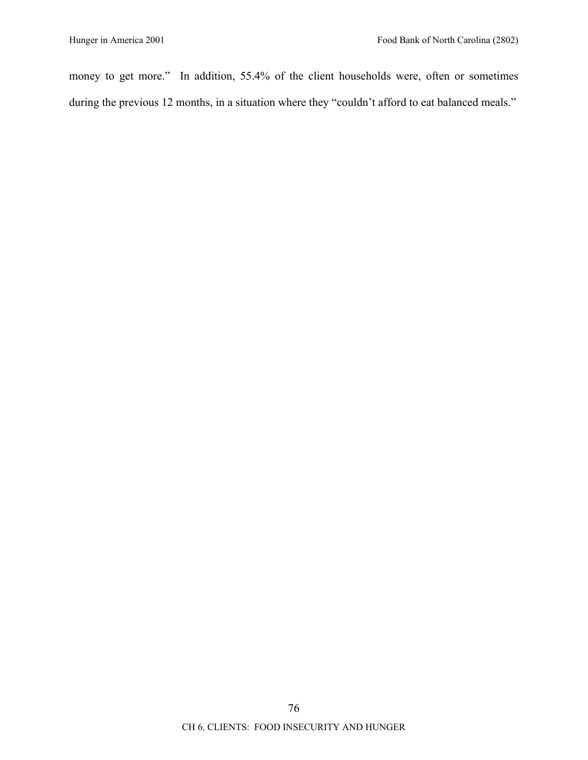money to get more." In addition, 55.4% of the client households were, often or sometimes during the previous 12 months, in a situation where they "couldn't afford to eat balanced meals."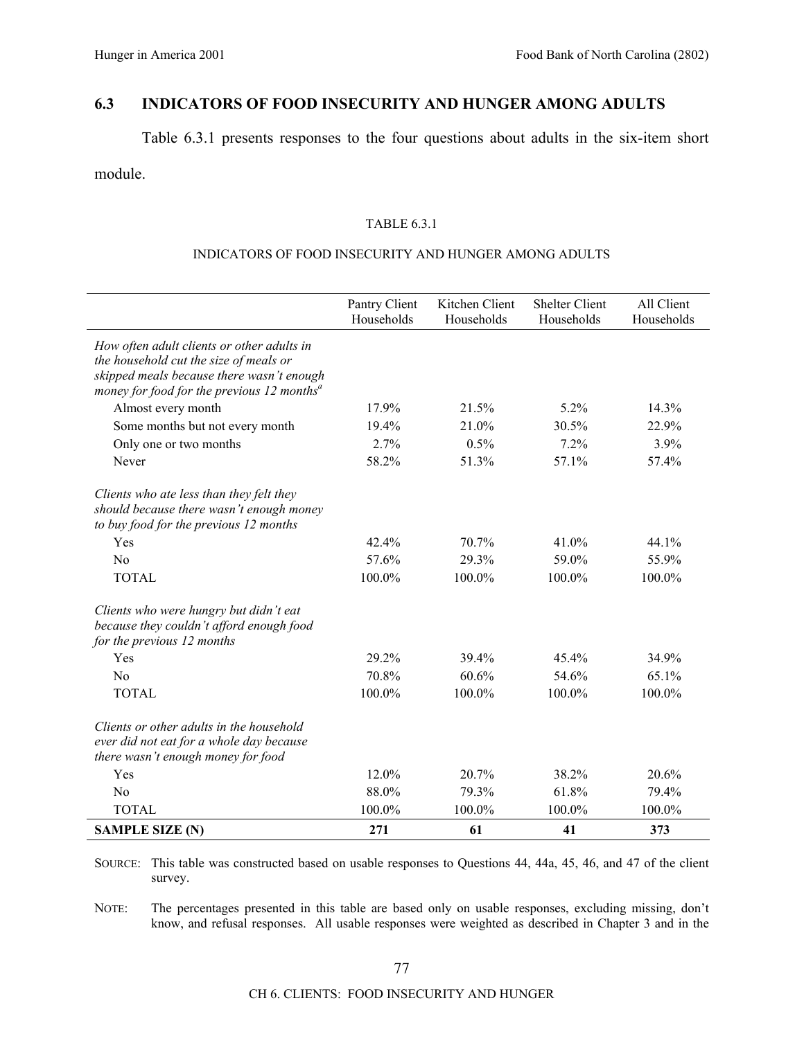## 6.3 INDICATORS OF FOOD INSECURITY AND HUNGER AMONG ADULTS

Table 6.3.1 presents responses to the four questions about adults in the six-item short module.

TABLE 6.3.1

INDICATORS OF FOOD INSECURITY AND HUNGER AMONG ADULTS

| | Pantry Client Households | Kitchen Client Households | Shelter Client Households | All Client Households |
|---|---|---|---|---|
| *How often adult clients or other adults in the household cut the size of meals or skipped meals because there wasn't enough money for food for the previous 12 months*[a] | | | | |
| Almost every month | 17.9% | 21.5% | 5.2% | 14.3% |
| Some months but not every month | 19.4% | 21.0% | 30.5% | 22.9% |
| Only one or two months | 2.7% | 0.5% | 7.2% | 3.9% |
| Never | 58.2% | 51.3% | 57.1% | 57.4% |
| *Clients who ate less than they felt they should because there wasn't enough money to buy food for the previous 12 months* | | | | |
| Yes | 42.4% | 70.7% | 41.0% | 44.1% |
| No | 57.6% | 29.3% | 59.0% | 55.9% |
| TOTAL | 100.0% | 100.0% | 100.0% | 100.0% |
| *Clients who were hungry but didn't eat because they couldn't afford enough food for the previous 12 months* | | | | |
| Yes | 29.2% | 39.4% | 45.4% | 34.9% |
| No | 70.8% | 60.6% | 54.6% | 65.1% |
| TOTAL | 100.0% | 100.0% | 100.0% | 100.0% |
| *Clients or other adults in the household ever did not eat for a whole day because there wasn't enough money for food* | | | | |
| Yes | 12.0% | 20.7% | 38.2% | 20.6% |
| No | 88.0% | 79.3% | 61.8% | 79.4% |
| TOTAL | 100.0% | 100.0% | 100.0% | 100.0% |
| **SAMPLE SIZE (N)** | **271** | **61** | **41** | **373** |

SOURCE: This table was constructed based on usable responses to Questions 44, 44a, 45, 46, and 47 of the client survey.

NOTE: The percentages presented in this table are based only on usable responses, excluding missing, don't know, and refusal responses. All usable responses were weighted as described in Chapter 3 and in the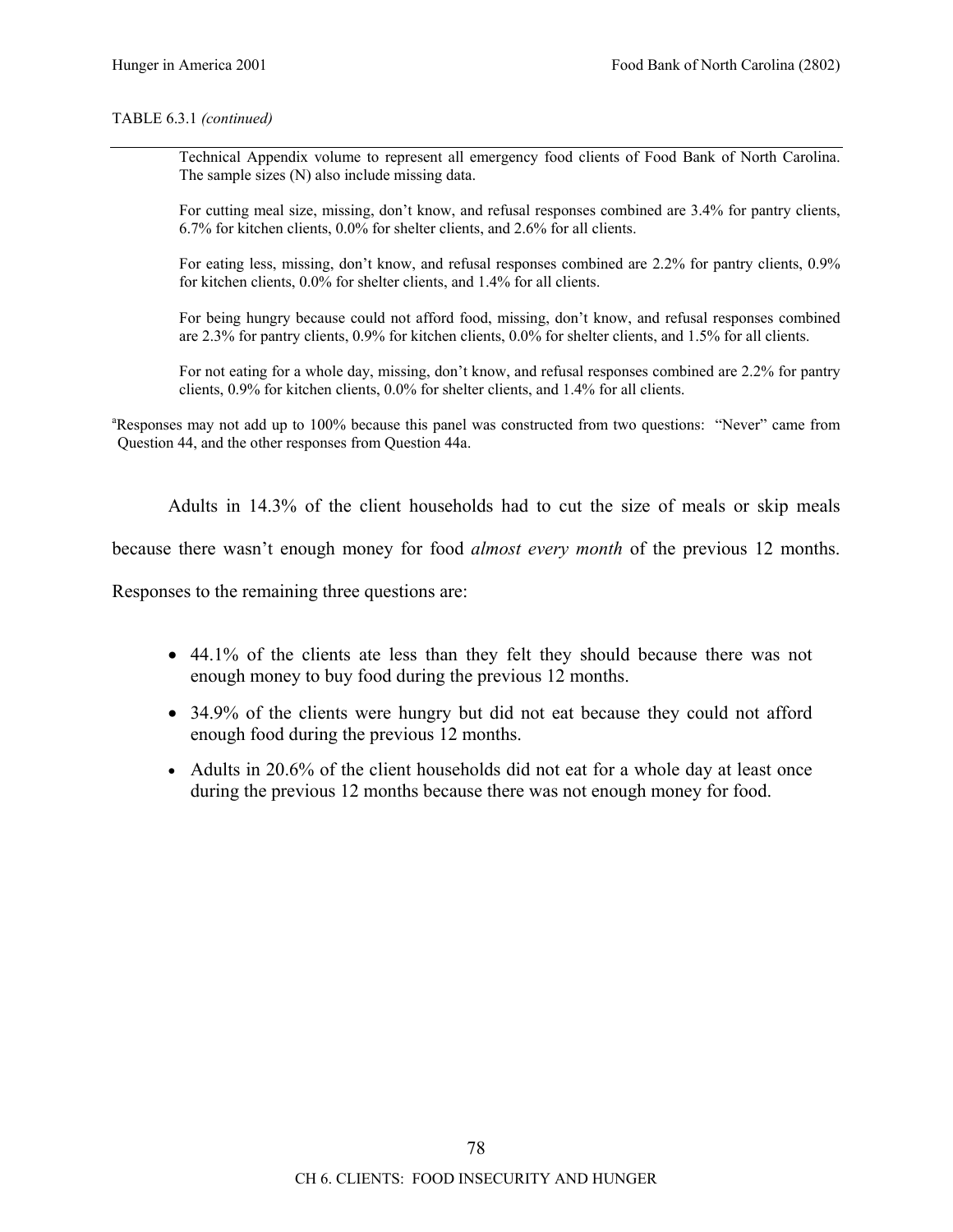TABLE 6.3.1 *(continued)*

Technical Appendix volume to represent all emergency food clients of Food Bank of North Carolina. The sample sizes (N) also include missing data.

For cutting meal size, missing, don't know, and refusal responses combined are 3.4% for pantry clients, 6.7% for kitchen clients, 0.0% for shelter clients, and 2.6% for all clients.

For eating less, missing, don't know, and refusal responses combined are 2.2% for pantry clients, 0.9% for kitchen clients, 0.0% for shelter clients, and 1.4% for all clients.

For being hungry because could not afford food, missing, don't know, and refusal responses combined are 2.3% for pantry clients, 0.9% for kitchen clients, 0.0% for shelter clients, and 1.5% for all clients.

For not eating for a whole day, missing, don't know, and refusal responses combined are 2.2% for pantry clients, 0.9% for kitchen clients, 0.0% for shelter clients, and 1.4% for all clients.

[a]Responses may not add up to 100% because this panel was constructed from two questions: "Never" came from Question 44, and the other responses from Question 44a.

Adults in 14.3% of the client households had to cut the size of meals or skip meals because there wasn't enough money for food *almost every month* of the previous 12 months. Responses to the remaining three questions are:

- 44.1% of the clients ate less than they felt they should because there was not enough money to buy food during the previous 12 months.
- 34.9% of the clients were hungry but did not eat because they could not afford enough food during the previous 12 months.
- Adults in 20.6% of the client households did not eat for a whole day at least once during the previous 12 months because there was not enough money for food.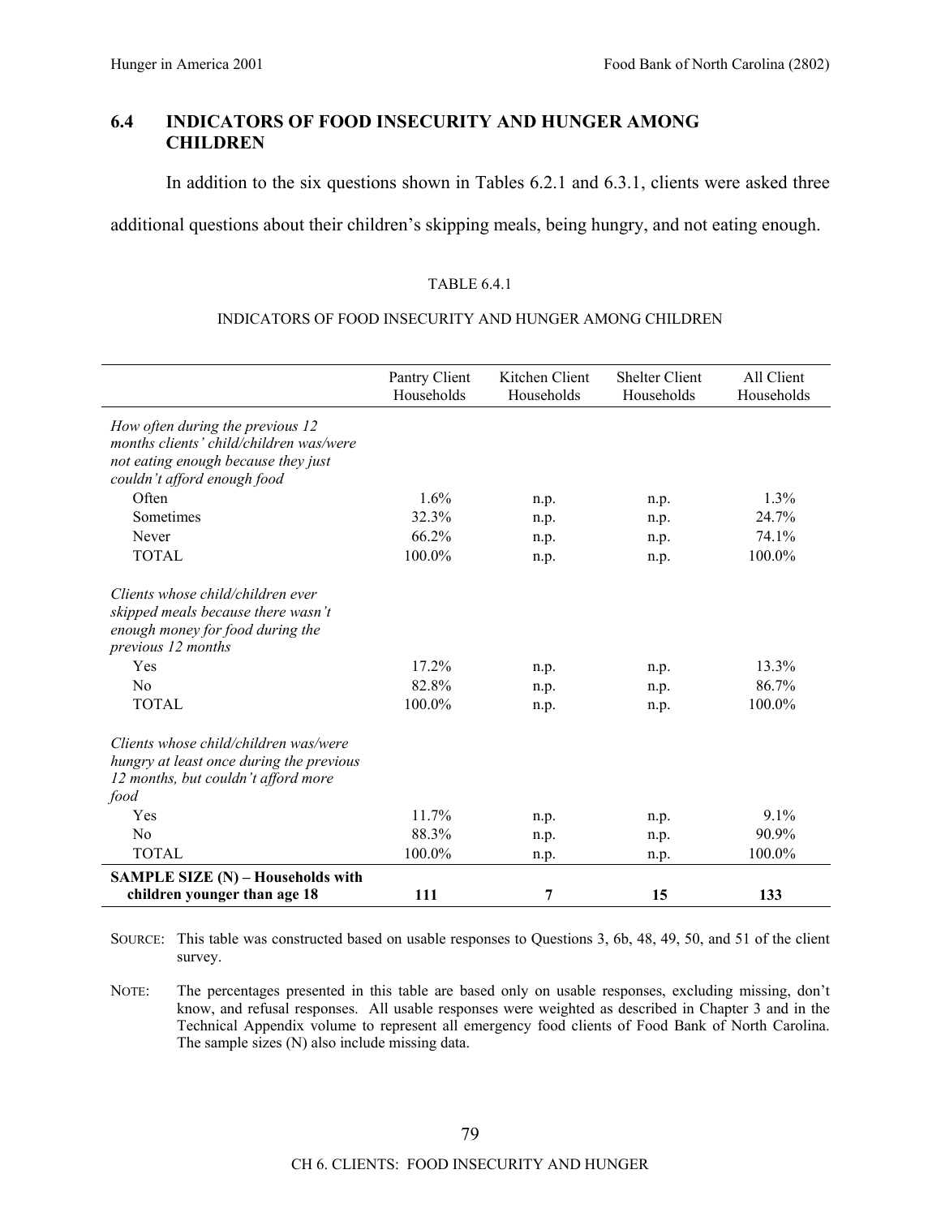## 6.4 INDICATORS OF FOOD INSECURITY AND HUNGER AMONG CHILDREN

In addition to the six questions shown in Tables 6.2.1 and 6.3.1, clients were asked three additional questions about their children's skipping meals, being hungry, and not eating enough.

TABLE 6.4.1

INDICATORS OF FOOD INSECURITY AND HUNGER AMONG CHILDREN

| | Pantry Client Households | Kitchen Client Households | Shelter Client Households | All Client Households |
|---|---|---|---|---|
| *How often during the previous 12 months clients' child/children was/were not eating enough because they just couldn't afford enough food* | | | | |
| Often | 1.6% | n.p. | n.p. | 1.3% |
| Sometimes | 32.3% | n.p. | n.p. | 24.7% |
| Never | 66.2% | n.p. | n.p. | 74.1% |
| TOTAL | 100.0% | n.p. | n.p. | 100.0% |
| *Clients whose child/children ever skipped meals because there wasn't enough money for food during the previous 12 months* | | | | |
| Yes | 17.2% | n.p. | n.p. | 13.3% |
| No | 82.8% | n.p. | n.p. | 86.7% |
| TOTAL | 100.0% | n.p. | n.p. | 100.0% |
| *Clients whose child/children was/were hungry at least once during the previous 12 months, but couldn't afford more food* | | | | |
| Yes | 11.7% | n.p. | n.p. | 9.1% |
| No | 88.3% | n.p. | n.p. | 90.9% |
| TOTAL | 100.0% | n.p. | n.p. | 100.0% |
| **SAMPLE SIZE (N) – Households with children younger than age 18** | **111** | **7** | **15** | **133** |

SOURCE: This table was constructed based on usable responses to Questions 3, 6b, 48, 49, 50, and 51 of the client survey.

NOTE: The percentages presented in this table are based only on usable responses, excluding missing, don't know, and refusal responses. All usable responses were weighted as described in Chapter 3 and in the Technical Appendix volume to represent all emergency food clients of Food Bank of North Carolina. The sample sizes (N) also include missing data.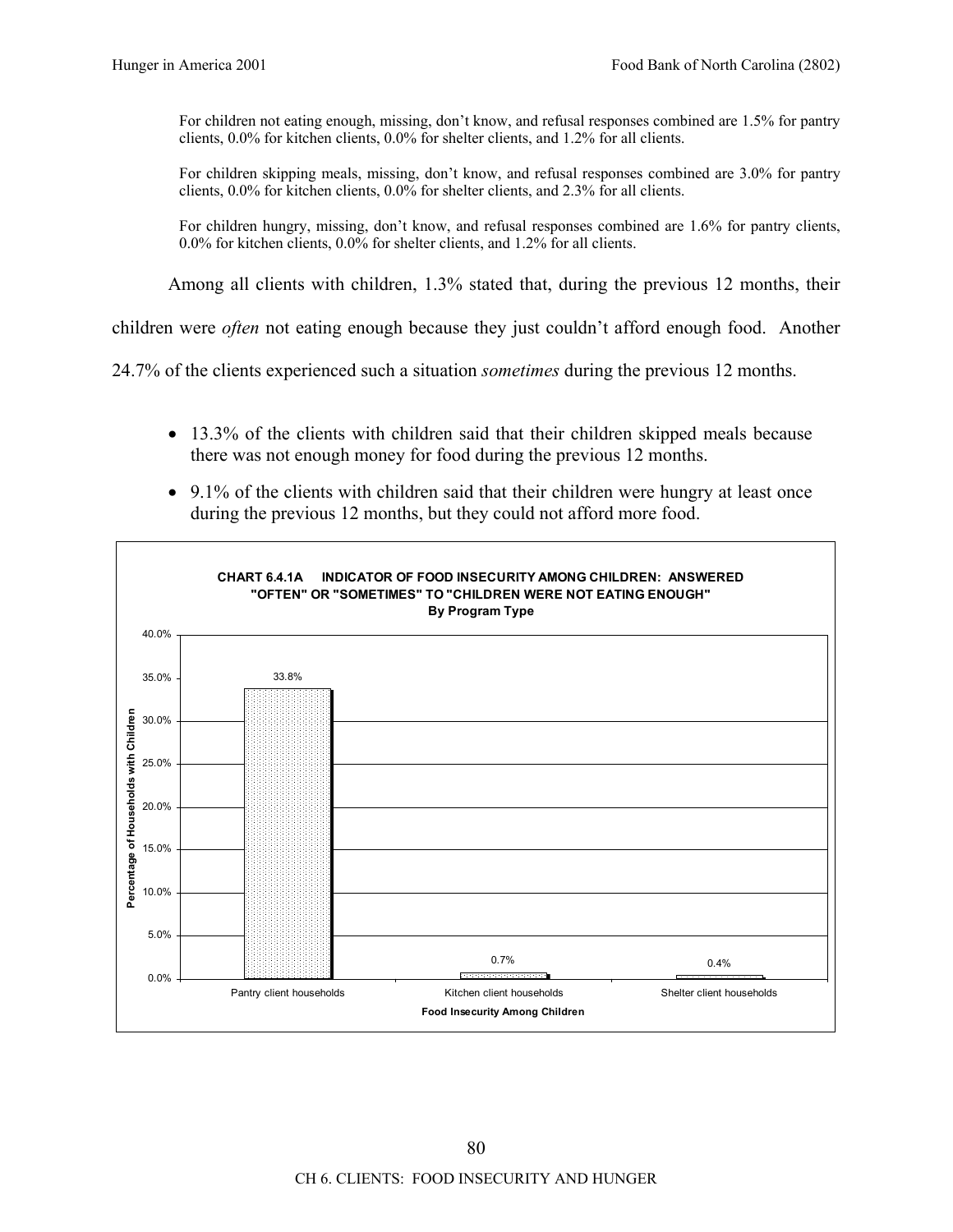For children not eating enough, missing, don't know, and refusal responses combined are 1.5% for pantry clients, 0.0% for kitchen clients, 0.0% for shelter clients, and 1.2% for all clients.

For children skipping meals, missing, don't know, and refusal responses combined are 3.0% for pantry clients, 0.0% for kitchen clients, 0.0% for shelter clients, and 2.3% for all clients.

For children hungry, missing, don't know, and refusal responses combined are 1.6% for pantry clients, 0.0% for kitchen clients, 0.0% for shelter clients, and 1.2% for all clients.

Among all clients with children, 1.3% stated that, during the previous 12 months, their children were *often* not eating enough because they just couldn't afford enough food. Another 24.7% of the clients experienced such a situation *sometimes* during the previous 12 months.

- 13.3% of the clients with children said that their children skipped meals because there was not enough money for food during the previous 12 months.
- 9.1% of the clients with children said that their children were hungry at least once during the previous 12 months, but they could not afford more food.

**CHART 6.4.1A INDICATOR OF FOOD INSECURITY AMONG CHILDREN: ANSWERED "OFTEN" OR "SOMETIMES" TO "CHILDREN WERE NOT EATING ENOUGH" By Program Type**

| Food Insecurity Among Children | Percentage of Households with Children |
|---|---|
| Pantry client households | 33.8% |
| Kitchen client households | 0.7% |
| Shelter client households | 0.4% |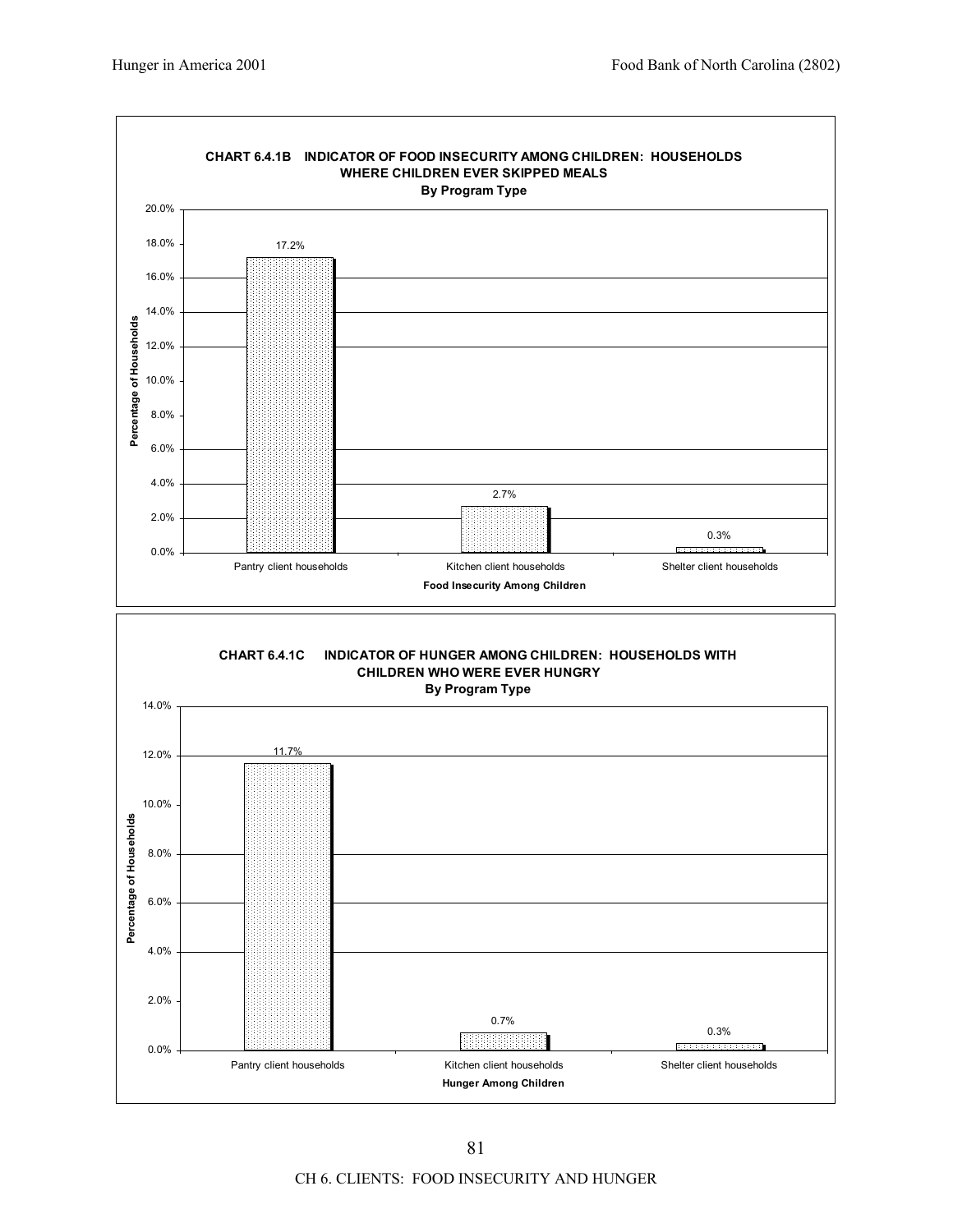**CHART 6.4.1B INDICATOR OF FOOD INSECURITY AMONG CHILDREN: HOUSEHOLDS WHERE CHILDREN EVER SKIPPED MEALS**

**By Program Type**

| Food Insecurity Among Children | Percentage of Households |
| --- | --- |
| Pantry client households | 17.2% |
| Kitchen client households | 2.7% |
| Shelter client households | 0.3% |

**CHART 6.4.1C INDICATOR OF HUNGER AMONG CHILDREN: HOUSEHOLDS WITH CHILDREN WHO WERE EVER HUNGRY**

**By Program Type**

| Hunger Among Children | Percentage of Households |
| --- | --- |
| Pantry client households | 11.7% |
| Kitchen client households | 0.7% |
| Shelter client households | 0.3% |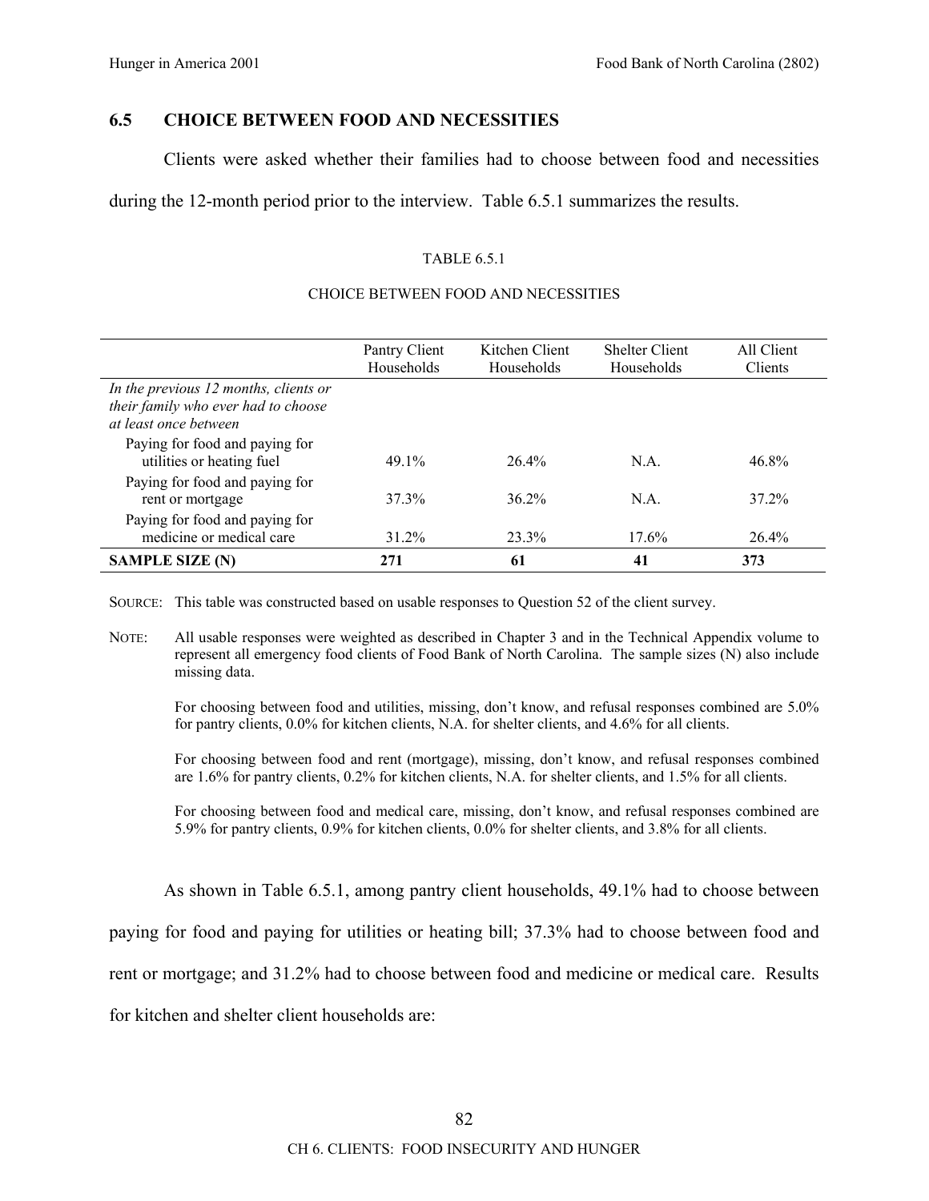## 6.5 CHOICE BETWEEN FOOD AND NECESSITIES

Clients were asked whether their families had to choose between food and necessities during the 12-month period prior to the interview. Table 6.5.1 summarizes the results.

TABLE 6.5.1

CHOICE BETWEEN FOOD AND NECESSITIES

| | Pantry Client Households | Kitchen Client Households | Shelter Client Households | All Client Clients |
|---|---|---|---|---|
| *In the previous 12 months, clients or their family who ever had to choose at least once between* | | | | |
| Paying for food and paying for utilities or heating fuel | 49.1% | 26.4% | N.A. | 46.8% |
| Paying for food and paying for rent or mortgage | 37.3% | 36.2% | N.A. | 37.2% |
| Paying for food and paying for medicine or medical care | 31.2% | 23.3% | 17.6% | 26.4% |
| **SAMPLE SIZE (N)** | **271** | **61** | **41** | **373** |

SOURCE: This table was constructed based on usable responses to Question 52 of the client survey.

NOTE: All usable responses were weighted as described in Chapter 3 and in the Technical Appendix volume to represent all emergency food clients of Food Bank of North Carolina. The sample sizes (N) also include missing data.

For choosing between food and utilities, missing, don't know, and refusal responses combined are 5.0% for pantry clients, 0.0% for kitchen clients, N.A. for shelter clients, and 4.6% for all clients.

For choosing between food and rent (mortgage), missing, don't know, and refusal responses combined are 1.6% for pantry clients, 0.2% for kitchen clients, N.A. for shelter clients, and 1.5% for all clients.

For choosing between food and medical care, missing, don't know, and refusal responses combined are 5.9% for pantry clients, 0.9% for kitchen clients, 0.0% for shelter clients, and 3.8% for all clients.

As shown in Table 6.5.1, among pantry client households, 49.1% had to choose between paying for food and paying for utilities or heating bill; 37.3% had to choose between food and rent or mortgage; and 31.2% had to choose between food and medicine or medical care. Results for kitchen and shelter client households are: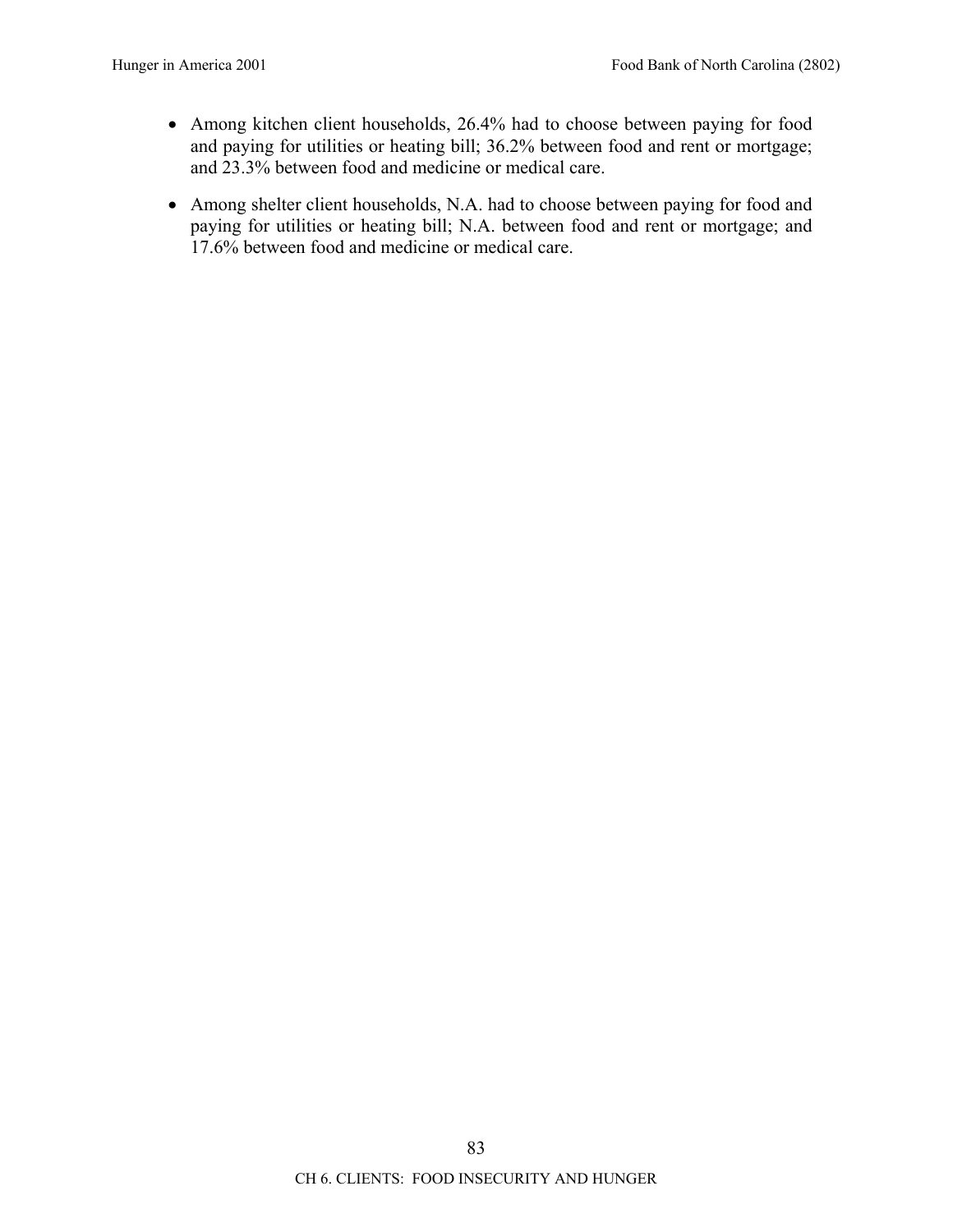- Among kitchen client households, 26.4% had to choose between paying for food and paying for utilities or heating bill; 36.2% between food and rent or mortgage; and 23.3% between food and medicine or medical care.
- Among shelter client households, N.A. had to choose between paying for food and paying for utilities or heating bill; N.A. between food and rent or mortgage; and 17.6% between food and medicine or medical care.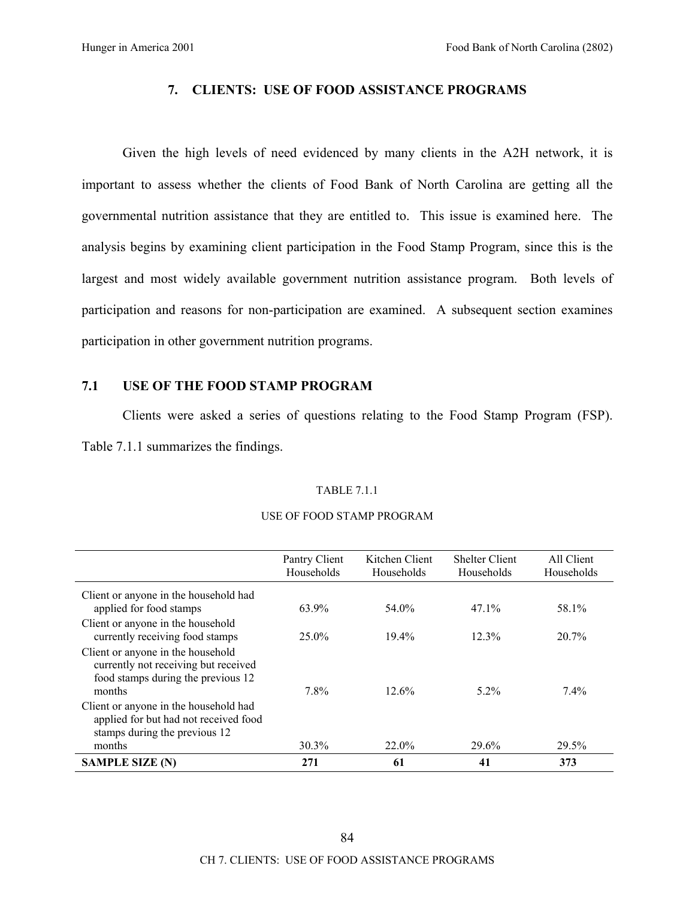## 7. CLIENTS: USE OF FOOD ASSISTANCE PROGRAMS

Given the high levels of need evidenced by many clients in the A2H network, it is important to assess whether the clients of Food Bank of North Carolina are getting all the governmental nutrition assistance that they are entitled to. This issue is examined here. The analysis begins by examining client participation in the Food Stamp Program, since this is the largest and most widely available government nutrition assistance program. Both levels of participation and reasons for non-participation are examined. A subsequent section examines participation in other government nutrition programs.

### 7.1 USE OF THE FOOD STAMP PROGRAM

Clients were asked a series of questions relating to the Food Stamp Program (FSP). Table 7.1.1 summarizes the findings.

TABLE 7.1.1

USE OF FOOD STAMP PROGRAM

| | Pantry Client Households | Kitchen Client Households | Shelter Client Households | All Client Households |
|---|---|---|---|---|
| Client or anyone in the household had applied for food stamps | 63.9% | 54.0% | 47.1% | 58.1% |
| Client or anyone in the household currently receiving food stamps | 25.0% | 19.4% | 12.3% | 20.7% |
| Client or anyone in the household currently not receiving but received food stamps during the previous 12 months | 7.8% | 12.6% | 5.2% | 7.4% |
| Client or anyone in the household had applied for but had not received food stamps during the previous 12 months | 30.3% | 22.0% | 29.6% | 29.5% |
| **SAMPLE SIZE (N)** | **271** | **61** | **41** | **373** |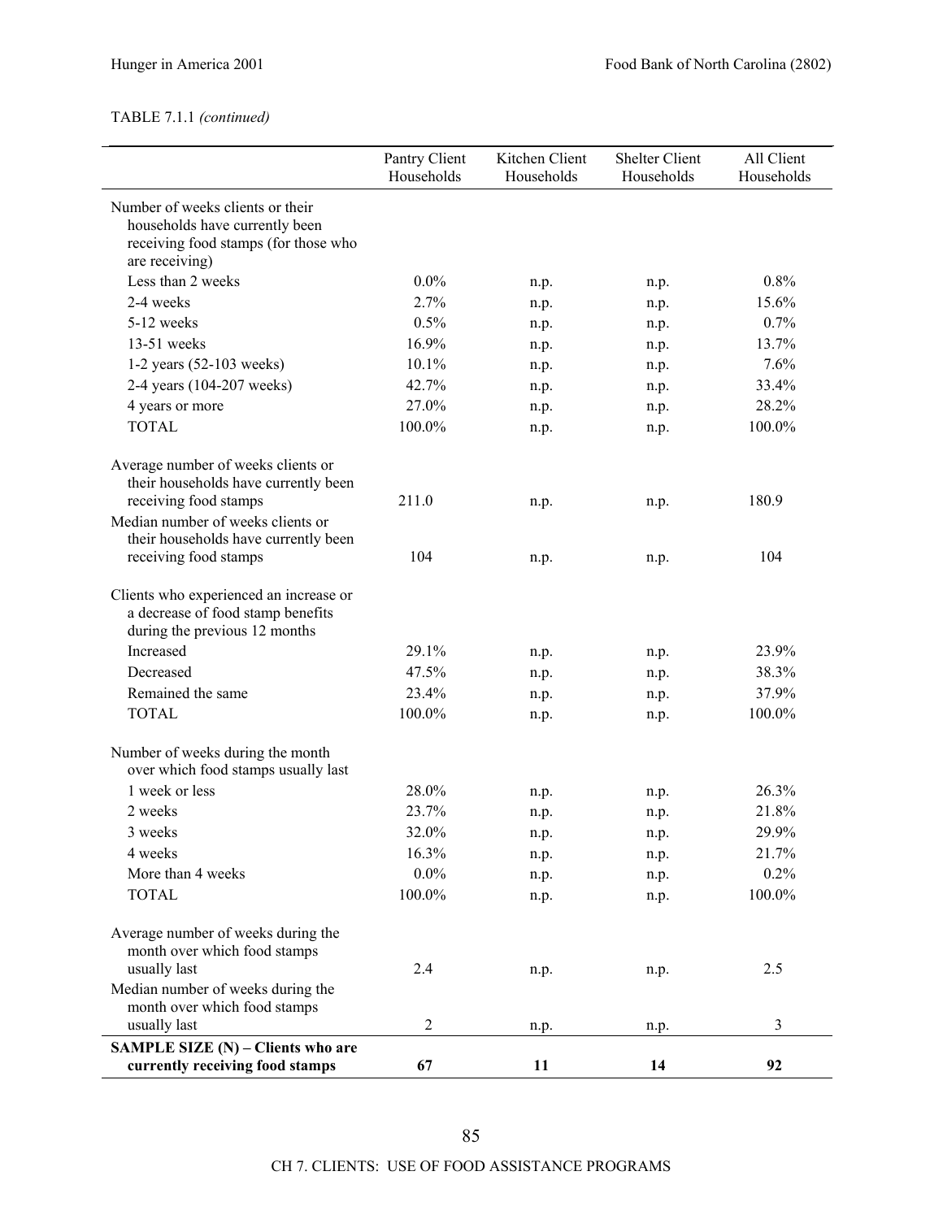TABLE 7.1.1 *(continued)*

| | Pantry Client Households | Kitchen Client Households | Shelter Client Households | All Client Households |
|---|---|---|---|---|
| Number of weeks clients or their households have currently been receiving food stamps (for those who are receiving) | | | | |
| Less than 2 weeks | 0.0% | n.p. | n.p. | 0.8% |
| 2-4 weeks | 2.7% | n.p. | n.p. | 15.6% |
| 5-12 weeks | 0.5% | n.p. | n.p. | 0.7% |
| 13-51 weeks | 16.9% | n.p. | n.p. | 13.7% |
| 1-2 years (52-103 weeks) | 10.1% | n.p. | n.p. | 7.6% |
| 2-4 years (104-207 weeks) | 42.7% | n.p. | n.p. | 33.4% |
| 4 years or more | 27.0% | n.p. | n.p. | 28.2% |
| TOTAL | 100.0% | n.p. | n.p. | 100.0% |
| Average number of weeks clients or their households have currently been receiving food stamps | 211.0 | n.p. | n.p. | 180.9 |
| Median number of weeks clients or their households have currently been receiving food stamps | 104 | n.p. | n.p. | 104 |
| Clients who experienced an increase or a decrease of food stamp benefits during the previous 12 months | | | | |
| Increased | 29.1% | n.p. | n.p. | 23.9% |
| Decreased | 47.5% | n.p. | n.p. | 38.3% |
| Remained the same | 23.4% | n.p. | n.p. | 37.9% |
| TOTAL | 100.0% | n.p. | n.p. | 100.0% |
| Number of weeks during the month over which food stamps usually last | | | | |
| 1 week or less | 28.0% | n.p. | n.p. | 26.3% |
| 2 weeks | 23.7% | n.p. | n.p. | 21.8% |
| 3 weeks | 32.0% | n.p. | n.p. | 29.9% |
| 4 weeks | 16.3% | n.p. | n.p. | 21.7% |
| More than 4 weeks | 0.0% | n.p. | n.p. | 0.2% |
| TOTAL | 100.0% | n.p. | n.p. | 100.0% |
| Average number of weeks during the month over which food stamps usually last | 2.4 | n.p. | n.p. | 2.5 |
| Median number of weeks during the month over which food stamps usually last | 2 | n.p. | n.p. | 3 |
| **SAMPLE SIZE (N) – Clients who are currently receiving food stamps** | **67** | **11** | **14** | **92** |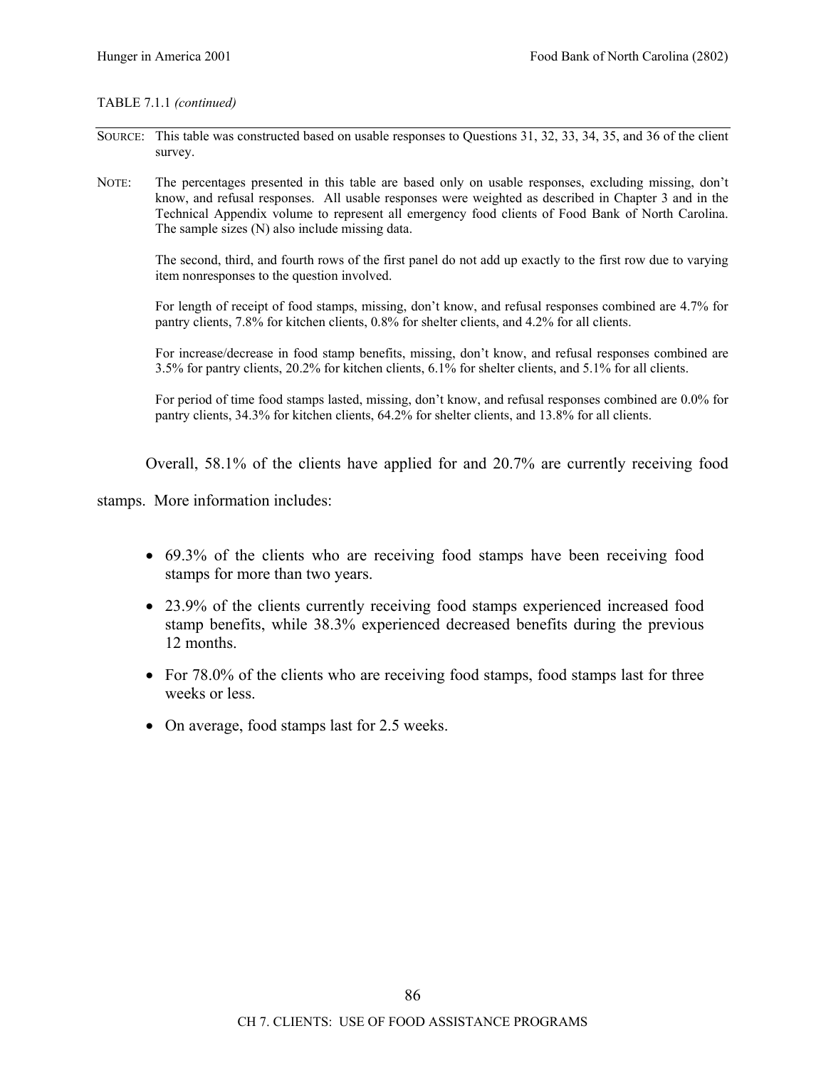TABLE 7.1.1 *(continued)*

SOURCE: This table was constructed based on usable responses to Questions 31, 32, 33, 34, 35, and 36 of the client survey.

NOTE: The percentages presented in this table are based only on usable responses, excluding missing, don't know, and refusal responses. All usable responses were weighted as described in Chapter 3 and in the Technical Appendix volume to represent all emergency food clients of Food Bank of North Carolina. The sample sizes (N) also include missing data.

The second, third, and fourth rows of the first panel do not add up exactly to the first row due to varying item nonresponses to the question involved.

For length of receipt of food stamps, missing, don't know, and refusal responses combined are 4.7% for pantry clients, 7.8% for kitchen clients, 0.8% for shelter clients, and 4.2% for all clients.

For increase/decrease in food stamp benefits, missing, don't know, and refusal responses combined are 3.5% for pantry clients, 20.2% for kitchen clients, 6.1% for shelter clients, and 5.1% for all clients.

For period of time food stamps lasted, missing, don't know, and refusal responses combined are 0.0% for pantry clients, 34.3% for kitchen clients, 64.2% for shelter clients, and 13.8% for all clients.

Overall, 58.1% of the clients have applied for and 20.7% are currently receiving food stamps. More information includes:

- 69.3% of the clients who are receiving food stamps have been receiving food stamps for more than two years.
- 23.9% of the clients currently receiving food stamps experienced increased food stamp benefits, while 38.3% experienced decreased benefits during the previous 12 months.
- For 78.0% of the clients who are receiving food stamps, food stamps last for three weeks or less.
- On average, food stamps last for 2.5 weeks.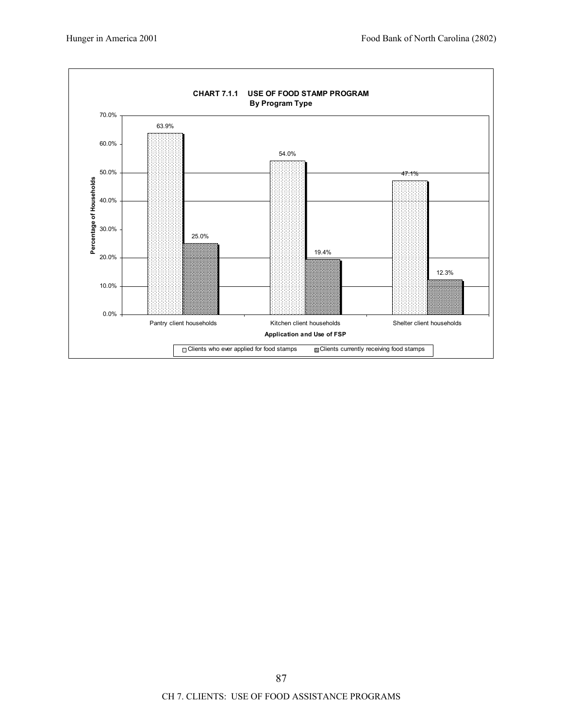**CHART 7.1.1 USE OF FOOD STAMP PROGRAM**
**By Program Type**

| Application and Use of FSP | Clients who ever applied for food stamps | Clients currently receiving food stamps |
|---|---|---|
| Pantry client households | 63.9% | 25.0% |
| Kitchen client households | 54.0% | 19.4% |
| Shelter client households | 47.1% | 12.3% |

*Percentage of Households*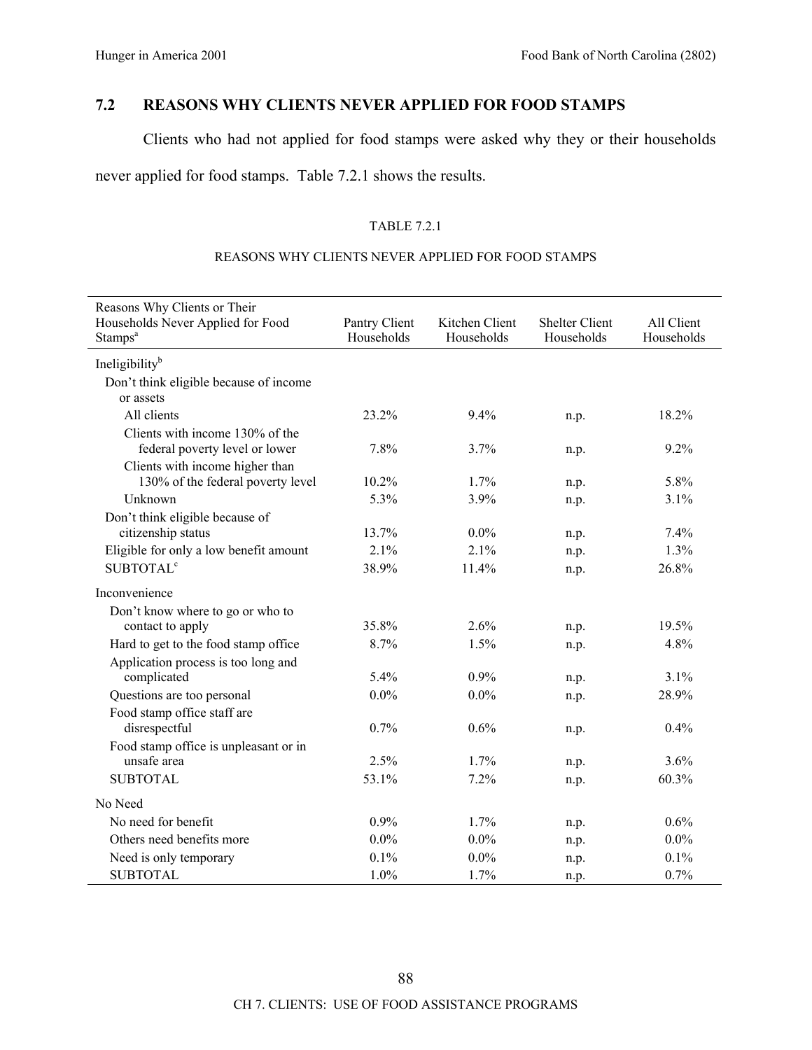## 7.2 REASONS WHY CLIENTS NEVER APPLIED FOR FOOD STAMPS

Clients who had not applied for food stamps were asked why they or their households never applied for food stamps. Table 7.2.1 shows the results.

TABLE 7.2.1

REASONS WHY CLIENTS NEVER APPLIED FOR FOOD STAMPS

| Reasons Why Clients or Their Households Never Applied for Food Stamps[a] | Pantry Client Households | Kitchen Client Households | Shelter Client Households | All Client Households |
|---|---|---|---|---|
| Ineligibility[b] | | | | |
| Don't think eligible because of income or assets | | | | |
| All clients | 23.2% | 9.4% | n.p. | 18.2% |
| Clients with income 130% of the federal poverty level or lower | 7.8% | 3.7% | n.p. | 9.2% |
| Clients with income higher than 130% of the federal poverty level | 10.2% | 1.7% | n.p. | 5.8% |
| Unknown | 5.3% | 3.9% | n.p. | 3.1% |
| Don't think eligible because of citizenship status | 13.7% | 0.0% | n.p. | 7.4% |
| Eligible for only a low benefit amount | 2.1% | 2.1% | n.p. | 1.3% |
| SUBTOTAL[c] | 38.9% | 11.4% | n.p. | 26.8% |
| Inconvenience | | | | |
| Don't know where to go or who to contact to apply | 35.8% | 2.6% | n.p. | 19.5% |
| Hard to get to the food stamp office | 8.7% | 1.5% | n.p. | 4.8% |
| Application process is too long and complicated | 5.4% | 0.9% | n.p. | 3.1% |
| Questions are too personal | 0.0% | 0.0% | n.p. | 28.9% |
| Food stamp office staff are disrespectful | 0.7% | 0.6% | n.p. | 0.4% |
| Food stamp office is unpleasant or in unsafe area | 2.5% | 1.7% | n.p. | 3.6% |
| SUBTOTAL | 53.1% | 7.2% | n.p. | 60.3% |
| No Need | | | | |
| No need for benefit | 0.9% | 1.7% | n.p. | 0.6% |
| Others need benefits more | 0.0% | 0.0% | n.p. | 0.0% |
| Need is only temporary | 0.1% | 0.0% | n.p. | 0.1% |
| SUBTOTAL | 1.0% | 1.7% | n.p. | 0.7% |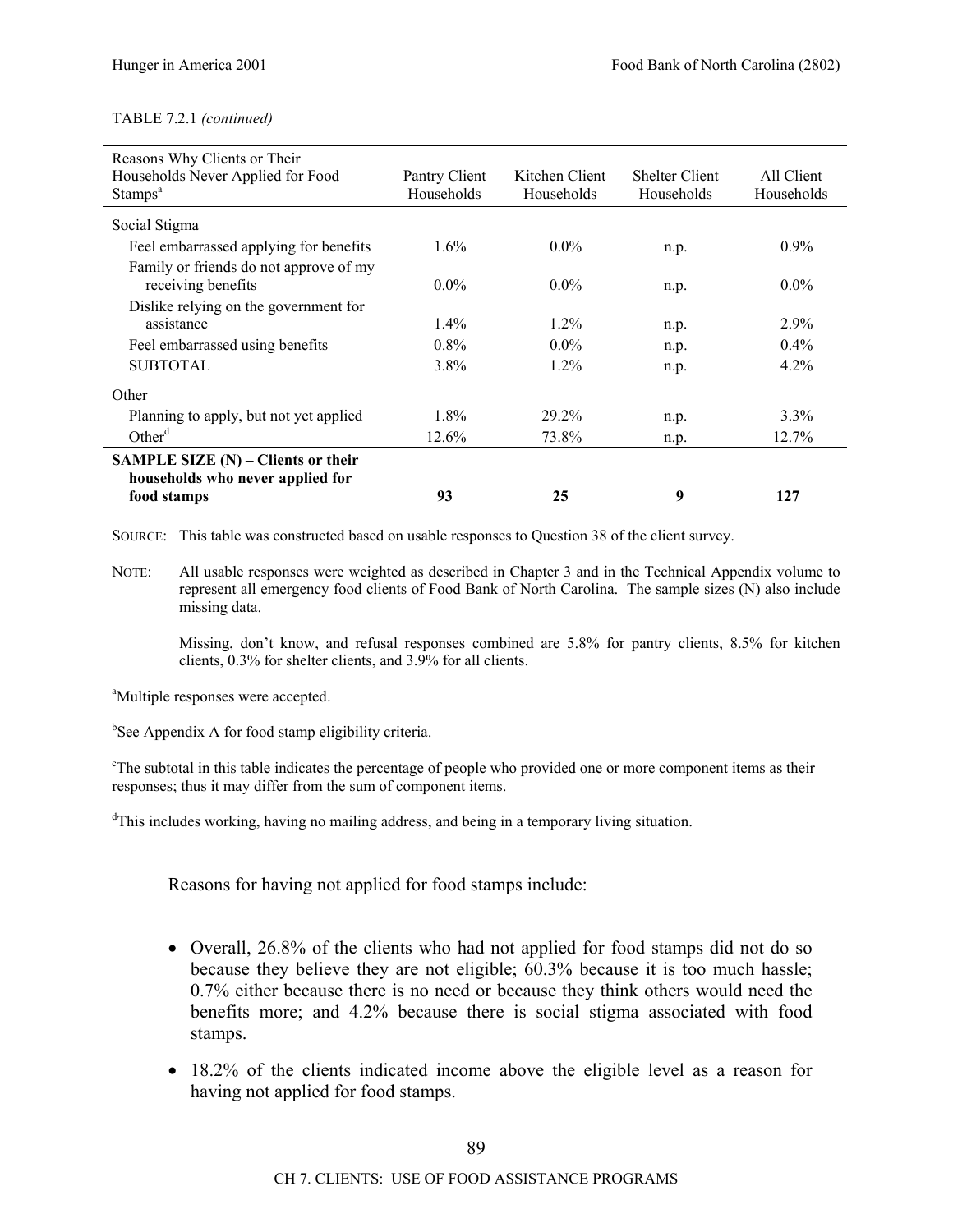TABLE 7.2.1 *(continued)*

| Reasons Why Clients or Their Households Never Applied for Food Stamps[a] | Pantry Client Households | Kitchen Client Households | Shelter Client Households | All Client Households |
|---|---|---|---|---|
| Social Stigma | | | | |
| Feel embarrassed applying for benefits | 1.6% | 0.0% | n.p. | 0.9% |
| Family or friends do not approve of my receiving benefits | 0.0% | 0.0% | n.p. | 0.0% |
| Dislike relying on the government for assistance | 1.4% | 1.2% | n.p. | 2.9% |
| Feel embarrassed using benefits | 0.8% | 0.0% | n.p. | 0.4% |
| SUBTOTAL | 3.8% | 1.2% | n.p. | 4.2% |
| Other | | | | |
| Planning to apply, but not yet applied | 1.8% | 29.2% | n.p. | 3.3% |
| Other[d] | 12.6% | 73.8% | n.p. | 12.7% |
| **SAMPLE SIZE (N) – Clients or their households who never applied for food stamps** | **93** | **25** | **9** | **127** |

SOURCE: This table was constructed based on usable responses to Question 38 of the client survey.

NOTE: All usable responses were weighted as described in Chapter 3 and in the Technical Appendix volume to represent all emergency food clients of Food Bank of North Carolina. The sample sizes (N) also include missing data.

Missing, don't know, and refusal responses combined are 5.8% for pantry clients, 8.5% for kitchen clients, 0.3% for shelter clients, and 3.9% for all clients.

[a]Multiple responses were accepted.

[b]See Appendix A for food stamp eligibility criteria.

[c]The subtotal in this table indicates the percentage of people who provided one or more component items as their responses; thus it may differ from the sum of component items.

[d]This includes working, having no mailing address, and being in a temporary living situation.

Reasons for having not applied for food stamps include:

- Overall, 26.8% of the clients who had not applied for food stamps did not do so because they believe they are not eligible; 60.3% because it is too much hassle; 0.7% either because there is no need or because they think others would need the benefits more; and 4.2% because there is social stigma associated with food stamps.
- 18.2% of the clients indicated income above the eligible level as a reason for having not applied for food stamps.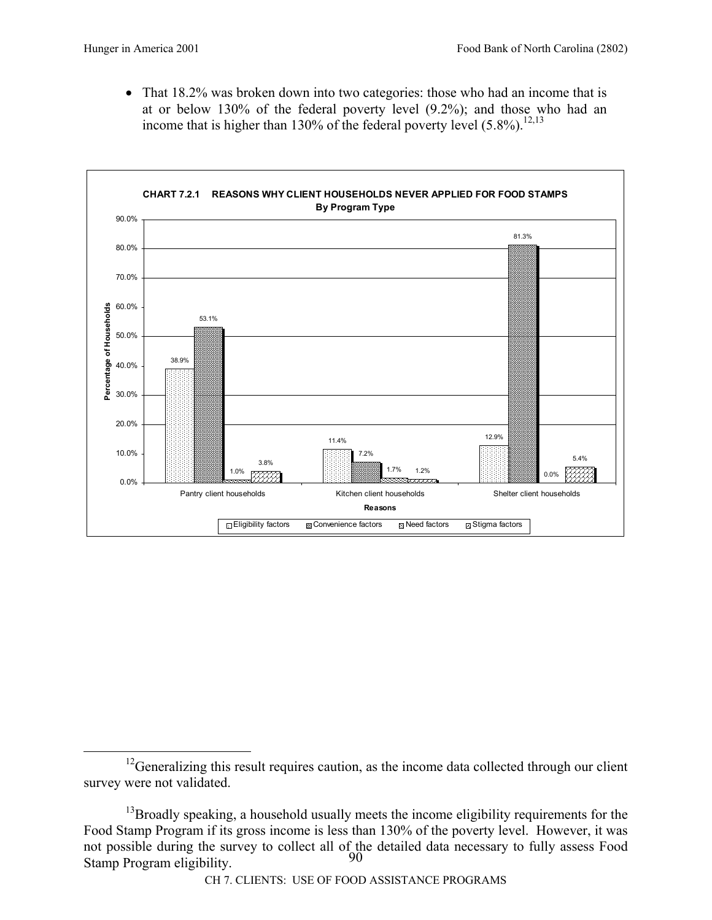- That 18.2% was broken down into two categories: those who had an income that is at or below 130% of the federal poverty level (9.2%); and those who had an income that is higher than 130% of the federal poverty level (5.8%).[12,13]

**CHART 7.2.1 REASONS WHY CLIENT HOUSEHOLDS NEVER APPLIED FOR FOOD STAMPS**
**By Program Type**

| Reasons | Eligibility factors | Convenience factors | Need factors | Stigma factors |
|---|---|---|---|---|
| Pantry client households | 38.9% | 53.1% | 1.0% | 3.8% |
| Kitchen client households | 11.4% | 7.2% | 1.7% | 1.2% |
| Shelter client households | 12.9% | 81.3% | 0.0% | 5.4% |

---

[12] Generalizing this result requires caution, as the income data collected through our client survey were not validated.

[13] Broadly speaking, a household usually meets the income eligibility requirements for the Food Stamp Program if its gross income is less than 130% of the poverty level. However, it was not possible during the survey to collect all of the detailed data necessary to fully assess Food Stamp Program eligibility.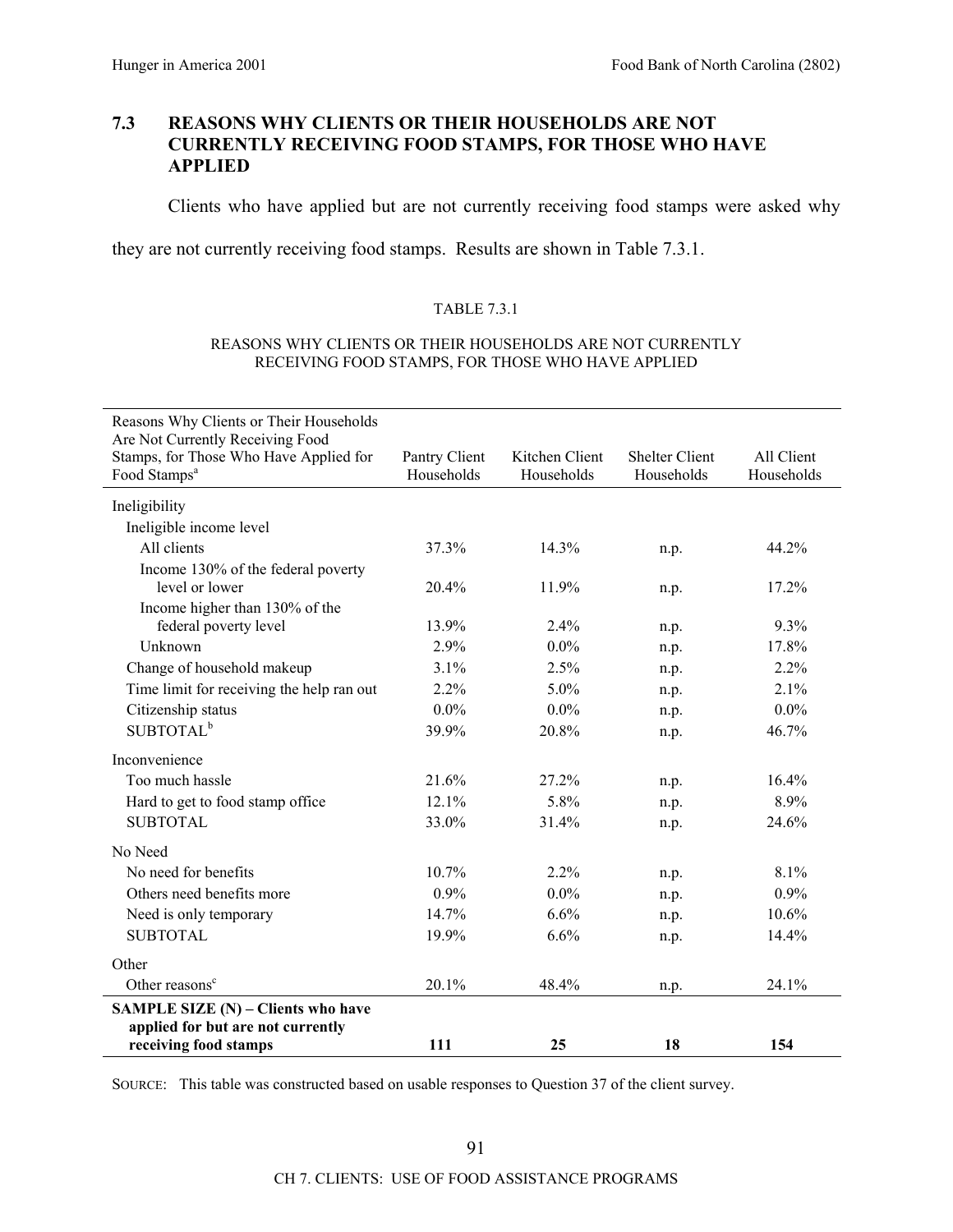## 7.3 REASONS WHY CLIENTS OR THEIR HOUSEHOLDS ARE NOT CURRENTLY RECEIVING FOOD STAMPS, FOR THOSE WHO HAVE APPLIED

Clients who have applied but are not currently receiving food stamps were asked why they are not currently receiving food stamps. Results are shown in Table 7.3.1.

TABLE 7.3.1

REASONS WHY CLIENTS OR THEIR HOUSEHOLDS ARE NOT CURRENTLY RECEIVING FOOD STAMPS, FOR THOSE WHO HAVE APPLIED

| Reasons Why Clients or Their Households Are Not Currently Receiving Food Stamps, for Those Who Have Applied for Food Stamps[a] | Pantry Client Households | Kitchen Client Households | Shelter Client Households | All Client Households |
|---|---|---|---|---|
| Ineligibility | | | | |
| Ineligible income level | | | | |
| All clients | 37.3% | 14.3% | n.p. | 44.2% |
| Income 130% of the federal poverty level or lower | 20.4% | 11.9% | n.p. | 17.2% |
| Income higher than 130% of the federal poverty level | 13.9% | 2.4% | n.p. | 9.3% |
| Unknown | 2.9% | 0.0% | n.p. | 17.8% |
| Change of household makeup | 3.1% | 2.5% | n.p. | 2.2% |
| Time limit for receiving the help ran out | 2.2% | 5.0% | n.p. | 2.1% |
| Citizenship status | 0.0% | 0.0% | n.p. | 0.0% |
| SUBTOTAL[b] | 39.9% | 20.8% | n.p. | 46.7% |
| Inconvenience | | | | |
| Too much hassle | 21.6% | 27.2% | n.p. | 16.4% |
| Hard to get to food stamp office | 12.1% | 5.8% | n.p. | 8.9% |
| SUBTOTAL | 33.0% | 31.4% | n.p. | 24.6% |
| No Need | | | | |
| No need for benefits | 10.7% | 2.2% | n.p. | 8.1% |
| Others need benefits more | 0.9% | 0.0% | n.p. | 0.9% |
| Need is only temporary | 14.7% | 6.6% | n.p. | 10.6% |
| SUBTOTAL | 19.9% | 6.6% | n.p. | 14.4% |
| Other | | | | |
| Other reasons[c] | 20.1% | 48.4% | n.p. | 24.1% |
| **SAMPLE SIZE (N) – Clients who have applied for but are not currently receiving food stamps** | **111** | **25** | **18** | **154** |

SOURCE: This table was constructed based on usable responses to Question 37 of the client survey.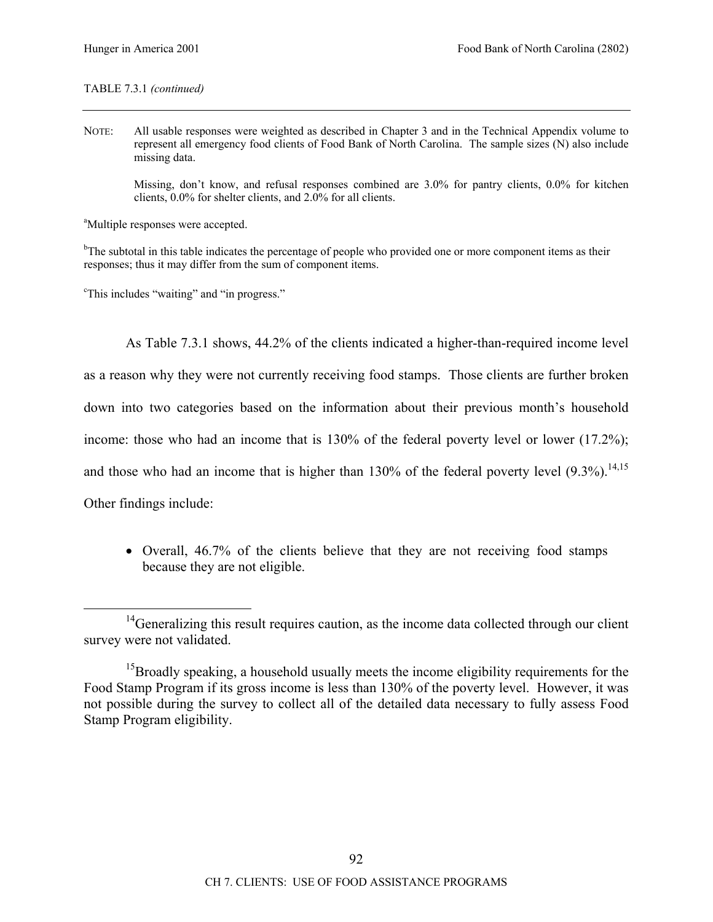TABLE 7.3.1 *(continued)*

NOTE: All usable responses were weighted as described in Chapter 3 and in the Technical Appendix volume to represent all emergency food clients of Food Bank of North Carolina. The sample sizes (N) also include missing data.

Missing, don't know, and refusal responses combined are 3.0% for pantry clients, 0.0% for kitchen clients, 0.0% for shelter clients, and 2.0% for all clients.

[a]Multiple responses were accepted.

[b]The subtotal in this table indicates the percentage of people who provided one or more component items as their responses; thus it may differ from the sum of component items.

[c]This includes "waiting" and "in progress."

As Table 7.3.1 shows, 44.2% of the clients indicated a higher-than-required income level as a reason why they were not currently receiving food stamps. Those clients are further broken down into two categories based on the information about their previous month's household income: those who had an income that is 130% of the federal poverty level or lower (17.2%); and those who had an income that is higher than 130% of the federal poverty level (9.3%).[14,15] Other findings include:

- Overall, 46.7% of the clients believe that they are not receiving food stamps because they are not eligible.

[14]Generalizing this result requires caution, as the income data collected through our client survey were not validated.

[15]Broadly speaking, a household usually meets the income eligibility requirements for the Food Stamp Program if its gross income is less than 130% of the poverty level. However, it was not possible during the survey to collect all of the detailed data necessary to fully assess Food Stamp Program eligibility.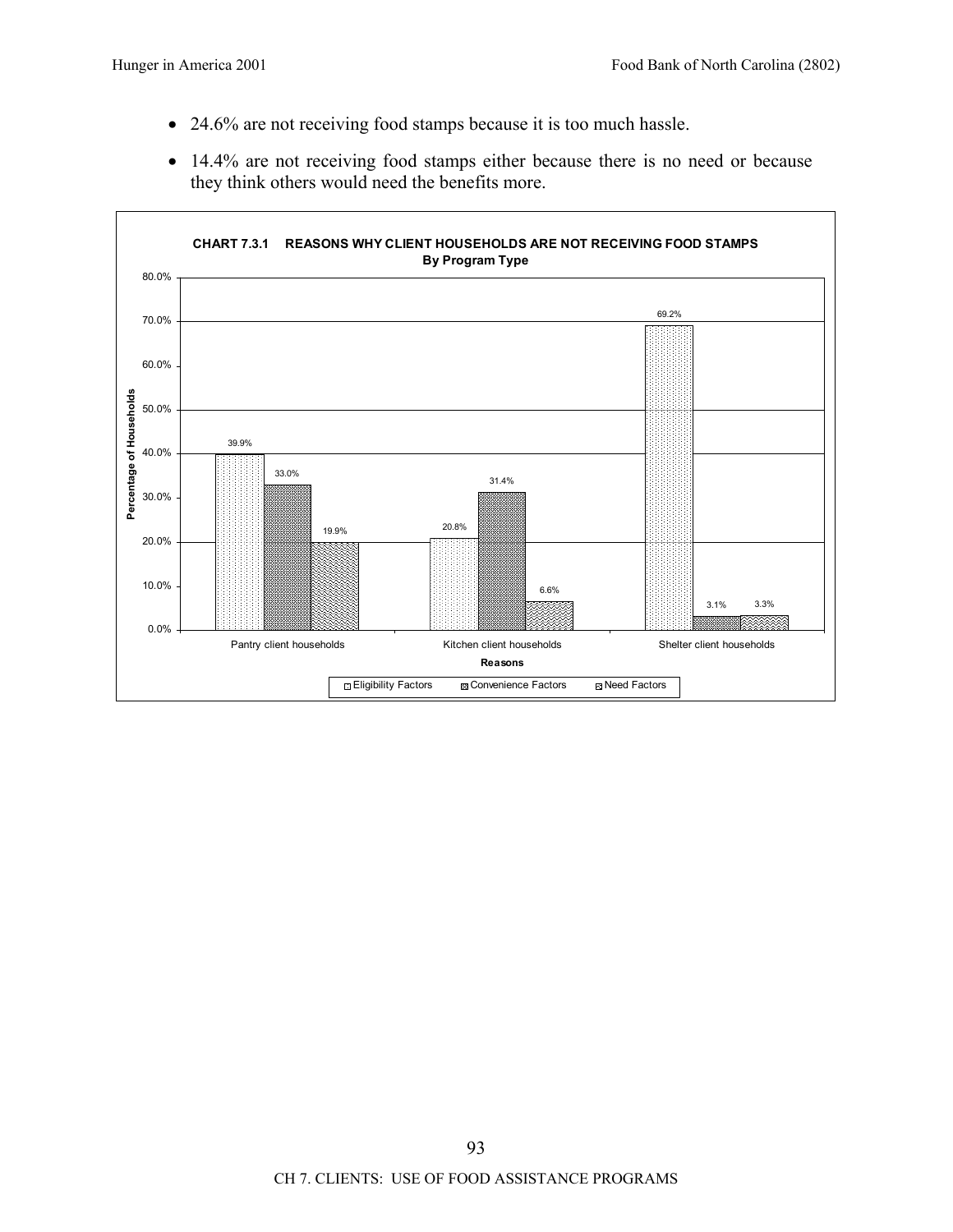- 24.6% are not receiving food stamps because it is too much hassle.
- 14.4% are not receiving food stamps either because there is no need or because they think others would need the benefits more.

**CHART 7.3.1 REASONS WHY CLIENT HOUSEHOLDS ARE NOT RECEIVING FOOD STAMPS**
**By Program Type**

| Reasons | Eligibility Factors | Convenience Factors | Need Factors |
|---|---|---|---|
| Pantry client households | 39.9% | 33.0% | 19.9% |
| Kitchen client households | 20.8% | 31.4% | 6.6% |
| Shelter client households | 69.2% | 3.1% | 3.3% |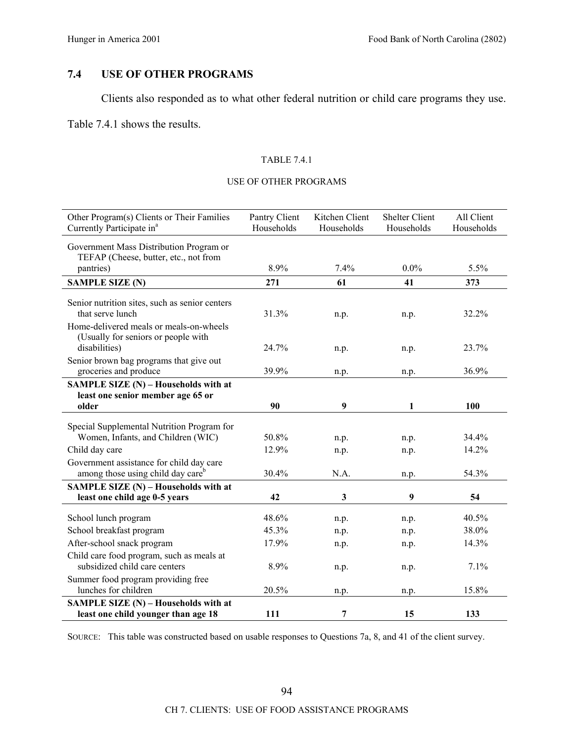## 7.4 USE OF OTHER PROGRAMS

Clients also responded as to what other federal nutrition or child care programs they use. Table 7.4.1 shows the results.

TABLE 7.4.1

USE OF OTHER PROGRAMS

| Other Program(s) Clients or Their Families Currently Participate in[a] | Pantry Client Households | Kitchen Client Households | Shelter Client Households | All Client Households |
|---|---|---|---|---|
| Government Mass Distribution Program or TEFAP (Cheese, butter, etc., not from pantries) | 8.9% | 7.4% | 0.0% | 5.5% |
| **SAMPLE SIZE (N)** | **271** | **61** | **41** | **373** |
| Senior nutrition sites, such as senior centers that serve lunch | 31.3% | n.p. | n.p. | 32.2% |
| Home-delivered meals or meals-on-wheels (Usually for seniors or people with disabilities) | 24.7% | n.p. | n.p. | 23.7% |
| Senior brown bag programs that give out groceries and produce | 39.9% | n.p. | n.p. | 36.9% |
| **SAMPLE SIZE (N) – Households with at least one senior member age 65 or older** | **90** | **9** | **1** | **100** |
| Special Supplemental Nutrition Program for Women, Infants, and Children (WIC) | 50.8% | n.p. | n.p. | 34.4% |
| Child day care | 12.9% | n.p. | n.p. | 14.2% |
| Government assistance for child day care among those using child day care[b] | 30.4% | N.A. | n.p. | 54.3% |
| **SAMPLE SIZE (N) – Households with at least one child age 0-5 years** | **42** | **3** | **9** | **54** |
| School lunch program | 48.6% | n.p. | n.p. | 40.5% |
| School breakfast program | 45.3% | n.p. | n.p. | 38.0% |
| After-school snack program | 17.9% | n.p. | n.p. | 14.3% |
| Child care food program, such as meals at subsidized child care centers | 8.9% | n.p. | n.p. | 7.1% |
| Summer food program providing free lunches for children | 20.5% | n.p. | n.p. | 15.8% |
| **SAMPLE SIZE (N) – Households with at least one child younger than age 18** | **111** | **7** | **15** | **133** |

SOURCE: This table was constructed based on usable responses to Questions 7a, 8, and 41 of the client survey.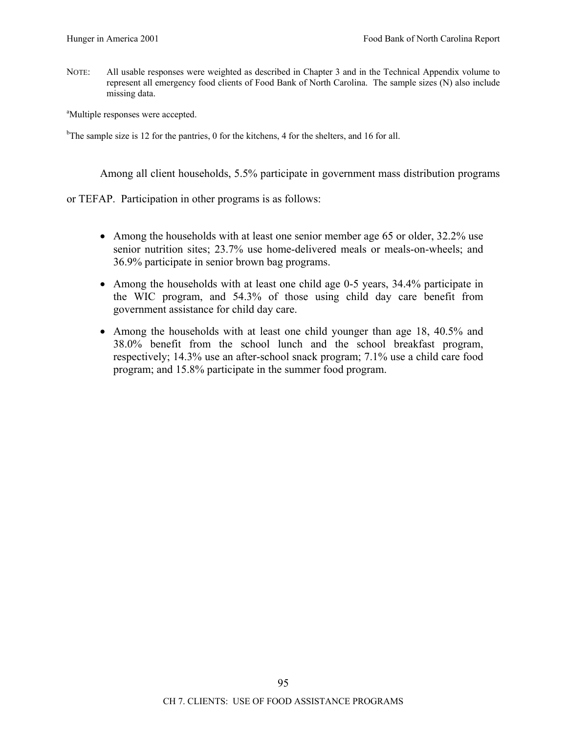NOTE: All usable responses were weighted as described in Chapter 3 and in the Technical Appendix volume to represent all emergency food clients of Food Bank of North Carolina. The sample sizes (N) also include missing data.

[a]Multiple responses were accepted.

[b]The sample size is 12 for the pantries, 0 for the kitchens, 4 for the shelters, and 16 for all.

Among all client households, 5.5% participate in government mass distribution programs or TEFAP. Participation in other programs is as follows:

- Among the households with at least one senior member age 65 or older, 32.2% use senior nutrition sites; 23.7% use home-delivered meals or meals-on-wheels; and 36.9% participate in senior brown bag programs.
- Among the households with at least one child age 0-5 years, 34.4% participate in the WIC program, and 54.3% of those using child day care benefit from government assistance for child day care.
- Among the households with at least one child younger than age 18, 40.5% and 38.0% benefit from the school lunch and the school breakfast program, respectively; 14.3% use an after-school snack program; 7.1% use a child care food program; and 15.8% participate in the summer food program.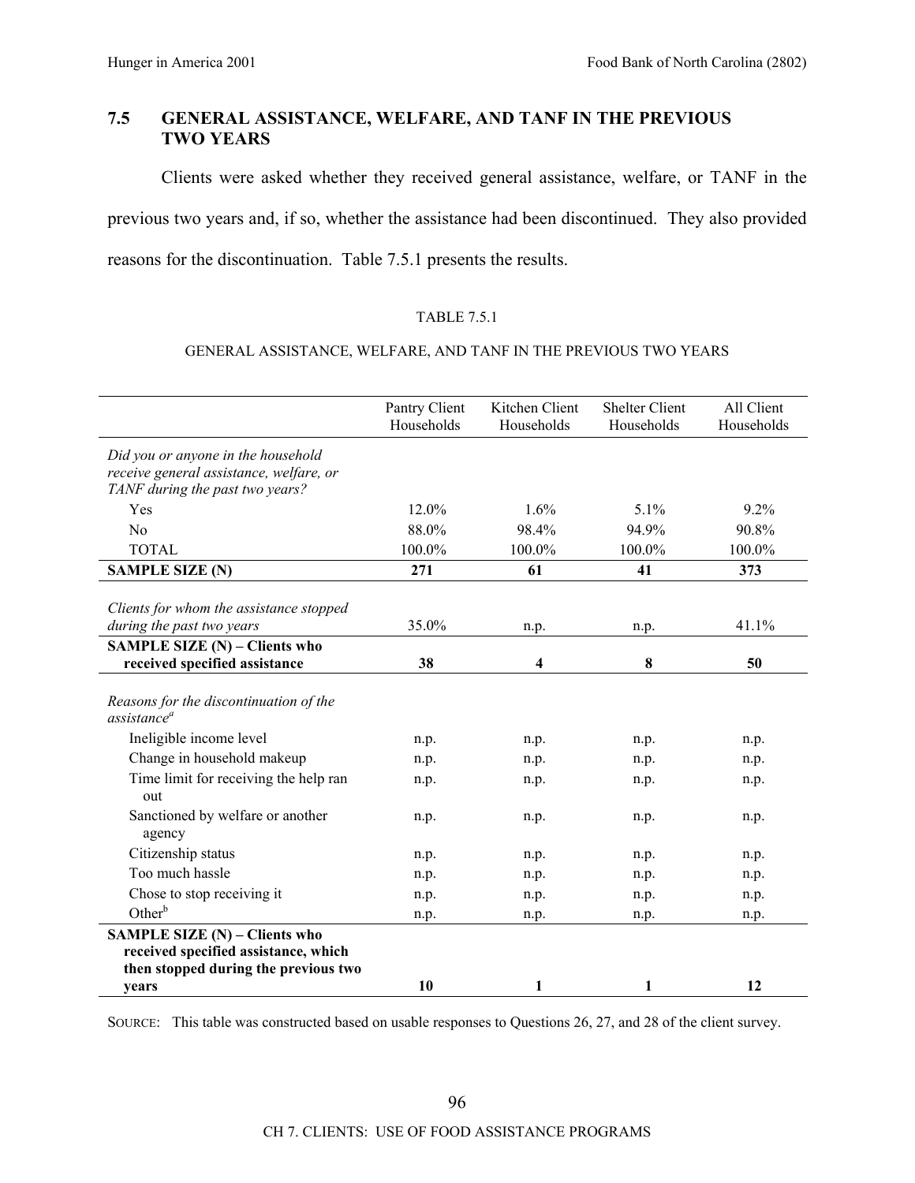## 7.5 GENERAL ASSISTANCE, WELFARE, AND TANF IN THE PREVIOUS TWO YEARS

Clients were asked whether they received general assistance, welfare, or TANF in the previous two years and, if so, whether the assistance had been discontinued. They also provided reasons for the discontinuation. Table 7.5.1 presents the results.

TABLE 7.5.1

GENERAL ASSISTANCE, WELFARE, AND TANF IN THE PREVIOUS TWO YEARS

| | Pantry Client Households | Kitchen Client Households | Shelter Client Households | All Client Households |
|---|---|---|---|---|
| *Did you or anyone in the household receive general assistance, welfare, or TANF during the past two years?* | | | | |
| Yes | 12.0% | 1.6% | 5.1% | 9.2% |
| No | 88.0% | 98.4% | 94.9% | 90.8% |
| TOTAL | 100.0% | 100.0% | 100.0% | 100.0% |
| **SAMPLE SIZE (N)** | **271** | **61** | **41** | **373** |
| *Clients for whom the assistance stopped during the past two years* | 35.0% | n.p. | n.p. | 41.1% |
| **SAMPLE SIZE (N) – Clients who received specified assistance** | **38** | **4** | **8** | **50** |
| *Reasons for the discontinuation of the assistance*[a] | | | | |
| Ineligible income level | n.p. | n.p. | n.p. | n.p. |
| Change in household makeup | n.p. | n.p. | n.p. | n.p. |
| Time limit for receiving the help ran out | n.p. | n.p. | n.p. | n.p. |
| Sanctioned by welfare or another agency | n.p. | n.p. | n.p. | n.p. |
| Citizenship status | n.p. | n.p. | n.p. | n.p. |
| Too much hassle | n.p. | n.p. | n.p. | n.p. |
| Chose to stop receiving it | n.p. | n.p. | n.p. | n.p. |
| Other[b] | n.p. | n.p. | n.p. | n.p. |
| **SAMPLE SIZE (N) – Clients who received specified assistance, which then stopped during the previous two years** | **10** | **1** | **1** | **12** |

SOURCE: This table was constructed based on usable responses to Questions 26, 27, and 28 of the client survey.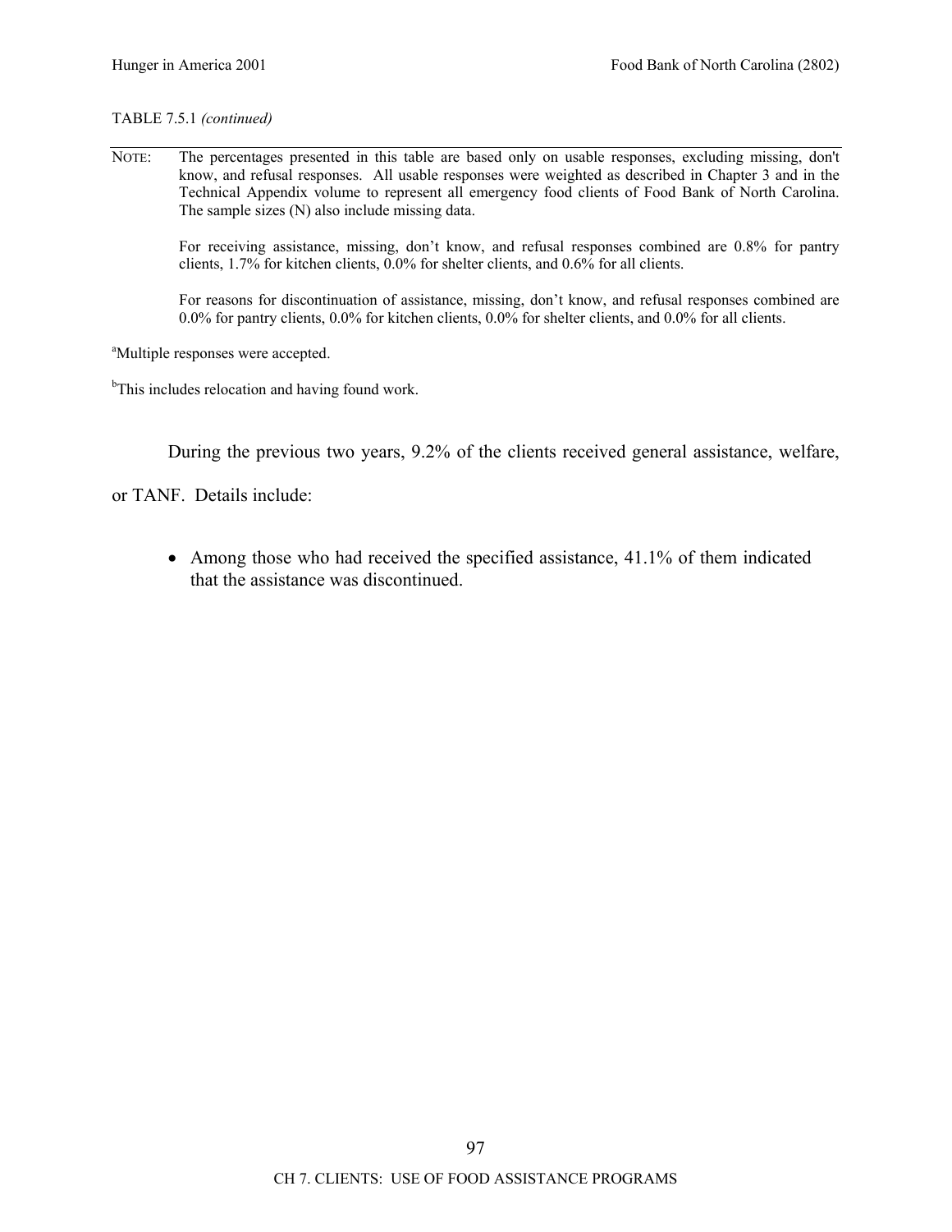TABLE 7.5.1 *(continued)*

NOTE: The percentages presented in this table are based only on usable responses, excluding missing, don't know, and refusal responses. All usable responses were weighted as described in Chapter 3 and in the Technical Appendix volume to represent all emergency food clients of Food Bank of North Carolina. The sample sizes (N) also include missing data.

For receiving assistance, missing, don't know, and refusal responses combined are 0.8% for pantry clients, 1.7% for kitchen clients, 0.0% for shelter clients, and 0.6% for all clients.

For reasons for discontinuation of assistance, missing, don't know, and refusal responses combined are 0.0% for pantry clients, 0.0% for kitchen clients, 0.0% for shelter clients, and 0.0% for all clients.

[a]Multiple responses were accepted.

[b]This includes relocation and having found work.

During the previous two years, 9.2% of the clients received general assistance, welfare, or TANF. Details include:

- Among those who had received the specified assistance, 41.1% of them indicated that the assistance was discontinued.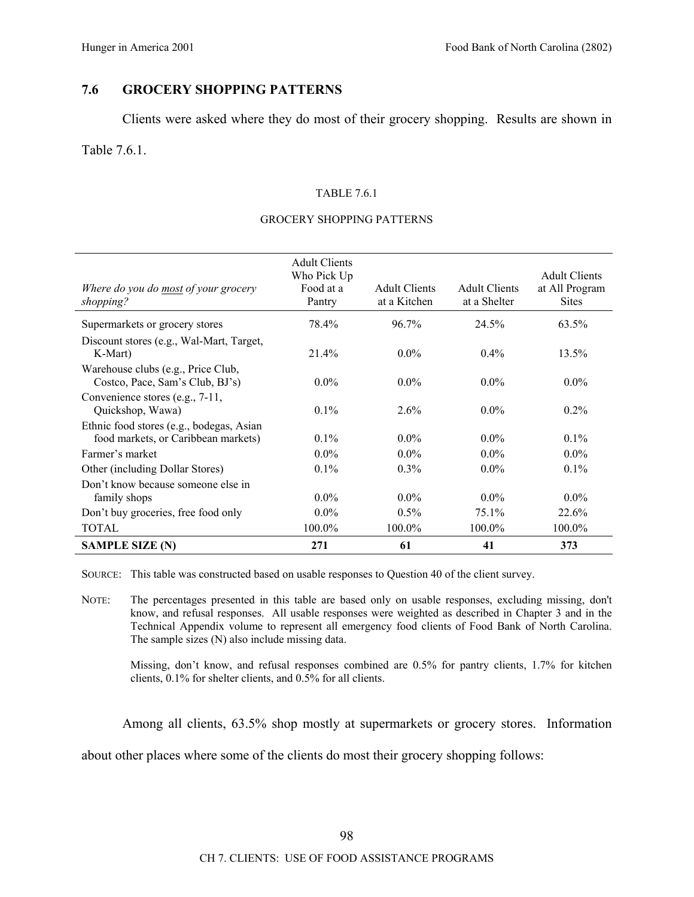## 7.6 GROCERY SHOPPING PATTERNS

Clients were asked where they do most of their grocery shopping. Results are shown in Table 7.6.1.

TABLE 7.6.1

GROCERY SHOPPING PATTERNS

| *Where do you do most of your grocery shopping?* | Adult Clients Who Pick Up Food at a Pantry | Adult Clients at a Kitchen | Adult Clients at a Shelter | Adult Clients at All Program Sites |
|---|---|---|---|---|
| Supermarkets or grocery stores | 78.4% | 96.7% | 24.5% | 63.5% |
| Discount stores (e.g., Wal-Mart, Target, K-Mart) | 21.4% | 0.0% | 0.4% | 13.5% |
| Warehouse clubs (e.g., Price Club, Costco, Pace, Sam's Club, BJ's) | 0.0% | 0.0% | 0.0% | 0.0% |
| Convenience stores (e.g., 7-11, Quickshop, Wawa) | 0.1% | 2.6% | 0.0% | 0.2% |
| Ethnic food stores (e.g., bodegas, Asian food markets, or Caribbean markets) | 0.1% | 0.0% | 0.0% | 0.1% |
| Farmer's market | 0.0% | 0.0% | 0.0% | 0.0% |
| Other (including Dollar Stores) | 0.1% | 0.3% | 0.0% | 0.1% |
| Don't know because someone else in family shops | 0.0% | 0.0% | 0.0% | 0.0% |
| Don't buy groceries, free food only | 0.0% | 0.5% | 75.1% | 22.6% |
| TOTAL | 100.0% | 100.0% | 100.0% | 100.0% |
| **SAMPLE SIZE (N)** | **271** | **61** | **41** | **373** |

SOURCE: This table was constructed based on usable responses to Question 40 of the client survey.

NOTE: The percentages presented in this table are based only on usable responses, excluding missing, don't know, and refusal responses. All usable responses were weighted as described in Chapter 3 and in the Technical Appendix volume to represent all emergency food clients of Food Bank of North Carolina. The sample sizes (N) also include missing data.

Missing, don't know, and refusal responses combined are 0.5% for pantry clients, 1.7% for kitchen clients, 0.1% for shelter clients, and 0.5% for all clients.

Among all clients, 63.5% shop mostly at supermarkets or grocery stores. Information about other places where some of the clients do most their grocery shopping follows: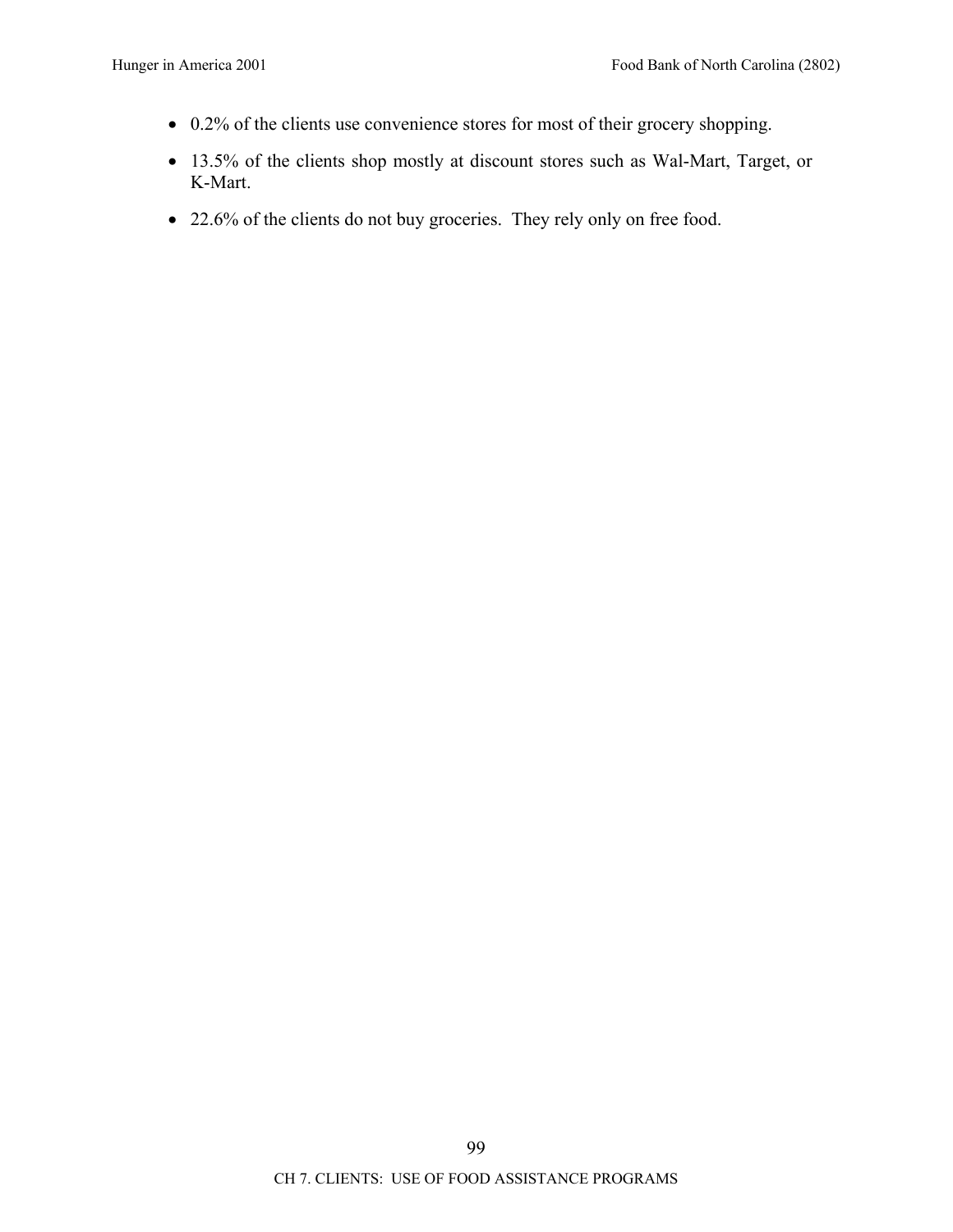- 0.2% of the clients use convenience stores for most of their grocery shopping.
- 13.5% of the clients shop mostly at discount stores such as Wal-Mart, Target, or K-Mart.
- 22.6% of the clients do not buy groceries. They rely only on free food.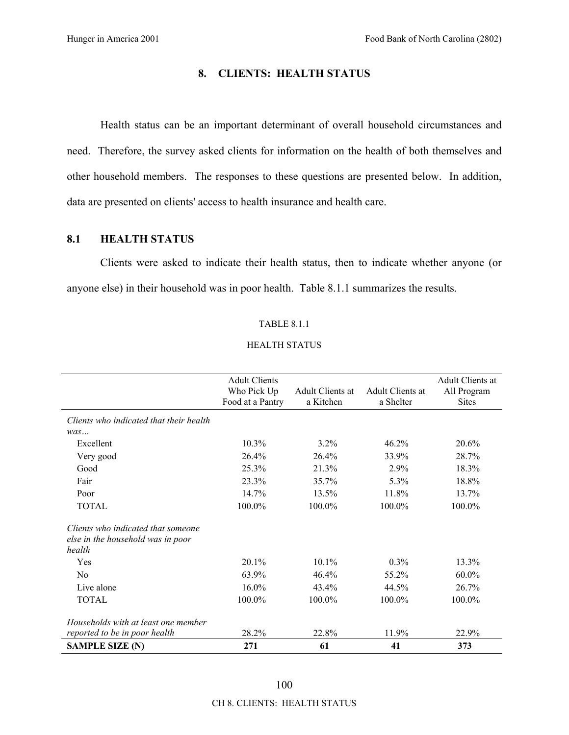# 8. CLIENTS: HEALTH STATUS

Health status can be an important determinant of overall household circumstances and need. Therefore, the survey asked clients for information on the health of both themselves and other household members. The responses to these questions are presented below. In addition, data are presented on clients' access to health insurance and health care.

## 8.1 HEALTH STATUS

Clients were asked to indicate their health status, then to indicate whether anyone (or anyone else) in their household was in poor health. Table 8.1.1 summarizes the results.

TABLE 8.1.1

HEALTH STATUS

| | Adult Clients Who Pick Up Food at a Pantry | Adult Clients at a Kitchen | Adult Clients at a Shelter | Adult Clients at All Program Sites |
|---|---|---|---|---|
| *Clients who indicated that their health was…* | | | | |
| Excellent | 10.3% | 3.2% | 46.2% | 20.6% |
| Very good | 26.4% | 26.4% | 33.9% | 28.7% |
| Good | 25.3% | 21.3% | 2.9% | 18.3% |
| Fair | 23.3% | 35.7% | 5.3% | 18.8% |
| Poor | 14.7% | 13.5% | 11.8% | 13.7% |
| TOTAL | 100.0% | 100.0% | 100.0% | 100.0% |
| *Clients who indicated that someone else in the household was in poor health* | | | | |
| Yes | 20.1% | 10.1% | 0.3% | 13.3% |
| No | 63.9% | 46.4% | 55.2% | 60.0% |
| Live alone | 16.0% | 43.4% | 44.5% | 26.7% |
| TOTAL | 100.0% | 100.0% | 100.0% | 100.0% |
| *Households with at least one member reported to be in poor health* | 28.2% | 22.8% | 11.9% | 22.9% |
| **SAMPLE SIZE (N)** | **271** | **61** | **41** | **373** |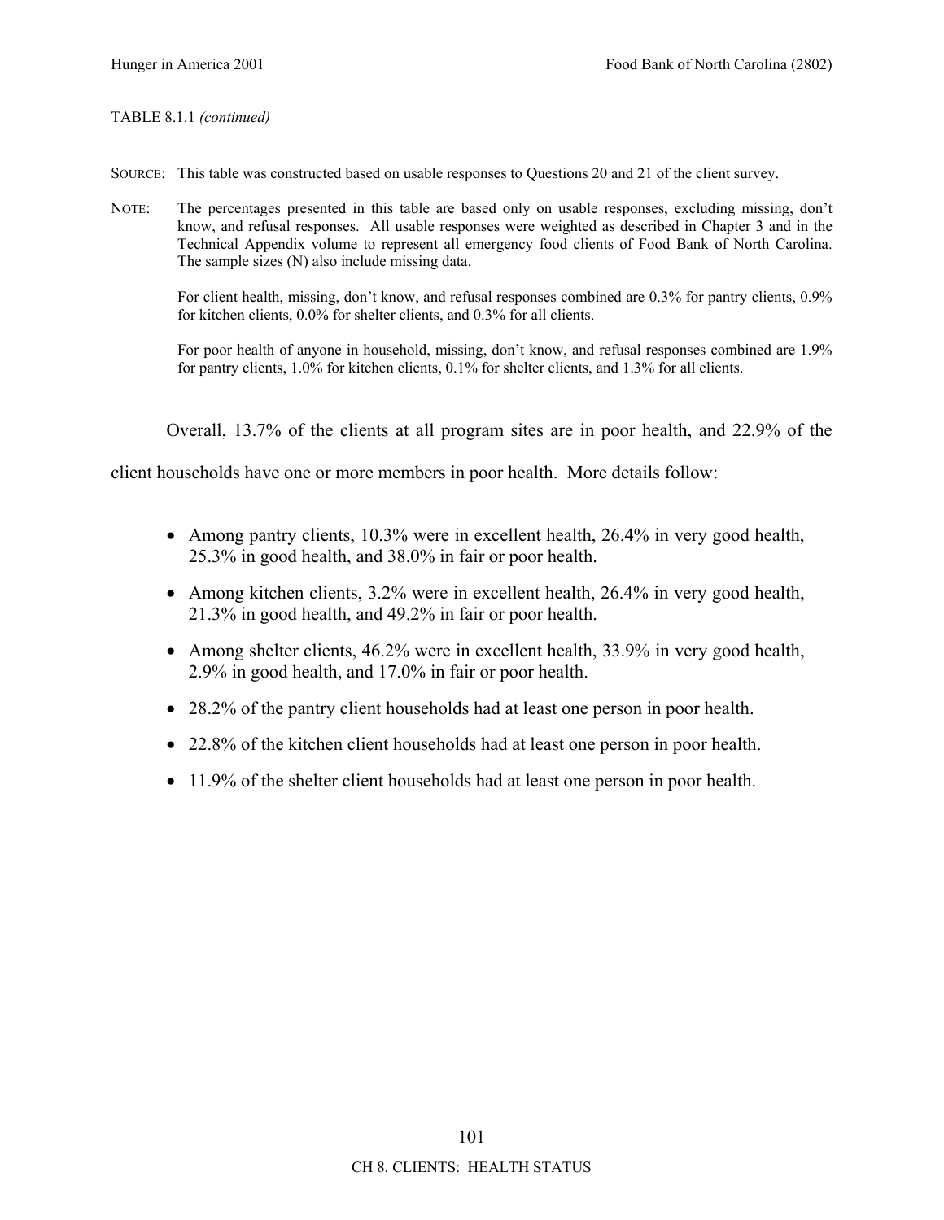TABLE 8.1.1 *(continued)*

SOURCE: This table was constructed based on usable responses to Questions 20 and 21 of the client survey.

NOTE: The percentages presented in this table are based only on usable responses, excluding missing, don't know, and refusal responses. All usable responses were weighted as described in Chapter 3 and in the Technical Appendix volume to represent all emergency food clients of Food Bank of North Carolina. The sample sizes (N) also include missing data.

For client health, missing, don't know, and refusal responses combined are 0.3% for pantry clients, 0.9% for kitchen clients, 0.0% for shelter clients, and 0.3% for all clients.

For poor health of anyone in household, missing, don't know, and refusal responses combined are 1.9% for pantry clients, 1.0% for kitchen clients, 0.1% for shelter clients, and 1.3% for all clients.

Overall, 13.7% of the clients at all program sites are in poor health, and 22.9% of the client households have one or more members in poor health. More details follow:

- Among pantry clients, 10.3% were in excellent health, 26.4% in very good health, 25.3% in good health, and 38.0% in fair or poor health.
- Among kitchen clients, 3.2% were in excellent health, 26.4% in very good health, 21.3% in good health, and 49.2% in fair or poor health.
- Among shelter clients, 46.2% were in excellent health, 33.9% in very good health, 2.9% in good health, and 17.0% in fair or poor health.
- 28.2% of the pantry client households had at least one person in poor health.
- 22.8% of the kitchen client households had at least one person in poor health.
- 11.9% of the shelter client households had at least one person in poor health.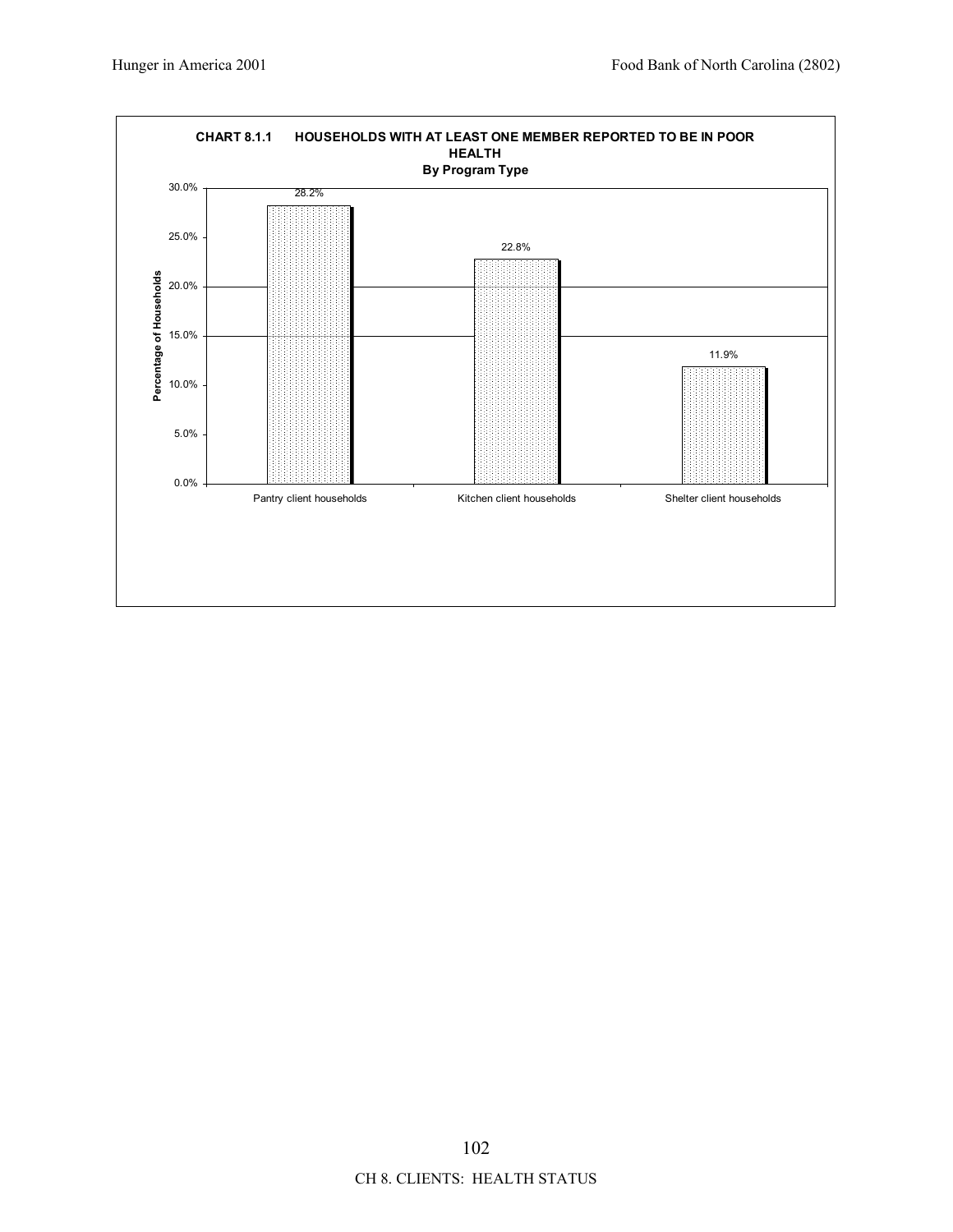**CHART 8.1.1 HOUSEHOLDS WITH AT LEAST ONE MEMBER REPORTED TO BE IN POOR HEALTH**

**By Program Type**

| Program Type | Percentage of Households |
|---|---|
| Pantry client households | 28.2% |
| Kitchen client households | 22.8% |
| Shelter client households | 11.9% |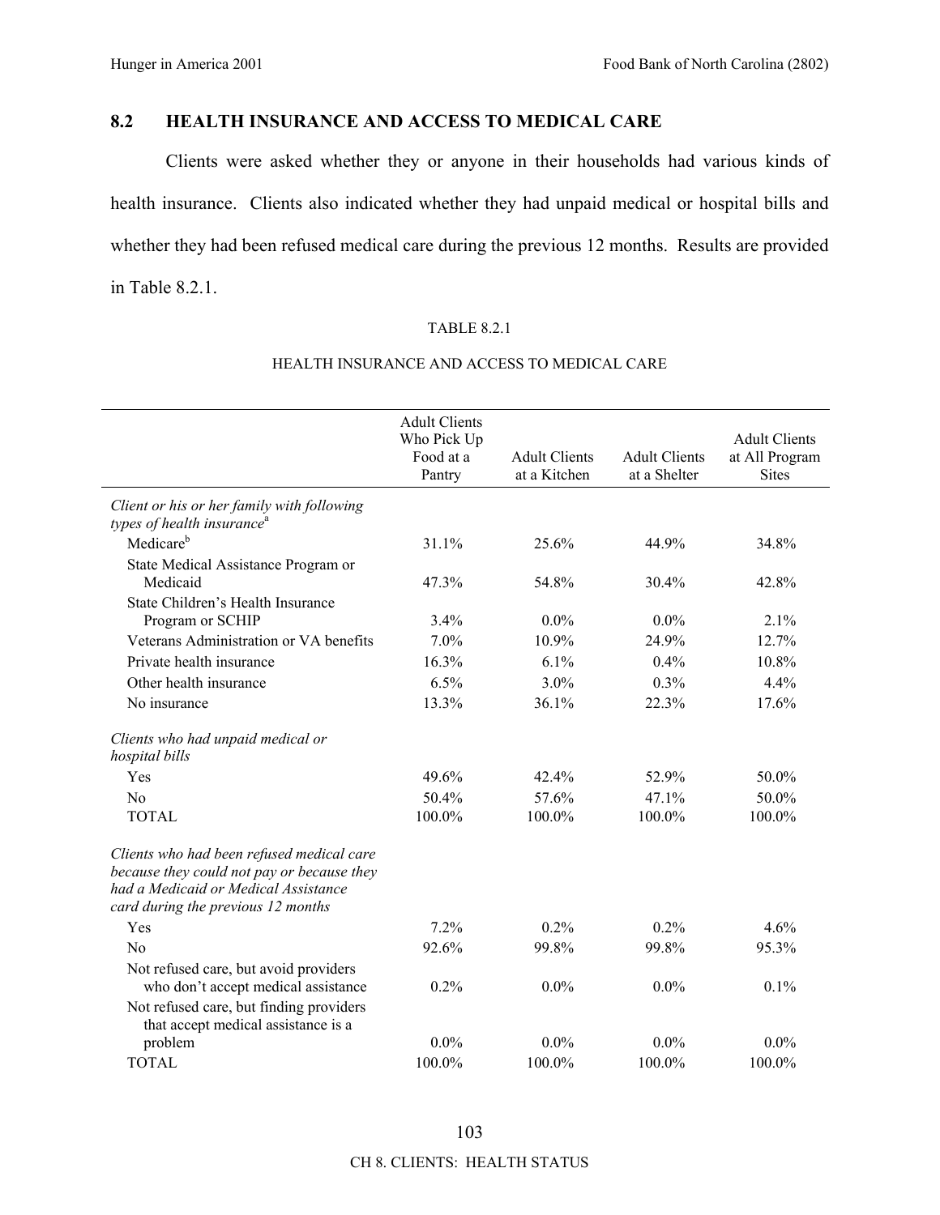## 8.2 HEALTH INSURANCE AND ACCESS TO MEDICAL CARE

Clients were asked whether they or anyone in their households had various kinds of health insurance. Clients also indicated whether they had unpaid medical or hospital bills and whether they had been refused medical care during the previous 12 months. Results are provided in Table 8.2.1.

TABLE 8.2.1

HEALTH INSURANCE AND ACCESS TO MEDICAL CARE

| | Adult Clients Who Pick Up Food at a Pantry | Adult Clients at a Kitchen | Adult Clients at a Shelter | Adult Clients at All Program Sites |
|---|---|---|---|---|
| *Client or his or her family with following types of health insurance*[a] | | | | |
| Medicare[b] | 31.1% | 25.6% | 44.9% | 34.8% |
| State Medical Assistance Program or Medicaid | 47.3% | 54.8% | 30.4% | 42.8% |
| State Children's Health Insurance Program or SCHIP | 3.4% | 0.0% | 0.0% | 2.1% |
| Veterans Administration or VA benefits | 7.0% | 10.9% | 24.9% | 12.7% |
| Private health insurance | 16.3% | 6.1% | 0.4% | 10.8% |
| Other health insurance | 6.5% | 3.0% | 0.3% | 4.4% |
| No insurance | 13.3% | 36.1% | 22.3% | 17.6% |
| *Clients who had unpaid medical or hospital bills* | | | | |
| Yes | 49.6% | 42.4% | 52.9% | 50.0% |
| No | 50.4% | 57.6% | 47.1% | 50.0% |
| TOTAL | 100.0% | 100.0% | 100.0% | 100.0% |
| *Clients who had been refused medical care because they could not pay or because they had a Medicaid or Medical Assistance card during the previous 12 months* | | | | |
| Yes | 7.2% | 0.2% | 0.2% | 4.6% |
| No | 92.6% | 99.8% | 99.8% | 95.3% |
| Not refused care, but avoid providers who don't accept medical assistance | 0.2% | 0.0% | 0.0% | 0.1% |
| Not refused care, but finding providers that accept medical assistance is a problem | 0.0% | 0.0% | 0.0% | 0.0% |
| TOTAL | 100.0% | 100.0% | 100.0% | 100.0% |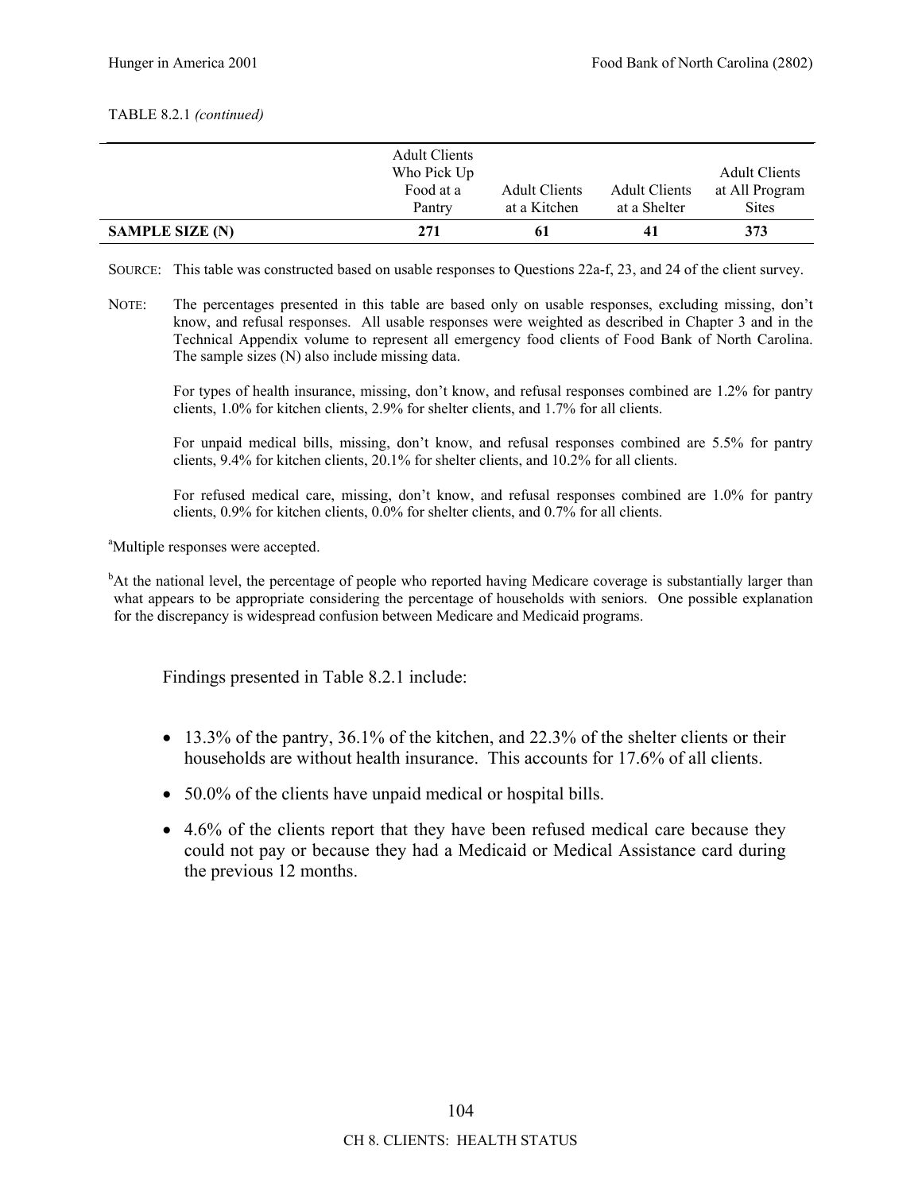TABLE 8.2.1 *(continued)*

| | Adult Clients Who Pick Up Food at a Pantry | Adult Clients at a Kitchen | Adult Clients at a Shelter | Adult Clients at All Program Sites |
|---|---|---|---|---|
| **SAMPLE SIZE (N)** | **271** | **61** | **41** | **373** |

SOURCE: This table was constructed based on usable responses to Questions 22a-f, 23, and 24 of the client survey.

NOTE: The percentages presented in this table are based only on usable responses, excluding missing, don't know, and refusal responses. All usable responses were weighted as described in Chapter 3 and in the Technical Appendix volume to represent all emergency food clients of Food Bank of North Carolina. The sample sizes (N) also include missing data.

For types of health insurance, missing, don't know, and refusal responses combined are 1.2% for pantry clients, 1.0% for kitchen clients, 2.9% for shelter clients, and 1.7% for all clients.

For unpaid medical bills, missing, don't know, and refusal responses combined are 5.5% for pantry clients, 9.4% for kitchen clients, 20.1% for shelter clients, and 10.2% for all clients.

For refused medical care, missing, don't know, and refusal responses combined are 1.0% for pantry clients, 0.9% for kitchen clients, 0.0% for shelter clients, and 0.7% for all clients.

[a]Multiple responses were accepted.

[b]At the national level, the percentage of people who reported having Medicare coverage is substantially larger than what appears to be appropriate considering the percentage of households with seniors. One possible explanation for the discrepancy is widespread confusion between Medicare and Medicaid programs.

Findings presented in Table 8.2.1 include:

- 13.3% of the pantry, 36.1% of the kitchen, and 22.3% of the shelter clients or their households are without health insurance. This accounts for 17.6% of all clients.
- 50.0% of the clients have unpaid medical or hospital bills.
- 4.6% of the clients report that they have been refused medical care because they could not pay or because they had a Medicaid or Medical Assistance card during the previous 12 months.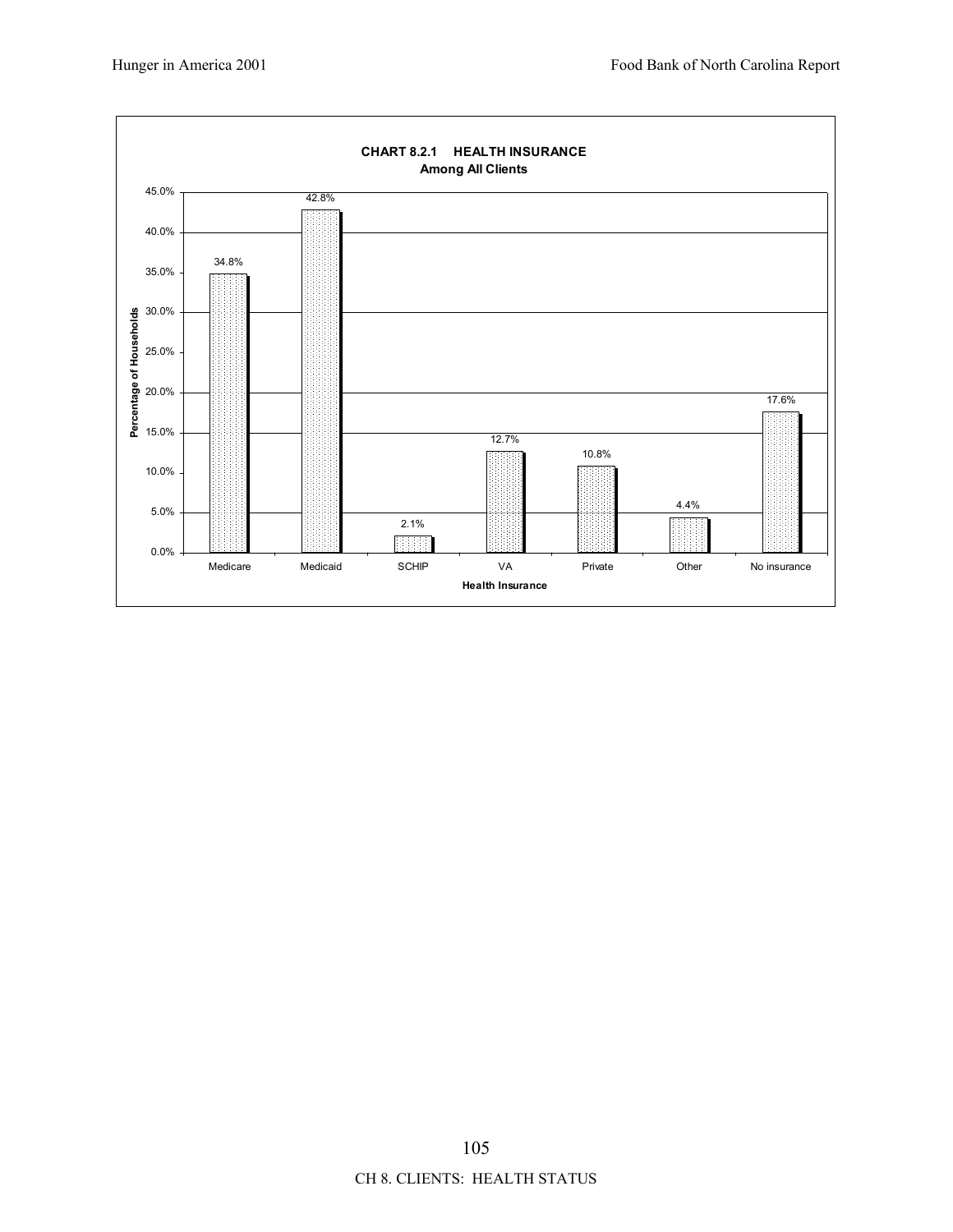**CHART 8.2.1 HEALTH INSURANCE**
**Among All Clients**

| Health Insurance | Percentage of Households |
|---|---|
| Medicare | 34.8% |
| Medicaid | 42.8% |
| SCHIP | 2.1% |
| VA | 12.7% |
| Private | 10.8% |
| Other | 4.4% |
| No insurance | 17.6% |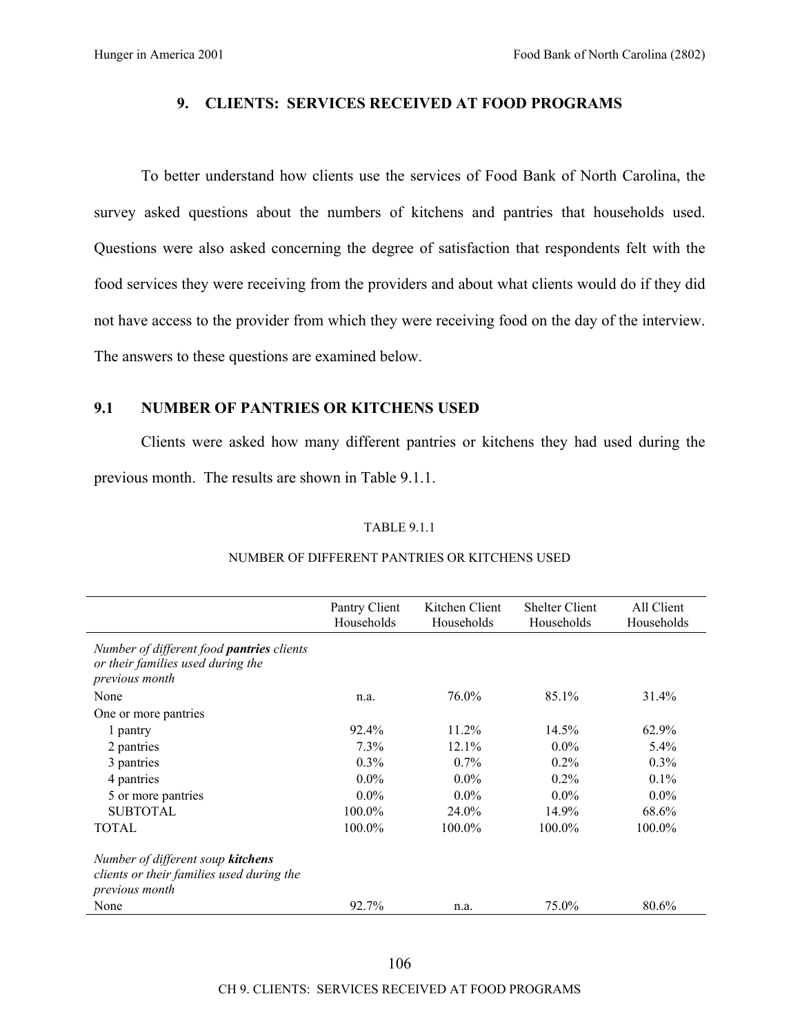## 9. CLIENTS: SERVICES RECEIVED AT FOOD PROGRAMS

To better understand how clients use the services of Food Bank of North Carolina, the survey asked questions about the numbers of kitchens and pantries that households used. Questions were also asked concerning the degree of satisfaction that respondents felt with the food services they were receiving from the providers and about what clients would do if they did not have access to the provider from which they were receiving food on the day of the interview. The answers to these questions are examined below.

### 9.1 NUMBER OF PANTRIES OR KITCHENS USED

Clients were asked how many different pantries or kitchens they had used during the previous month. The results are shown in Table 9.1.1.

TABLE 9.1.1

NUMBER OF DIFFERENT PANTRIES OR KITCHENS USED

| | Pantry Client Households | Kitchen Client Households | Shelter Client Households | All Client Households |
|---|---|---|---|---|
| *Number of different food **pantries** clients or their families used during the previous month* | | | | |
| None | n.a. | 76.0% | 85.1% | 31.4% |
| One or more pantries | | | | |
| 1 pantry | 92.4% | 11.2% | 14.5% | 62.9% |
| 2 pantries | 7.3% | 12.1% | 0.0% | 5.4% |
| 3 pantries | 0.3% | 0.7% | 0.2% | 0.3% |
| 4 pantries | 0.0% | 0.0% | 0.2% | 0.1% |
| 5 or more pantries | 0.0% | 0.0% | 0.0% | 0.0% |
| SUBTOTAL | 100.0% | 24.0% | 14.9% | 68.6% |
| TOTAL | 100.0% | 100.0% | 100.0% | 100.0% |
| *Number of different soup **kitchens** clients or their families used during the previous month* | | | | |
| None | 92.7% | n.a. | 75.0% | 80.6% |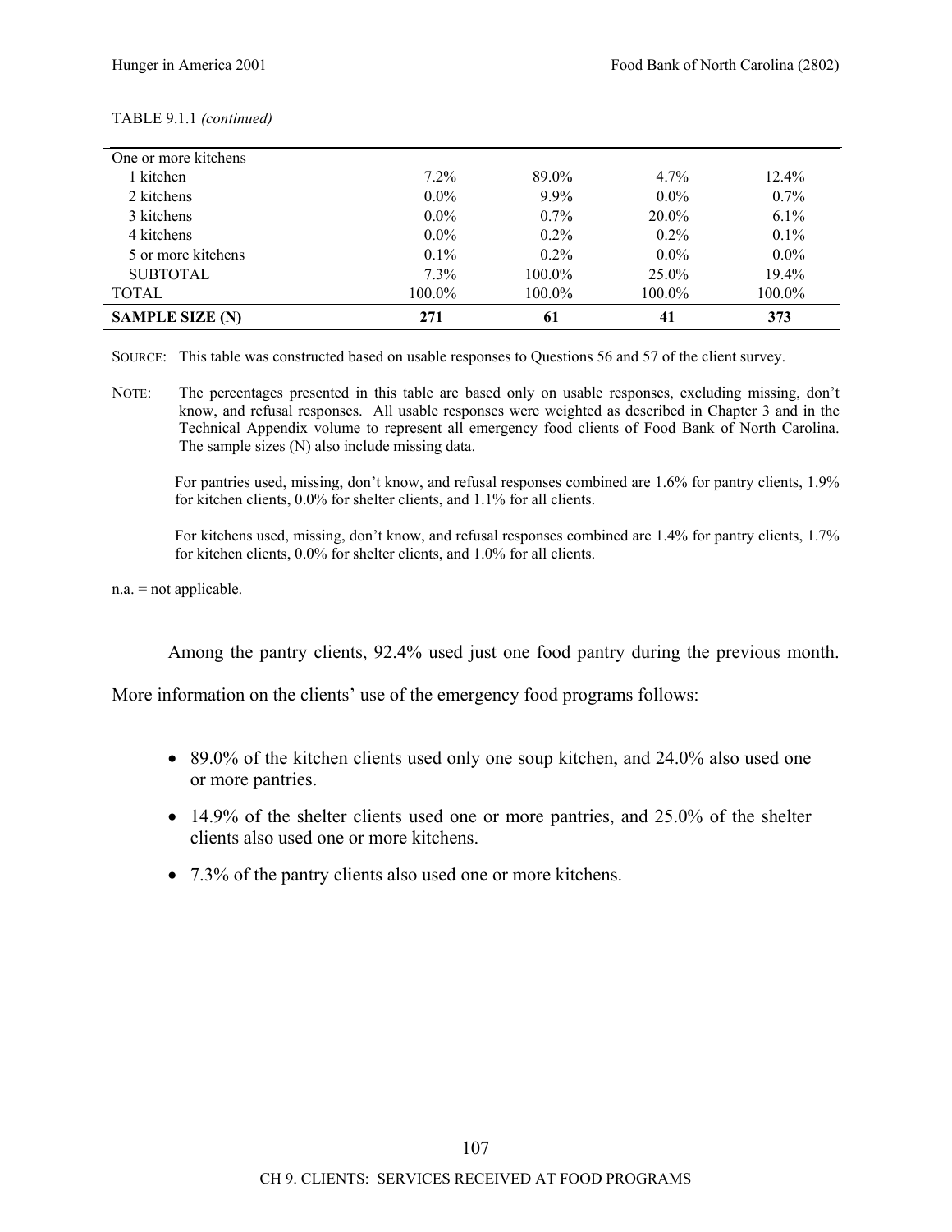TABLE 9.1.1 *(continued)*

| | | | | |
|---|---|---|---|---|
| One or more kitchens | | | | |
| 1 kitchen | 7.2% | 89.0% | 4.7% | 12.4% |
| 2 kitchens | 0.0% | 9.9% | 0.0% | 0.7% |
| 3 kitchens | 0.0% | 0.7% | 20.0% | 6.1% |
| 4 kitchens | 0.0% | 0.2% | 0.2% | 0.1% |
| 5 or more kitchens | 0.1% | 0.2% | 0.0% | 0.0% |
| SUBTOTAL | 7.3% | 100.0% | 25.0% | 19.4% |
| TOTAL | 100.0% | 100.0% | 100.0% | 100.0% |
| **SAMPLE SIZE (N)** | **271** | **61** | **41** | **373** |

SOURCE: This table was constructed based on usable responses to Questions 56 and 57 of the client survey.

NOTE: The percentages presented in this table are based only on usable responses, excluding missing, don't know, and refusal responses. All usable responses were weighted as described in Chapter 3 and in the Technical Appendix volume to represent all emergency food clients of Food Bank of North Carolina. The sample sizes (N) also include missing data.

For pantries used, missing, don't know, and refusal responses combined are 1.6% for pantry clients, 1.9% for kitchen clients, 0.0% for shelter clients, and 1.1% for all clients.

For kitchens used, missing, don't know, and refusal responses combined are 1.4% for pantry clients, 1.7% for kitchen clients, 0.0% for shelter clients, and 1.0% for all clients.

n.a. = not applicable.

Among the pantry clients, 92.4% used just one food pantry during the previous month. More information on the clients' use of the emergency food programs follows:

- 89.0% of the kitchen clients used only one soup kitchen, and 24.0% also used one or more pantries.
- 14.9% of the shelter clients used one or more pantries, and 25.0% of the shelter clients also used one or more kitchens.
- 7.3% of the pantry clients also used one or more kitchens.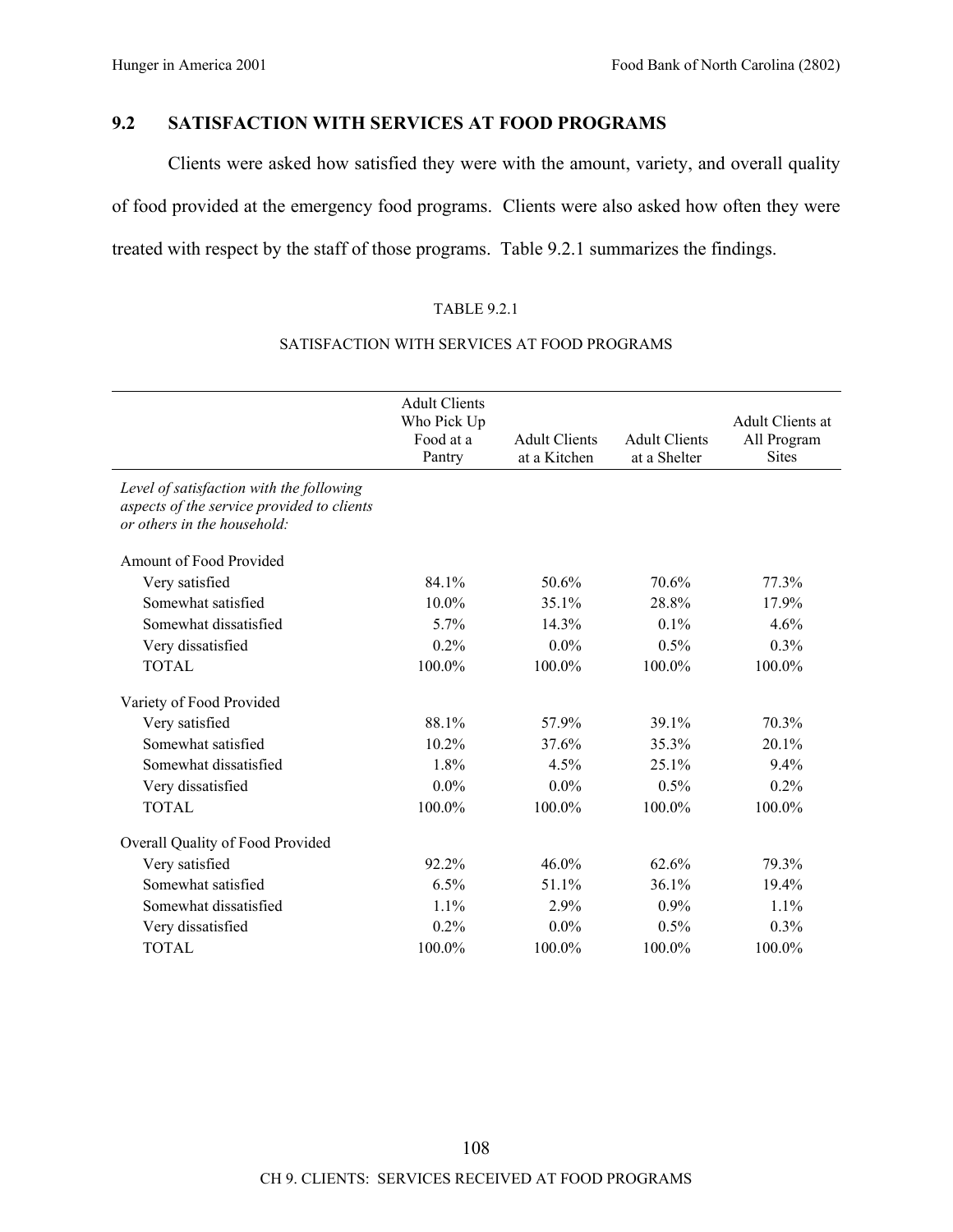## 9.2 SATISFACTION WITH SERVICES AT FOOD PROGRAMS

Clients were asked how satisfied they were with the amount, variety, and overall quality of food provided at the emergency food programs. Clients were also asked how often they were treated with respect by the staff of those programs. Table 9.2.1 summarizes the findings.

TABLE 9.2.1

SATISFACTION WITH SERVICES AT FOOD PROGRAMS

| | Adult Clients Who Pick Up Food at a Pantry | Adult Clients at a Kitchen | Adult Clients at a Shelter | Adult Clients at All Program Sites |
|---|---|---|---|---|
| *Level of satisfaction with the following aspects of the service provided to clients or others in the household:* | | | | |
| Amount of Food Provided | | | | |
| Very satisfied | 84.1% | 50.6% | 70.6% | 77.3% |
| Somewhat satisfied | 10.0% | 35.1% | 28.8% | 17.9% |
| Somewhat dissatisfied | 5.7% | 14.3% | 0.1% | 4.6% |
| Very dissatisfied | 0.2% | 0.0% | 0.5% | 0.3% |
| TOTAL | 100.0% | 100.0% | 100.0% | 100.0% |
| Variety of Food Provided | | | | |
| Very satisfied | 88.1% | 57.9% | 39.1% | 70.3% |
| Somewhat satisfied | 10.2% | 37.6% | 35.3% | 20.1% |
| Somewhat dissatisfied | 1.8% | 4.5% | 25.1% | 9.4% |
| Very dissatisfied | 0.0% | 0.0% | 0.5% | 0.2% |
| TOTAL | 100.0% | 100.0% | 100.0% | 100.0% |
| Overall Quality of Food Provided | | | | |
| Very satisfied | 92.2% | 46.0% | 62.6% | 79.3% |
| Somewhat satisfied | 6.5% | 51.1% | 36.1% | 19.4% |
| Somewhat dissatisfied | 1.1% | 2.9% | 0.9% | 1.1% |
| Very dissatisfied | 0.2% | 0.0% | 0.5% | 0.3% |
| TOTAL | 100.0% | 100.0% | 100.0% | 100.0% |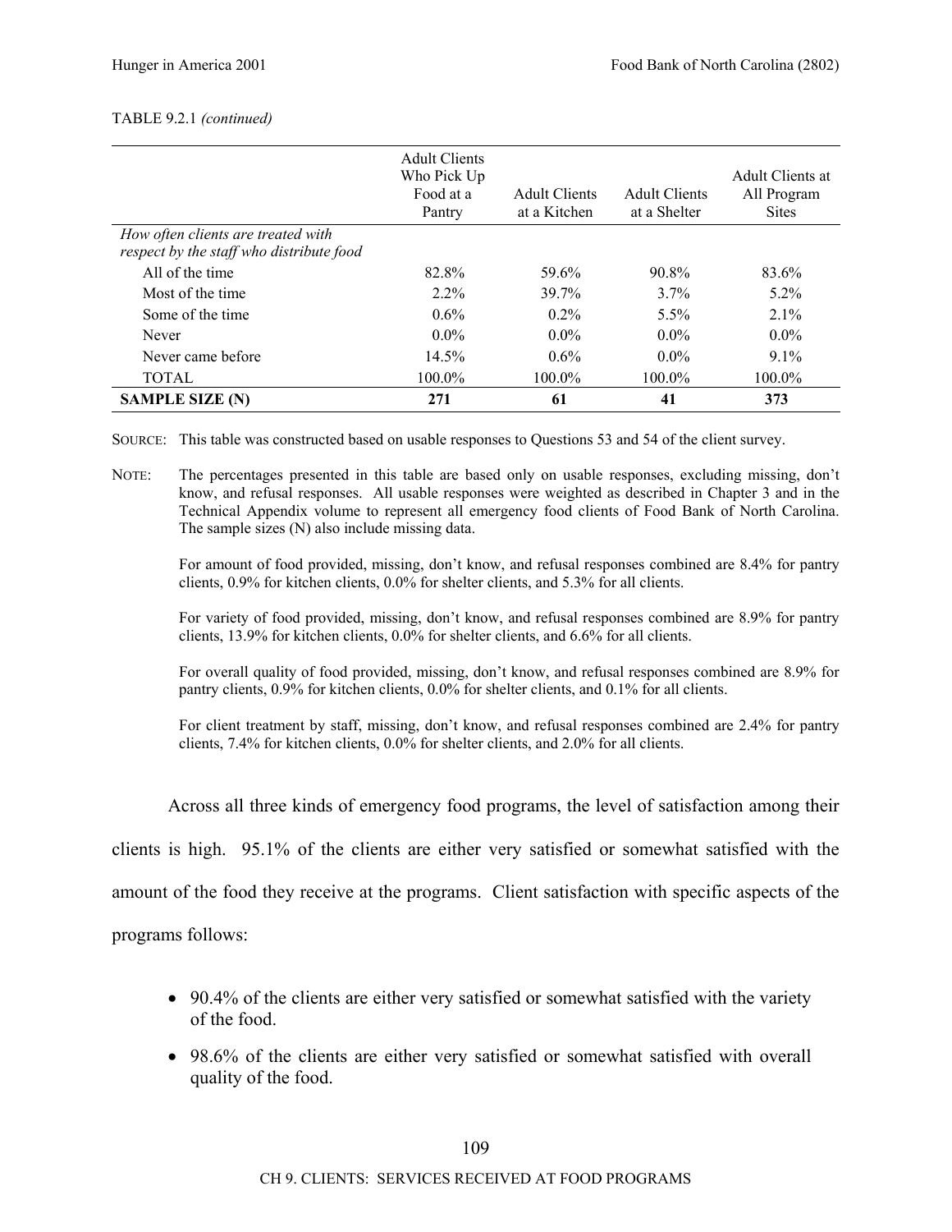TABLE 9.2.1 *(continued)*

| | Adult Clients Who Pick Up Food at a Pantry | Adult Clients at a Kitchen | Adult Clients at a Shelter | Adult Clients at All Program Sites |
|---|---|---|---|---|
| *How often clients are treated with respect by the staff who distribute food* | | | | |
| All of the time | 82.8% | 59.6% | 90.8% | 83.6% |
| Most of the time | 2.2% | 39.7% | 3.7% | 5.2% |
| Some of the time | 0.6% | 0.2% | 5.5% | 2.1% |
| Never | 0.0% | 0.0% | 0.0% | 0.0% |
| Never came before | 14.5% | 0.6% | 0.0% | 9.1% |
| TOTAL | 100.0% | 100.0% | 100.0% | 100.0% |
| **SAMPLE SIZE (N)** | **271** | **61** | **41** | **373** |

SOURCE: This table was constructed based on usable responses to Questions 53 and 54 of the client survey.

NOTE: The percentages presented in this table are based only on usable responses, excluding missing, don't know, and refusal responses. All usable responses were weighted as described in Chapter 3 and in the Technical Appendix volume to represent all emergency food clients of Food Bank of North Carolina. The sample sizes (N) also include missing data.

For amount of food provided, missing, don't know, and refusal responses combined are 8.4% for pantry clients, 0.9% for kitchen clients, 0.0% for shelter clients, and 5.3% for all clients.

For variety of food provided, missing, don't know, and refusal responses combined are 8.9% for pantry clients, 13.9% for kitchen clients, 0.0% for shelter clients, and 6.6% for all clients.

For overall quality of food provided, missing, don't know, and refusal responses combined are 8.9% for pantry clients, 0.9% for kitchen clients, 0.0% for shelter clients, and 0.1% for all clients.

For client treatment by staff, missing, don't know, and refusal responses combined are 2.4% for pantry clients, 7.4% for kitchen clients, 0.0% for shelter clients, and 2.0% for all clients.

Across all three kinds of emergency food programs, the level of satisfaction among their clients is high. 95.1% of the clients are either very satisfied or somewhat satisfied with the amount of the food they receive at the programs. Client satisfaction with specific aspects of the programs follows:

- 90.4% of the clients are either very satisfied or somewhat satisfied with the variety of the food.
- 98.6% of the clients are either very satisfied or somewhat satisfied with overall quality of the food.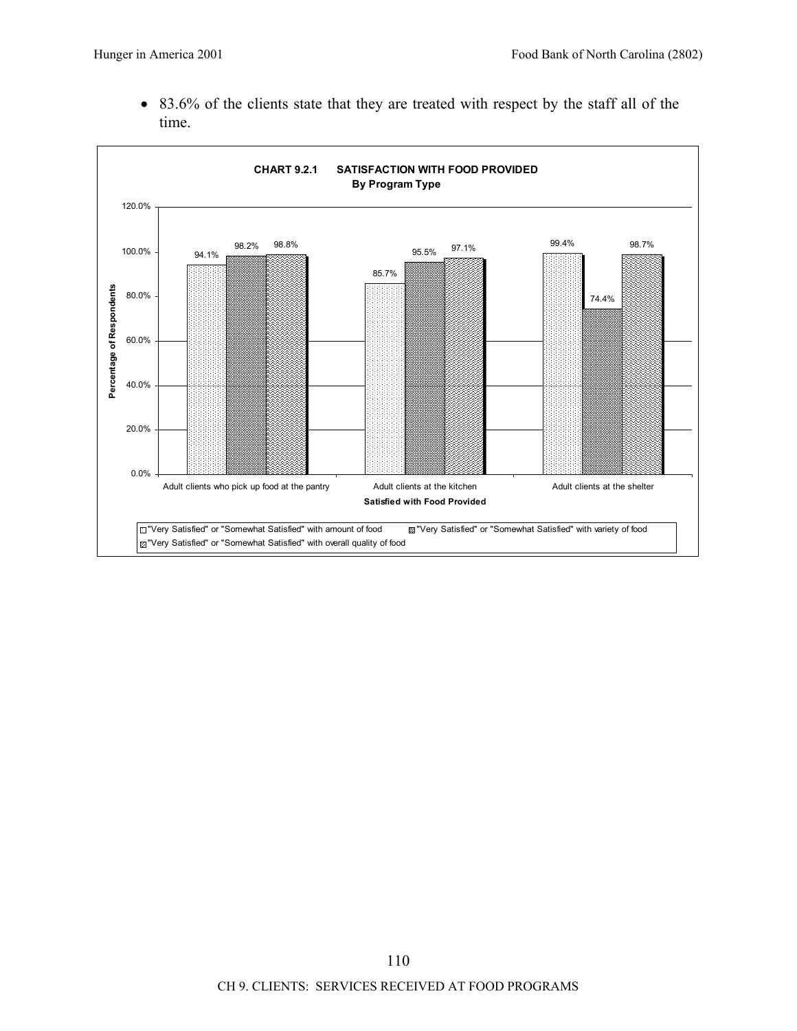- 83.6% of the clients state that they are treated with respect by the staff all of the time.

**CHART 9.2.1 SATISFACTION WITH FOOD PROVIDED**
**By Program Type**

| Satisfied with Food Provided | "Very Satisfied" or "Somewhat Satisfied" with amount of food | "Very Satisfied" or "Somewhat Satisfied" with variety of food | "Very Satisfied" or "Somewhat Satisfied" with overall quality of food |
|---|---|---|---|
| Adult clients who pick up food at the pantry | 94.1% | 98.2% | 98.8% |
| Adult clients at the kitchen | 85.7% | 95.5% | 97.1% |
| Adult clients at the shelter | 99.4% | 74.4% | 98.7% |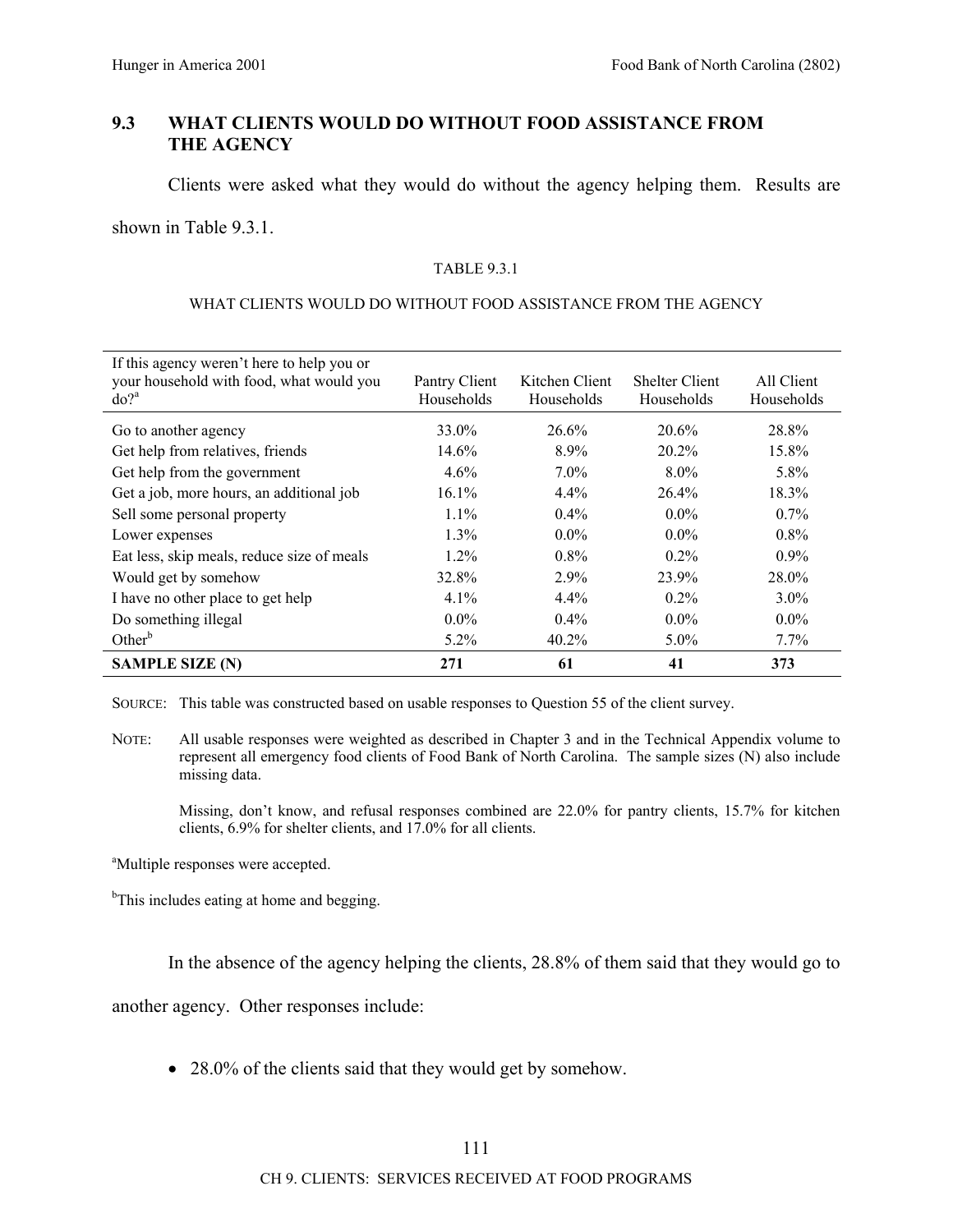## 9.3 WHAT CLIENTS WOULD DO WITHOUT FOOD ASSISTANCE FROM THE AGENCY

Clients were asked what they would do without the agency helping them. Results are shown in Table 9.3.1.

TABLE 9.3.1

WHAT CLIENTS WOULD DO WITHOUT FOOD ASSISTANCE FROM THE AGENCY

| If this agency weren't here to help you or your household with food, what would you do?[a] | Pantry Client Households | Kitchen Client Households | Shelter Client Households | All Client Households |
|---|---|---|---|---|
| Go to another agency | 33.0% | 26.6% | 20.6% | 28.8% |
| Get help from relatives, friends | 14.6% | 8.9% | 20.2% | 15.8% |
| Get help from the government | 4.6% | 7.0% | 8.0% | 5.8% |
| Get a job, more hours, an additional job | 16.1% | 4.4% | 26.4% | 18.3% |
| Sell some personal property | 1.1% | 0.4% | 0.0% | 0.7% |
| Lower expenses | 1.3% | 0.0% | 0.0% | 0.8% |
| Eat less, skip meals, reduce size of meals | 1.2% | 0.8% | 0.2% | 0.9% |
| Would get by somehow | 32.8% | 2.9% | 23.9% | 28.0% |
| I have no other place to get help | 4.1% | 4.4% | 0.2% | 3.0% |
| Do something illegal | 0.0% | 0.4% | 0.0% | 0.0% |
| Other[b] | 5.2% | 40.2% | 5.0% | 7.7% |
| **SAMPLE SIZE (N)** | **271** | **61** | **41** | **373** |

SOURCE: This table was constructed based on usable responses to Question 55 of the client survey.

NOTE: All usable responses were weighted as described in Chapter 3 and in the Technical Appendix volume to represent all emergency food clients of Food Bank of North Carolina. The sample sizes (N) also include missing data.

Missing, don't know, and refusal responses combined are 22.0% for pantry clients, 15.7% for kitchen clients, 6.9% for shelter clients, and 17.0% for all clients.

[a]Multiple responses were accepted.

[b]This includes eating at home and begging.

In the absence of the agency helping the clients, 28.8% of them said that they would go to another agency. Other responses include:

- 28.0% of the clients said that they would get by somehow.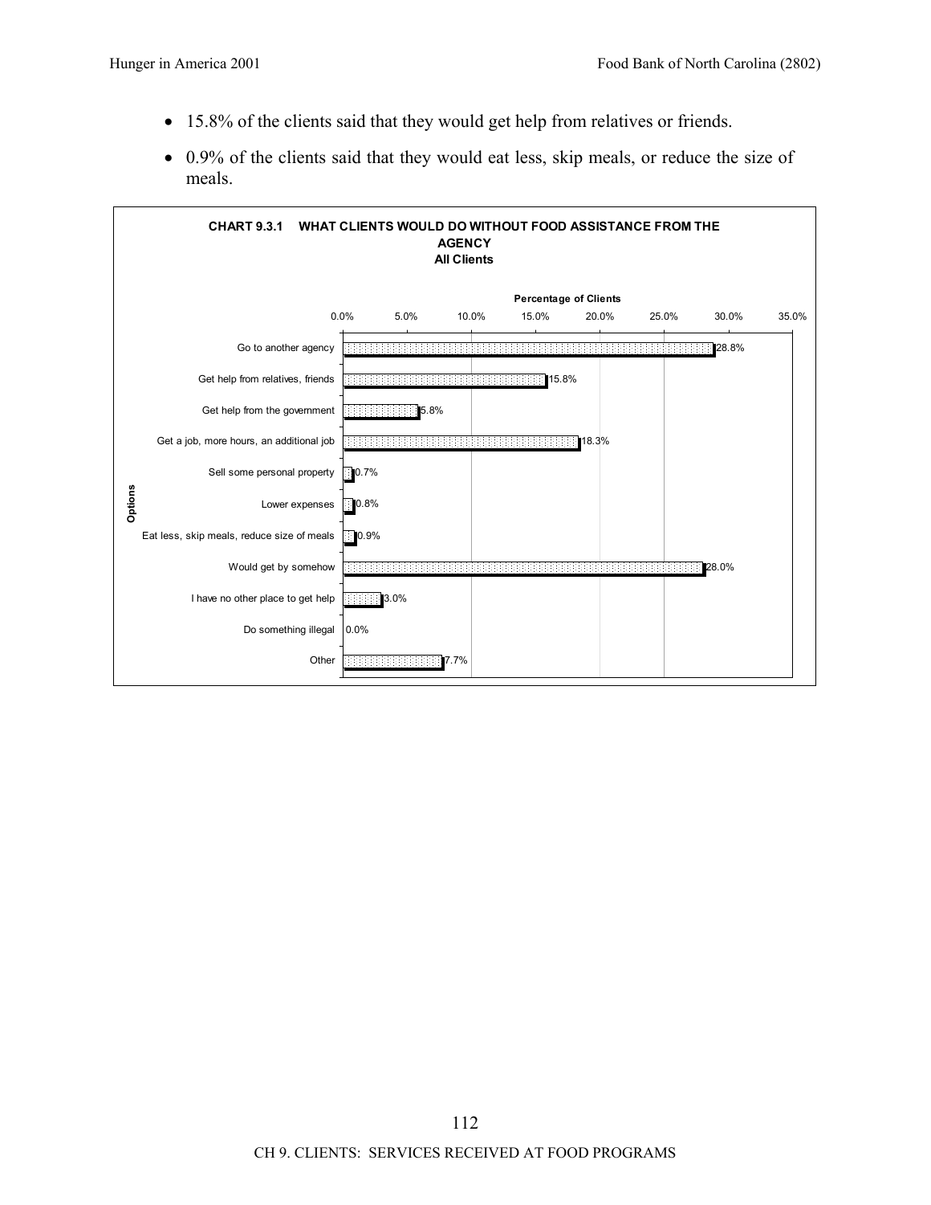- 15.8% of the clients said that they would get help from relatives or friends.
- 0.9% of the clients said that they would eat less, skip meals, or reduce the size of meals.

**CHART 9.3.1 WHAT CLIENTS WOULD DO WITHOUT FOOD ASSISTANCE FROM THE AGENCY**
**All Clients**

| Options | Percentage of Clients |
|---|---|
| Go to another agency | 28.8% |
| Get help from relatives, friends | 15.8% |
| Get help from the government | 5.8% |
| Get a job, more hours, an additional job | 18.3% |
| Sell some personal property | 0.7% |
| Lower expenses | 0.8% |
| Eat less, skip meals, reduce size of meals | 0.9% |
| Would get by somehow | 28.0% |
| I have no other place to get help | 3.0% |
| Do something illegal | 0.0% |
| Other | 7.7% |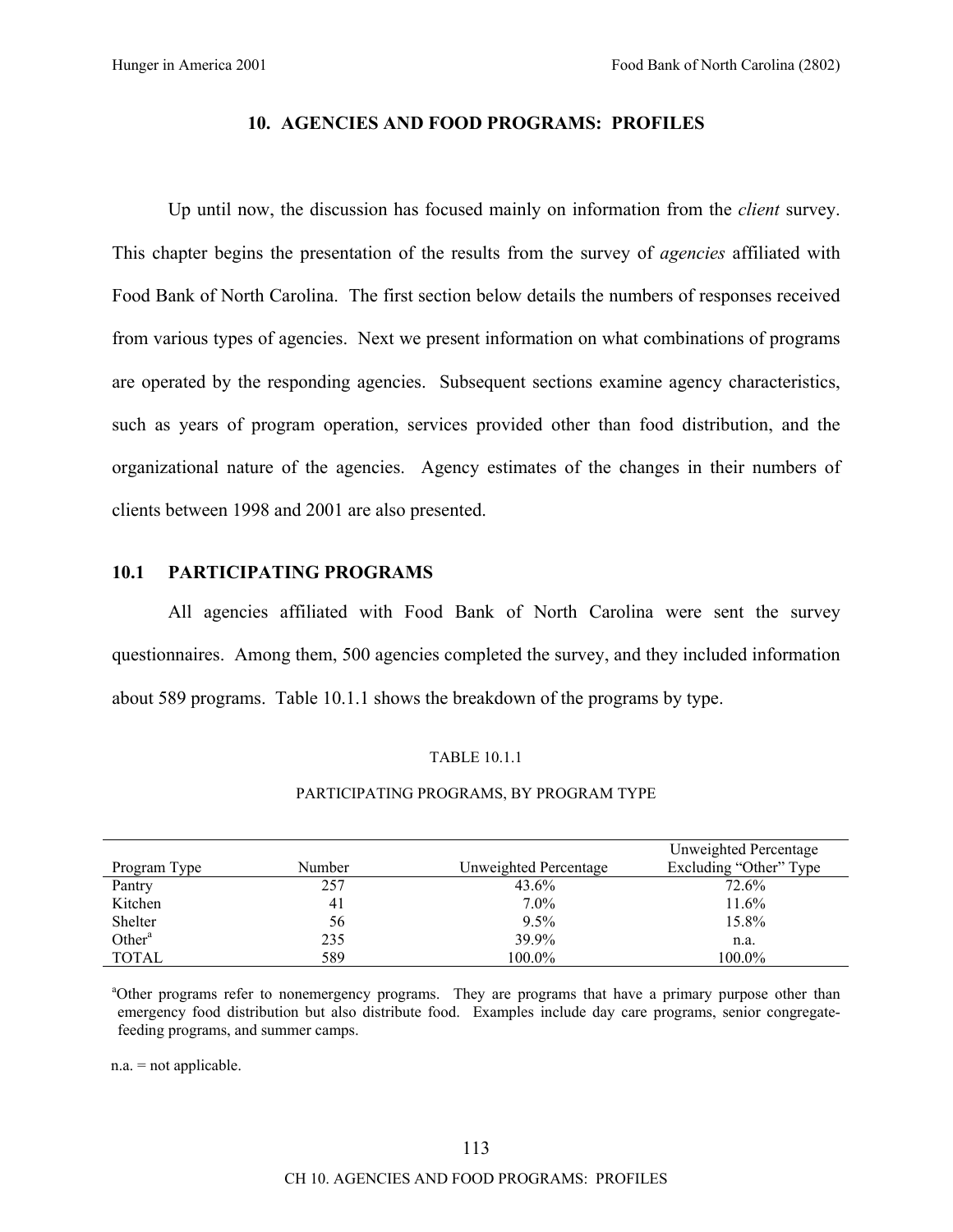# 10. AGENCIES AND FOOD PROGRAMS: PROFILES

Up until now, the discussion has focused mainly on information from the *client* survey. This chapter begins the presentation of the results from the survey of *agencies* affiliated with Food Bank of North Carolina. The first section below details the numbers of responses received from various types of agencies. Next we present information on what combinations of programs are operated by the responding agencies. Subsequent sections examine agency characteristics, such as years of program operation, services provided other than food distribution, and the organizational nature of the agencies. Agency estimates of the changes in their numbers of clients between 1998 and 2001 are also presented.

## 10.1 PARTICIPATING PROGRAMS

All agencies affiliated with Food Bank of North Carolina were sent the survey questionnaires. Among them, 500 agencies completed the survey, and they included information about 589 programs. Table 10.1.1 shows the breakdown of the programs by type.

TABLE 10.1.1

PARTICIPATING PROGRAMS, BY PROGRAM TYPE

| Program Type | Number | Unweighted Percentage | Unweighted Percentage Excluding "Other" Type |
|---|---|---|---|
| Pantry | 257 | 43.6% | 72.6% |
| Kitchen | 41 | 7.0% | 11.6% |
| Shelter | 56 | 9.5% | 15.8% |
| Other[a] | 235 | 39.9% | n.a. |
| TOTAL | 589 | 100.0% | 100.0% |

[a]Other programs refer to nonemergency programs. They are programs that have a primary purpose other than emergency food distribution but also distribute food. Examples include day care programs, senior congregate-feeding programs, and summer camps.

n.a. = not applicable.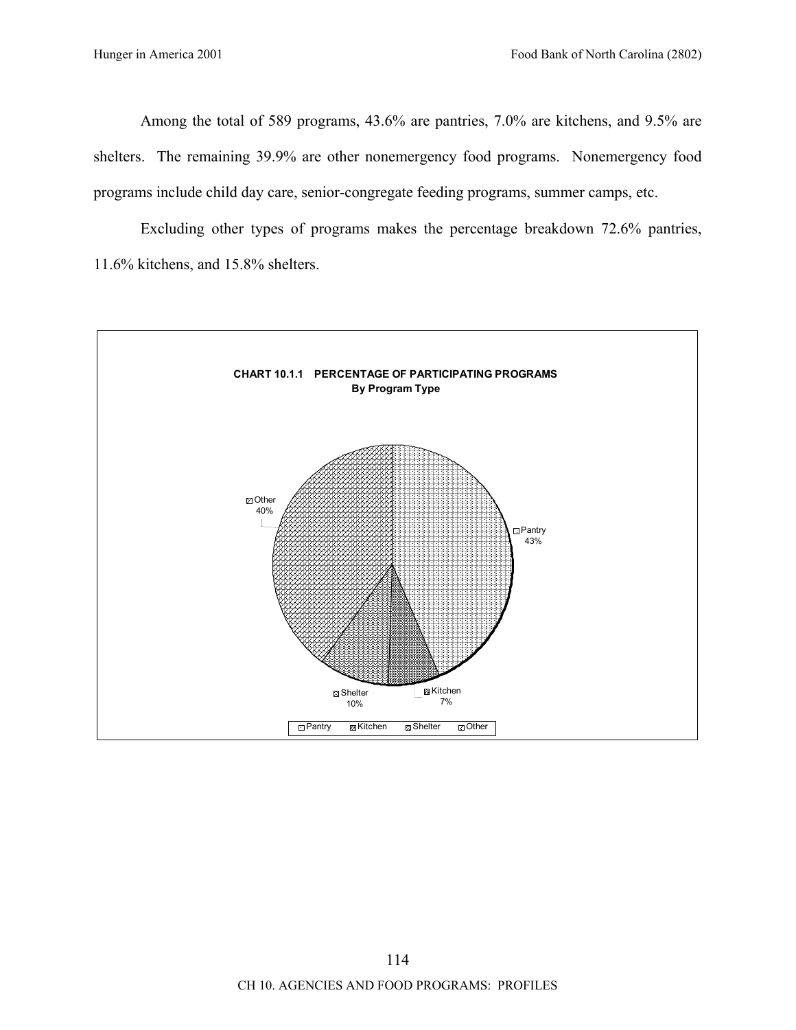Among the total of 589 programs, 43.6% are pantries, 7.0% are kitchens, and 9.5% are shelters. The remaining 39.9% are other nonemergency food programs. Nonemergency food programs include child day care, senior-congregate feeding programs, summer camps, etc.

Excluding other types of programs makes the percentage breakdown 72.6% pantries, 11.6% kitchens, and 15.8% shelters.

**CHART 10.1.1 PERCENTAGE OF PARTICIPATING PROGRAMS**
**By Program Type**

| Program Type | Percentage |
| --- | --- |
| Pantry | 43% |
| Kitchen | 7% |
| Shelter | 10% |
| Other | 40% |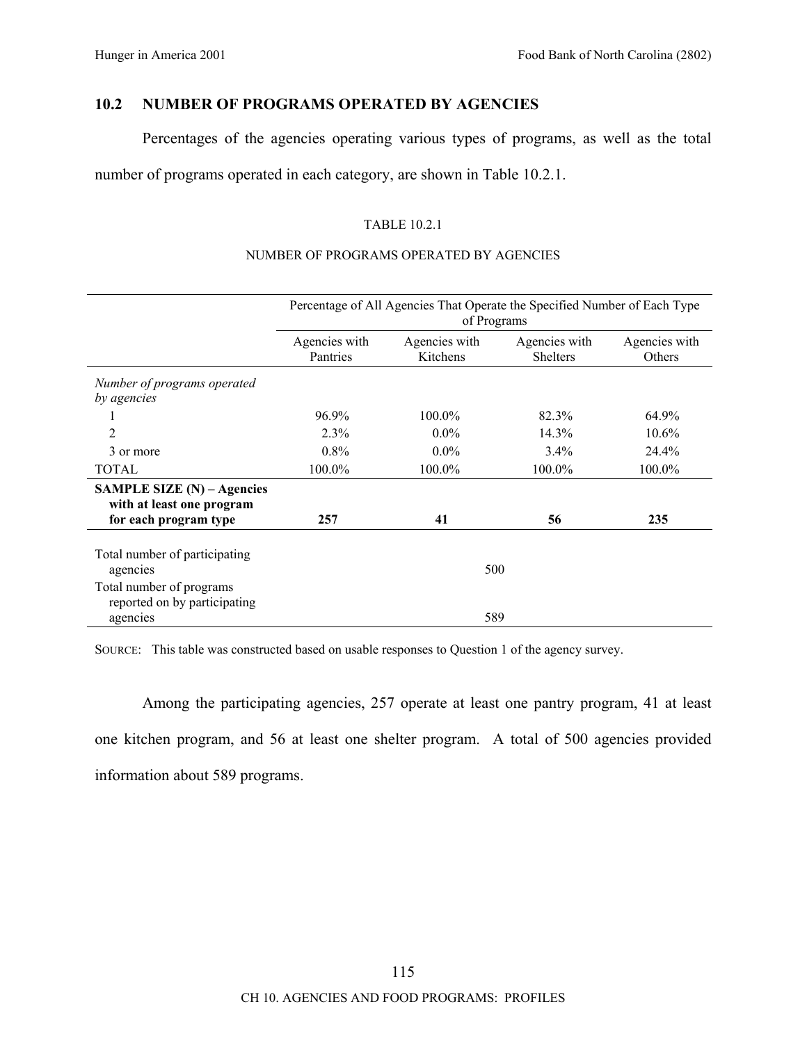## 10.2 NUMBER OF PROGRAMS OPERATED BY AGENCIES

Percentages of the agencies operating various types of programs, as well as the total number of programs operated in each category, are shown in Table 10.2.1.

TABLE 10.2.1

NUMBER OF PROGRAMS OPERATED BY AGENCIES

| | Percentage of All Agencies That Operate the Specified Number of Each Type of Programs | | | |
|---|---|---|---|---|
| | Agencies with Pantries | Agencies with Kitchens | Agencies with Shelters | Agencies with Others |
| *Number of programs operated by agencies* | | | | |
| 1 | 96.9% | 100.0% | 82.3% | 64.9% |
| 2 | 2.3% | 0.0% | 14.3% | 10.6% |
| 3 or more | 0.8% | 0.0% | 3.4% | 24.4% |
| TOTAL | 100.0% | 100.0% | 100.0% | 100.0% |
| **SAMPLE SIZE (N) – Agencies with at least one program for each program type** | **257** | **41** | **56** | **235** |
| Total number of participating agencies | 500 | | | |
| Total number of programs reported on by participating agencies | 589 | | | |

SOURCE: This table was constructed based on usable responses to Question 1 of the agency survey.

Among the participating agencies, 257 operate at least one pantry program, 41 at least one kitchen program, and 56 at least one shelter program. A total of 500 agencies provided information about 589 programs.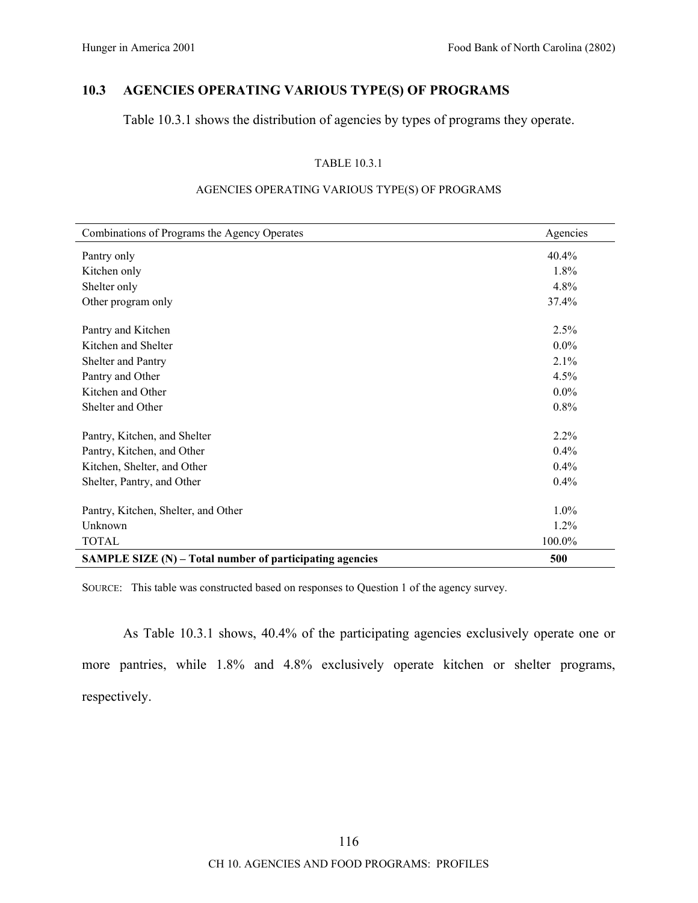## 10.3 AGENCIES OPERATING VARIOUS TYPE(S) OF PROGRAMS

Table 10.3.1 shows the distribution of agencies by types of programs they operate.

TABLE 10.3.1

AGENCIES OPERATING VARIOUS TYPE(S) OF PROGRAMS

| Combinations of Programs the Agency Operates | Agencies |
|---|---|
| Pantry only | 40.4% |
| Kitchen only | 1.8% |
| Shelter only | 4.8% |
| Other program only | 37.4% |
| | |
| Pantry and Kitchen | 2.5% |
| Kitchen and Shelter | 0.0% |
| Shelter and Pantry | 2.1% |
| Pantry and Other | 4.5% |
| Kitchen and Other | 0.0% |
| Shelter and Other | 0.8% |
| | |
| Pantry, Kitchen, and Shelter | 2.2% |
| Pantry, Kitchen, and Other | 0.4% |
| Kitchen, Shelter, and Other | 0.4% |
| Shelter, Pantry, and Other | 0.4% |
| | |
| Pantry, Kitchen, Shelter, and Other | 1.0% |
| Unknown | 1.2% |
| TOTAL | 100.0% |
| **SAMPLE SIZE (N) – Total number of participating agencies** | **500** |

SOURCE: This table was constructed based on responses to Question 1 of the agency survey.

As Table 10.3.1 shows, 40.4% of the participating agencies exclusively operate one or more pantries, while 1.8% and 4.8% exclusively operate kitchen or shelter programs, respectively.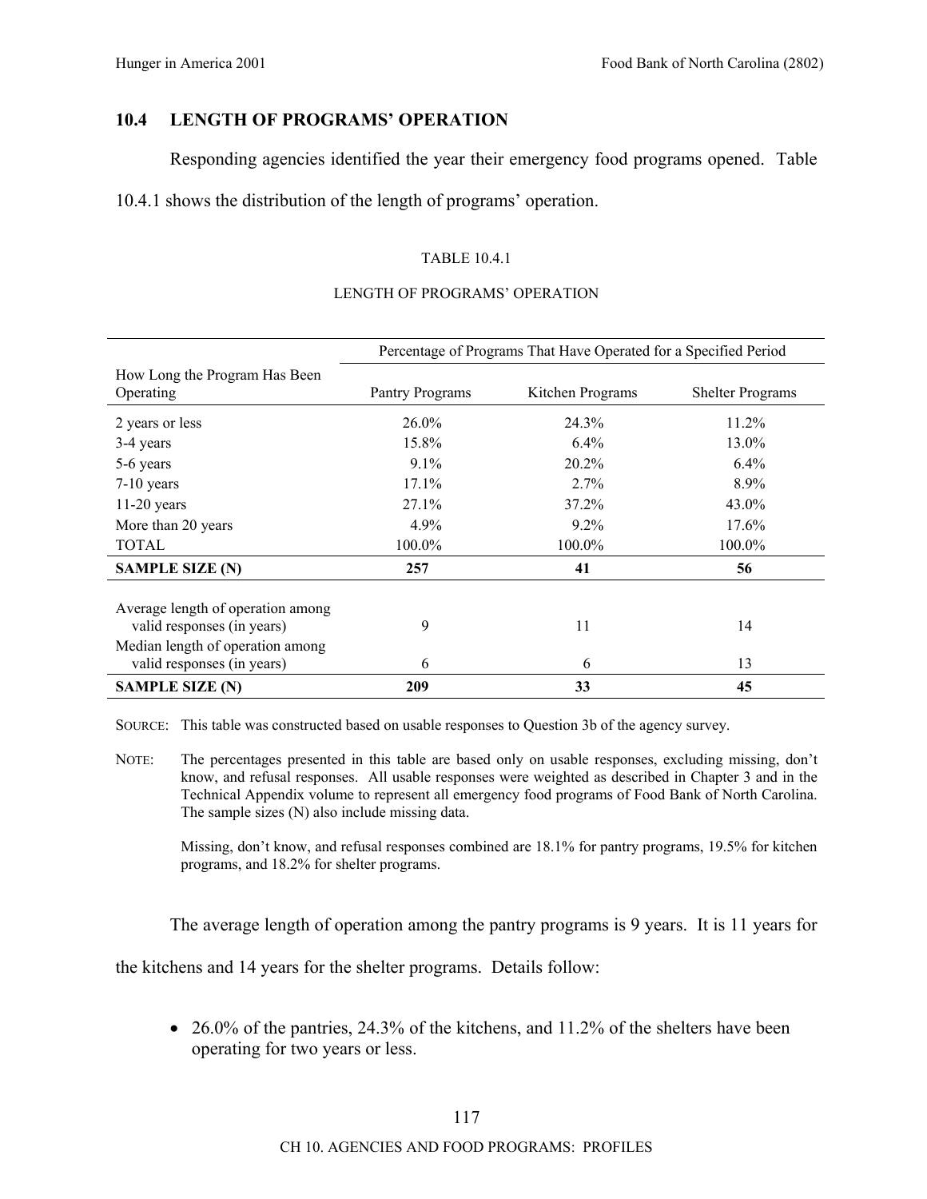## 10.4 LENGTH OF PROGRAMS' OPERATION

Responding agencies identified the year their emergency food programs opened. Table 10.4.1 shows the distribution of the length of programs' operation.

TABLE 10.4.1

LENGTH OF PROGRAMS' OPERATION

| How Long the Program Has Been Operating | Percentage of Programs That Have Operated for a Specified Period | | |
|---|---|---|---|
| | Pantry Programs | Kitchen Programs | Shelter Programs |
| 2 years or less | 26.0% | 24.3% | 11.2% |
| 3-4 years | 15.8% | 6.4% | 13.0% |
| 5-6 years | 9.1% | 20.2% | 6.4% |
| 7-10 years | 17.1% | 2.7% | 8.9% |
| 11-20 years | 27.1% | 37.2% | 43.0% |
| More than 20 years | 4.9% | 9.2% | 17.6% |
| TOTAL | 100.0% | 100.0% | 100.0% |
| **SAMPLE SIZE (N)** | **257** | **41** | **56** |
| Average length of operation among valid responses (in years) | 9 | 11 | 14 |
| Median length of operation among valid responses (in years) | 6 | 6 | 13 |
| **SAMPLE SIZE (N)** | **209** | **33** | **45** |

SOURCE: This table was constructed based on usable responses to Question 3b of the agency survey.

NOTE: The percentages presented in this table are based only on usable responses, excluding missing, don't know, and refusal responses. All usable responses were weighted as described in Chapter 3 and in the Technical Appendix volume to represent all emergency food programs of Food Bank of North Carolina. The sample sizes (N) also include missing data.

Missing, don't know, and refusal responses combined are 18.1% for pantry programs, 19.5% for kitchen programs, and 18.2% for shelter programs.

The average length of operation among the pantry programs is 9 years. It is 11 years for the kitchens and 14 years for the shelter programs. Details follow:

- 26.0% of the pantries, 24.3% of the kitchens, and 11.2% of the shelters have been operating for two years or less.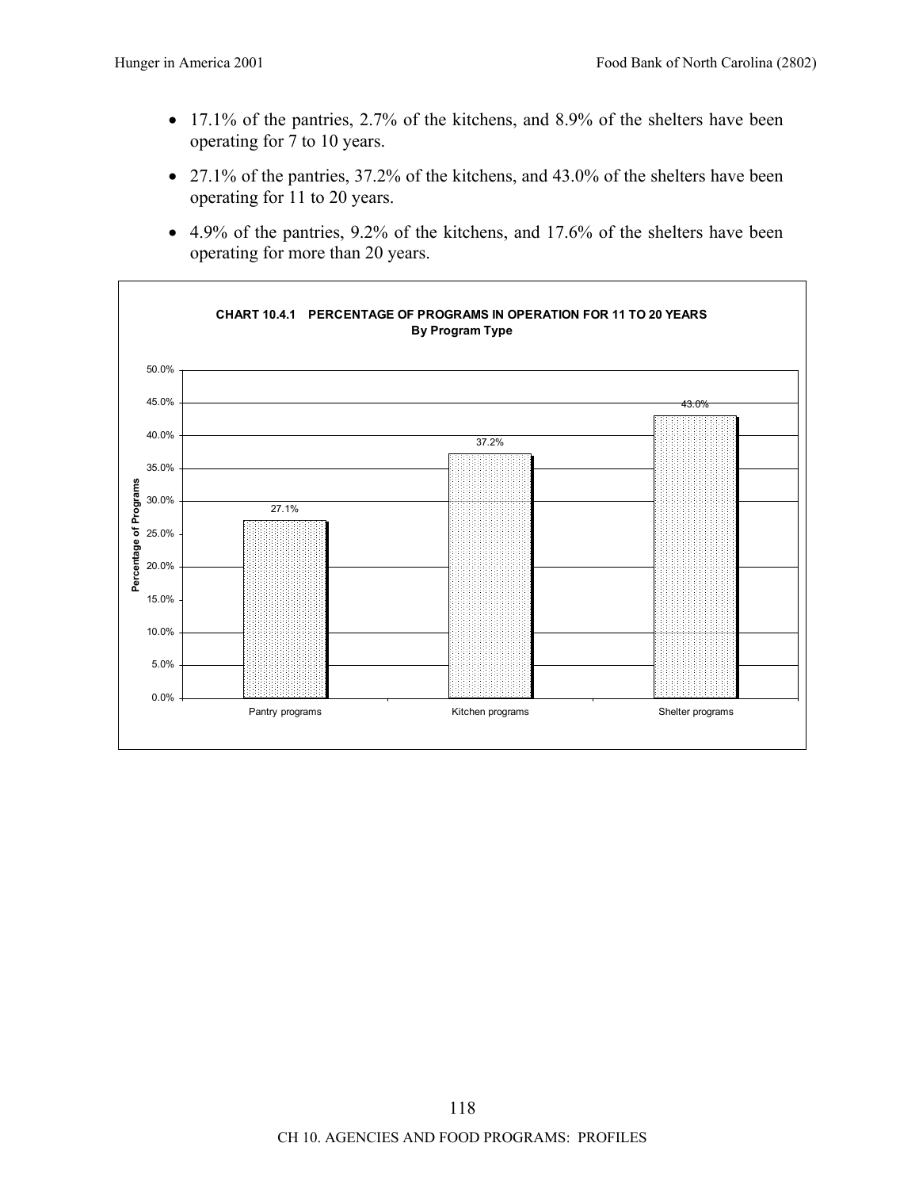- 17.1% of the pantries, 2.7% of the kitchens, and 8.9% of the shelters have been operating for 7 to 10 years.
- 27.1% of the pantries, 37.2% of the kitchens, and 43.0% of the shelters have been operating for 11 to 20 years.
- 4.9% of the pantries, 9.2% of the kitchens, and 17.6% of the shelters have been operating for more than 20 years.

**CHART 10.4.1 PERCENTAGE OF PROGRAMS IN OPERATION FOR 11 TO 20 YEARS**
**By Program Type**

| Program Type | Percentage of Programs |
| --- | --- |
| Pantry programs | 27.1% |
| Kitchen programs | 37.2% |
| Shelter programs | 43.0% |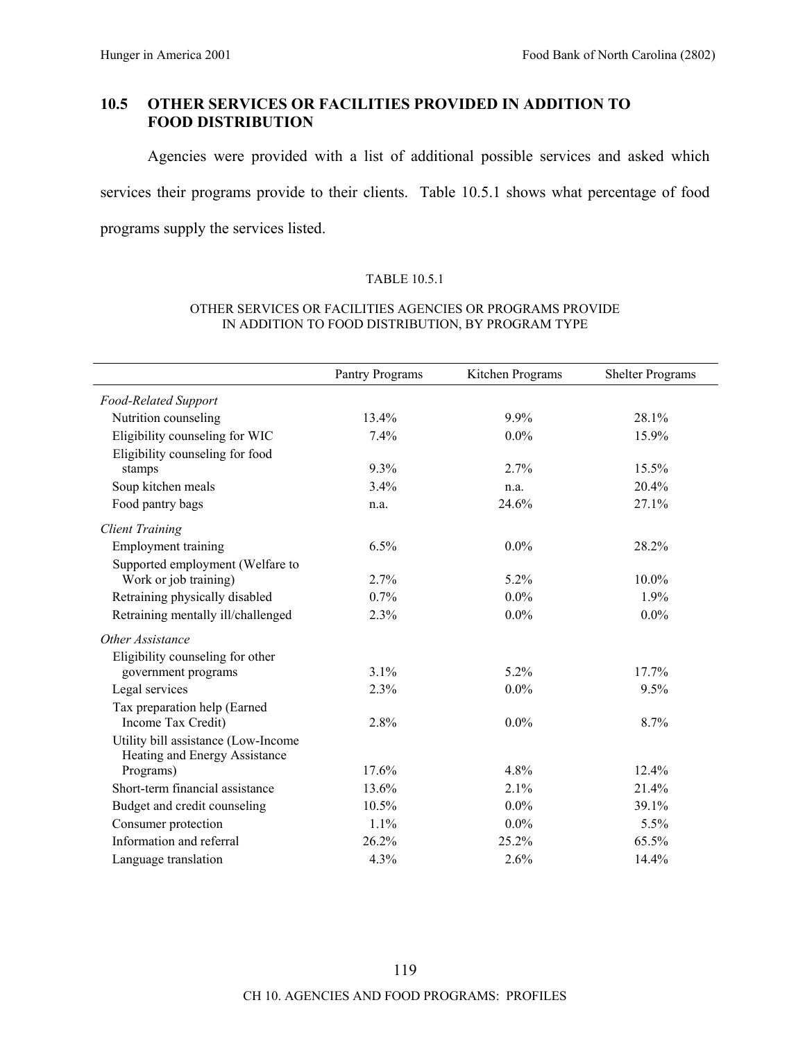## 10.5 OTHER SERVICES OR FACILITIES PROVIDED IN ADDITION TO FOOD DISTRIBUTION

Agencies were provided with a list of additional possible services and asked which services their programs provide to their clients. Table 10.5.1 shows what percentage of food programs supply the services listed.

TABLE 10.5.1

OTHER SERVICES OR FACILITIES AGENCIES OR PROGRAMS PROVIDE IN ADDITION TO FOOD DISTRIBUTION, BY PROGRAM TYPE

| | Pantry Programs | Kitchen Programs | Shelter Programs |
|---|---|---|---|
| *Food-Related Support* | | | |
| Nutrition counseling | 13.4% | 9.9% | 28.1% |
| Eligibility counseling for WIC | 7.4% | 0.0% | 15.9% |
| Eligibility counseling for food stamps | 9.3% | 2.7% | 15.5% |
| Soup kitchen meals | 3.4% | n.a. | 20.4% |
| Food pantry bags | n.a. | 24.6% | 27.1% |
| *Client Training* | | | |
| Employment training | 6.5% | 0.0% | 28.2% |
| Supported employment (Welfare to Work or job training) | 2.7% | 5.2% | 10.0% |
| Retraining physically disabled | 0.7% | 0.0% | 1.9% |
| Retraining mentally ill/challenged | 2.3% | 0.0% | 0.0% |
| *Other Assistance* | | | |
| Eligibility counseling for other government programs | 3.1% | 5.2% | 17.7% |
| Legal services | 2.3% | 0.0% | 9.5% |
| Tax preparation help (Earned Income Tax Credit) | 2.8% | 0.0% | 8.7% |
| Utility bill assistance (Low-Income Heating and Energy Assistance Programs) | 17.6% | 4.8% | 12.4% |
| Short-term financial assistance | 13.6% | 2.1% | 21.4% |
| Budget and credit counseling | 10.5% | 0.0% | 39.1% |
| Consumer protection | 1.1% | 0.0% | 5.5% |
| Information and referral | 26.2% | 25.2% | 65.5% |
| Language translation | 4.3% | 2.6% | 14.4% |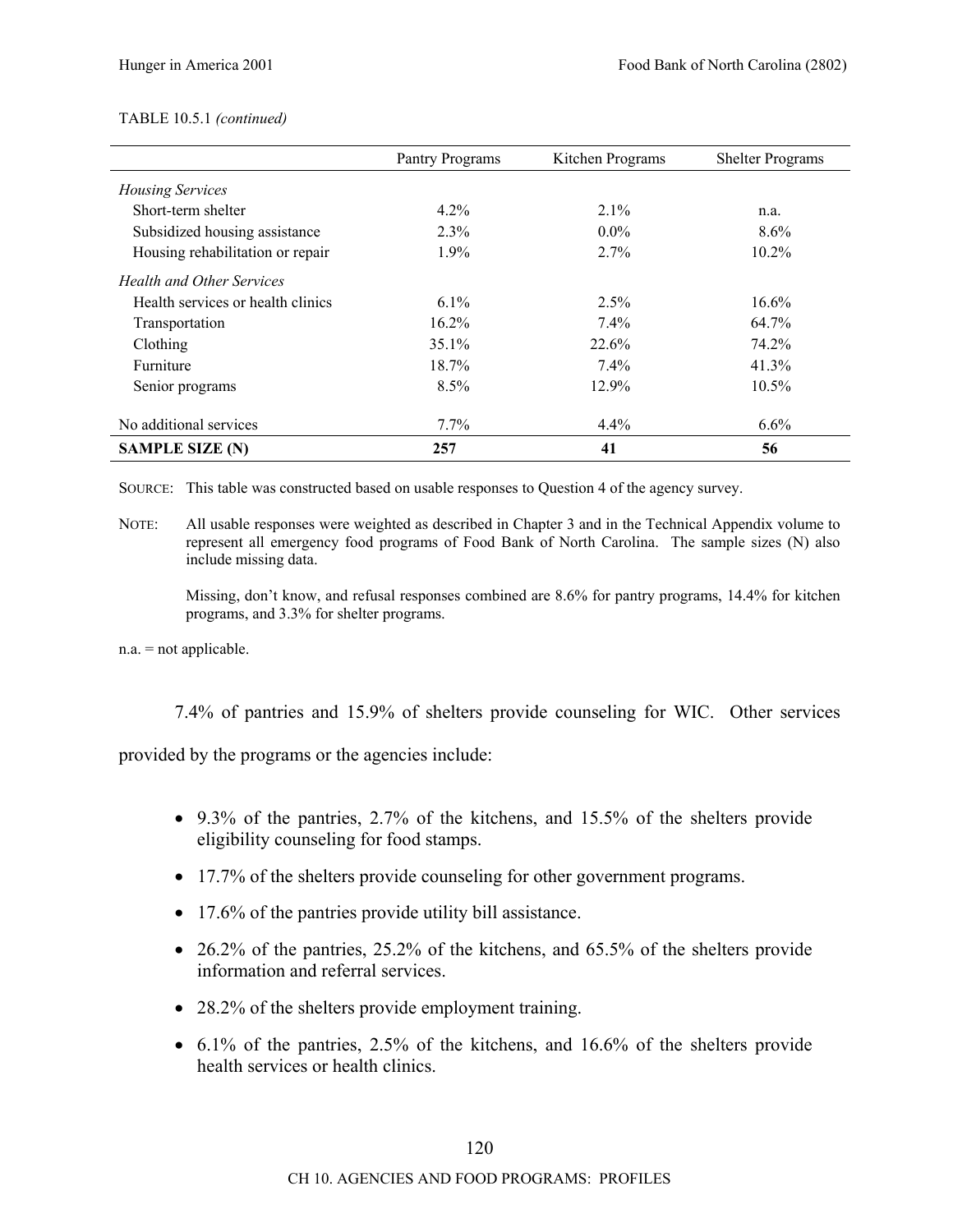TABLE 10.5.1 *(continued)*

| | Pantry Programs | Kitchen Programs | Shelter Programs |
|---|---|---|---|
| *Housing Services* | | | |
| Short-term shelter | 4.2% | 2.1% | n.a. |
| Subsidized housing assistance | 2.3% | 0.0% | 8.6% |
| Housing rehabilitation or repair | 1.9% | 2.7% | 10.2% |
| *Health and Other Services* | | | |
| Health services or health clinics | 6.1% | 2.5% | 16.6% |
| Transportation | 16.2% | 7.4% | 64.7% |
| Clothing | 35.1% | 22.6% | 74.2% |
| Furniture | 18.7% | 7.4% | 41.3% |
| Senior programs | 8.5% | 12.9% | 10.5% |
| No additional services | 7.7% | 4.4% | 6.6% |
| **SAMPLE SIZE (N)** | **257** | **41** | **56** |

SOURCE: This table was constructed based on usable responses to Question 4 of the agency survey.

NOTE: All usable responses were weighted as described in Chapter 3 and in the Technical Appendix volume to represent all emergency food programs of Food Bank of North Carolina. The sample sizes (N) also include missing data.

Missing, don't know, and refusal responses combined are 8.6% for pantry programs, 14.4% for kitchen programs, and 3.3% for shelter programs.

n.a. = not applicable.

7.4% of pantries and 15.9% of shelters provide counseling for WIC. Other services provided by the programs or the agencies include:

- 9.3% of the pantries, 2.7% of the kitchens, and 15.5% of the shelters provide eligibility counseling for food stamps.
- 17.7% of the shelters provide counseling for other government programs.
- 17.6% of the pantries provide utility bill assistance.
- 26.2% of the pantries, 25.2% of the kitchens, and 65.5% of the shelters provide information and referral services.
- 28.2% of the shelters provide employment training.
- 6.1% of the pantries, 2.5% of the kitchens, and 16.6% of the shelters provide health services or health clinics.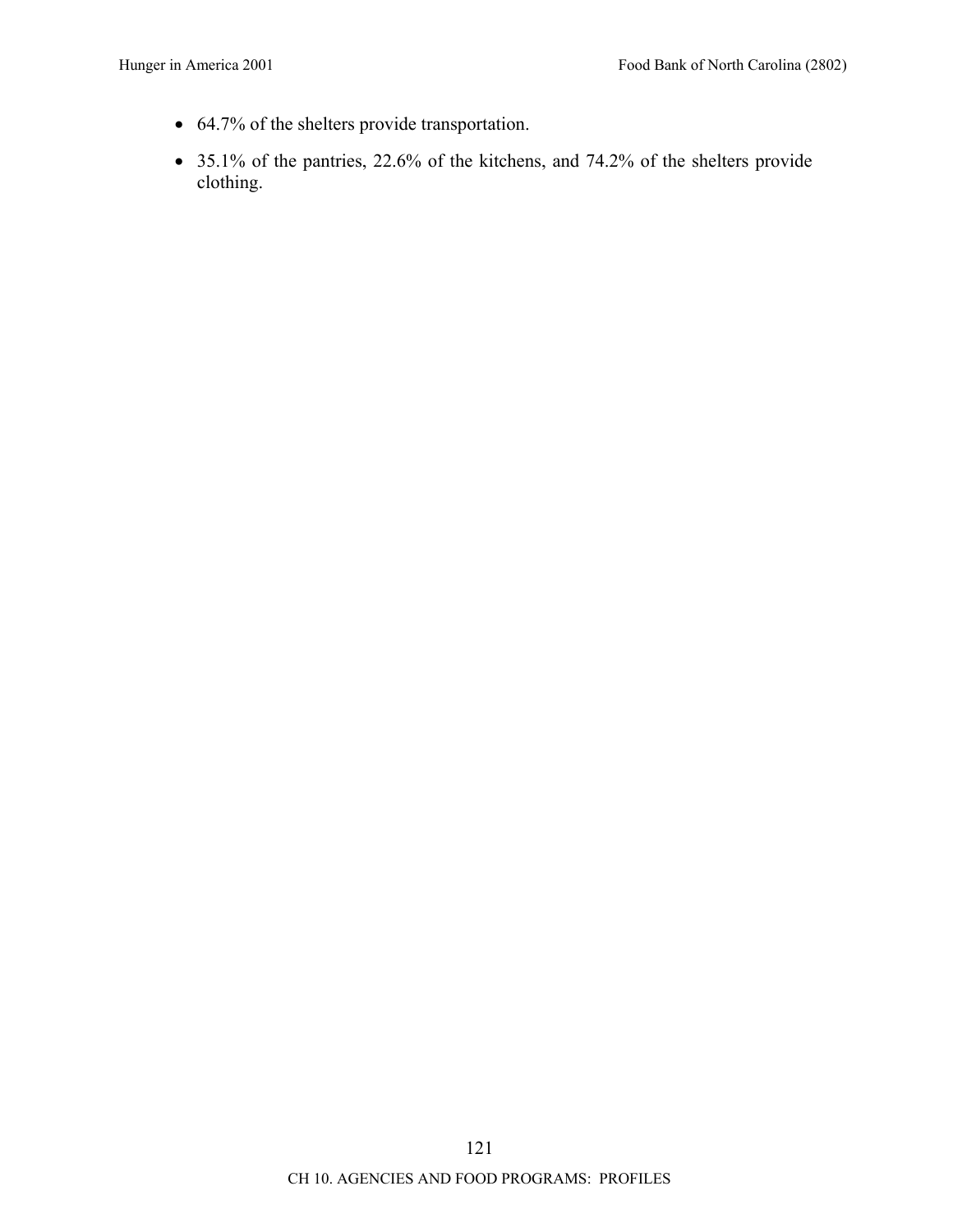- 64.7% of the shelters provide transportation.
- 35.1% of the pantries, 22.6% of the kitchens, and 74.2% of the shelters provide clothing.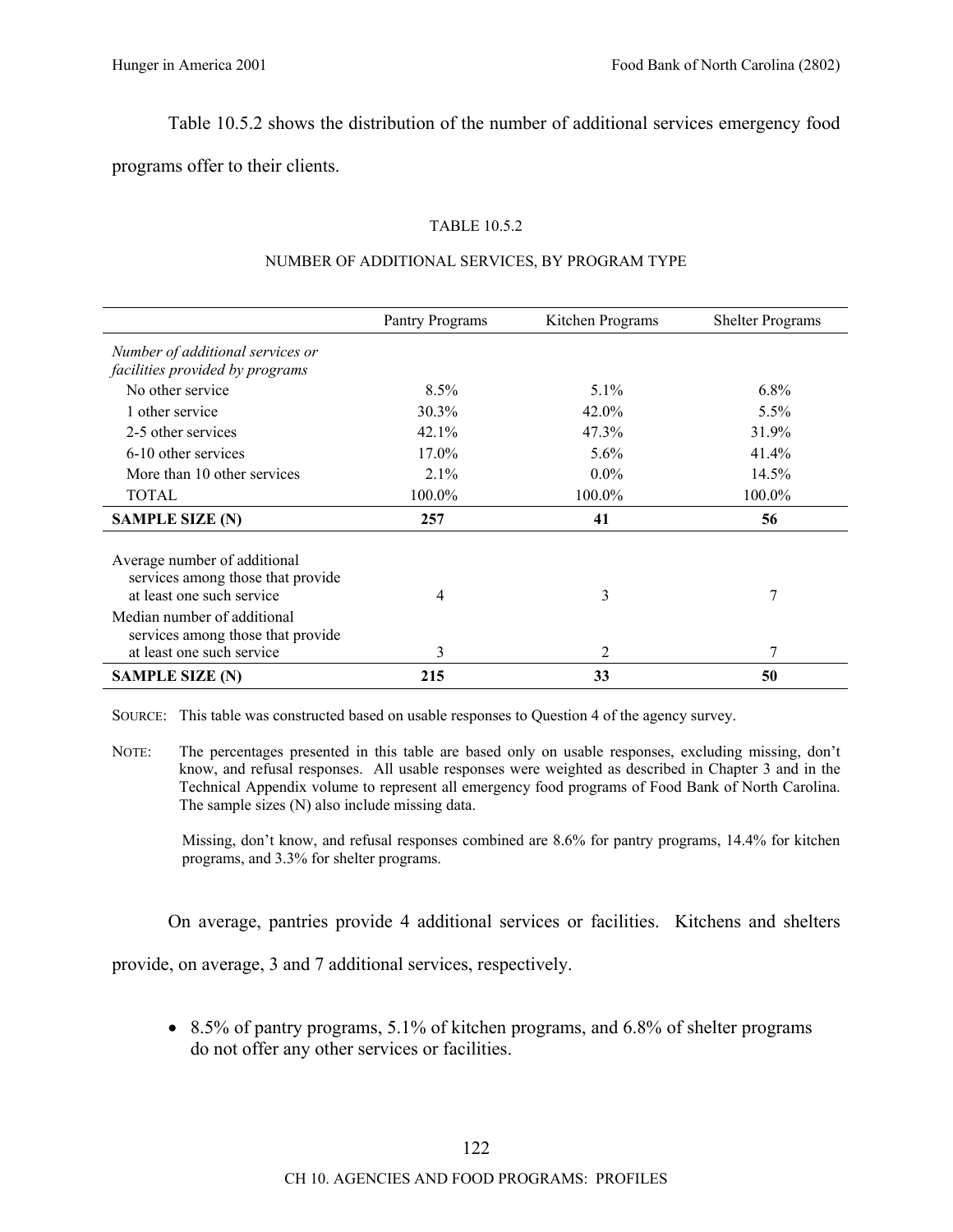Table 10.5.2 shows the distribution of the number of additional services emergency food programs offer to their clients.

TABLE 10.5.2

NUMBER OF ADDITIONAL SERVICES, BY PROGRAM TYPE

| | Pantry Programs | Kitchen Programs | Shelter Programs |
|---|---|---|---|
| *Number of additional services or facilities provided by programs* | | | |
| No other service | 8.5% | 5.1% | 6.8% |
| 1 other service | 30.3% | 42.0% | 5.5% |
| 2-5 other services | 42.1% | 47.3% | 31.9% |
| 6-10 other services | 17.0% | 5.6% | 41.4% |
| More than 10 other services | 2.1% | 0.0% | 14.5% |
| TOTAL | 100.0% | 100.0% | 100.0% |
| **SAMPLE SIZE (N)** | **257** | **41** | **56** |
| Average number of additional services among those that provide at least one such service | 4 | 3 | 7 |
| Median number of additional services among those that provide at least one such service | 3 | 2 | 7 |
| **SAMPLE SIZE (N)** | **215** | **33** | **50** |

SOURCE: This table was constructed based on usable responses to Question 4 of the agency survey.

NOTE: The percentages presented in this table are based only on usable responses, excluding missing, don't know, and refusal responses. All usable responses were weighted as described in Chapter 3 and in the Technical Appendix volume to represent all emergency food programs of Food Bank of North Carolina. The sample sizes (N) also include missing data.

Missing, don't know, and refusal responses combined are 8.6% for pantry programs, 14.4% for kitchen programs, and 3.3% for shelter programs.

On average, pantries provide 4 additional services or facilities. Kitchens and shelters provide, on average, 3 and 7 additional services, respectively.

- 8.5% of pantry programs, 5.1% of kitchen programs, and 6.8% of shelter programs do not offer any other services or facilities.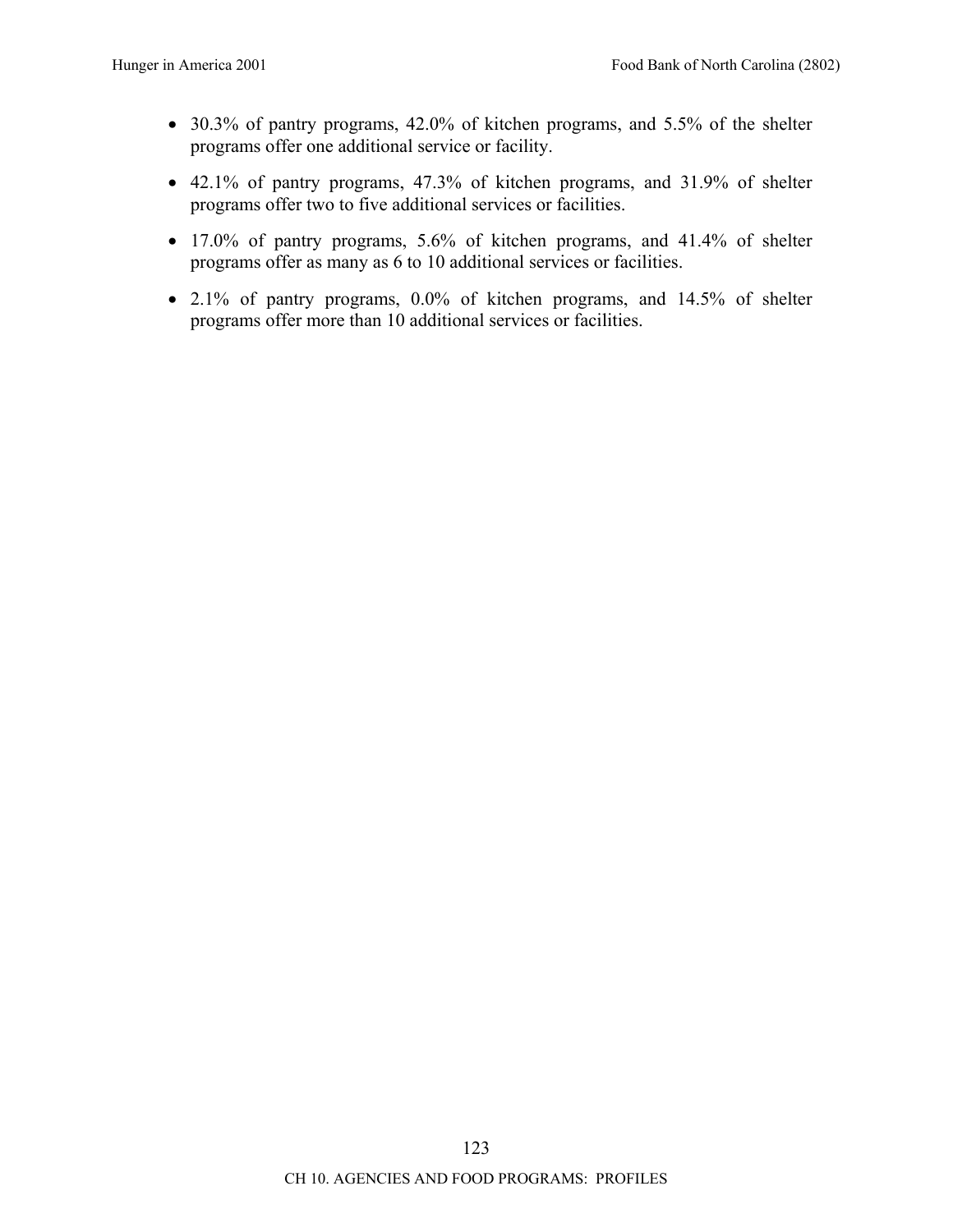- 30.3% of pantry programs, 42.0% of kitchen programs, and 5.5% of the shelter programs offer one additional service or facility.
- 42.1% of pantry programs, 47.3% of kitchen programs, and 31.9% of shelter programs offer two to five additional services or facilities.
- 17.0% of pantry programs, 5.6% of kitchen programs, and 41.4% of shelter programs offer as many as 6 to 10 additional services or facilities.
- 2.1% of pantry programs, 0.0% of kitchen programs, and 14.5% of shelter programs offer more than 10 additional services or facilities.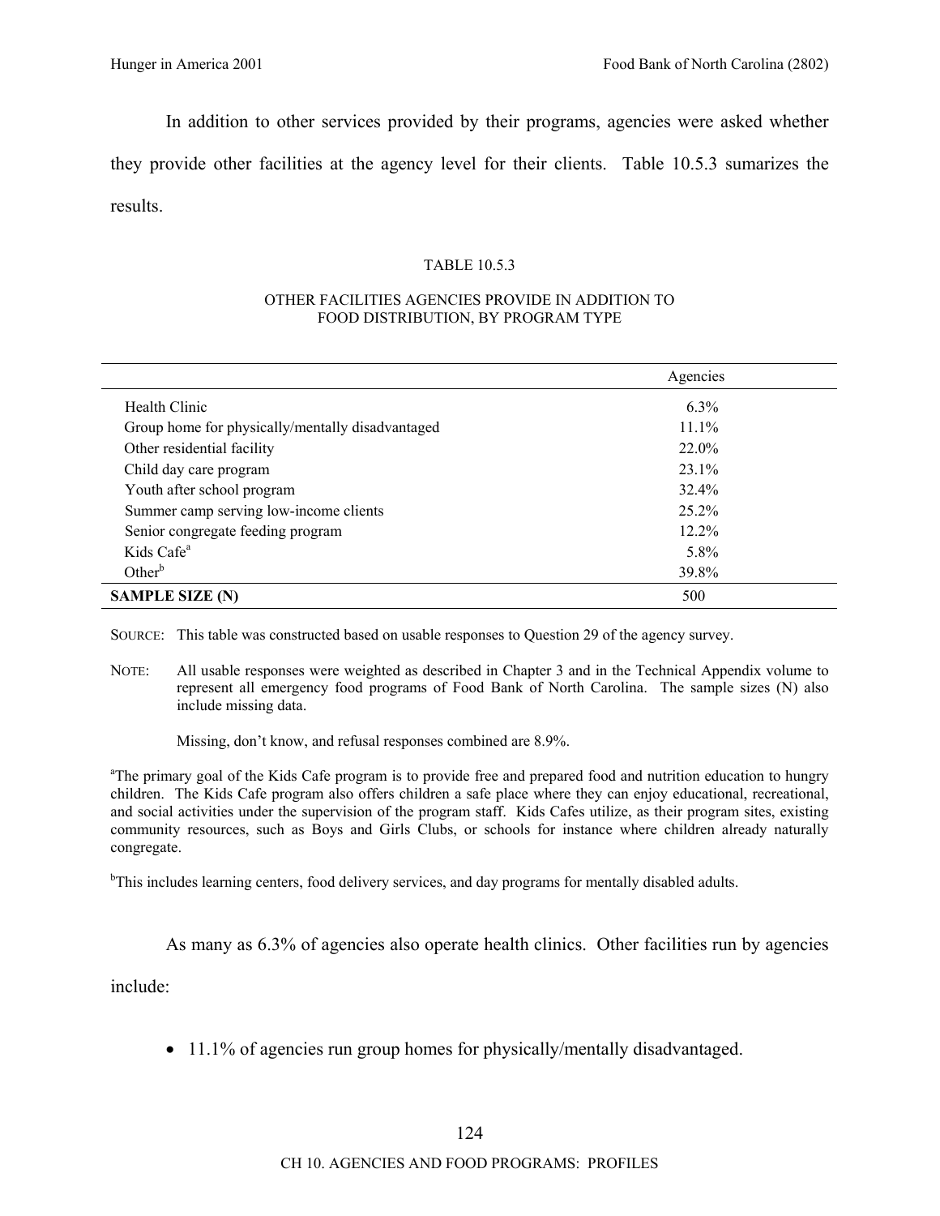In addition to other services provided by their programs, agencies were asked whether they provide other facilities at the agency level for their clients. Table 10.5.3 sumarizes the results.

TABLE 10.5.3

OTHER FACILITIES AGENCIES PROVIDE IN ADDITION TO FOOD DISTRIBUTION, BY PROGRAM TYPE

| | Agencies |
|---|---|
| Health Clinic | 6.3% |
| Group home for physically/mentally disadvantaged | 11.1% |
| Other residential facility | 22.0% |
| Child day care program | 23.1% |
| Youth after school program | 32.4% |
| Summer camp serving low-income clients | 25.2% |
| Senior congregate feeding program | 12.2% |
| Kids Cafe[a] | 5.8% |
| Other[b] | 39.8% |
| **SAMPLE SIZE (N)** | 500 |

SOURCE: This table was constructed based on usable responses to Question 29 of the agency survey.

NOTE: All usable responses were weighted as described in Chapter 3 and in the Technical Appendix volume to represent all emergency food programs of Food Bank of North Carolina. The sample sizes (N) also include missing data.

Missing, don't know, and refusal responses combined are 8.9%.

[a]The primary goal of the Kids Cafe program is to provide free and prepared food and nutrition education to hungry children. The Kids Cafe program also offers children a safe place where they can enjoy educational, recreational, and social activities under the supervision of the program staff. Kids Cafes utilize, as their program sites, existing community resources, such as Boys and Girls Clubs, or schools for instance where children already naturally congregate.

[b]This includes learning centers, food delivery services, and day programs for mentally disabled adults.

As many as 6.3% of agencies also operate health clinics. Other facilities run by agencies include:

- 11.1% of agencies run group homes for physically/mentally disadvantaged.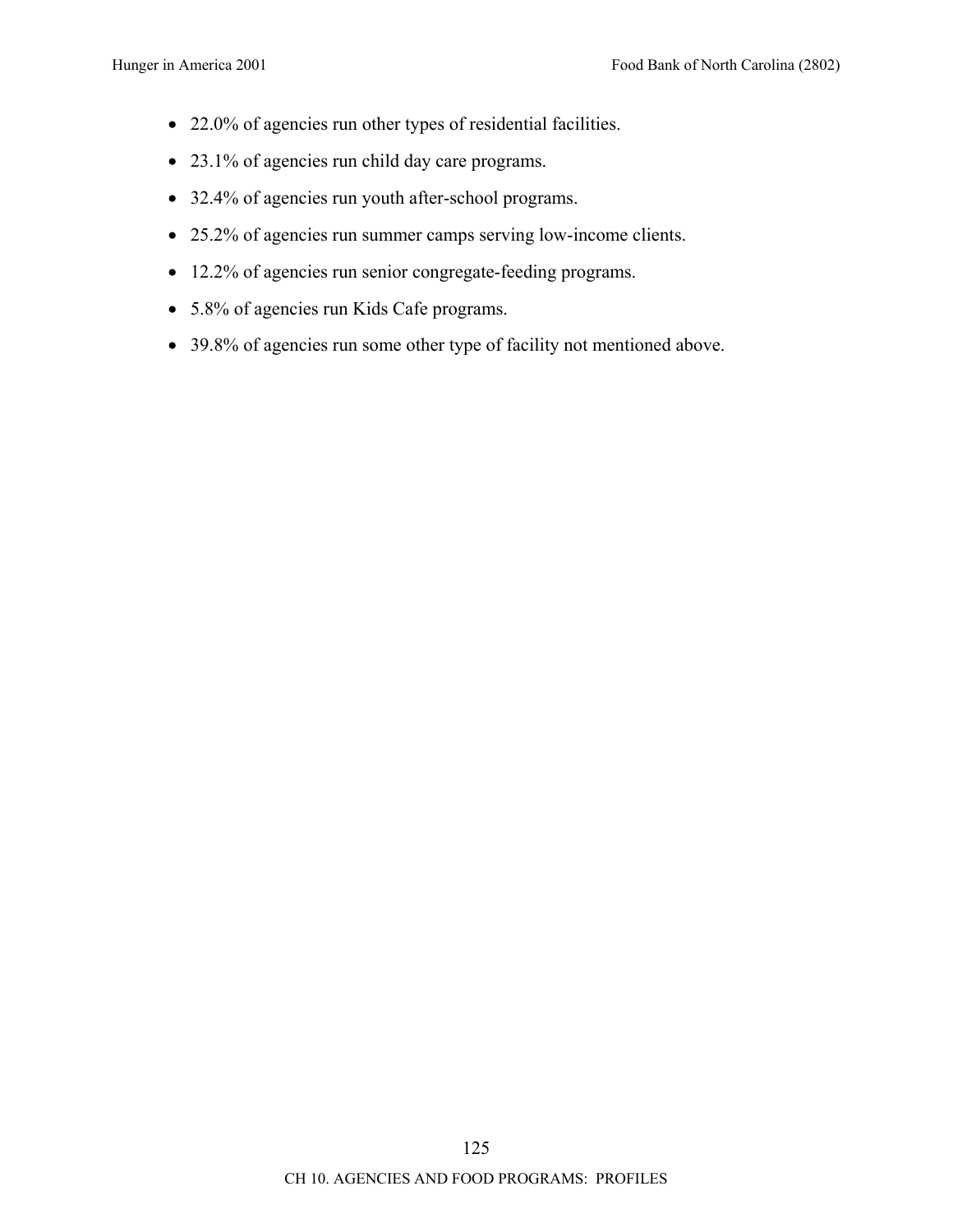- 22.0% of agencies run other types of residential facilities.
- 23.1% of agencies run child day care programs.
- 32.4% of agencies run youth after-school programs.
- 25.2% of agencies run summer camps serving low-income clients.
- 12.2% of agencies run senior congregate-feeding programs.
- 5.8% of agencies run Kids Cafe programs.
- 39.8% of agencies run some other type of facility not mentioned above.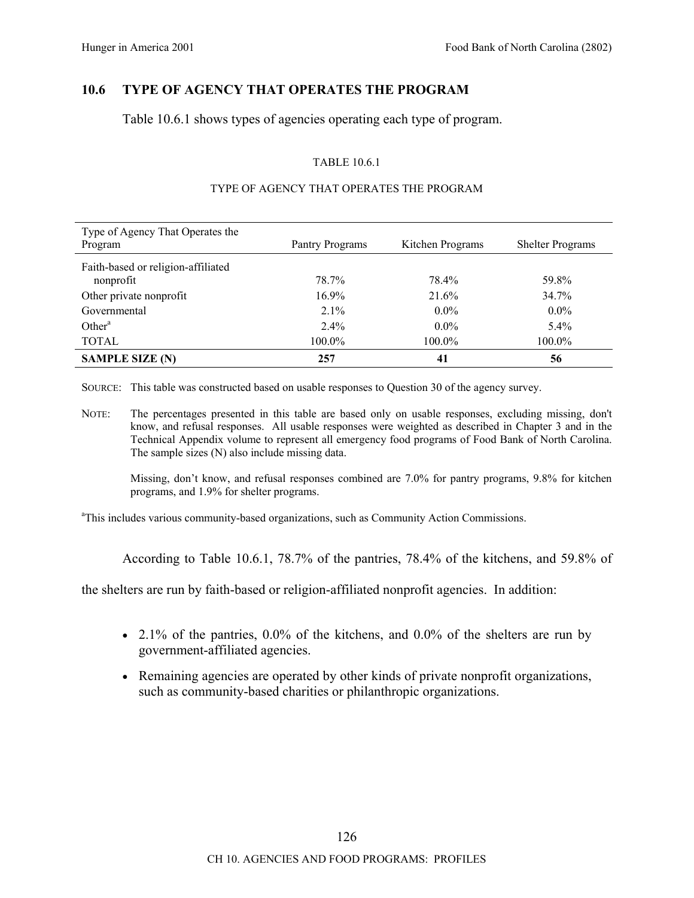## 10.6 TYPE OF AGENCY THAT OPERATES THE PROGRAM

Table 10.6.1 shows types of agencies operating each type of program.

TABLE 10.6.1

TYPE OF AGENCY THAT OPERATES THE PROGRAM

| Type of Agency That Operates the Program | Pantry Programs | Kitchen Programs | Shelter Programs |
|---|---|---|---|
| Faith-based or religion-affiliated nonprofit | 78.7% | 78.4% | 59.8% |
| Other private nonprofit | 16.9% | 21.6% | 34.7% |
| Governmental | 2.1% | 0.0% | 0.0% |
| Other[a] | 2.4% | 0.0% | 5.4% |
| TOTAL | 100.0% | 100.0% | 100.0% |
| **SAMPLE SIZE (N)** | **257** | **41** | **56** |

SOURCE: This table was constructed based on usable responses to Question 30 of the agency survey.

NOTE: The percentages presented in this table are based only on usable responses, excluding missing, don't know, and refusal responses. All usable responses were weighted as described in Chapter 3 and in the Technical Appendix volume to represent all emergency food programs of Food Bank of North Carolina. The sample sizes (N) also include missing data.

Missing, don't know, and refusal responses combined are 7.0% for pantry programs, 9.8% for kitchen programs, and 1.9% for shelter programs.

[a]This includes various community-based organizations, such as Community Action Commissions.

According to Table 10.6.1, 78.7% of the pantries, 78.4% of the kitchens, and 59.8% of the shelters are run by faith-based or religion-affiliated nonprofit agencies. In addition:

- 2.1% of the pantries, 0.0% of the kitchens, and 0.0% of the shelters are run by government-affiliated agencies.
- Remaining agencies are operated by other kinds of private nonprofit organizations, such as community-based charities or philanthropic organizations.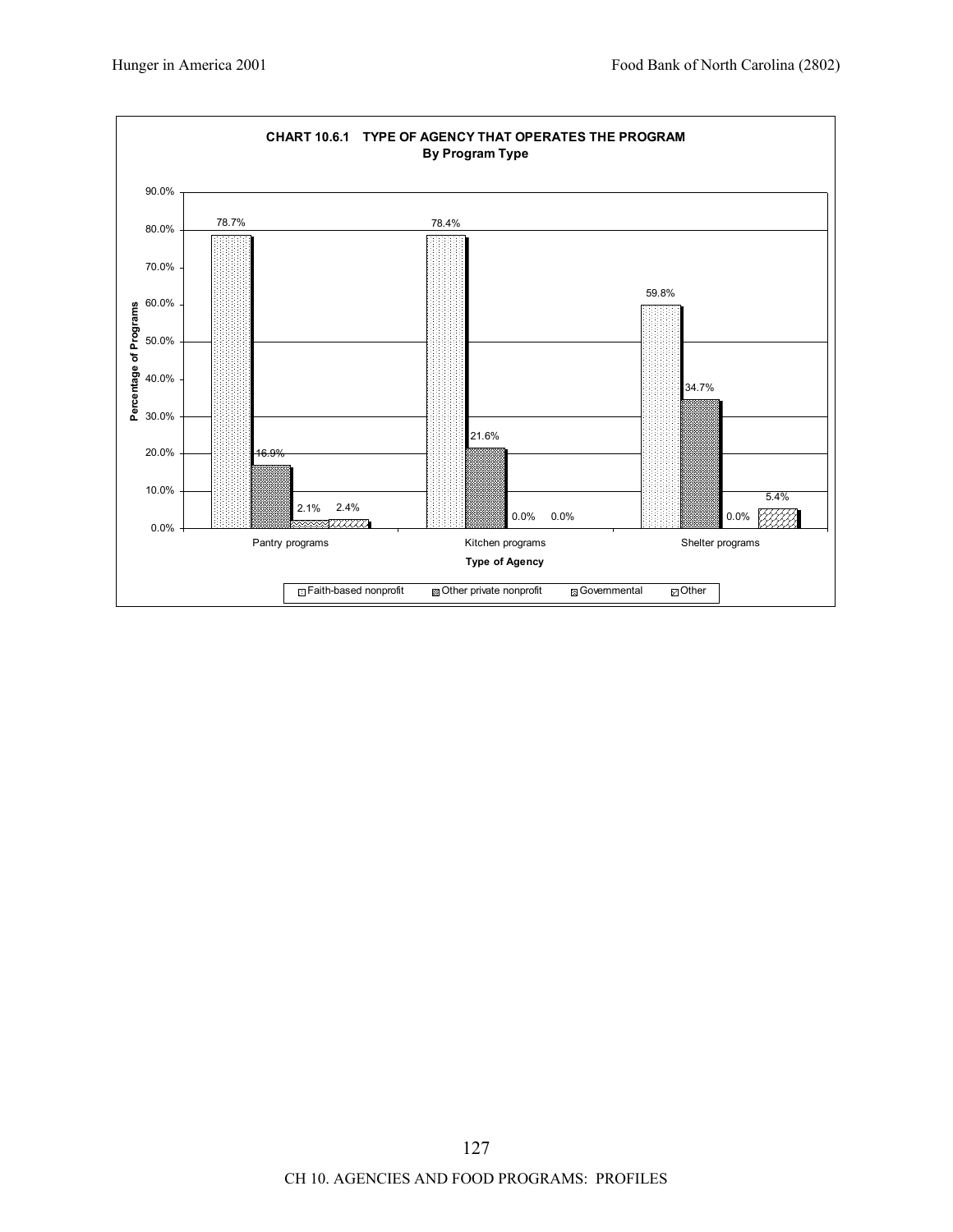**CHART 10.6.1 TYPE OF AGENCY THAT OPERATES THE PROGRAM**
**By Program Type**

| Type of Agency | Faith-based nonprofit | Other private nonprofit | Governmental | Other |
|---|---|---|---|---|
| Pantry programs | 78.7% | 16.9% | 2.1% | 2.4% |
| Kitchen programs | 78.4% | 21.6% | 0.0% | 0.0% |
| Shelter programs | 59.8% | 34.7% | 0.0% | 5.4% |

CH 10. AGENCIES AND FOOD PROGRAMS: PROFILES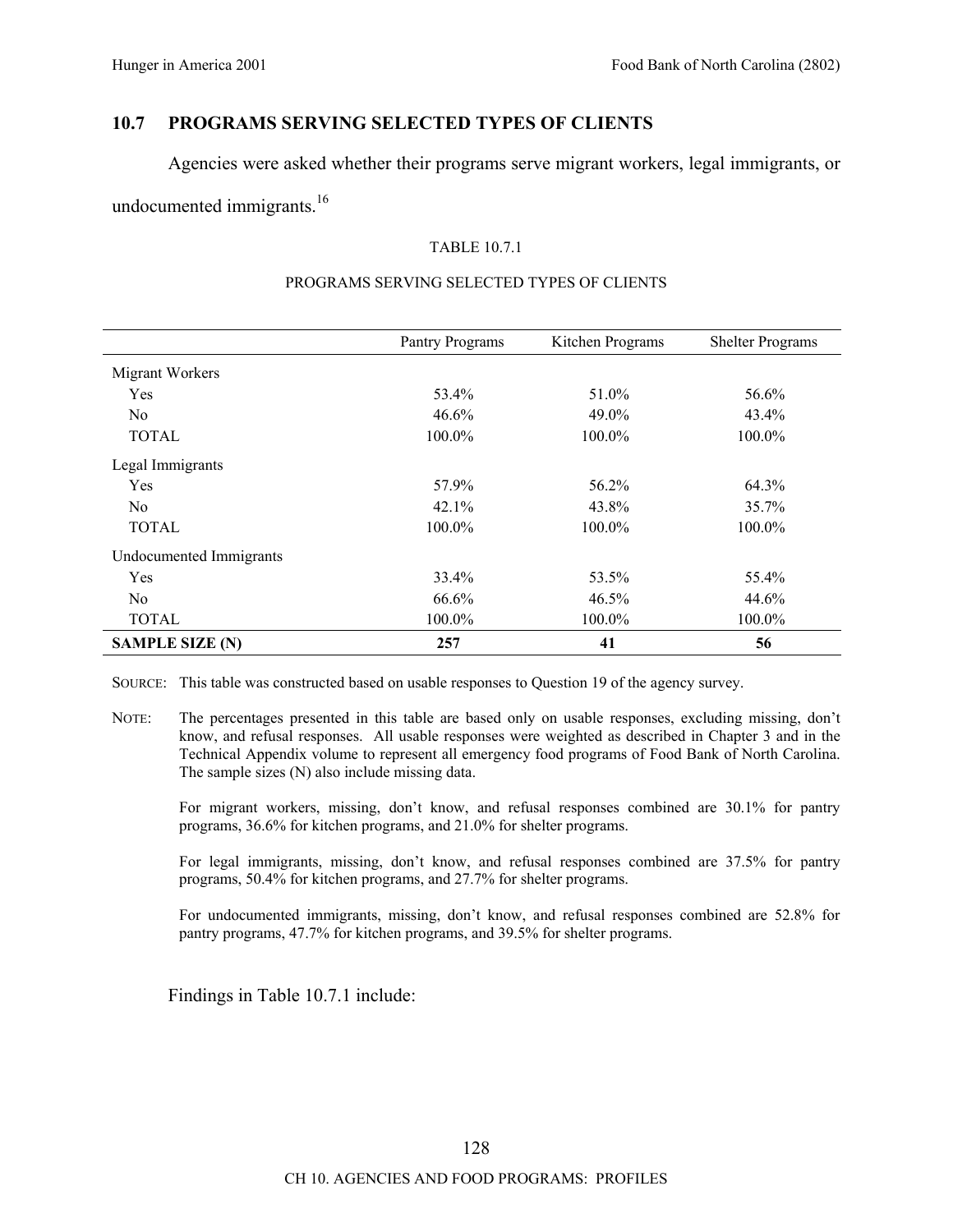## 10.7 PROGRAMS SERVING SELECTED TYPES OF CLIENTS

Agencies were asked whether their programs serve migrant workers, legal immigrants, or undocumented immigrants.[16]

TABLE 10.7.1

PROGRAMS SERVING SELECTED TYPES OF CLIENTS

| | Pantry Programs | Kitchen Programs | Shelter Programs |
|---|---|---|---|
| Migrant Workers | | | |
| Yes | 53.4% | 51.0% | 56.6% |
| No | 46.6% | 49.0% | 43.4% |
| TOTAL | 100.0% | 100.0% | 100.0% |
| Legal Immigrants | | | |
| Yes | 57.9% | 56.2% | 64.3% |
| No | 42.1% | 43.8% | 35.7% |
| TOTAL | 100.0% | 100.0% | 100.0% |
| Undocumented Immigrants | | | |
| Yes | 33.4% | 53.5% | 55.4% |
| No | 66.6% | 46.5% | 44.6% |
| TOTAL | 100.0% | 100.0% | 100.0% |
| **SAMPLE SIZE (N)** | **257** | **41** | **56** |

SOURCE: This table was constructed based on usable responses to Question 19 of the agency survey.

NOTE: The percentages presented in this table are based only on usable responses, excluding missing, don't know, and refusal responses. All usable responses were weighted as described in Chapter 3 and in the Technical Appendix volume to represent all emergency food programs of Food Bank of North Carolina. The sample sizes (N) also include missing data.

For migrant workers, missing, don't know, and refusal responses combined are 30.1% for pantry programs, 36.6% for kitchen programs, and 21.0% for shelter programs.

For legal immigrants, missing, don't know, and refusal responses combined are 37.5% for pantry programs, 50.4% for kitchen programs, and 27.7% for shelter programs.

For undocumented immigrants, missing, don't know, and refusal responses combined are 52.8% for pantry programs, 47.7% for kitchen programs, and 39.5% for shelter programs.

Findings in Table 10.7.1 include: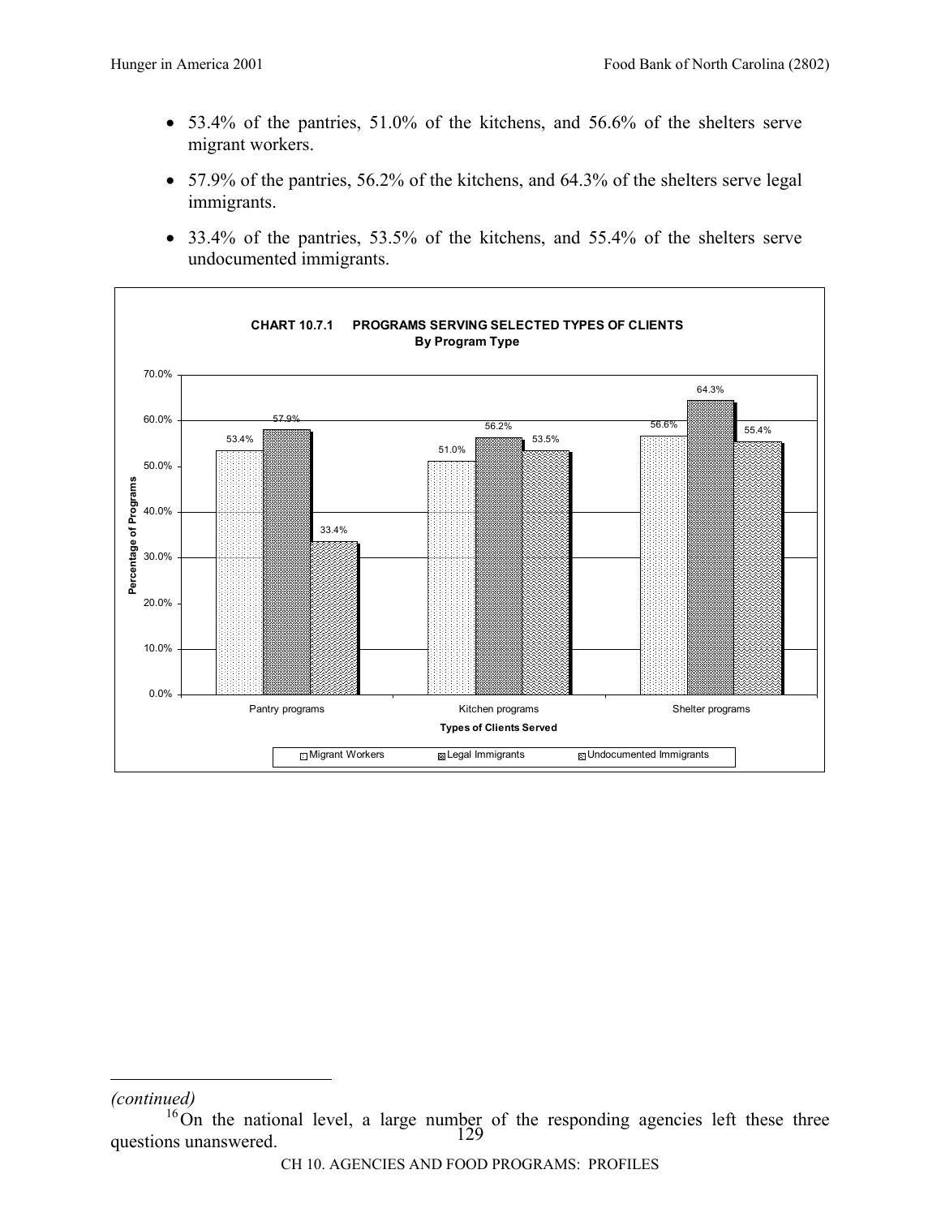- 53.4% of the pantries, 51.0% of the kitchens, and 56.6% of the shelters serve migrant workers.
- 57.9% of the pantries, 56.2% of the kitchens, and 64.3% of the shelters serve legal immigrants.
- 33.4% of the pantries, 53.5% of the kitchens, and 55.4% of the shelters serve undocumented immigrants.

**CHART 10.7.1 PROGRAMS SERVING SELECTED TYPES OF CLIENTS**
**By Program Type**

| Types of Clients Served | Migrant Workers | Legal Immigrants | Undocumented Immigrants |
|---|---|---|---|
| Pantry programs | 53.4% | 57.9% | 33.4% |
| Kitchen programs | 51.0% | 56.2% | 53.5% |
| Shelter programs | 56.6% | 64.3% | 55.4% |

*(continued)*

[16] On the national level, a large number of the responding agencies left these three questions unanswered.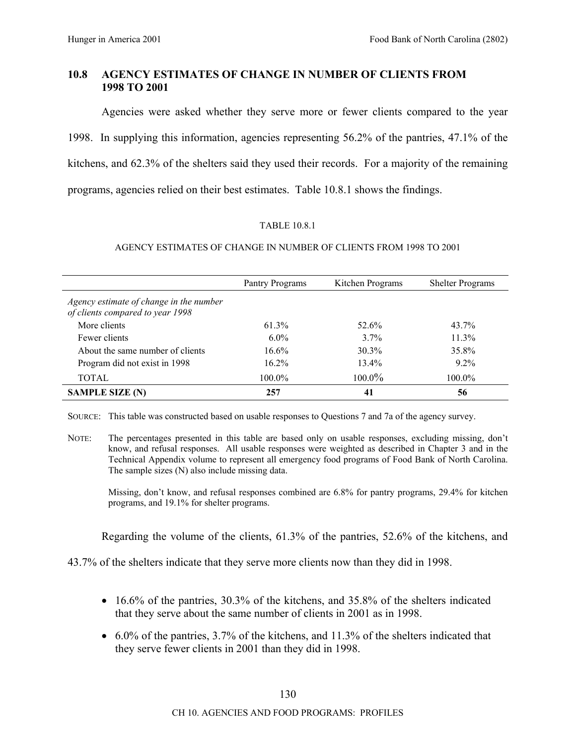## 10.8 AGENCY ESTIMATES OF CHANGE IN NUMBER OF CLIENTS FROM 1998 TO 2001

Agencies were asked whether they serve more or fewer clients compared to the year 1998. In supplying this information, agencies representing 56.2% of the pantries, 47.1% of the kitchens, and 62.3% of the shelters said they used their records. For a majority of the remaining programs, agencies relied on their best estimates. Table 10.8.1 shows the findings.

TABLE 10.8.1

AGENCY ESTIMATES OF CHANGE IN NUMBER OF CLIENTS FROM 1998 TO 2001

| | Pantry Programs | Kitchen Programs | Shelter Programs |
|---|---|---|---|
| *Agency estimate of change in the number of clients compared to year 1998* | | | |
| More clients | 61.3% | 52.6% | 43.7% |
| Fewer clients | 6.0% | 3.7% | 11.3% |
| About the same number of clients | 16.6% | 30.3% | 35.8% |
| Program did not exist in 1998 | 16.2% | 13.4% | 9.2% |
| TOTAL | 100.0% | 100.0% | 100.0% |
| **SAMPLE SIZE (N)** | **257** | **41** | **56** |

SOURCE: This table was constructed based on usable responses to Questions 7 and 7a of the agency survey.

NOTE: The percentages presented in this table are based only on usable responses, excluding missing, don't know, and refusal responses. All usable responses were weighted as described in Chapter 3 and in the Technical Appendix volume to represent all emergency food programs of Food Bank of North Carolina. The sample sizes (N) also include missing data.

Missing, don't know, and refusal responses combined are 6.8% for pantry programs, 29.4% for kitchen programs, and 19.1% for shelter programs.

Regarding the volume of the clients, 61.3% of the pantries, 52.6% of the kitchens, and 43.7% of the shelters indicate that they serve more clients now than they did in 1998.

- 16.6% of the pantries, 30.3% of the kitchens, and 35.8% of the shelters indicated that they serve about the same number of clients in 2001 as in 1998.
- 6.0% of the pantries, 3.7% of the kitchens, and 11.3% of the shelters indicated that they serve fewer clients in 2001 than they did in 1998.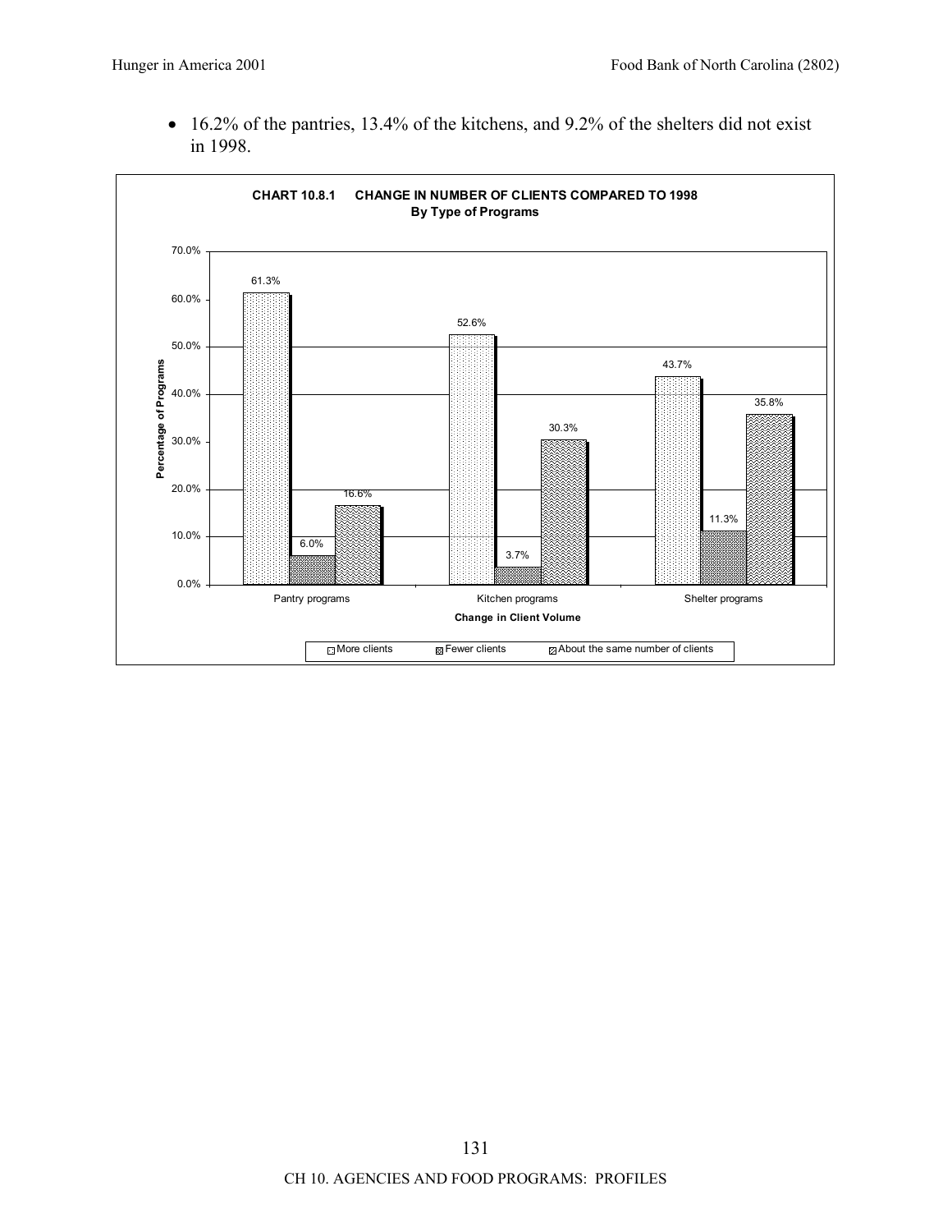- 16.2% of the pantries, 13.4% of the kitchens, and 9.2% of the shelters did not exist in 1998.

**CHART 10.8.1 CHANGE IN NUMBER OF CLIENTS COMPARED TO 1998**
**By Type of Programs**

| Change in Client Volume | More clients | Fewer clients | About the same number of clients |
|---|---|---|---|
| Pantry programs | 61.3% | 6.0% | 16.6% |
| Kitchen programs | 52.6% | 3.7% | 30.3% |
| Shelter programs | 43.7% | 11.3% | 35.8% |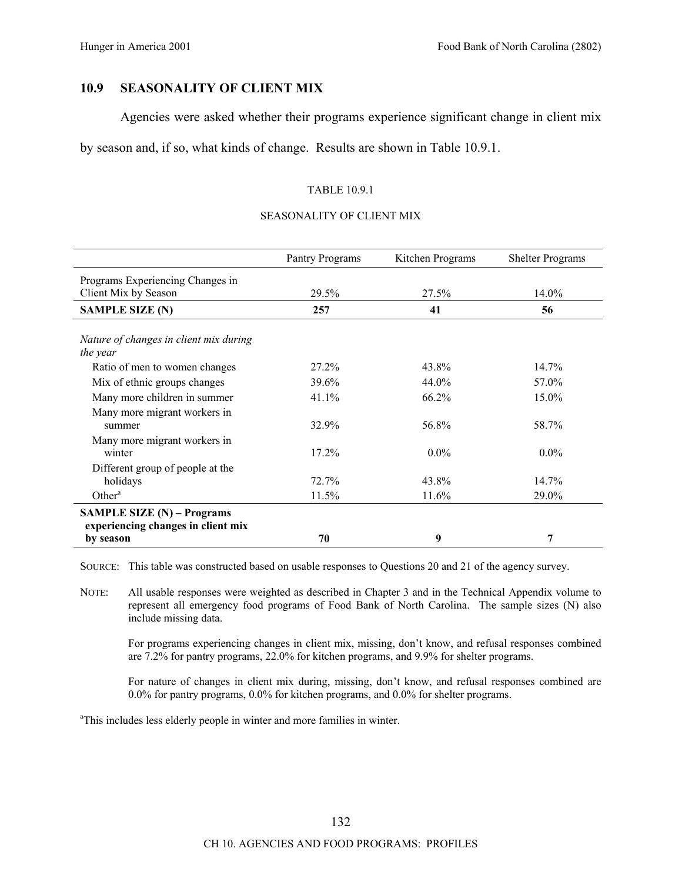## 10.9 SEASONALITY OF CLIENT MIX

Agencies were asked whether their programs experience significant change in client mix by season and, if so, what kinds of change. Results are shown in Table 10.9.1.

TABLE 10.9.1

SEASONALITY OF CLIENT MIX

| | Pantry Programs | Kitchen Programs | Shelter Programs |
|---|---|---|---|
| Programs Experiencing Changes in Client Mix by Season | 29.5% | 27.5% | 14.0% |
| **SAMPLE SIZE (N)** | **257** | **41** | **56** |
| *Nature of changes in client mix during the year* | | | |
| Ratio of men to women changes | 27.2% | 43.8% | 14.7% |
| Mix of ethnic groups changes | 39.6% | 44.0% | 57.0% |
| Many more children in summer | 41.1% | 66.2% | 15.0% |
| Many more migrant workers in summer | 32.9% | 56.8% | 58.7% |
| Many more migrant workers in winter | 17.2% | 0.0% | 0.0% |
| Different group of people at the holidays | 72.7% | 43.8% | 14.7% |
| Other[a] | 11.5% | 11.6% | 29.0% |
| **SAMPLE SIZE (N) – Programs experiencing changes in client mix by season** | **70** | **9** | **7** |

SOURCE: This table was constructed based on usable responses to Questions 20 and 21 of the agency survey.

NOTE: All usable responses were weighted as described in Chapter 3 and in the Technical Appendix volume to represent all emergency food programs of Food Bank of North Carolina. The sample sizes (N) also include missing data.

For programs experiencing changes in client mix, missing, don't know, and refusal responses combined are 7.2% for pantry programs, 22.0% for kitchen programs, and 9.9% for shelter programs.

For nature of changes in client mix during, missing, don't know, and refusal responses combined are 0.0% for pantry programs, 0.0% for kitchen programs, and 0.0% for shelter programs.

[a]This includes less elderly people in winter and more families in winter.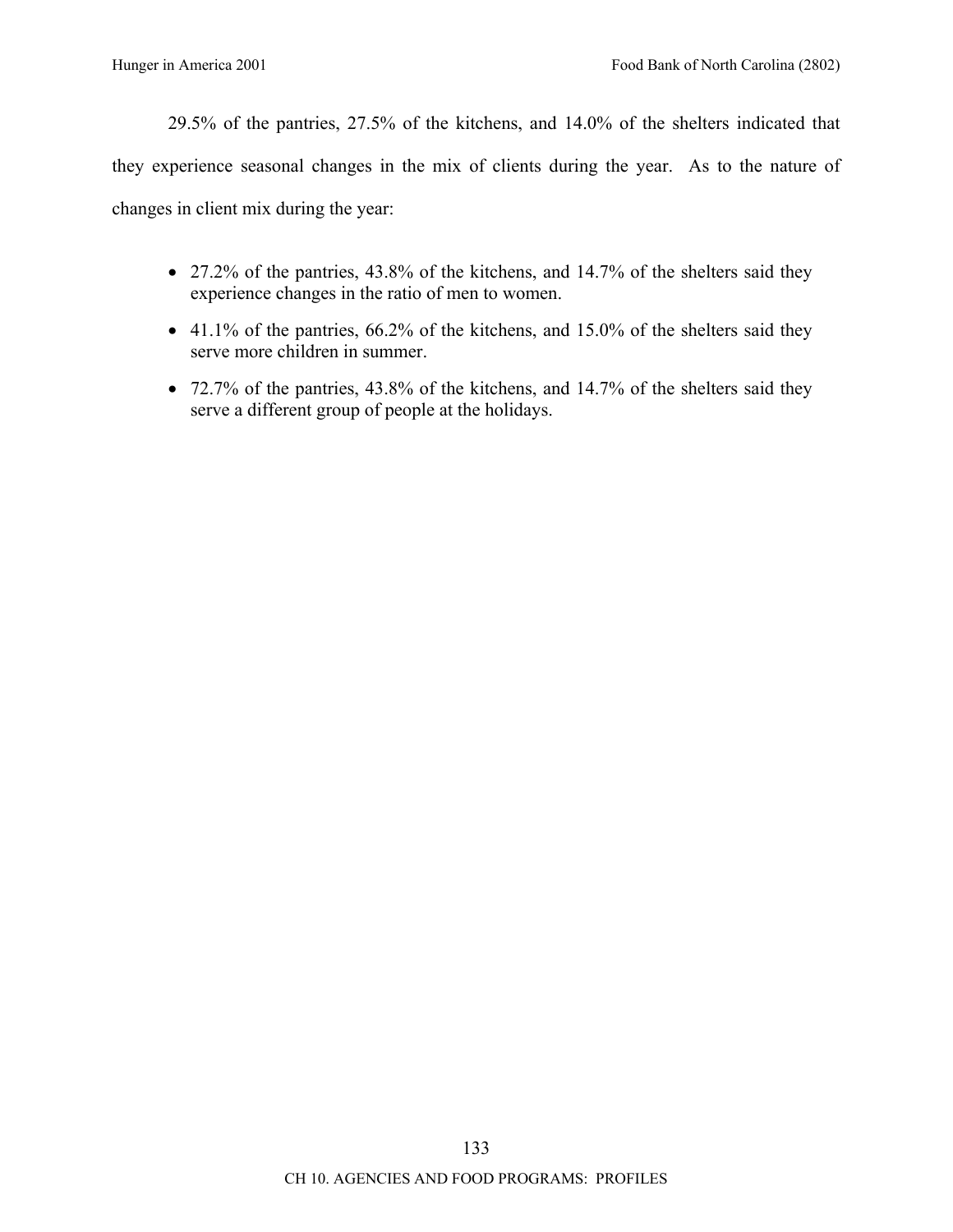29.5% of the pantries, 27.5% of the kitchens, and 14.0% of the shelters indicated that they experience seasonal changes in the mix of clients during the year. As to the nature of changes in client mix during the year:

- 27.2% of the pantries, 43.8% of the kitchens, and 14.7% of the shelters said they experience changes in the ratio of men to women.
- 41.1% of the pantries, 66.2% of the kitchens, and 15.0% of the shelters said they serve more children in summer.
- 72.7% of the pantries, 43.8% of the kitchens, and 14.7% of the shelters said they serve a different group of people at the holidays.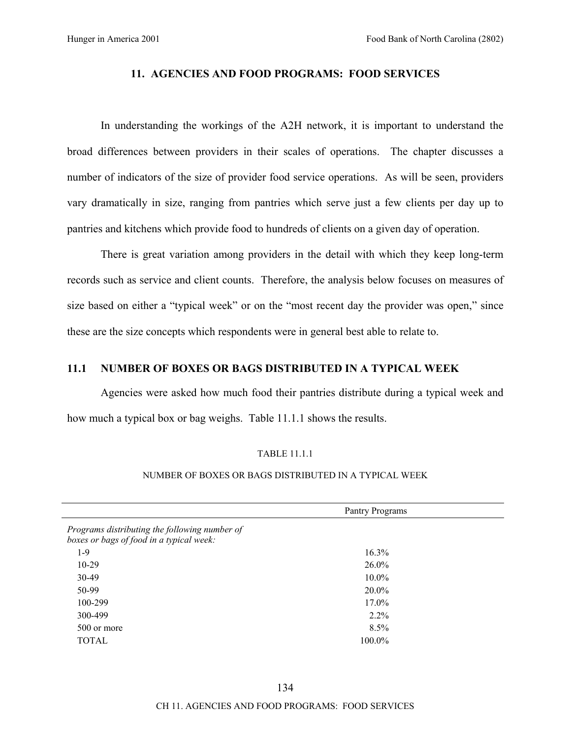## 11. AGENCIES AND FOOD PROGRAMS: FOOD SERVICES

In understanding the workings of the A2H network, it is important to understand the broad differences between providers in their scales of operations. The chapter discusses a number of indicators of the size of provider food service operations. As will be seen, providers vary dramatically in size, ranging from pantries which serve just a few clients per day up to pantries and kitchens which provide food to hundreds of clients on a given day of operation.

There is great variation among providers in the detail with which they keep long-term records such as service and client counts. Therefore, the analysis below focuses on measures of size based on either a "typical week" or on the "most recent day the provider was open," since these are the size concepts which respondents were in general best able to relate to.

### 11.1 NUMBER OF BOXES OR BAGS DISTRIBUTED IN A TYPICAL WEEK

Agencies were asked how much food their pantries distribute during a typical week and how much a typical box or bag weighs. Table 11.1.1 shows the results.

TABLE 11.1.1

NUMBER OF BOXES OR BAGS DISTRIBUTED IN A TYPICAL WEEK

| | Pantry Programs |
|---|---|
| *Programs distributing the following number of boxes or bags of food in a typical week:* | |
| 1-9 | 16.3% |
| 10-29 | 26.0% |
| 30-49 | 10.0% |
| 50-99 | 20.0% |
| 100-299 | 17.0% |
| 300-499 | 2.2% |
| 500 or more | 8.5% |
| TOTAL | 100.0% |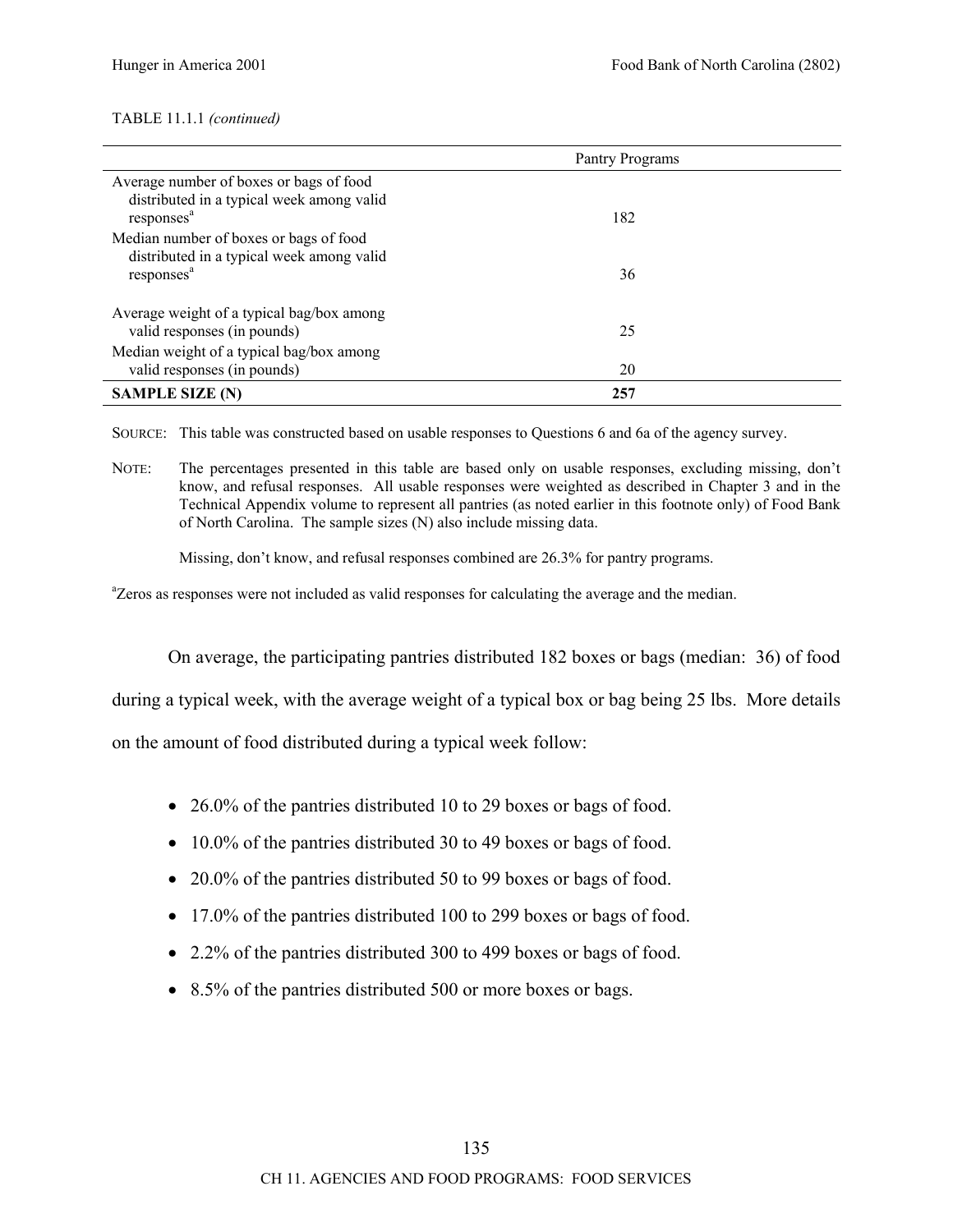TABLE 11.1.1 *(continued)*

| | Pantry Programs |
|---|---|
| Average number of boxes or bags of food distributed in a typical week among valid responses[a] | 182 |
| Median number of boxes or bags of food distributed in a typical week among valid responses[a] | 36 |
| Average weight of a typical bag/box among valid responses (in pounds) | 25 |
| Median weight of a typical bag/box among valid responses (in pounds) | 20 |
| **SAMPLE SIZE (N)** | **257** |

SOURCE: This table was constructed based on usable responses to Questions 6 and 6a of the agency survey.

NOTE: The percentages presented in this table are based only on usable responses, excluding missing, don't know, and refusal responses. All usable responses were weighted as described in Chapter 3 and in the Technical Appendix volume to represent all pantries (as noted earlier in this footnote only) of Food Bank of North Carolina. The sample sizes (N) also include missing data.

Missing, don't know, and refusal responses combined are 26.3% for pantry programs.

[a]Zeros as responses were not included as valid responses for calculating the average and the median.

On average, the participating pantries distributed 182 boxes or bags (median: 36) of food during a typical week, with the average weight of a typical box or bag being 25 lbs. More details on the amount of food distributed during a typical week follow:

- 26.0% of the pantries distributed 10 to 29 boxes or bags of food.
- 10.0% of the pantries distributed 30 to 49 boxes or bags of food.
- 20.0% of the pantries distributed 50 to 99 boxes or bags of food.
- 17.0% of the pantries distributed 100 to 299 boxes or bags of food.
- 2.2% of the pantries distributed 300 to 499 boxes or bags of food.
- 8.5% of the pantries distributed 500 or more boxes or bags.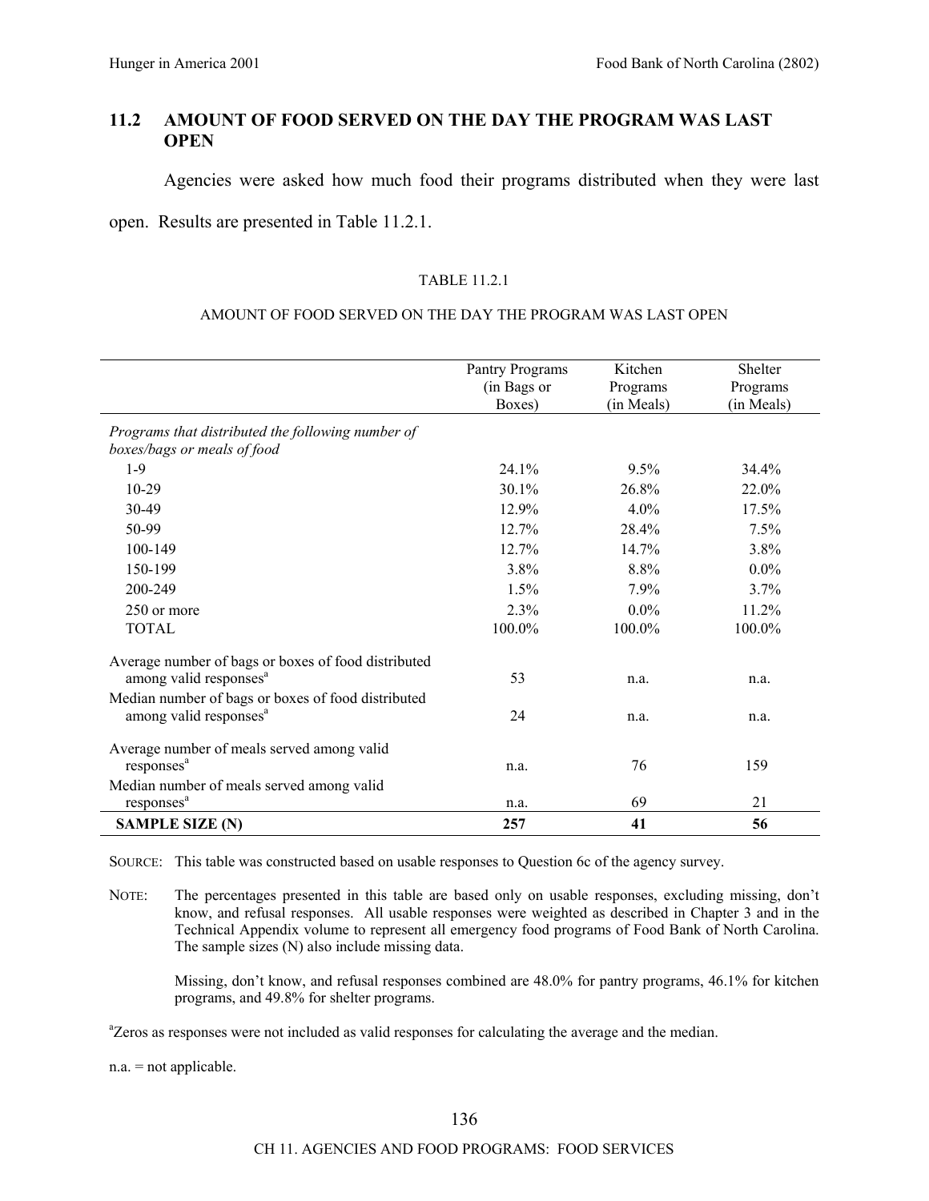## 11.2 AMOUNT OF FOOD SERVED ON THE DAY THE PROGRAM WAS LAST OPEN

Agencies were asked how much food their programs distributed when they were last open. Results are presented in Table 11.2.1.

TABLE 11.2.1

AMOUNT OF FOOD SERVED ON THE DAY THE PROGRAM WAS LAST OPEN

| | Pantry Programs (in Bags or Boxes) | Kitchen Programs (in Meals) | Shelter Programs (in Meals) |
|---|---|---|---|
| *Programs that distributed the following number of boxes/bags or meals of food* | | | |
| 1-9 | 24.1% | 9.5% | 34.4% |
| 10-29 | 30.1% | 26.8% | 22.0% |
| 30-49 | 12.9% | 4.0% | 17.5% |
| 50-99 | 12.7% | 28.4% | 7.5% |
| 100-149 | 12.7% | 14.7% | 3.8% |
| 150-199 | 3.8% | 8.8% | 0.0% |
| 200-249 | 1.5% | 7.9% | 3.7% |
| 250 or more | 2.3% | 0.0% | 11.2% |
| TOTAL | 100.0% | 100.0% | 100.0% |
| Average number of bags or boxes of food distributed among valid responses[a] | 53 | n.a. | n.a. |
| Median number of bags or boxes of food distributed among valid responses[a] | 24 | n.a. | n.a. |
| Average number of meals served among valid responses[a] | n.a. | 76 | 159 |
| Median number of meals served among valid responses[a] | n.a. | 69 | 21 |
| **SAMPLE SIZE (N)** | **257** | **41** | **56** |

SOURCE: This table was constructed based on usable responses to Question 6c of the agency survey.

NOTE: The percentages presented in this table are based only on usable responses, excluding missing, don't know, and refusal responses. All usable responses were weighted as described in Chapter 3 and in the Technical Appendix volume to represent all emergency food programs of Food Bank of North Carolina. The sample sizes (N) also include missing data.

Missing, don't know, and refusal responses combined are 48.0% for pantry programs, 46.1% for kitchen programs, and 49.8% for shelter programs.

[a]Zeros as responses were not included as valid responses for calculating the average and the median.

n.a. = not applicable.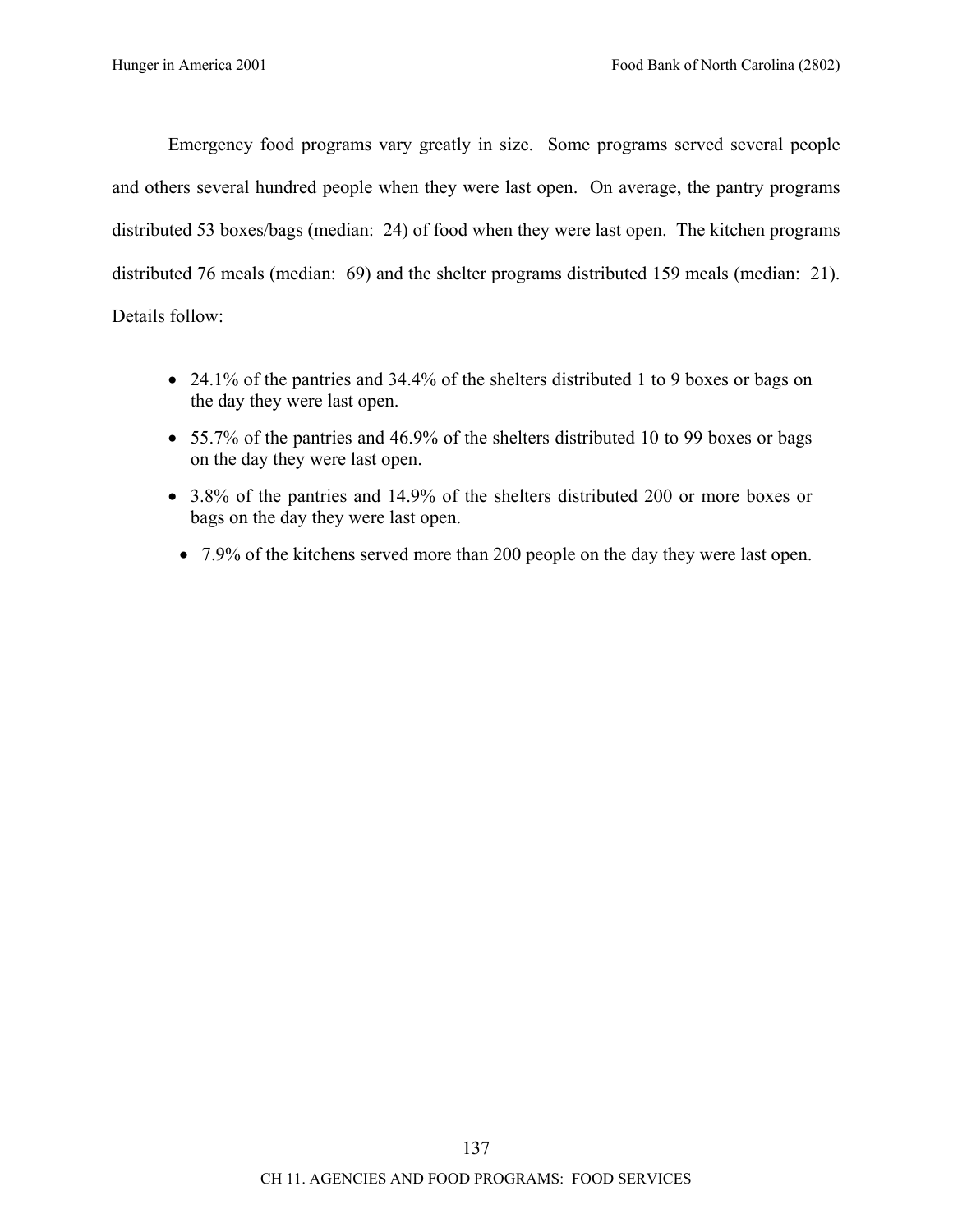Emergency food programs vary greatly in size. Some programs served several people and others several hundred people when they were last open. On average, the pantry programs distributed 53 boxes/bags (median: 24) of food when they were last open. The kitchen programs distributed 76 meals (median: 69) and the shelter programs distributed 159 meals (median: 21). Details follow:

- 24.1% of the pantries and 34.4% of the shelters distributed 1 to 9 boxes or bags on the day they were last open.
- 55.7% of the pantries and 46.9% of the shelters distributed 10 to 99 boxes or bags on the day they were last open.
- 3.8% of the pantries and 14.9% of the shelters distributed 200 or more boxes or bags on the day they were last open.
- 7.9% of the kitchens served more than 200 people on the day they were last open.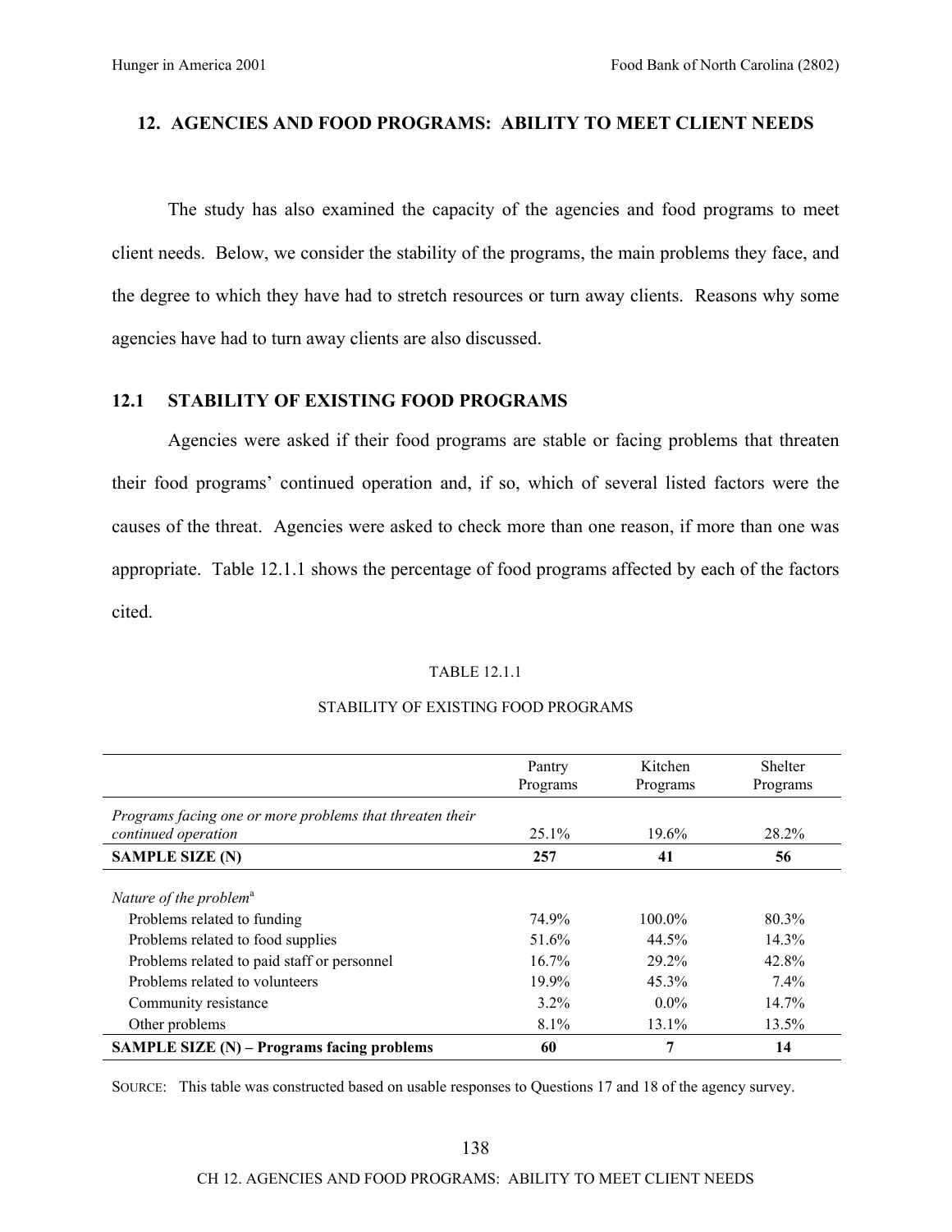## 12. AGENCIES AND FOOD PROGRAMS: ABILITY TO MEET CLIENT NEEDS

The study has also examined the capacity of the agencies and food programs to meet client needs. Below, we consider the stability of the programs, the main problems they face, and the degree to which they have had to stretch resources or turn away clients. Reasons why some agencies have had to turn away clients are also discussed.

### 12.1 STABILITY OF EXISTING FOOD PROGRAMS

Agencies were asked if their food programs are stable or facing problems that threaten their food programs' continued operation and, if so, which of several listed factors were the causes of the threat. Agencies were asked to check more than one reason, if more than one was appropriate. Table 12.1.1 shows the percentage of food programs affected by each of the factors cited.

TABLE 12.1.1

STABILITY OF EXISTING FOOD PROGRAMS

| | Pantry Programs | Kitchen Programs | Shelter Programs |
|---|---|---|---|
| *Programs facing one or more problems that threaten their continued operation* | 25.1% | 19.6% | 28.2% |
| **SAMPLE SIZE (N)** | **257** | **41** | **56** |
| *Nature of the problem*[a] | | | |
| Problems related to funding | 74.9% | 100.0% | 80.3% |
| Problems related to food supplies | 51.6% | 44.5% | 14.3% |
| Problems related to paid staff or personnel | 16.7% | 29.2% | 42.8% |
| Problems related to volunteers | 19.9% | 45.3% | 7.4% |
| Community resistance | 3.2% | 0.0% | 14.7% |
| Other problems | 8.1% | 13.1% | 13.5% |
| **SAMPLE SIZE (N) – Programs facing problems** | **60** | **7** | **14** |

SOURCE: This table was constructed based on usable responses to Questions 17 and 18 of the agency survey.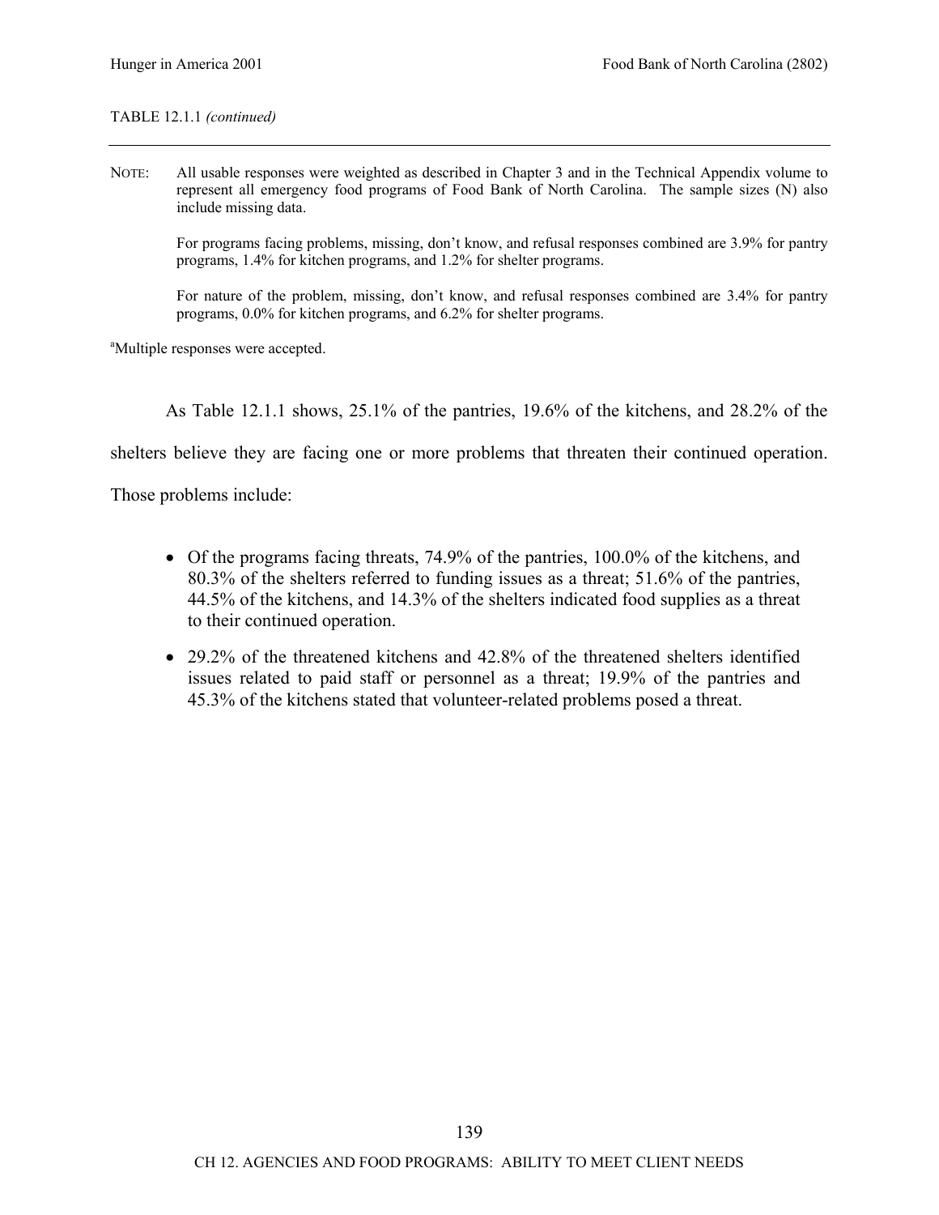TABLE 12.1.1 *(continued)*

---

NOTE: All usable responses were weighted as described in Chapter 3 and in the Technical Appendix volume to represent all emergency food programs of Food Bank of North Carolina. The sample sizes (N) also include missing data.

For programs facing problems, missing, don't know, and refusal responses combined are 3.9% for pantry programs, 1.4% for kitchen programs, and 1.2% for shelter programs.

For nature of the problem, missing, don't know, and refusal responses combined are 3.4% for pantry programs, 0.0% for kitchen programs, and 6.2% for shelter programs.

[a]Multiple responses were accepted.

As Table 12.1.1 shows, 25.1% of the pantries, 19.6% of the kitchens, and 28.2% of the shelters believe they are facing one or more problems that threaten their continued operation. Those problems include:

- Of the programs facing threats, 74.9% of the pantries, 100.0% of the kitchens, and 80.3% of the shelters referred to funding issues as a threat; 51.6% of the pantries, 44.5% of the kitchens, and 14.3% of the shelters indicated food supplies as a threat to their continued operation.
- 29.2% of the threatened kitchens and 42.8% of the threatened shelters identified issues related to paid staff or personnel as a threat; 19.9% of the pantries and 45.3% of the kitchens stated that volunteer-related problems posed a threat.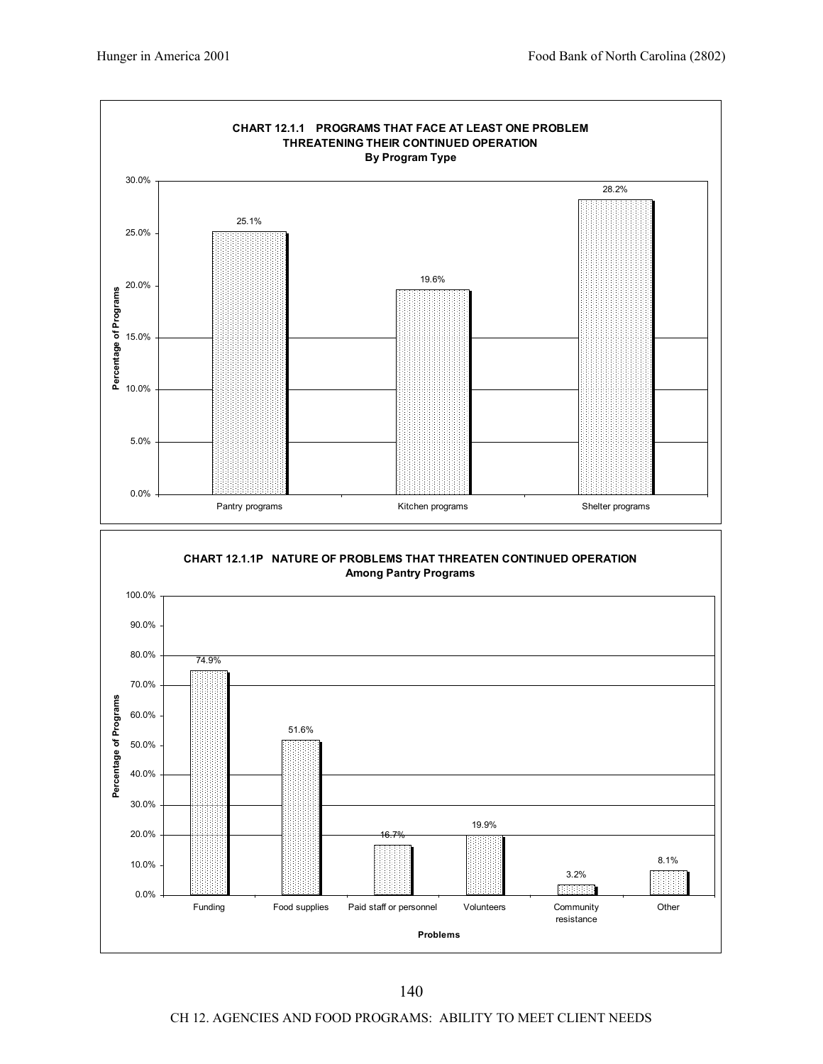**CHART 12.1.1 PROGRAMS THAT FACE AT LEAST ONE PROBLEM THREATENING THEIR CONTINUED OPERATION**
**By Program Type**

| Program Type | Percentage of Programs |
|---|---|
| Pantry programs | 25.1% |
| Kitchen programs | 19.6% |
| Shelter programs | 28.2% |

**CHART 12.1.1P NATURE OF PROBLEMS THAT THREATEN CONTINUED OPERATION**
**Among Pantry Programs**

| Problems | Percentage of Programs |
|---|---|
| Funding | 74.9% |
| Food supplies | 51.6% |
| Paid staff or personnel | 16.7% |
| Volunteers | 19.9% |
| Community resistance | 3.2% |
| Other | 8.1% |

CH 12. AGENCIES AND FOOD PROGRAMS: ABILITY TO MEET CLIENT NEEDS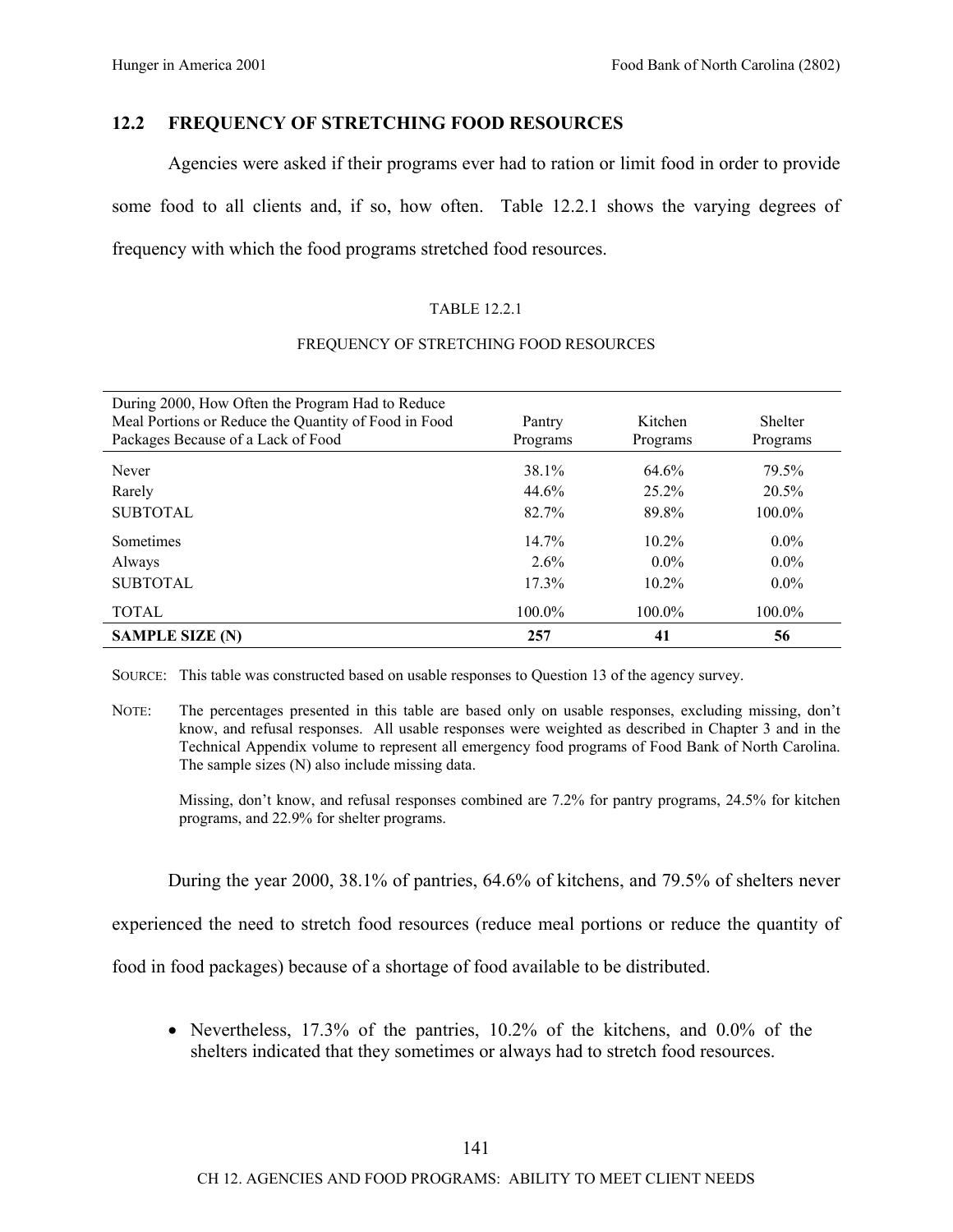## 12.2 FREQUENCY OF STRETCHING FOOD RESOURCES

Agencies were asked if their programs ever had to ration or limit food in order to provide some food to all clients and, if so, how often. Table 12.2.1 shows the varying degrees of frequency with which the food programs stretched food resources.

TABLE 12.2.1

FREQUENCY OF STRETCHING FOOD RESOURCES

| During 2000, How Often the Program Had to Reduce Meal Portions or Reduce the Quantity of Food in Food Packages Because of a Lack of Food | Pantry Programs | Kitchen Programs | Shelter Programs |
|---|---|---|---|
| Never | 38.1% | 64.6% | 79.5% |
| Rarely | 44.6% | 25.2% | 20.5% |
| SUBTOTAL | 82.7% | 89.8% | 100.0% |
| Sometimes | 14.7% | 10.2% | 0.0% |
| Always | 2.6% | 0.0% | 0.0% |
| SUBTOTAL | 17.3% | 10.2% | 0.0% |
| TOTAL | 100.0% | 100.0% | 100.0% |
| **SAMPLE SIZE (N)** | **257** | **41** | **56** |

SOURCE: This table was constructed based on usable responses to Question 13 of the agency survey.

NOTE: The percentages presented in this table are based only on usable responses, excluding missing, don't know, and refusal responses. All usable responses were weighted as described in Chapter 3 and in the Technical Appendix volume to represent all emergency food programs of Food Bank of North Carolina. The sample sizes (N) also include missing data.

Missing, don't know, and refusal responses combined are 7.2% for pantry programs, 24.5% for kitchen programs, and 22.9% for shelter programs.

During the year 2000, 38.1% of pantries, 64.6% of kitchens, and 79.5% of shelters never experienced the need to stretch food resources (reduce meal portions or reduce the quantity of food in food packages) because of a shortage of food available to be distributed.

- Nevertheless, 17.3% of the pantries, 10.2% of the kitchens, and 0.0% of the shelters indicated that they sometimes or always had to stretch food resources.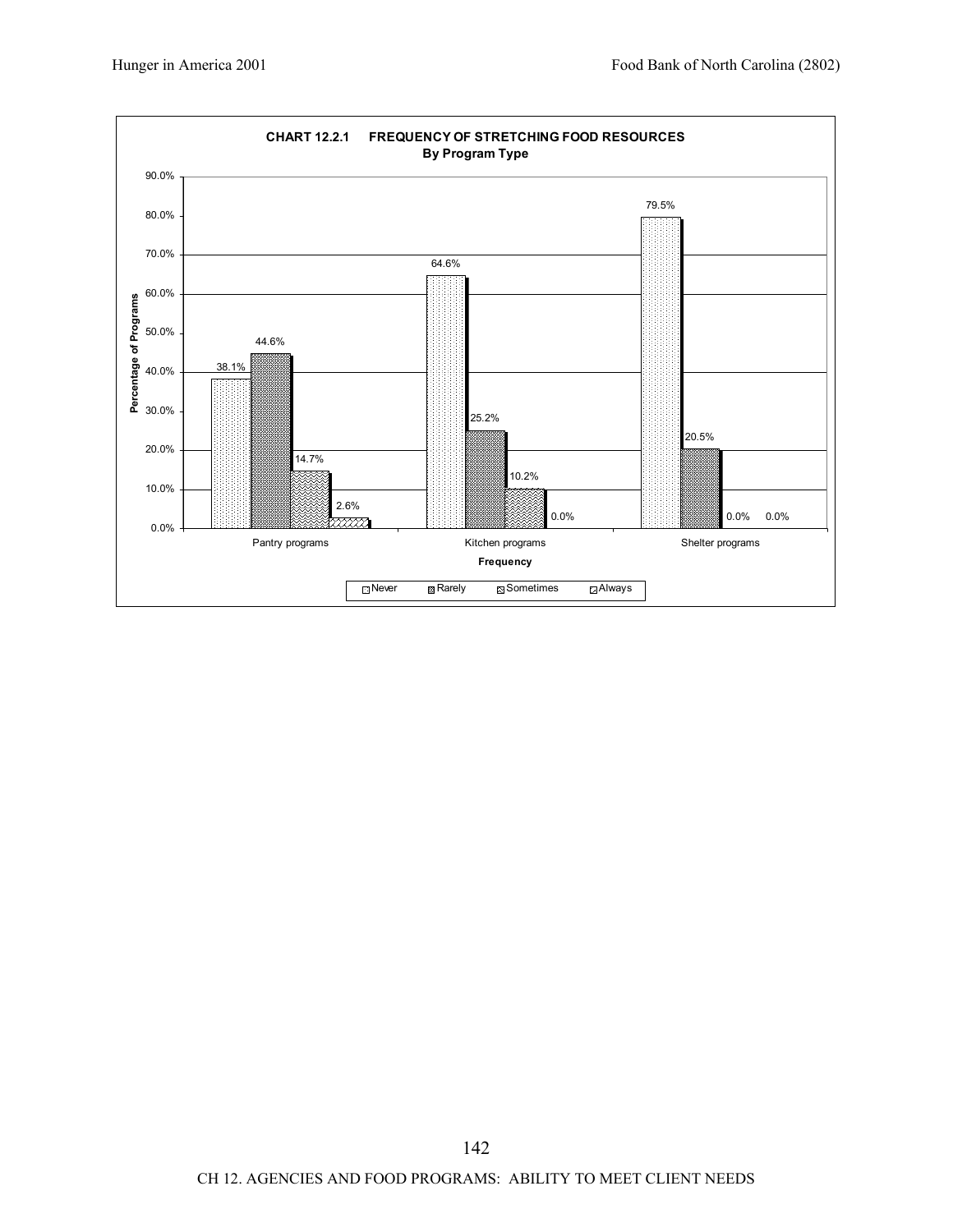**CHART 12.2.1 FREQUENCY OF STRETCHING FOOD RESOURCES**
**By Program Type**

| Frequency | Never | Rarely | Sometimes | Always |
|---|---|---|---|---|
| Pantry programs | 38.1% | 44.6% | 14.7% | 2.6% |
| Kitchen programs | 64.6% | 25.2% | 10.2% | 0.0% |
| Shelter programs | 79.5% | 20.5% | 0.0% | 0.0% |

Percentage of Programs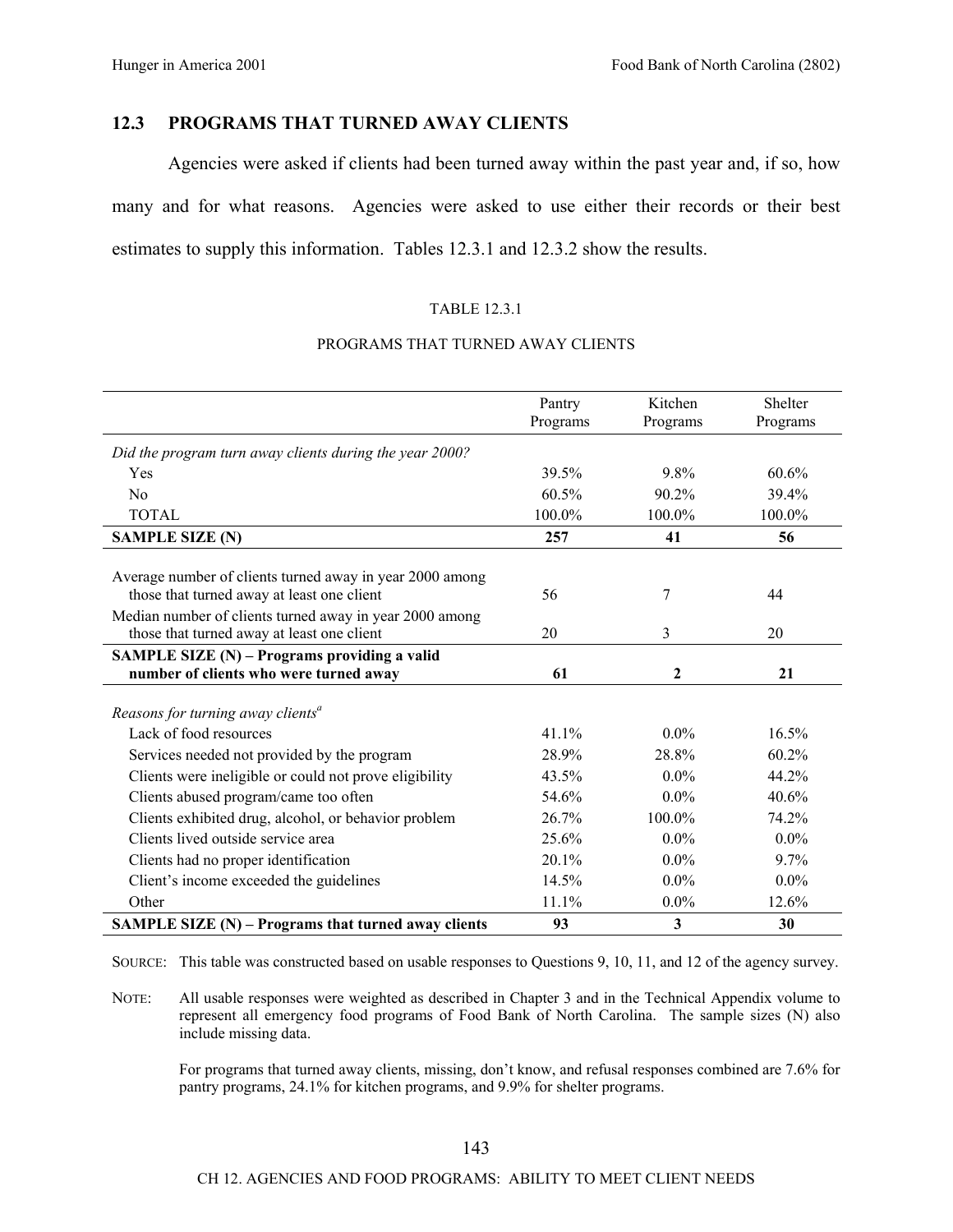## 12.3 PROGRAMS THAT TURNED AWAY CLIENTS

Agencies were asked if clients had been turned away within the past year and, if so, how many and for what reasons. Agencies were asked to use either their records or their best estimates to supply this information. Tables 12.3.1 and 12.3.2 show the results.

TABLE 12.3.1

PROGRAMS THAT TURNED AWAY CLIENTS

| | Pantry Programs | Kitchen Programs | Shelter Programs |
|---|---|---|---|
| *Did the program turn away clients during the year 2000?* | | | |
| Yes | 39.5% | 9.8% | 60.6% |
| No | 60.5% | 90.2% | 39.4% |
| TOTAL | 100.0% | 100.0% | 100.0% |
| **SAMPLE SIZE (N)** | **257** | **41** | **56** |
| Average number of clients turned away in year 2000 among those that turned away at least one client | 56 | 7 | 44 |
| Median number of clients turned away in year 2000 among those that turned away at least one client | 20 | 3 | 20 |
| **SAMPLE SIZE (N) – Programs providing a valid number of clients who were turned away** | **61** | **2** | **21** |
| *Reasons for turning away clients*[a] | | | |
| Lack of food resources | 41.1% | 0.0% | 16.5% |
| Services needed not provided by the program | 28.9% | 28.8% | 60.2% |
| Clients were ineligible or could not prove eligibility | 43.5% | 0.0% | 44.2% |
| Clients abused program/came too often | 54.6% | 0.0% | 40.6% |
| Clients exhibited drug, alcohol, or behavior problem | 26.7% | 100.0% | 74.2% |
| Clients lived outside service area | 25.6% | 0.0% | 0.0% |
| Clients had no proper identification | 20.1% | 0.0% | 9.7% |
| Client's income exceeded the guidelines | 14.5% | 0.0% | 0.0% |
| Other | 11.1% | 0.0% | 12.6% |
| **SAMPLE SIZE (N) – Programs that turned away clients** | **93** | **3** | **30** |

SOURCE: This table was constructed based on usable responses to Questions 9, 10, 11, and 12 of the agency survey.

NOTE: All usable responses were weighted as described in Chapter 3 and in the Technical Appendix volume to represent all emergency food programs of Food Bank of North Carolina. The sample sizes (N) also include missing data.

For programs that turned away clients, missing, don't know, and refusal responses combined are 7.6% for pantry programs, 24.1% for kitchen programs, and 9.9% for shelter programs.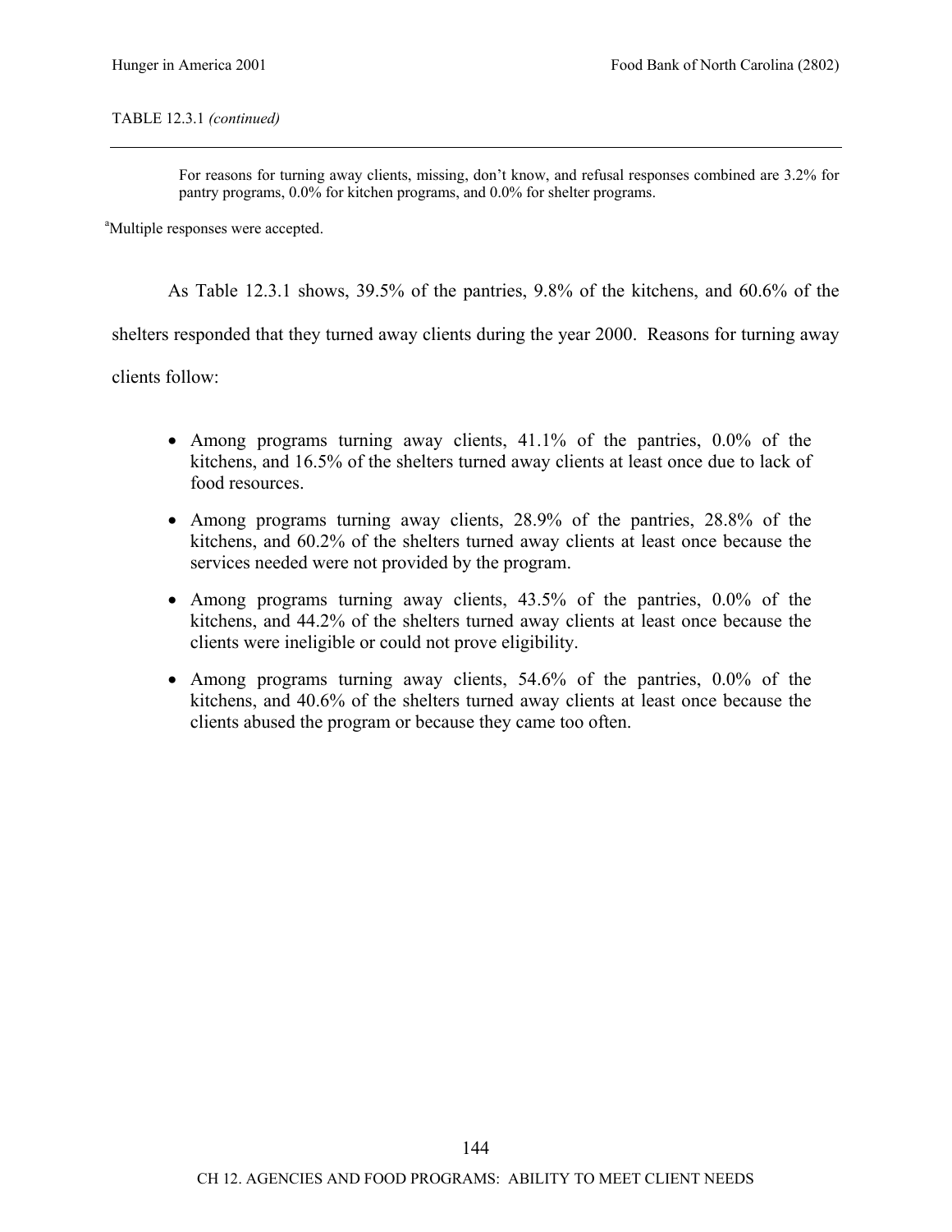TABLE 12.3.1 *(continued)*

---

For reasons for turning away clients, missing, don't know, and refusal responses combined are 3.2% for pantry programs, 0.0% for kitchen programs, and 0.0% for shelter programs.

[a]Multiple responses were accepted.

As Table 12.3.1 shows, 39.5% of the pantries, 9.8% of the kitchens, and 60.6% of the shelters responded that they turned away clients during the year 2000. Reasons for turning away clients follow:

- Among programs turning away clients, 41.1% of the pantries, 0.0% of the kitchens, and 16.5% of the shelters turned away clients at least once due to lack of food resources.
- Among programs turning away clients, 28.9% of the pantries, 28.8% of the kitchens, and 60.2% of the shelters turned away clients at least once because the services needed were not provided by the program.
- Among programs turning away clients, 43.5% of the pantries, 0.0% of the kitchens, and 44.2% of the shelters turned away clients at least once because the clients were ineligible or could not prove eligibility.
- Among programs turning away clients, 54.6% of the pantries, 0.0% of the kitchens, and 40.6% of the shelters turned away clients at least once because the clients abused the program or because they came too often.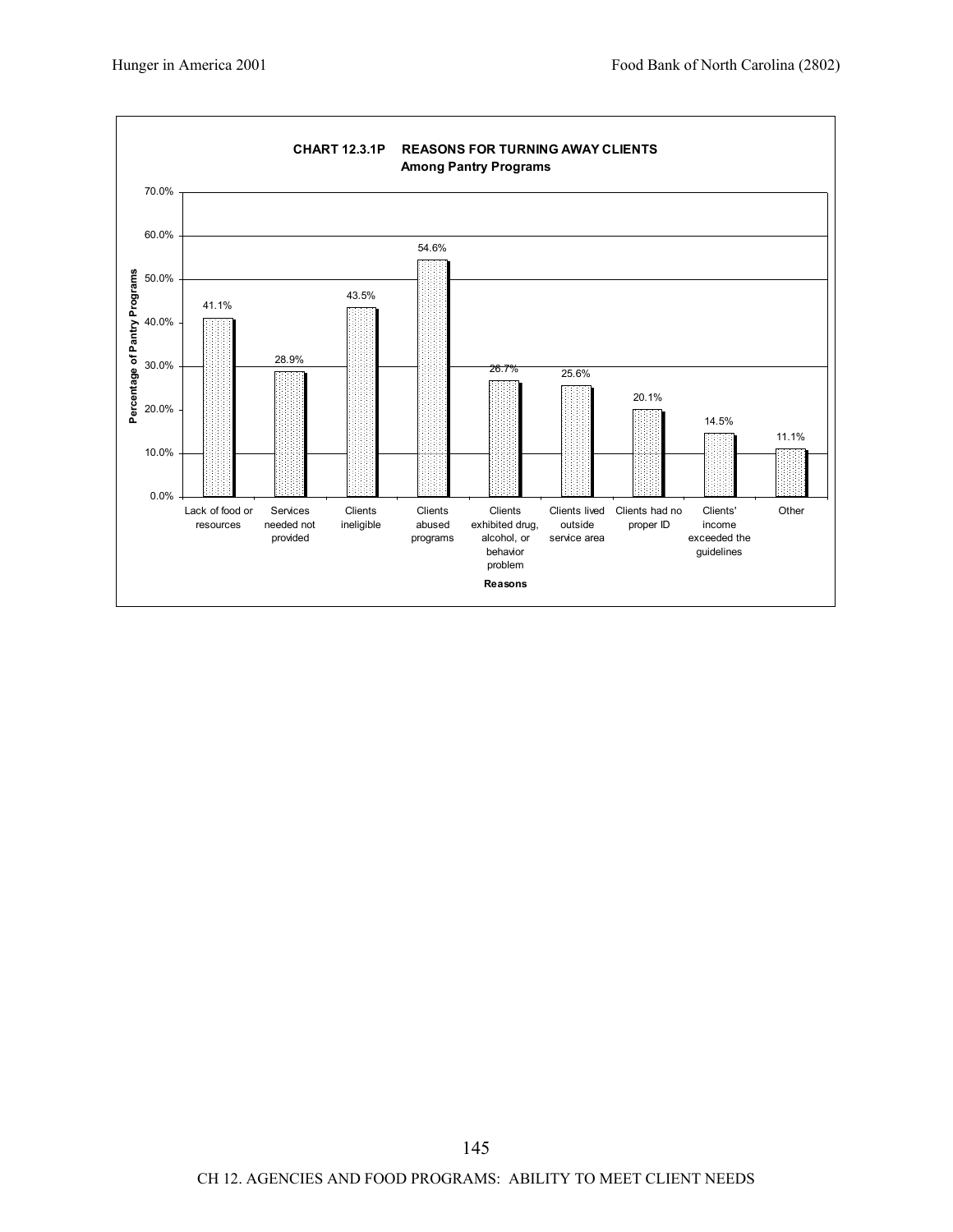**CHART 12.3.1P REASONS FOR TURNING AWAY CLIENTS**
**Among Pantry Programs**

| Reasons | Percentage of Pantry Programs |
|---|---|
| Lack of food or resources | 41.1% |
| Services needed not provided | 28.9% |
| Clients ineligible | 43.5% |
| Clients abused programs | 54.6% |
| Clients exhibited drug, alcohol, or behavior problem | 26.7% |
| Clients lived outside service area | 25.6% |
| Clients had no proper ID | 20.1% |
| Clients' income exceeded the guidelines | 14.5% |
| Other | 11.1% |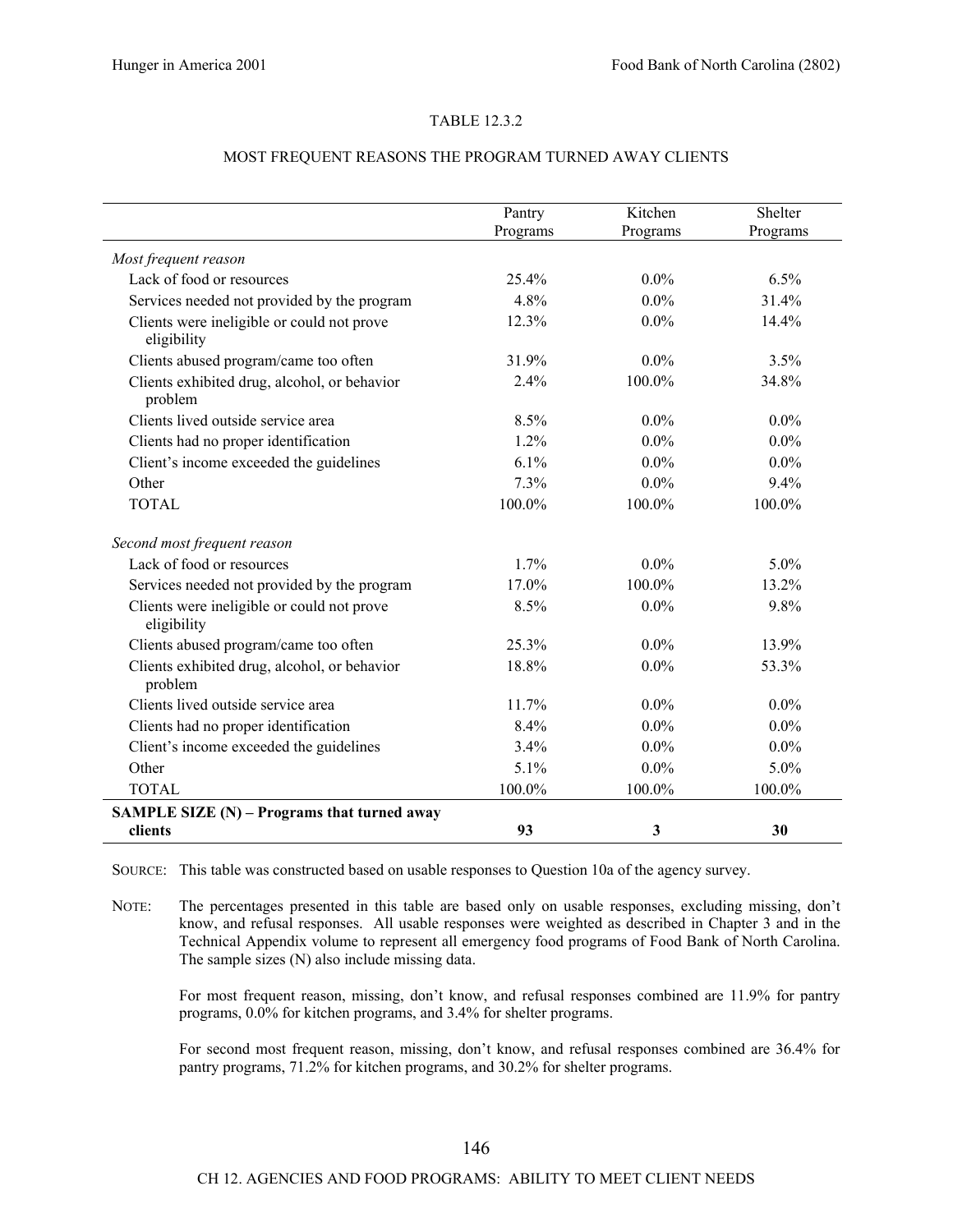TABLE 12.3.2

MOST FREQUENT REASONS THE PROGRAM TURNED AWAY CLIENTS

| | Pantry Programs | Kitchen Programs | Shelter Programs |
|---|---|---|---|
| *Most frequent reason* | | | |
| Lack of food or resources | 25.4% | 0.0% | 6.5% |
| Services needed not provided by the program | 4.8% | 0.0% | 31.4% |
| Clients were ineligible or could not prove eligibility | 12.3% | 0.0% | 14.4% |
| Clients abused program/came too often | 31.9% | 0.0% | 3.5% |
| Clients exhibited drug, alcohol, or behavior problem | 2.4% | 100.0% | 34.8% |
| Clients lived outside service area | 8.5% | 0.0% | 0.0% |
| Clients had no proper identification | 1.2% | 0.0% | 0.0% |
| Client's income exceeded the guidelines | 6.1% | 0.0% | 0.0% |
| Other | 7.3% | 0.0% | 9.4% |
| TOTAL | 100.0% | 100.0% | 100.0% |
| *Second most frequent reason* | | | |
| Lack of food or resources | 1.7% | 0.0% | 5.0% |
| Services needed not provided by the program | 17.0% | 100.0% | 13.2% |
| Clients were ineligible or could not prove eligibility | 8.5% | 0.0% | 9.8% |
| Clients abused program/came too often | 25.3% | 0.0% | 13.9% |
| Clients exhibited drug, alcohol, or behavior problem | 18.8% | 0.0% | 53.3% |
| Clients lived outside service area | 11.7% | 0.0% | 0.0% |
| Clients had no proper identification | 8.4% | 0.0% | 0.0% |
| Client's income exceeded the guidelines | 3.4% | 0.0% | 0.0% |
| Other | 5.1% | 0.0% | 5.0% |
| TOTAL | 100.0% | 100.0% | 100.0% |
| **SAMPLE SIZE (N) – Programs that turned away clients** | **93** | **3** | **30** |

SOURCE: This table was constructed based on usable responses to Question 10a of the agency survey.

NOTE: The percentages presented in this table are based only on usable responses, excluding missing, don't know, and refusal responses. All usable responses were weighted as described in Chapter 3 and in the Technical Appendix volume to represent all emergency food programs of Food Bank of North Carolina. The sample sizes (N) also include missing data.

For most frequent reason, missing, don't know, and refusal responses combined are 11.9% for pantry programs, 0.0% for kitchen programs, and 3.4% for shelter programs.

For second most frequent reason, missing, don't know, and refusal responses combined are 36.4% for pantry programs, 71.2% for kitchen programs, and 30.2% for shelter programs.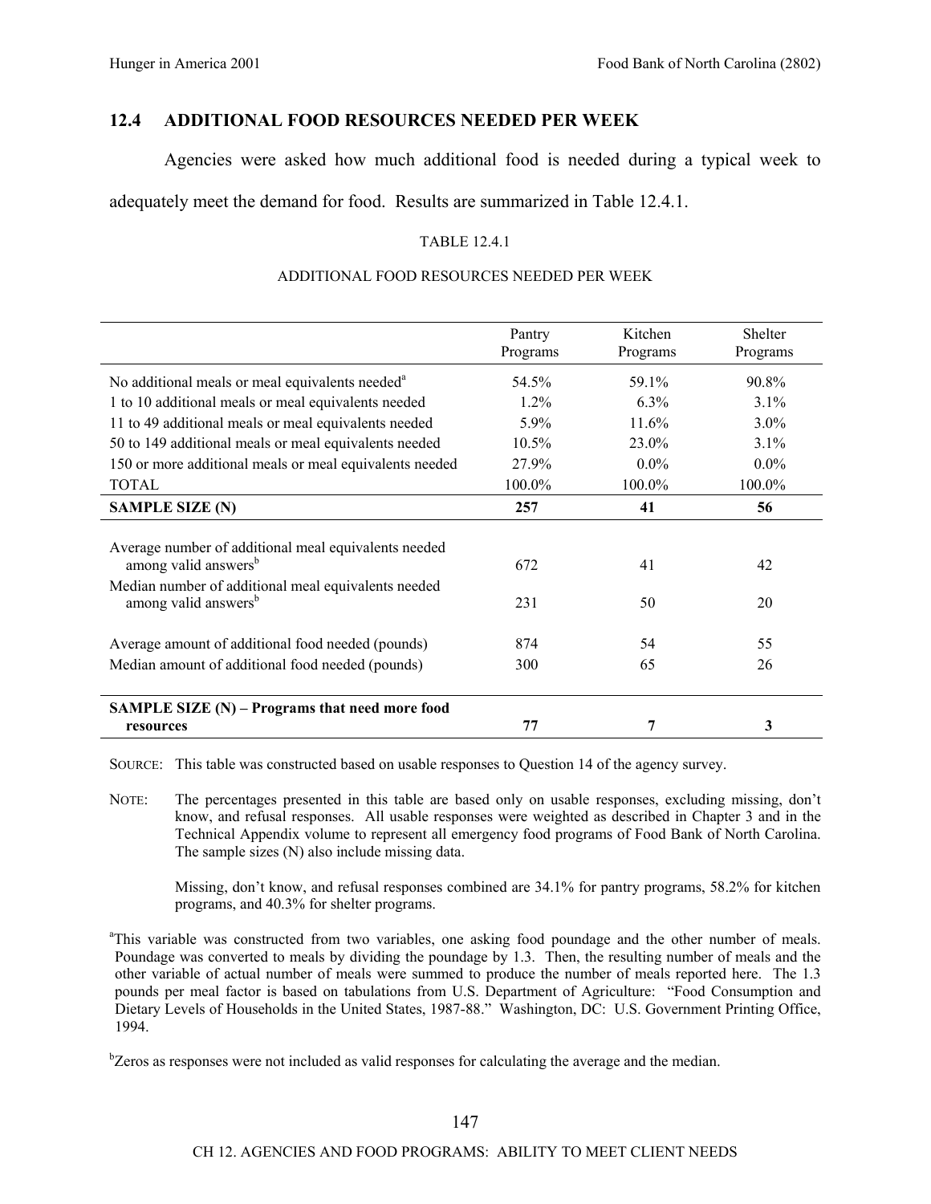## 12.4 ADDITIONAL FOOD RESOURCES NEEDED PER WEEK

Agencies were asked how much additional food is needed during a typical week to adequately meet the demand for food. Results are summarized in Table 12.4.1.

TABLE 12.4.1

ADDITIONAL FOOD RESOURCES NEEDED PER WEEK

| | Pantry Programs | Kitchen Programs | Shelter Programs |
|---|---|---|---|
| No additional meals or meal equivalents needed[a] | 54.5% | 59.1% | 90.8% |
| 1 to 10 additional meals or meal equivalents needed | 1.2% | 6.3% | 3.1% |
| 11 to 49 additional meals or meal equivalents needed | 5.9% | 11.6% | 3.0% |
| 50 to 149 additional meals or meal equivalents needed | 10.5% | 23.0% | 3.1% |
| 150 or more additional meals or meal equivalents needed | 27.9% | 0.0% | 0.0% |
| TOTAL | 100.0% | 100.0% | 100.0% |
| **SAMPLE SIZE (N)** | **257** | **41** | **56** |
| Average number of additional meal equivalents needed among valid answers[b] | 672 | 41 | 42 |
| Median number of additional meal equivalents needed among valid answers[b] | 231 | 50 | 20 |
| Average amount of additional food needed (pounds) | 874 | 54 | 55 |
| Median amount of additional food needed (pounds) | 300 | 65 | 26 |
| **SAMPLE SIZE (N) – Programs that need more food resources** | **77** | **7** | **3** |

SOURCE: This table was constructed based on usable responses to Question 14 of the agency survey.

NOTE: The percentages presented in this table are based only on usable responses, excluding missing, don't know, and refusal responses. All usable responses were weighted as described in Chapter 3 and in the Technical Appendix volume to represent all emergency food programs of Food Bank of North Carolina. The sample sizes (N) also include missing data.

Missing, don't know, and refusal responses combined are 34.1% for pantry programs, 58.2% for kitchen programs, and 40.3% for shelter programs.

[a]This variable was constructed from two variables, one asking food poundage and the other number of meals. Poundage was converted to meals by dividing the poundage by 1.3. Then, the resulting number of meals and the other variable of actual number of meals were summed to produce the number of meals reported here. The 1.3 pounds per meal factor is based on tabulations from U.S. Department of Agriculture: "Food Consumption and Dietary Levels of Households in the United States, 1987-88." Washington, DC: U.S. Government Printing Office, 1994.

[b]Zeros as responses were not included as valid responses for calculating the average and the median.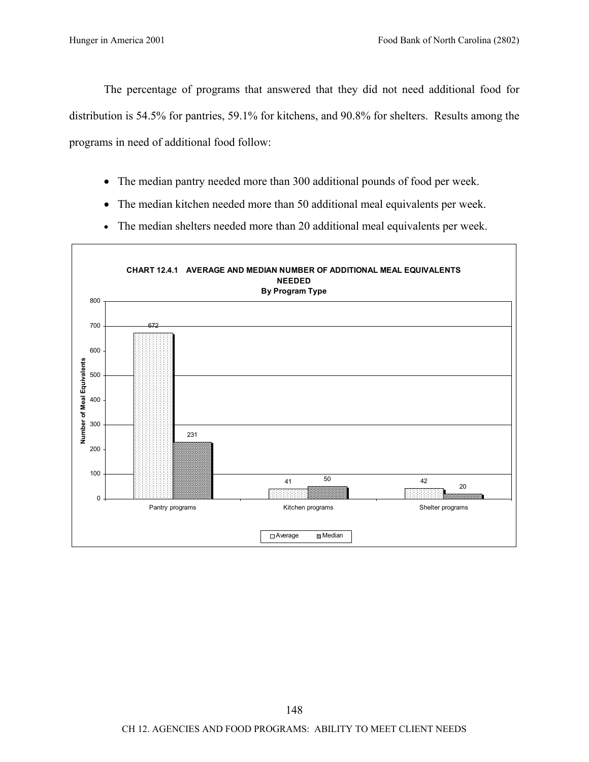The percentage of programs that answered that they did not need additional food for distribution is 54.5% for pantries, 59.1% for kitchens, and 90.8% for shelters. Results among the programs in need of additional food follow:

- The median pantry needed more than 300 additional pounds of food per week.
- The median kitchen needed more than 50 additional meal equivalents per week.
- The median shelters needed more than 20 additional meal equivalents per week.

**CHART 12.4.1 AVERAGE AND MEDIAN NUMBER OF ADDITIONAL MEAL EQUIVALENTS NEEDED**
**By Program Type**

| Program type | Average | Median |
|---|---|---|
| Pantry programs | 672 | 231 |
| Kitchen programs | 41 | 50 |
| Shelter programs | 42 | 20 |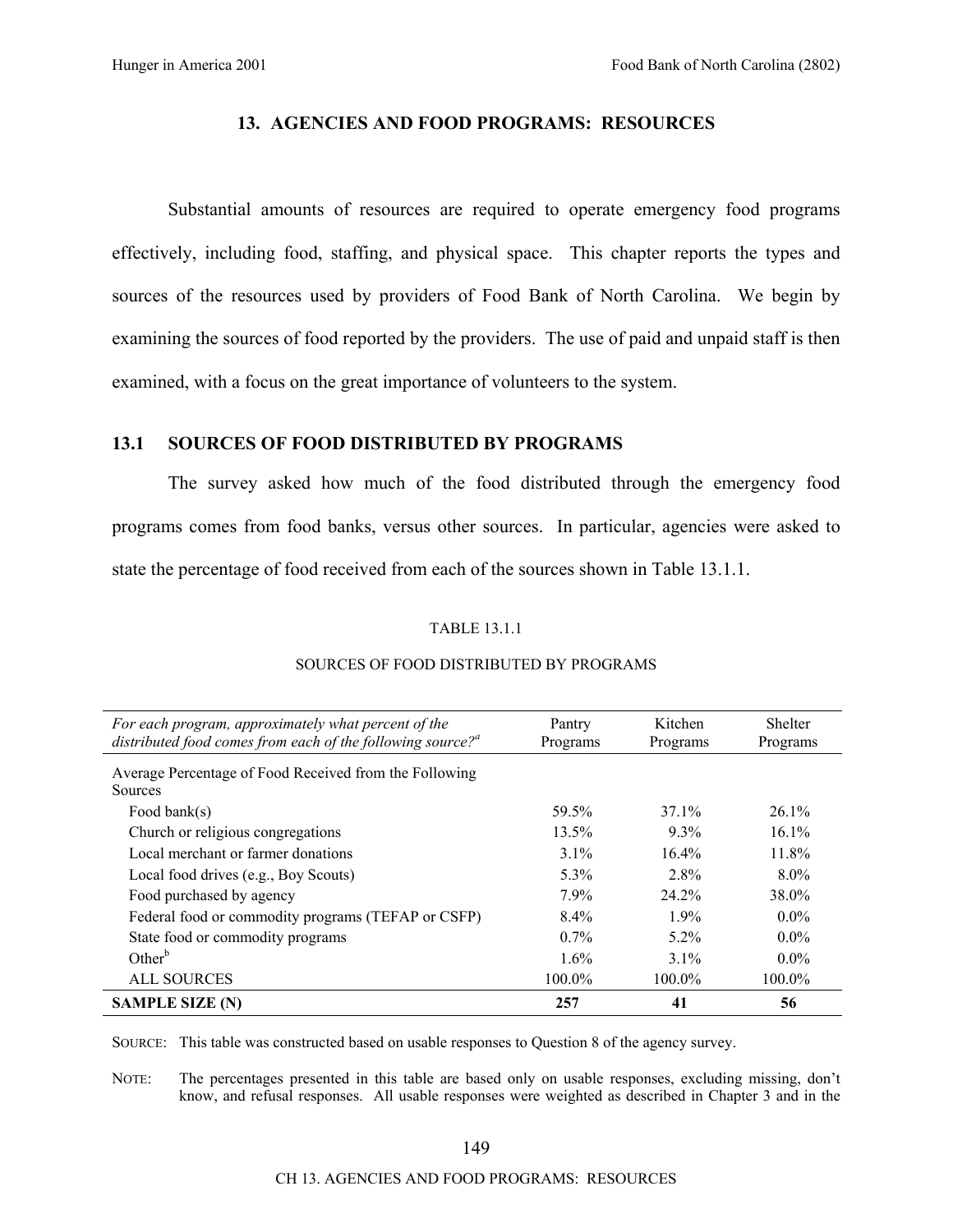# 13. AGENCIES AND FOOD PROGRAMS: RESOURCES

Substantial amounts of resources are required to operate emergency food programs effectively, including food, staffing, and physical space. This chapter reports the types and sources of the resources used by providers of Food Bank of North Carolina. We begin by examining the sources of food reported by the providers. The use of paid and unpaid staff is then examined, with a focus on the great importance of volunteers to the system.

## 13.1 SOURCES OF FOOD DISTRIBUTED BY PROGRAMS

The survey asked how much of the food distributed through the emergency food programs comes from food banks, versus other sources. In particular, agencies were asked to state the percentage of food received from each of the sources shown in Table 13.1.1.

TABLE 13.1.1

SOURCES OF FOOD DISTRIBUTED BY PROGRAMS

| *For each program, approximately what percent of the distributed food comes from each of the following source?*[a] | Pantry Programs | Kitchen Programs | Shelter Programs |
|---|---|---|---|
| Average Percentage of Food Received from the Following Sources | | | |
| Food bank(s) | 59.5% | 37.1% | 26.1% |
| Church or religious congregations | 13.5% | 9.3% | 16.1% |
| Local merchant or farmer donations | 3.1% | 16.4% | 11.8% |
| Local food drives (e.g., Boy Scouts) | 5.3% | 2.8% | 8.0% |
| Food purchased by agency | 7.9% | 24.2% | 38.0% |
| Federal food or commodity programs (TEFAP or CSFP) | 8.4% | 1.9% | 0.0% |
| State food or commodity programs | 0.7% | 5.2% | 0.0% |
| Other[b] | 1.6% | 3.1% | 0.0% |
| ALL SOURCES | 100.0% | 100.0% | 100.0% |
| **SAMPLE SIZE (N)** | **257** | **41** | **56** |

SOURCE: This table was constructed based on usable responses to Question 8 of the agency survey.

NOTE: The percentages presented in this table are based only on usable responses, excluding missing, don't know, and refusal responses. All usable responses were weighted as described in Chapter 3 and in the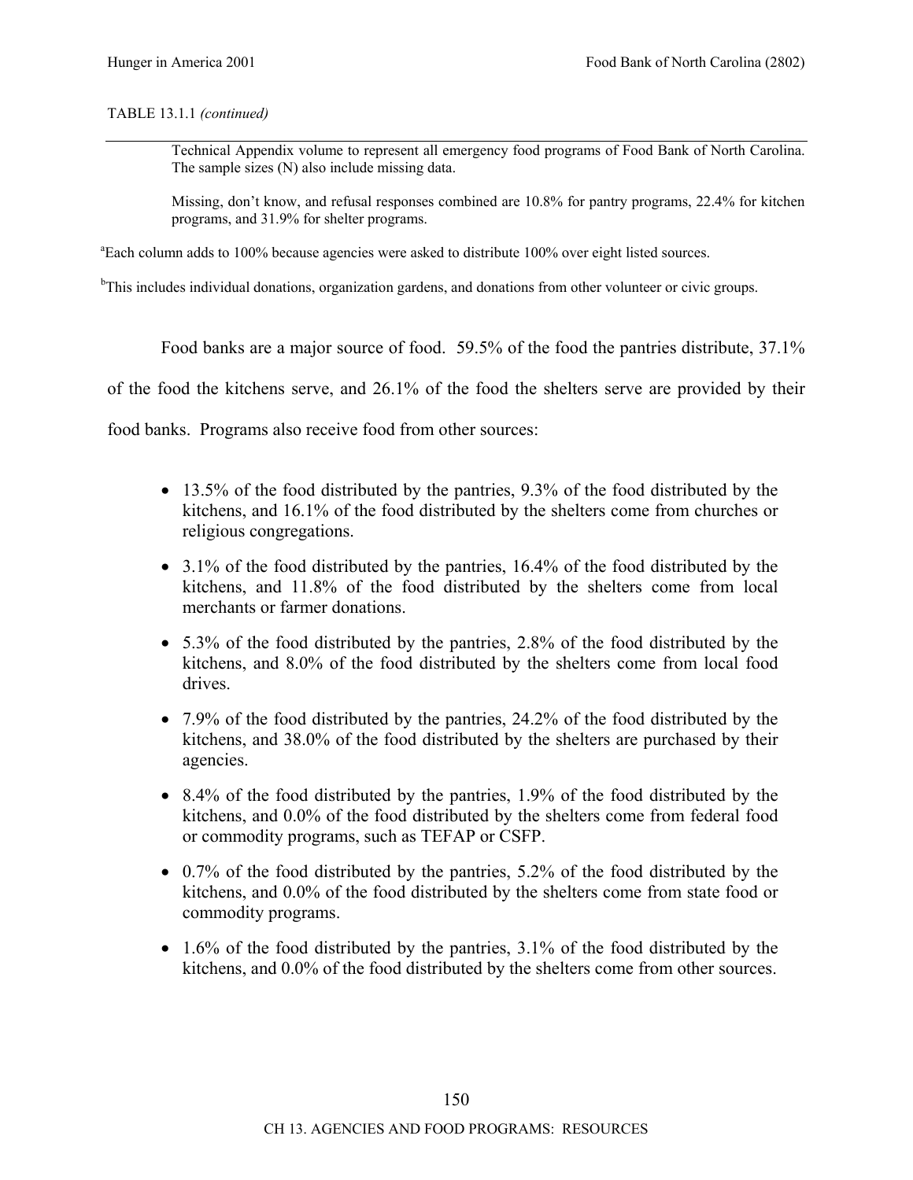TABLE 13.1.1 *(continued)*

Technical Appendix volume to represent all emergency food programs of Food Bank of North Carolina. The sample sizes (N) also include missing data.

Missing, don't know, and refusal responses combined are 10.8% for pantry programs, 22.4% for kitchen programs, and 31.9% for shelter programs.

[a]Each column adds to 100% because agencies were asked to distribute 100% over eight listed sources.

[b]This includes individual donations, organization gardens, and donations from other volunteer or civic groups.

Food banks are a major source of food. 59.5% of the food the pantries distribute, 37.1% of the food the kitchens serve, and 26.1% of the food the shelters serve are provided by their food banks. Programs also receive food from other sources:

- 13.5% of the food distributed by the pantries, 9.3% of the food distributed by the kitchens, and 16.1% of the food distributed by the shelters come from churches or religious congregations.
- 3.1% of the food distributed by the pantries, 16.4% of the food distributed by the kitchens, and 11.8% of the food distributed by the shelters come from local merchants or farmer donations.
- 5.3% of the food distributed by the pantries, 2.8% of the food distributed by the kitchens, and 8.0% of the food distributed by the shelters come from local food drives.
- 7.9% of the food distributed by the pantries, 24.2% of the food distributed by the kitchens, and 38.0% of the food distributed by the shelters are purchased by their agencies.
- 8.4% of the food distributed by the pantries, 1.9% of the food distributed by the kitchens, and 0.0% of the food distributed by the shelters come from federal food or commodity programs, such as TEFAP or CSFP.
- 0.7% of the food distributed by the pantries, 5.2% of the food distributed by the kitchens, and 0.0% of the food distributed by the shelters come from state food or commodity programs.
- 1.6% of the food distributed by the pantries, 3.1% of the food distributed by the kitchens, and 0.0% of the food distributed by the shelters come from other sources.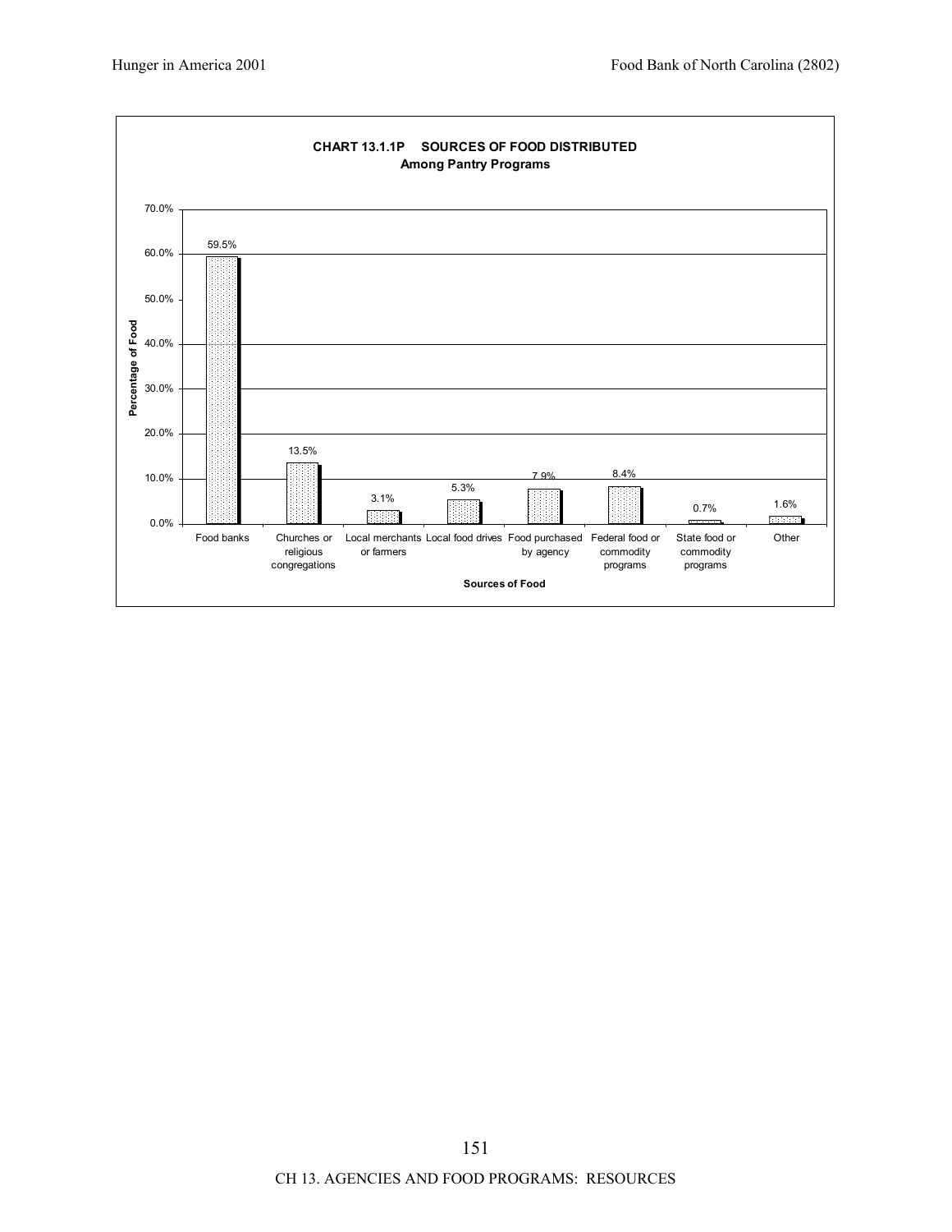**CHART 13.1.1P SOURCES OF FOOD DISTRIBUTED**
**Among Pantry Programs**

| Sources of Food | Percentage of Food |
|---|---|
| Food banks | 59.5% |
| Churches or religious congregations | 13.5% |
| Local merchants or farmers | 3.1% |
| Local food drives | 5.3% |
| Food purchased by agency | 7.9% |
| Federal food or commodity programs | 8.4% |
| State food or commodity programs | 0.7% |
| Other | 1.6% |

CH 13. AGENCIES AND FOOD PROGRAMS: RESOURCES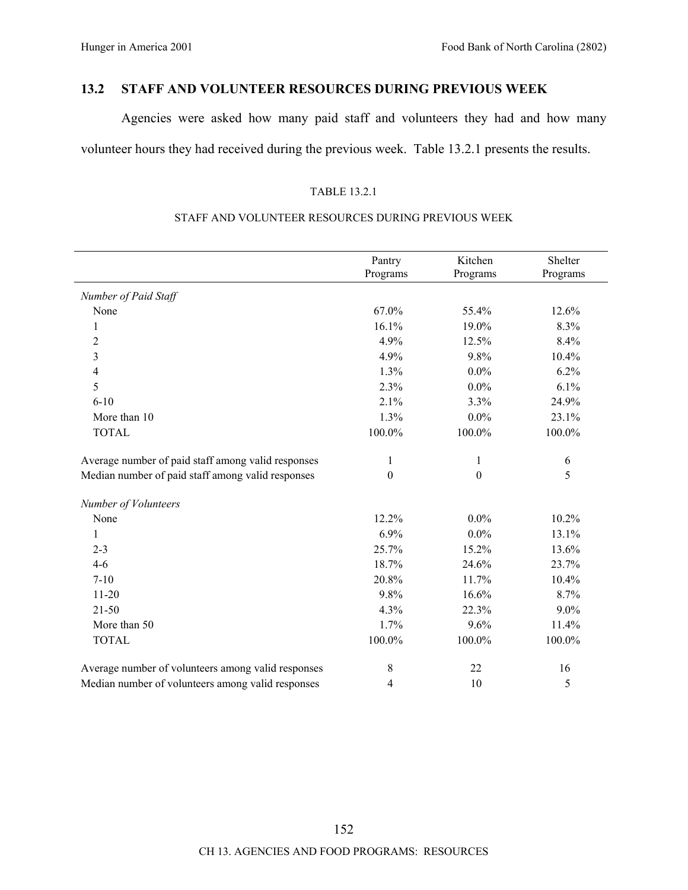## 13.2 STAFF AND VOLUNTEER RESOURCES DURING PREVIOUS WEEK

Agencies were asked how many paid staff and volunteers they had and how many volunteer hours they had received during the previous week. Table 13.2.1 presents the results.

TABLE 13.2.1

STAFF AND VOLUNTEER RESOURCES DURING PREVIOUS WEEK

| | Pantry Programs | Kitchen Programs | Shelter Programs |
|---|---|---|---|
| *Number of Paid Staff* | | | |
| None | 67.0% | 55.4% | 12.6% |
| 1 | 16.1% | 19.0% | 8.3% |
| 2 | 4.9% | 12.5% | 8.4% |
| 3 | 4.9% | 9.8% | 10.4% |
| 4 | 1.3% | 0.0% | 6.2% |
| 5 | 2.3% | 0.0% | 6.1% |
| 6-10 | 2.1% | 3.3% | 24.9% |
| More than 10 | 1.3% | 0.0% | 23.1% |
| TOTAL | 100.0% | 100.0% | 100.0% |
| | | | |
| Average number of paid staff among valid responses | 1 | 1 | 6 |
| Median number of paid staff among valid responses | 0 | 0 | 5 |
| | | | |
| *Number of Volunteers* | | | |
| None | 12.2% | 0.0% | 10.2% |
| 1 | 6.9% | 0.0% | 13.1% |
| 2-3 | 25.7% | 15.2% | 13.6% |
| 4-6 | 18.7% | 24.6% | 23.7% |
| 7-10 | 20.8% | 11.7% | 10.4% |
| 11-20 | 9.8% | 16.6% | 8.7% |
| 21-50 | 4.3% | 22.3% | 9.0% |
| More than 50 | 1.7% | 9.6% | 11.4% |
| TOTAL | 100.0% | 100.0% | 100.0% |
| | | | |
| Average number of volunteers among valid responses | 8 | 22 | 16 |
| Median number of volunteers among valid responses | 4 | 10 | 5 |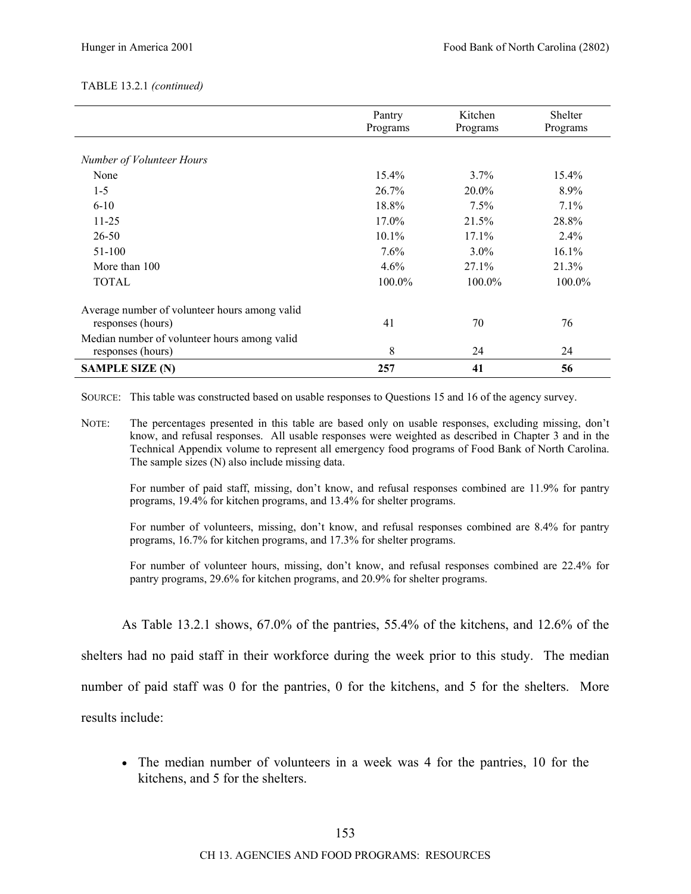TABLE 13.2.1 *(continued)*

| | Pantry Programs | Kitchen Programs | Shelter Programs |
|---|---|---|---|
| *Number of Volunteer Hours* | | | |
| None | 15.4% | 3.7% | 15.4% |
| 1-5 | 26.7% | 20.0% | 8.9% |
| 6-10 | 18.8% | 7.5% | 7.1% |
| 11-25 | 17.0% | 21.5% | 28.8% |
| 26-50 | 10.1% | 17.1% | 2.4% |
| 51-100 | 7.6% | 3.0% | 16.1% |
| More than 100 | 4.6% | 27.1% | 21.3% |
| TOTAL | 100.0% | 100.0% | 100.0% |
| Average number of volunteer hours among valid responses (hours) | 41 | 70 | 76 |
| Median number of volunteer hours among valid responses (hours) | 8 | 24 | 24 |
| **SAMPLE SIZE (N)** | **257** | **41** | **56** |

SOURCE: This table was constructed based on usable responses to Questions 15 and 16 of the agency survey.

NOTE: The percentages presented in this table are based only on usable responses, excluding missing, don't know, and refusal responses. All usable responses were weighted as described in Chapter 3 and in the Technical Appendix volume to represent all emergency food programs of Food Bank of North Carolina. The sample sizes (N) also include missing data.

For number of paid staff, missing, don't know, and refusal responses combined are 11.9% for pantry programs, 19.4% for kitchen programs, and 13.4% for shelter programs.

For number of volunteers, missing, don't know, and refusal responses combined are 8.4% for pantry programs, 16.7% for kitchen programs, and 17.3% for shelter programs.

For number of volunteer hours, missing, don't know, and refusal responses combined are 22.4% for pantry programs, 29.6% for kitchen programs, and 20.9% for shelter programs.

As Table 13.2.1 shows, 67.0% of the pantries, 55.4% of the kitchens, and 12.6% of the shelters had no paid staff in their workforce during the week prior to this study. The median number of paid staff was 0 for the pantries, 0 for the kitchens, and 5 for the shelters. More results include:

- The median number of volunteers in a week was 4 for the pantries, 10 for the kitchens, and 5 for the shelters.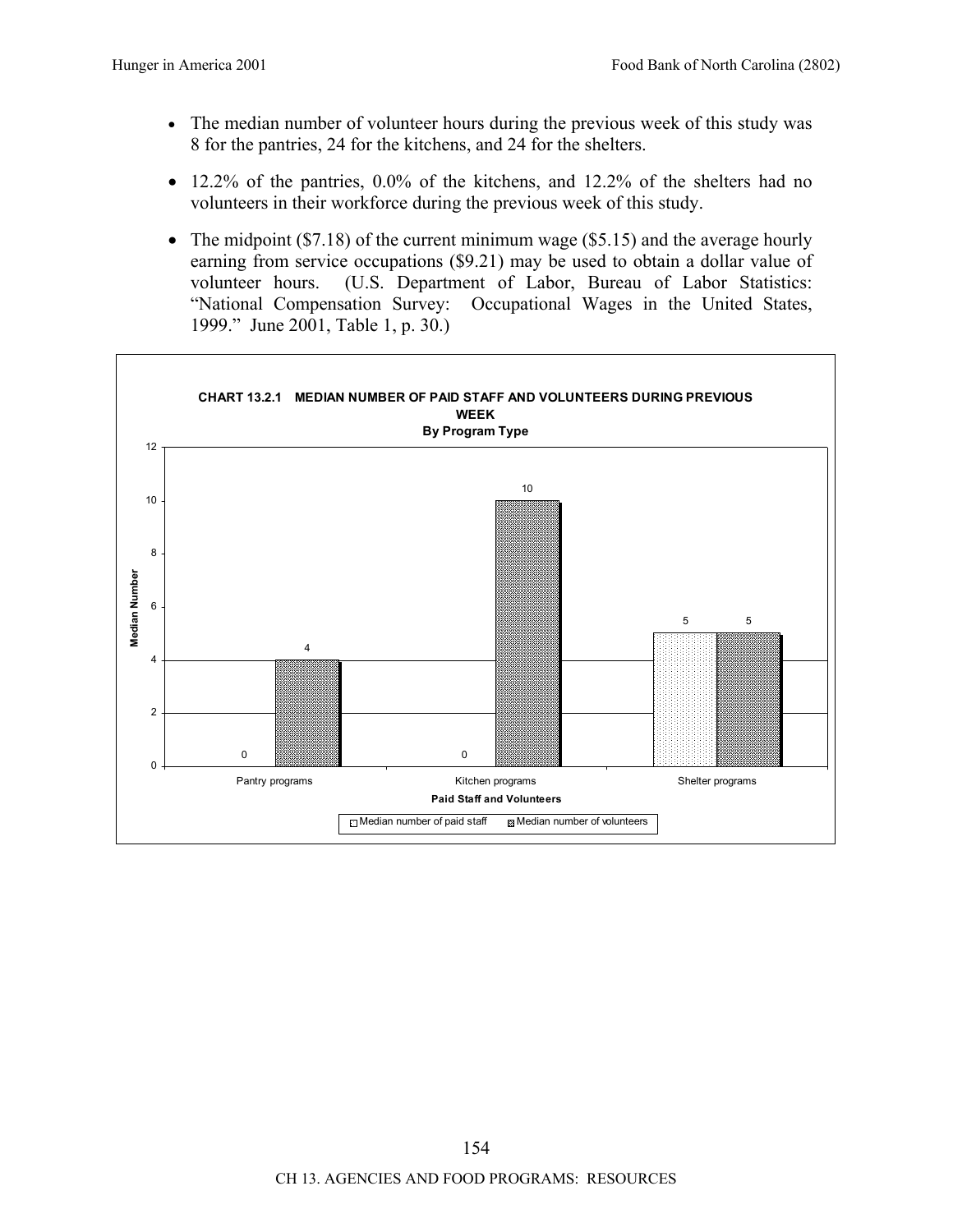- The median number of volunteer hours during the previous week of this study was 8 for the pantries, 24 for the kitchens, and 24 for the shelters.

- 12.2% of the pantries, 0.0% of the kitchens, and 12.2% of the shelters had no volunteers in their workforce during the previous week of this study.

- The midpoint ($7.18) of the current minimum wage ($5.15) and the average hourly earning from service occupations ($9.21) may be used to obtain a dollar value of volunteer hours. (U.S. Department of Labor, Bureau of Labor Statistics: "National Compensation Survey: Occupational Wages in the United States, 1999." June 2001, Table 1, p. 30.)

**CHART 13.2.1 MEDIAN NUMBER OF PAID STAFF AND VOLUNTEERS DURING PREVIOUS WEEK**
**By Program Type**

| Paid Staff and Volunteers | Median number of paid staff | Median number of volunteers |
|---|---|---|
| Pantry programs | 0 | 4 |
| Kitchen programs | 0 | 10 |
| Shelter programs | 5 | 5 |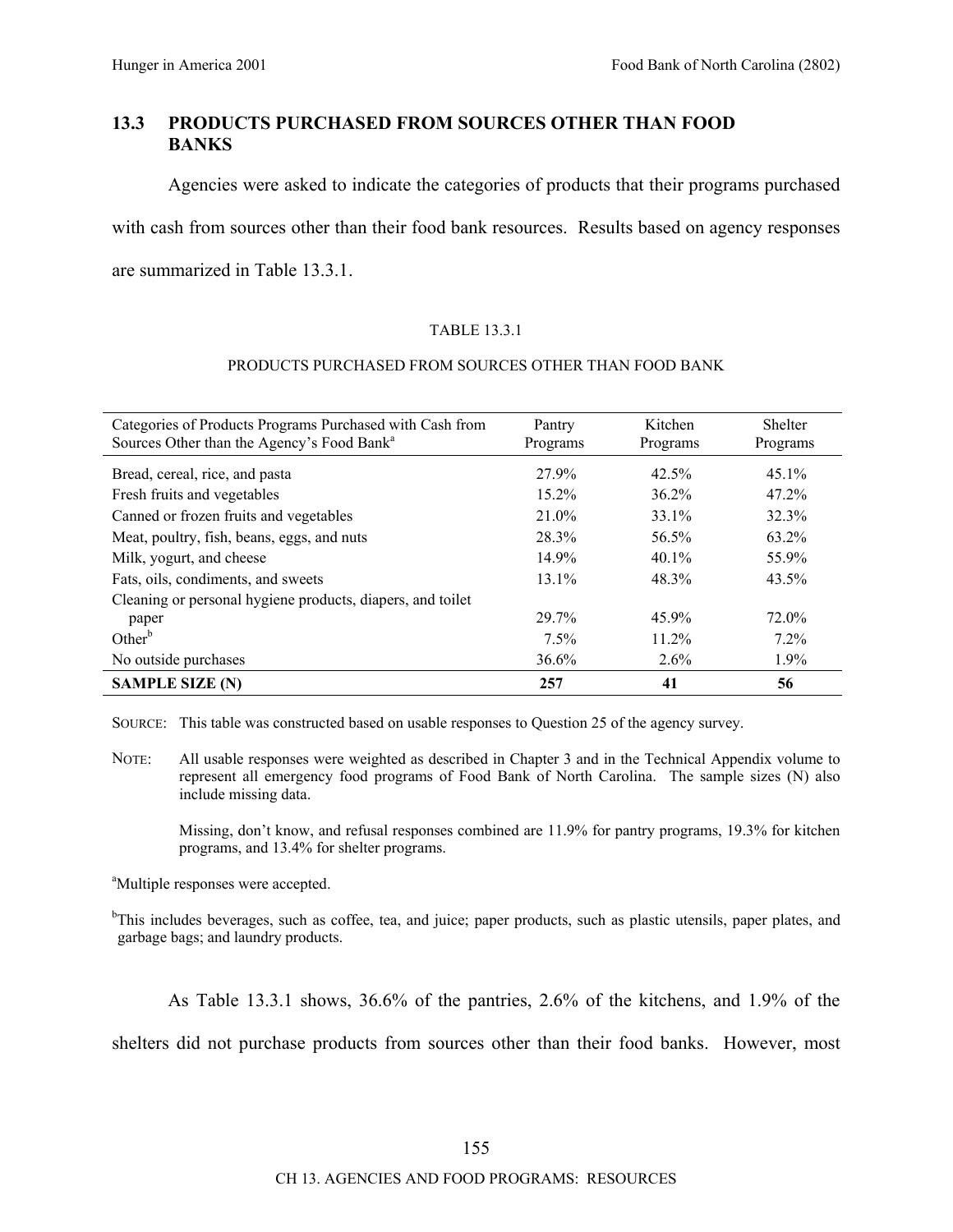## 13.3 PRODUCTS PURCHASED FROM SOURCES OTHER THAN FOOD BANKS

Agencies were asked to indicate the categories of products that their programs purchased with cash from sources other than their food bank resources. Results based on agency responses are summarized in Table 13.3.1.

TABLE 13.3.1

PRODUCTS PURCHASED FROM SOURCES OTHER THAN FOOD BANK

| Categories of Products Programs Purchased with Cash from Sources Other than the Agency's Food Bank[a] | Pantry Programs | Kitchen Programs | Shelter Programs |
|---|---|---|---|
| Bread, cereal, rice, and pasta | 27.9% | 42.5% | 45.1% |
| Fresh fruits and vegetables | 15.2% | 36.2% | 47.2% |
| Canned or frozen fruits and vegetables | 21.0% | 33.1% | 32.3% |
| Meat, poultry, fish, beans, eggs, and nuts | 28.3% | 56.5% | 63.2% |
| Milk, yogurt, and cheese | 14.9% | 40.1% | 55.9% |
| Fats, oils, condiments, and sweets | 13.1% | 48.3% | 43.5% |
| Cleaning or personal hygiene products, diapers, and toilet paper | 29.7% | 45.9% | 72.0% |
| Other[b] | 7.5% | 11.2% | 7.2% |
| No outside purchases | 36.6% | 2.6% | 1.9% |
| **SAMPLE SIZE (N)** | **257** | **41** | **56** |

SOURCE: This table was constructed based on usable responses to Question 25 of the agency survey.

NOTE: All usable responses were weighted as described in Chapter 3 and in the Technical Appendix volume to represent all emergency food programs of Food Bank of North Carolina. The sample sizes (N) also include missing data.

Missing, don't know, and refusal responses combined are 11.9% for pantry programs, 19.3% for kitchen programs, and 13.4% for shelter programs.

[a]Multiple responses were accepted.

[b]This includes beverages, such as coffee, tea, and juice; paper products, such as plastic utensils, paper plates, and garbage bags; and laundry products.

As Table 13.3.1 shows, 36.6% of the pantries, 2.6% of the kitchens, and 1.9% of the shelters did not purchase products from sources other than their food banks. However, most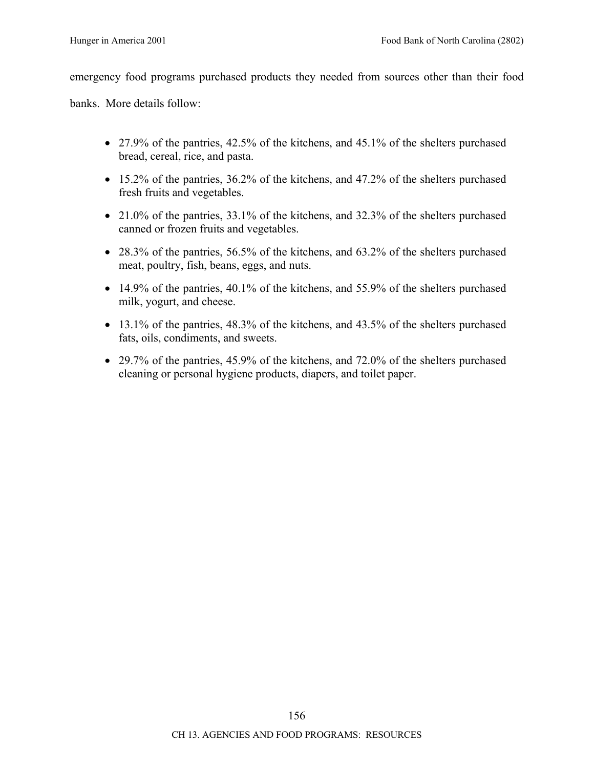emergency food programs purchased products they needed from sources other than their food banks. More details follow:

- 27.9% of the pantries, 42.5% of the kitchens, and 45.1% of the shelters purchased bread, cereal, rice, and pasta.
- 15.2% of the pantries, 36.2% of the kitchens, and 47.2% of the shelters purchased fresh fruits and vegetables.
- 21.0% of the pantries, 33.1% of the kitchens, and 32.3% of the shelters purchased canned or frozen fruits and vegetables.
- 28.3% of the pantries, 56.5% of the kitchens, and 63.2% of the shelters purchased meat, poultry, fish, beans, eggs, and nuts.
- 14.9% of the pantries, 40.1% of the kitchens, and 55.9% of the shelters purchased milk, yogurt, and cheese.
- 13.1% of the pantries, 48.3% of the kitchens, and 43.5% of the shelters purchased fats, oils, condiments, and sweets.
- 29.7% of the pantries, 45.9% of the kitchens, and 72.0% of the shelters purchased cleaning or personal hygiene products, diapers, and toilet paper.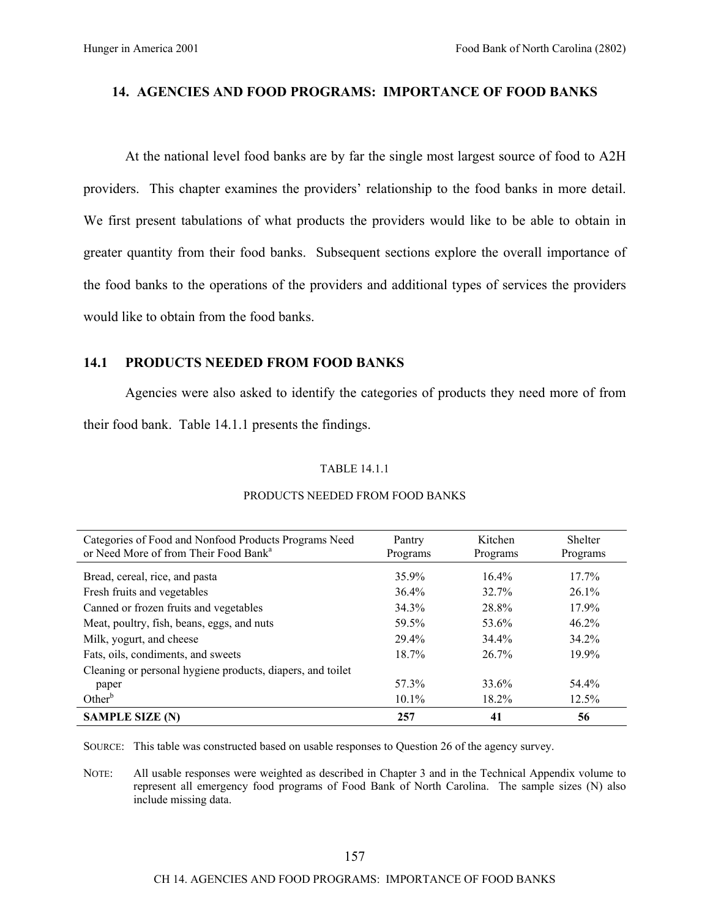## 14. AGENCIES AND FOOD PROGRAMS: IMPORTANCE OF FOOD BANKS

At the national level food banks are by far the single most largest source of food to A2H providers. This chapter examines the providers' relationship to the food banks in more detail. We first present tabulations of what products the providers would like to be able to obtain in greater quantity from their food banks. Subsequent sections explore the overall importance of the food banks to the operations of the providers and additional types of services the providers would like to obtain from the food banks.

### 14.1 PRODUCTS NEEDED FROM FOOD BANKS

Agencies were also asked to identify the categories of products they need more of from their food bank. Table 14.1.1 presents the findings.

TABLE 14.1.1

PRODUCTS NEEDED FROM FOOD BANKS

| Categories of Food and Nonfood Products Programs Need or Need More of from Their Food Bank[a] | Pantry Programs | Kitchen Programs | Shelter Programs |
|---|---|---|---|
| Bread, cereal, rice, and pasta | 35.9% | 16.4% | 17.7% |
| Fresh fruits and vegetables | 36.4% | 32.7% | 26.1% |
| Canned or frozen fruits and vegetables | 34.3% | 28.8% | 17.9% |
| Meat, poultry, fish, beans, eggs, and nuts | 59.5% | 53.6% | 46.2% |
| Milk, yogurt, and cheese | 29.4% | 34.4% | 34.2% |
| Fats, oils, condiments, and sweets | 18.7% | 26.7% | 19.9% |
| Cleaning or personal hygiene products, diapers, and toilet paper | 57.3% | 33.6% | 54.4% |
| Other[b] | 10.1% | 18.2% | 12.5% |
| **SAMPLE SIZE (N)** | **257** | **41** | **56** |

SOURCE: This table was constructed based on usable responses to Question 26 of the agency survey.

NOTE: All usable responses were weighted as described in Chapter 3 and in the Technical Appendix volume to represent all emergency food programs of Food Bank of North Carolina. The sample sizes (N) also include missing data.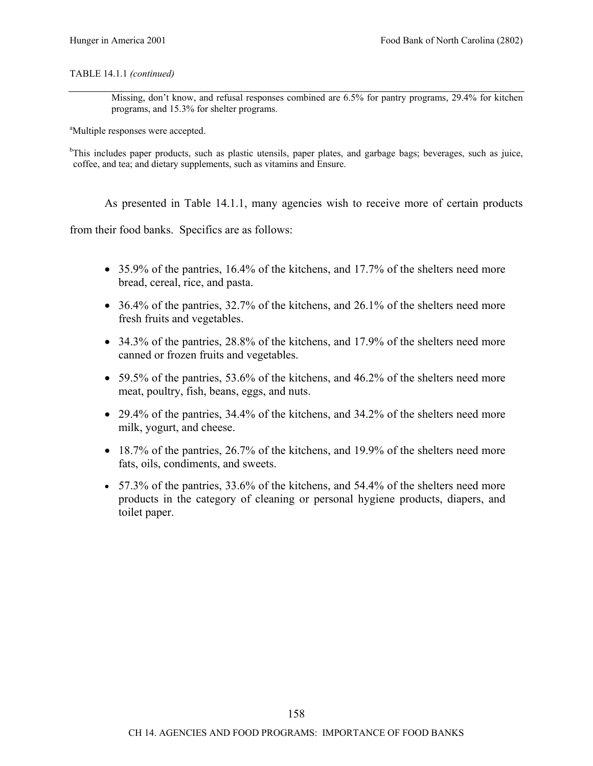TABLE 14.1.1 *(continued)*

---

Missing, don't know, and refusal responses combined are 6.5% for pantry programs, 29.4% for kitchen programs, and 15.3% for shelter programs.

[a]Multiple responses were accepted.

[b]This includes paper products, such as plastic utensils, paper plates, and garbage bags; beverages, such as juice, coffee, and tea; and dietary supplements, such as vitamins and Ensure.

As presented in Table 14.1.1, many agencies wish to receive more of certain products from their food banks. Specifics are as follows:

- 35.9% of the pantries, 16.4% of the kitchens, and 17.7% of the shelters need more bread, cereal, rice, and pasta.
- 36.4% of the pantries, 32.7% of the kitchens, and 26.1% of the shelters need more fresh fruits and vegetables.
- 34.3% of the pantries, 28.8% of the kitchens, and 17.9% of the shelters need more canned or frozen fruits and vegetables.
- 59.5% of the pantries, 53.6% of the kitchens, and 46.2% of the shelters need more meat, poultry, fish, beans, eggs, and nuts.
- 29.4% of the pantries, 34.4% of the kitchens, and 34.2% of the shelters need more milk, yogurt, and cheese.
- 18.7% of the pantries, 26.7% of the kitchens, and 19.9% of the shelters need more fats, oils, condiments, and sweets.
- 57.3% of the pantries, 33.6% of the kitchens, and 54.4% of the shelters need more products in the category of cleaning or personal hygiene products, diapers, and toilet paper.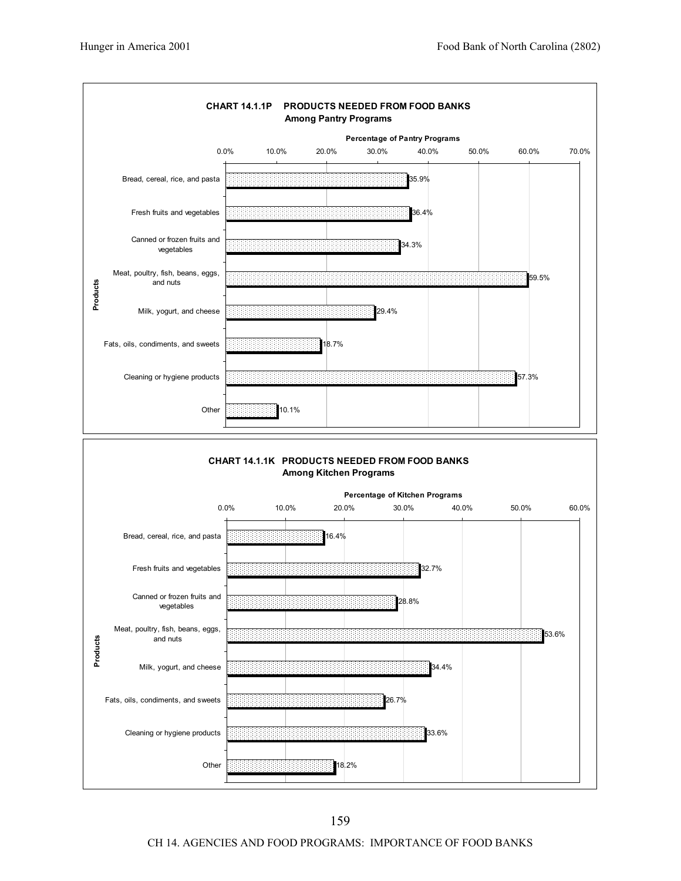**CHART 14.1.1P PRODUCTS NEEDED FROM FOOD BANKS**
**Among Pantry Programs**

| Products | Percentage of Pantry Programs |
|---|---|
| Bread, cereal, rice, and pasta | 35.9% |
| Fresh fruits and vegetables | 36.4% |
| Canned or frozen fruits and vegetables | 34.3% |
| Meat, poultry, fish, beans, eggs, and nuts | 59.5% |
| Milk, yogurt, and cheese | 29.4% |
| Fats, oils, condiments, and sweets | 18.7% |
| Cleaning or hygiene products | 57.3% |
| Other | 10.1% |

**CHART 14.1.1K PRODUCTS NEEDED FROM FOOD BANKS**
**Among Kitchen Programs**

| Products | Percentage of Kitchen Programs |
|---|---|
| Bread, cereal, rice, and pasta | 16.4% |
| Fresh fruits and vegetables | 32.7% |
| Canned or frozen fruits and vegetables | 28.8% |
| Meat, poultry, fish, beans, eggs, and nuts | 53.6% |
| Milk, yogurt, and cheese | 34.4% |
| Fats, oils, condiments, and sweets | 26.7% |
| Cleaning or hygiene products | 33.6% |
| Other | 18.2% |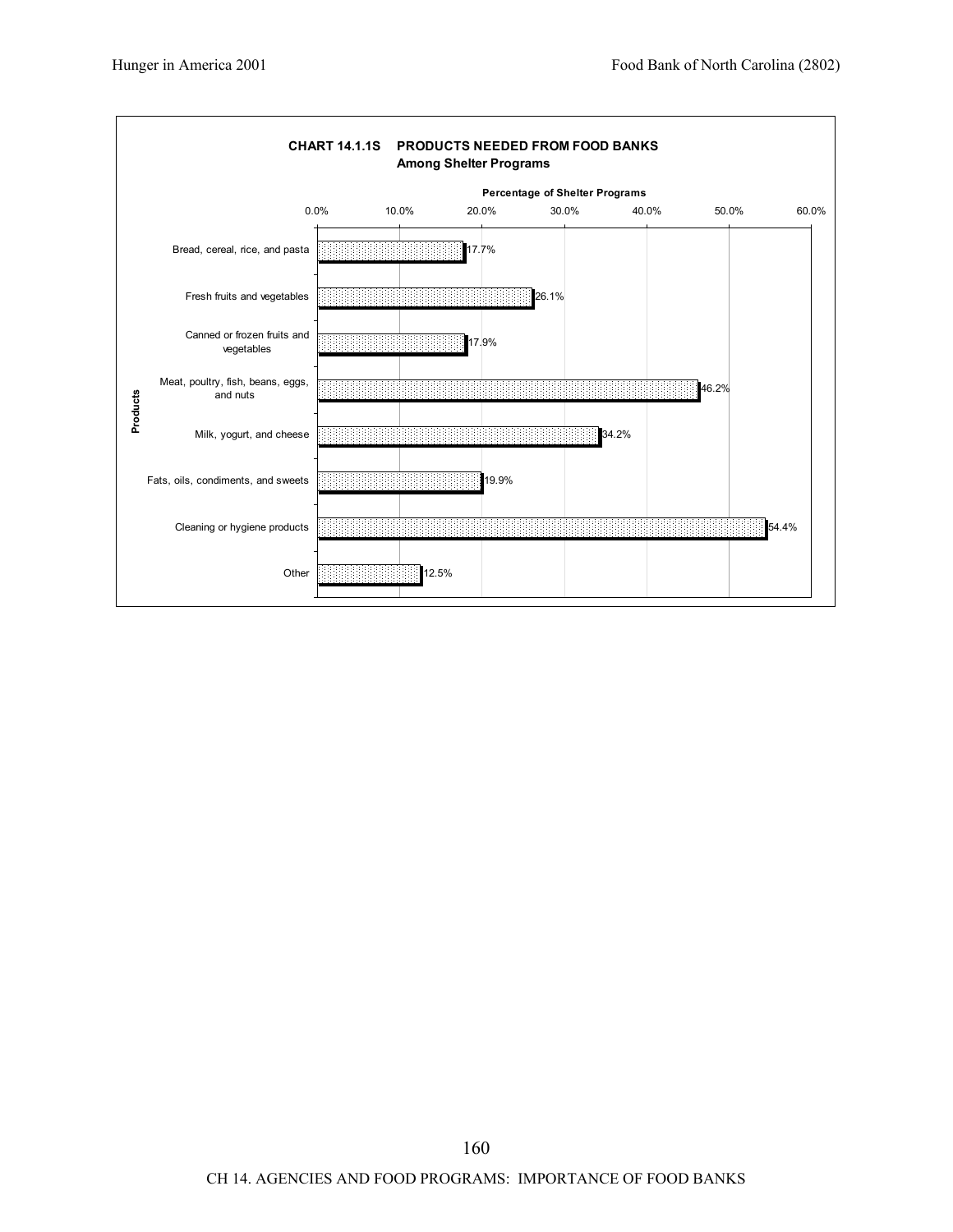**CHART 14.1.1S PRODUCTS NEEDED FROM FOOD BANKS**
**Among Shelter Programs**

| Products | Percentage of Shelter Programs |
| --- | --- |
| Bread, cereal, rice, and pasta | 17.7% |
| Fresh fruits and vegetables | 26.1% |
| Canned or frozen fruits and vegetables | 17.9% |
| Meat, poultry, fish, beans, eggs, and nuts | 46.2% |
| Milk, yogurt, and cheese | 34.2% |
| Fats, oils, condiments, and sweets | 19.9% |
| Cleaning or hygiene products | 54.4% |
| Other | 12.5% |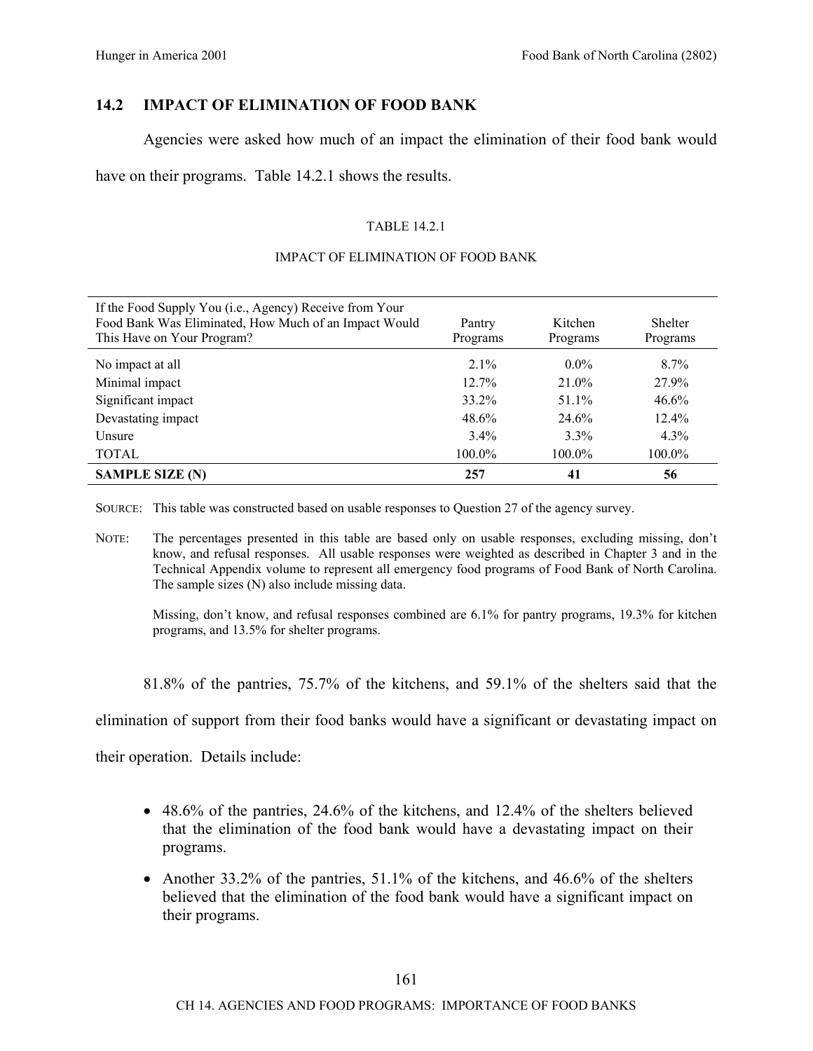## 14.2 IMPACT OF ELIMINATION OF FOOD BANK

Agencies were asked how much of an impact the elimination of their food bank would have on their programs. Table 14.2.1 shows the results.

TABLE 14.2.1

IMPACT OF ELIMINATION OF FOOD BANK

| If the Food Supply You (i.e., Agency) Receive from Your Food Bank Was Eliminated, How Much of an Impact Would This Have on Your Program? | Pantry Programs | Kitchen Programs | Shelter Programs |
|---|---|---|---|
| No impact at all | 2.1% | 0.0% | 8.7% |
| Minimal impact | 12.7% | 21.0% | 27.9% |
| Significant impact | 33.2% | 51.1% | 46.6% |
| Devastating impact | 48.6% | 24.6% | 12.4% |
| Unsure | 3.4% | 3.3% | 4.3% |
| TOTAL | 100.0% | 100.0% | 100.0% |
| **SAMPLE SIZE (N)** | **257** | **41** | **56** |

SOURCE: This table was constructed based on usable responses to Question 27 of the agency survey.

NOTE: The percentages presented in this table are based only on usable responses, excluding missing, don't know, and refusal responses. All usable responses were weighted as described in Chapter 3 and in the Technical Appendix volume to represent all emergency food programs of Food Bank of North Carolina. The sample sizes (N) also include missing data.

Missing, don't know, and refusal responses combined are 6.1% for pantry programs, 19.3% for kitchen programs, and 13.5% for shelter programs.

81.8% of the pantries, 75.7% of the kitchens, and 59.1% of the shelters said that the elimination of support from their food banks would have a significant or devastating impact on their operation. Details include:

- 48.6% of the pantries, 24.6% of the kitchens, and 12.4% of the shelters believed that the elimination of the food bank would have a devastating impact on their programs.
- Another 33.2% of the pantries, 51.1% of the kitchens, and 46.6% of the shelters believed that the elimination of the food bank would have a significant impact on their programs.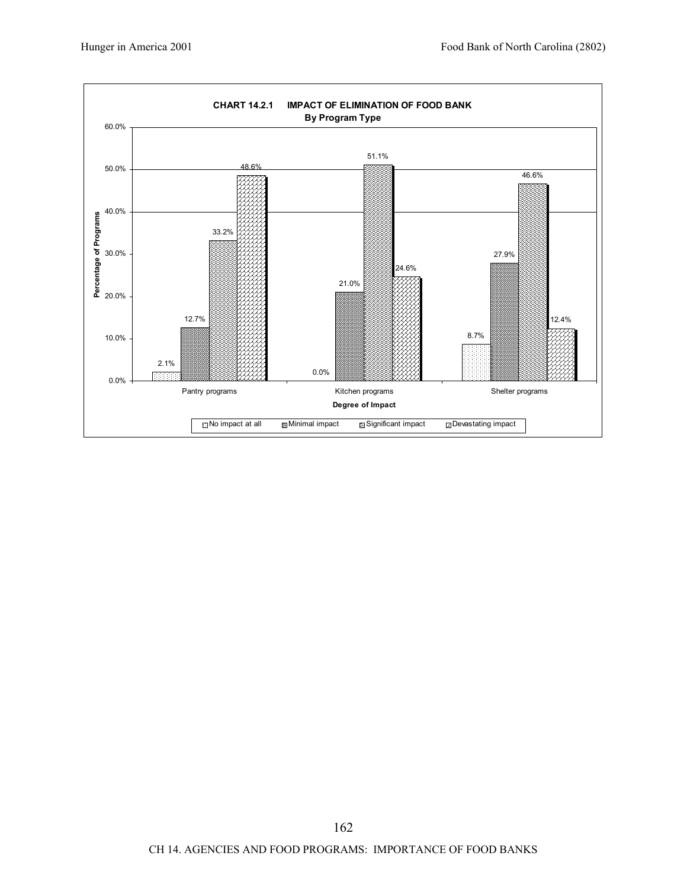**CHART 14.2.1 IMPACT OF ELIMINATION OF FOOD BANK**
**By Program Type**

| Degree of Impact | Pantry programs | Kitchen programs | Shelter programs |
|---|---|---|---|
| No impact at all | 2.1% | 0.0% | 8.7% |
| Minimal impact | 12.7% | 21.0% | 27.9% |
| Significant impact | 33.2% | 51.1% | 46.6% |
| Devastating impact | 48.6% | 24.6% | 12.4% |

Percentage of Programs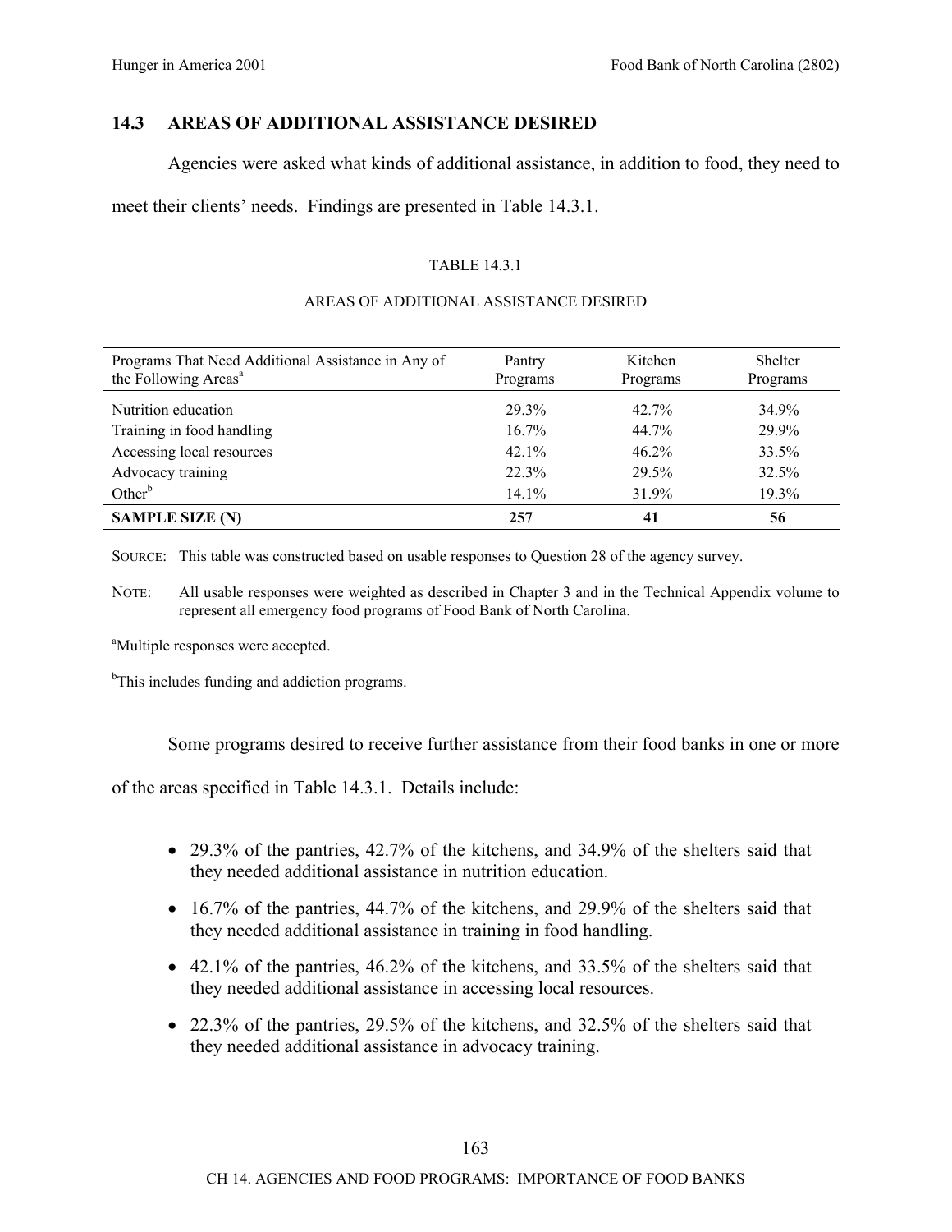## 14.3 AREAS OF ADDITIONAL ASSISTANCE DESIRED

Agencies were asked what kinds of additional assistance, in addition to food, they need to meet their clients' needs. Findings are presented in Table 14.3.1.

TABLE 14.3.1

AREAS OF ADDITIONAL ASSISTANCE DESIRED

| Programs That Need Additional Assistance in Any of the Following Areas[a] | Pantry Programs | Kitchen Programs | Shelter Programs |
|---|---|---|---|
| Nutrition education | 29.3% | 42.7% | 34.9% |
| Training in food handling | 16.7% | 44.7% | 29.9% |
| Accessing local resources | 42.1% | 46.2% | 33.5% |
| Advocacy training | 22.3% | 29.5% | 32.5% |
| Other[b] | 14.1% | 31.9% | 19.3% |
| **SAMPLE SIZE (N)** | **257** | **41** | **56** |

SOURCE: This table was constructed based on usable responses to Question 28 of the agency survey.

NOTE: All usable responses were weighted as described in Chapter 3 and in the Technical Appendix volume to represent all emergency food programs of Food Bank of North Carolina.

[a]Multiple responses were accepted.

[b]This includes funding and addiction programs.

Some programs desired to receive further assistance from their food banks in one or more of the areas specified in Table 14.3.1. Details include:

- 29.3% of the pantries, 42.7% of the kitchens, and 34.9% of the shelters said that they needed additional assistance in nutrition education.
- 16.7% of the pantries, 44.7% of the kitchens, and 29.9% of the shelters said that they needed additional assistance in training in food handling.
- 42.1% of the pantries, 46.2% of the kitchens, and 33.5% of the shelters said that they needed additional assistance in accessing local resources.
- 22.3% of the pantries, 29.5% of the kitchens, and 32.5% of the shelters said that they needed additional assistance in advocacy training.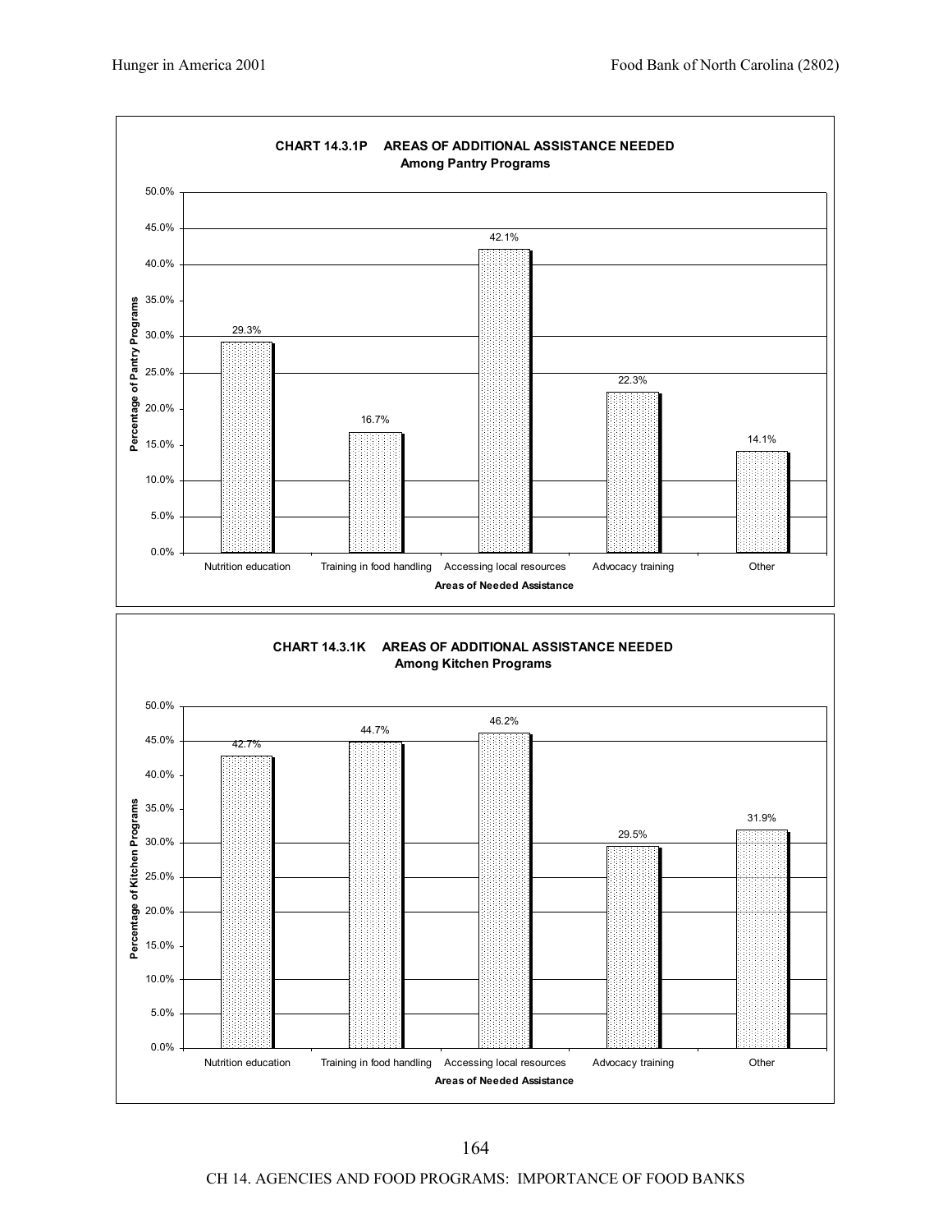**CHART 14.3.1P AREAS OF ADDITIONAL ASSISTANCE NEEDED**
**Among Pantry Programs**

| Areas of Needed Assistance | Percentage of Pantry Programs |
|---|---|
| Nutrition education | 29.3% |
| Training in food handling | 16.7% |
| Accessing local resources | 42.1% |
| Advocacy training | 22.3% |
| Other | 14.1% |

**CHART 14.3.1K AREAS OF ADDITIONAL ASSISTANCE NEEDED**
**Among Kitchen Programs**

| Areas of Needed Assistance | Percentage of Kitchen Programs |
|---|---|
| Nutrition education | 42.7% |
| Training in food handling | 44.7% |
| Accessing local resources | 46.2% |
| Advocacy training | 29.5% |
| Other | 31.9% |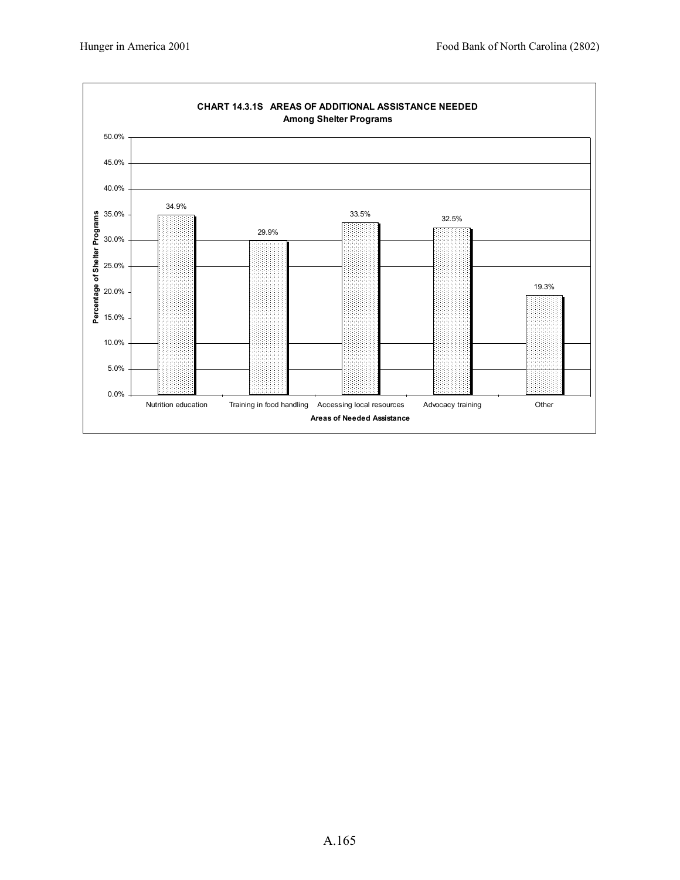**CHART 14.3.1S AREAS OF ADDITIONAL ASSISTANCE NEEDED**
**Among Shelter Programs**

| Areas of Needed Assistance | Percentage of Shelter Programs |
|---|---|
| Nutrition education | 34.9% |
| Training in food handling | 29.9% |
| Accessing local resources | 33.5% |
| Advocacy training | 32.5% |
| Other | 19.3% |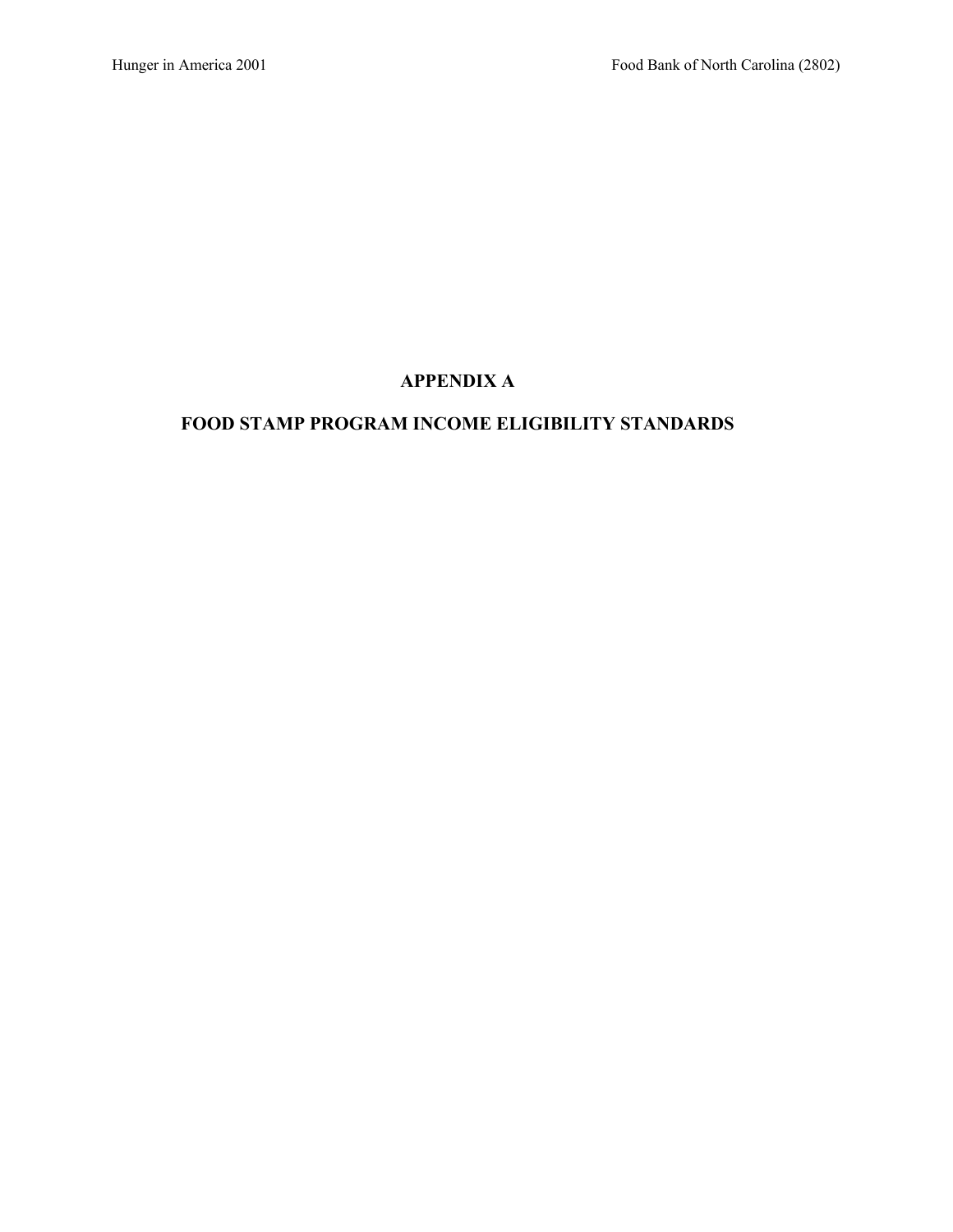# APPENDIX A

# FOOD STAMP PROGRAM INCOME ELIGIBILITY STANDARDS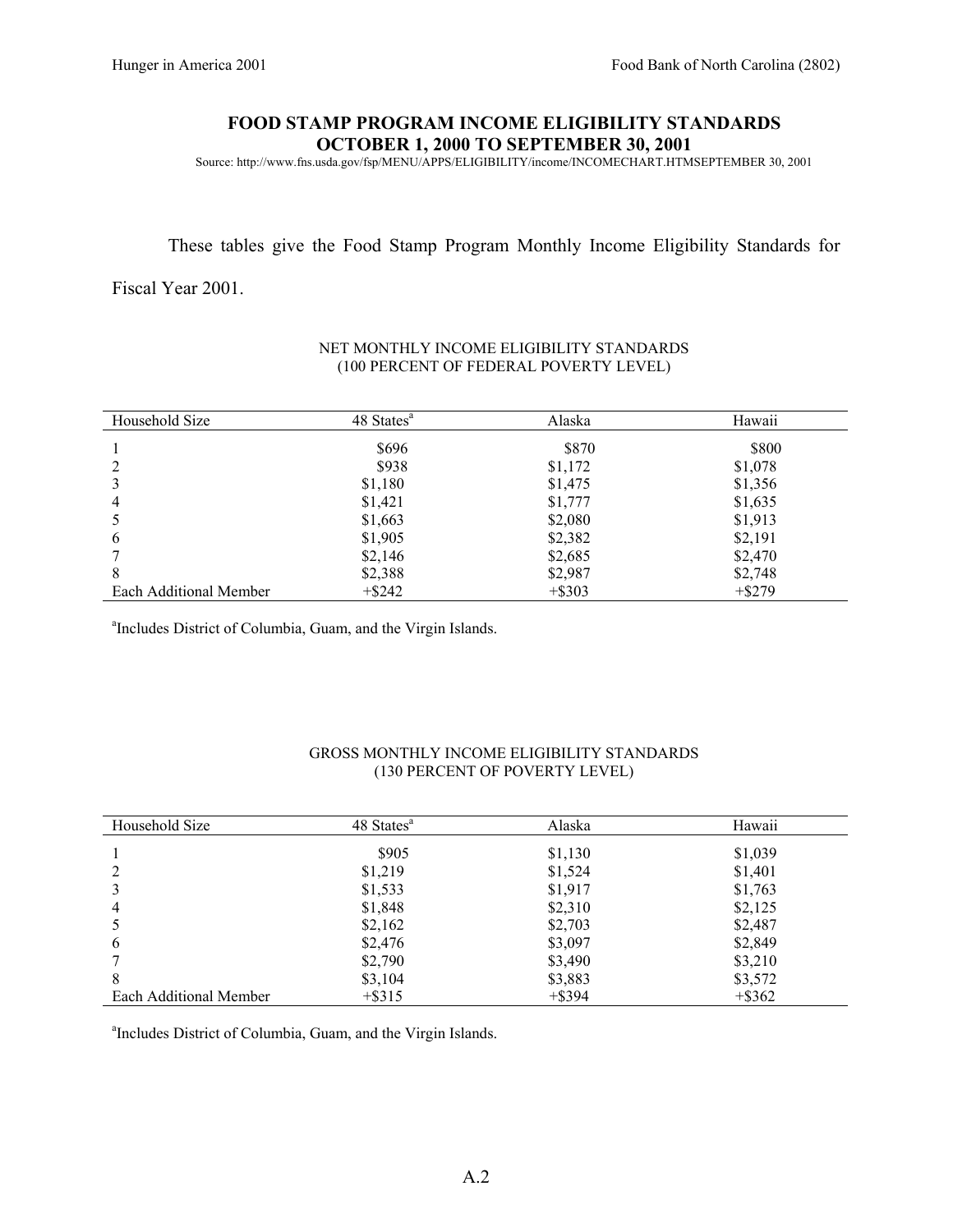## FOOD STAMP PROGRAM INCOME ELIGIBILITY STANDARDS
## OCTOBER 1, 2000 TO SEPTEMBER 30, 2001

Source: http://www.fns.usda.gov/fsp/MENU/APPS/ELIGIBILITY/income/INCOMECHART.HTMSEPTEMBER 30, 2001

These tables give the Food Stamp Program Monthly Income Eligibility Standards for Fiscal Year 2001.

NET MONTHLY INCOME ELIGIBILITY STANDARDS
(100 PERCENT OF FEDERAL POVERTY LEVEL)

| Household Size | 48 States[a] | Alaska | Hawaii |
|---|---|---|---|
| 1 | $696 | $870 | $800 |
| 2 | $938 | $1,172 | $1,078 |
| 3 | $1,180 | $1,475 | $1,356 |
| 4 | $1,421 | $1,777 | $1,635 |
| 5 | $1,663 | $2,080 | $1,913 |
| 6 | $1,905 | $2,382 | $2,191 |
| 7 | $2,146 | $2,685 | $2,470 |
| 8 | $2,388 | $2,987 | $2,748 |
| Each Additional Member | +$242 | +$303 | +$279 |

[a]Includes District of Columbia, Guam, and the Virgin Islands.

GROSS MONTHLY INCOME ELIGIBILITY STANDARDS
(130 PERCENT OF POVERTY LEVEL)

| Household Size | 48 States[a] | Alaska | Hawaii |
|---|---|---|---|
| 1 | $905 | $1,130 | $1,039 |
| 2 | $1,219 | $1,524 | $1,401 |
| 3 | $1,533 | $1,917 | $1,763 |
| 4 | $1,848 | $2,310 | $2,125 |
| 5 | $2,162 | $2,703 | $2,487 |
| 6 | $2,476 | $3,097 | $2,849 |
| 7 | $2,790 | $3,490 | $3,210 |
| 8 | $3,104 | $3,883 | $3,572 |
| Each Additional Member | +$315 | +$394 | +$362 |

[a]Includes District of Columbia, Guam, and the Virgin Islands.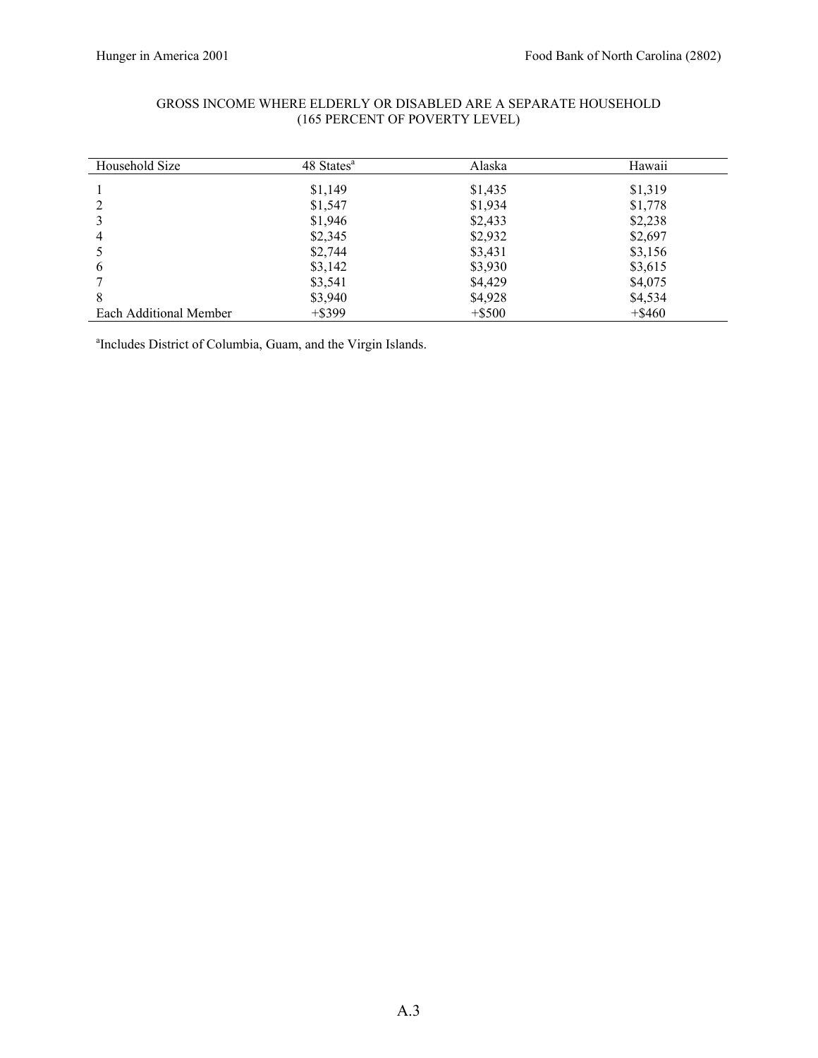GROSS INCOME WHERE ELDERLY OR DISABLED ARE A SEPARATE HOUSEHOLD
(165 PERCENT OF POVERTY LEVEL)

| Household Size | 48 States[a] | Alaska | Hawaii |
|---|---|---|---|
| 1 | $1,149 | $1,435 | $1,319 |
| 2 | $1,547 | $1,934 | $1,778 |
| 3 | $1,946 | $2,433 | $2,238 |
| 4 | $2,345 | $2,932 | $2,697 |
| 5 | $2,744 | $3,431 | $3,156 |
| 6 | $3,142 | $3,930 | $3,615 |
| 7 | $3,541 | $4,429 | $4,075 |
| 8 | $3,940 | $4,928 | $4,534 |
| Each Additional Member | +$399 | +$500 | +$460 |

[a]Includes District of Columbia, Guam, and the Virgin Islands.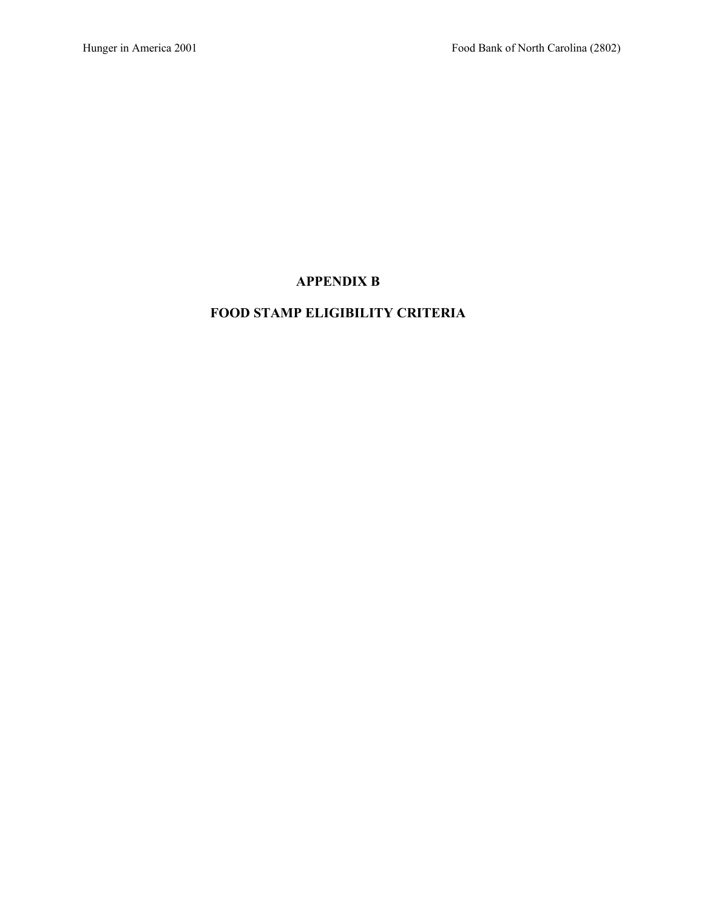# APPENDIX B

# FOOD STAMP ELIGIBILITY CRITERIA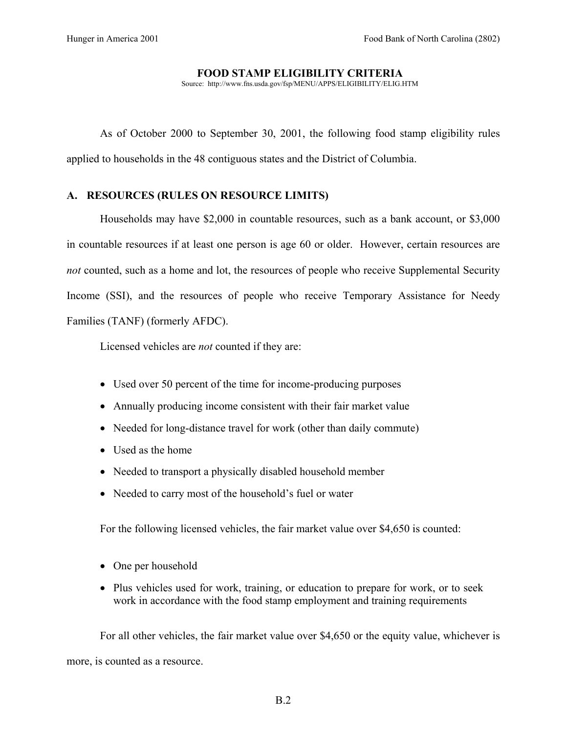# FOOD STAMP ELIGIBILITY CRITERIA

Source: http://www.fns.usda.gov/fsp/MENU/APPS/ELIGIBILITY/ELIG.HTM

As of October 2000 to September 30, 2001, the following food stamp eligibility rules applied to households in the 48 contiguous states and the District of Columbia.

## A. RESOURCES (RULES ON RESOURCE LIMITS)

Households may have $2,000 in countable resources, such as a bank account, or $3,000 in countable resources if at least one person is age 60 or older. However, certain resources are *not* counted, such as a home and lot, the resources of people who receive Supplemental Security Income (SSI), and the resources of people who receive Temporary Assistance for Needy Families (TANF) (formerly AFDC).

Licensed vehicles are *not* counted if they are:

- Used over 50 percent of the time for income-producing purposes
- Annually producing income consistent with their fair market value
- Needed for long-distance travel for work (other than daily commute)
- Used as the home
- Needed to transport a physically disabled household member
- Needed to carry most of the household's fuel or water

For the following licensed vehicles, the fair market value over $4,650 is counted:

- One per household
- Plus vehicles used for work, training, or education to prepare for work, or to seek work in accordance with the food stamp employment and training requirements

For all other vehicles, the fair market value over $4,650 or the equity value, whichever is more, is counted as a resource.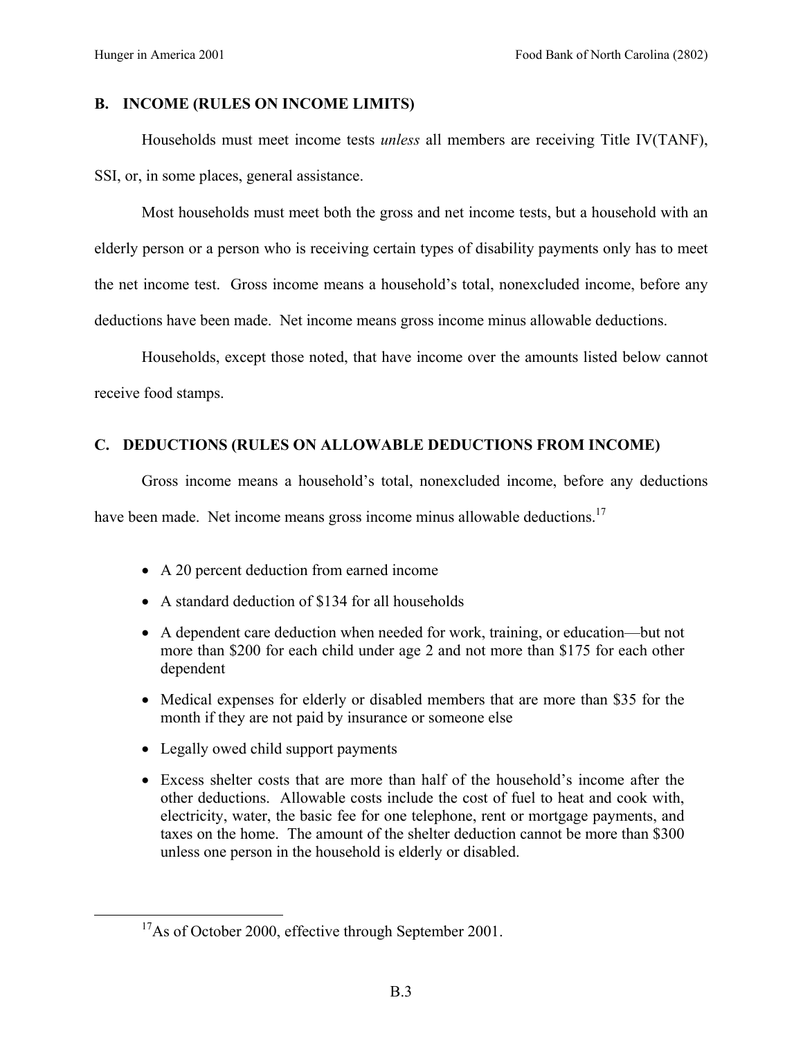## B. INCOME (RULES ON INCOME LIMITS)

Households must meet income tests *unless* all members are receiving Title IV(TANF), SSI, or, in some places, general assistance.

Most households must meet both the gross and net income tests, but a household with an elderly person or a person who is receiving certain types of disability payments only has to meet the net income test. Gross income means a household's total, nonexcluded income, before any deductions have been made. Net income means gross income minus allowable deductions.

Households, except those noted, that have income over the amounts listed below cannot receive food stamps.

## C. DEDUCTIONS (RULES ON ALLOWABLE DEDUCTIONS FROM INCOME)

Gross income means a household's total, nonexcluded income, before any deductions have been made. Net income means gross income minus allowable deductions.[17]

- A 20 percent deduction from earned income
- A standard deduction of $134 for all households
- A dependent care deduction when needed for work, training, or education—but not more than $200 for each child under age 2 and not more than $175 for each other dependent
- Medical expenses for elderly or disabled members that are more than $35 for the month if they are not paid by insurance or someone else
- Legally owed child support payments
- Excess shelter costs that are more than half of the household's income after the other deductions. Allowable costs include the cost of fuel to heat and cook with, electricity, water, the basic fee for one telephone, rent or mortgage payments, and taxes on the home. The amount of the shelter deduction cannot be more than $300 unless one person in the household is elderly or disabled.

[17] As of October 2000, effective through September 2001.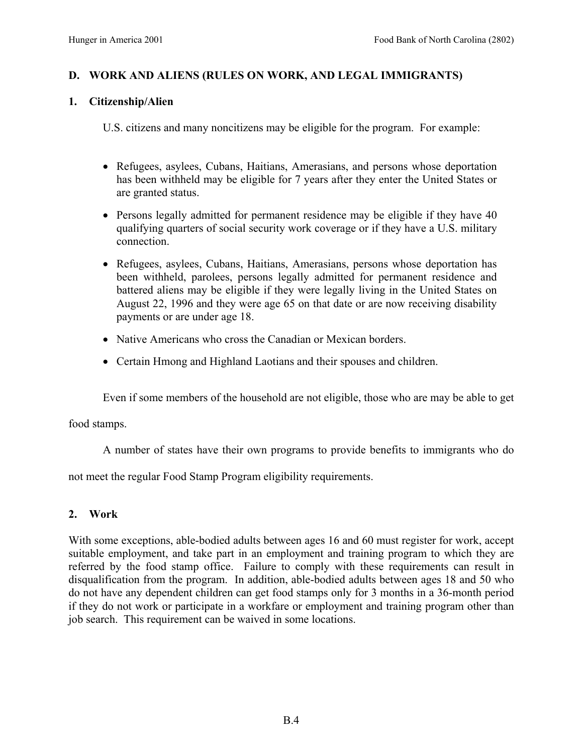### D. WORK AND ALIENS (RULES ON WORK, AND LEGAL IMMIGRANTS)

#### 1. Citizenship/Alien

U.S. citizens and many noncitizens may be eligible for the program. For example:

- Refugees, asylees, Cubans, Haitians, Amerasians, and persons whose deportation has been withheld may be eligible for 7 years after they enter the United States or are granted status.
- Persons legally admitted for permanent residence may be eligible if they have 40 qualifying quarters of social security work coverage or if they have a U.S. military connection.
- Refugees, asylees, Cubans, Haitians, Amerasians, persons whose deportation has been withheld, parolees, persons legally admitted for permanent residence and battered aliens may be eligible if they were legally living in the United States on August 22, 1996 and they were age 65 on that date or are now receiving disability payments or are under age 18.
- Native Americans who cross the Canadian or Mexican borders.
- Certain Hmong and Highland Laotians and their spouses and children.

Even if some members of the household are not eligible, those who are may be able to get food stamps.

A number of states have their own programs to provide benefits to immigrants who do not meet the regular Food Stamp Program eligibility requirements.

#### 2. Work

With some exceptions, able-bodied adults between ages 16 and 60 must register for work, accept suitable employment, and take part in an employment and training program to which they are referred by the food stamp office. Failure to comply with these requirements can result in disqualification from the program. In addition, able-bodied adults between ages 18 and 50 who do not have any dependent children can get food stamps only for 3 months in a 36-month period if they do not work or participate in a workfare or employment and training program other than job search. This requirement can be waived in some locations.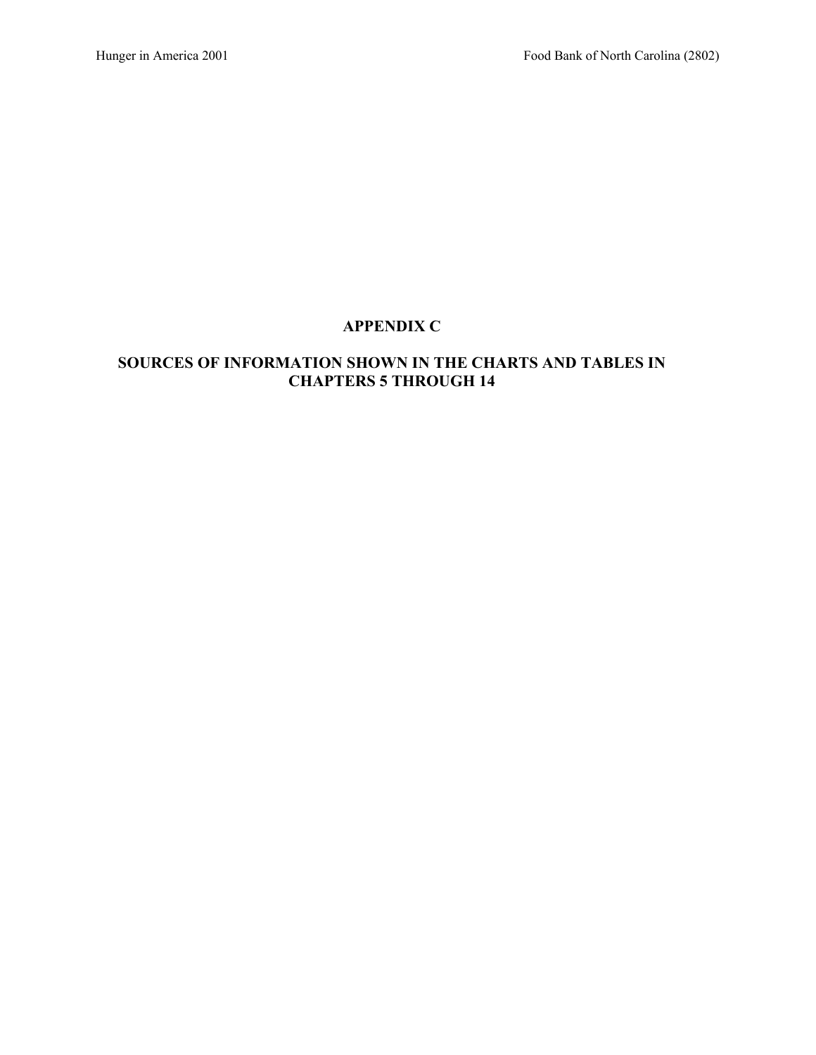# APPENDIX C

## SOURCES OF INFORMATION SHOWN IN THE CHARTS AND TABLES IN CHAPTERS 5 THROUGH 14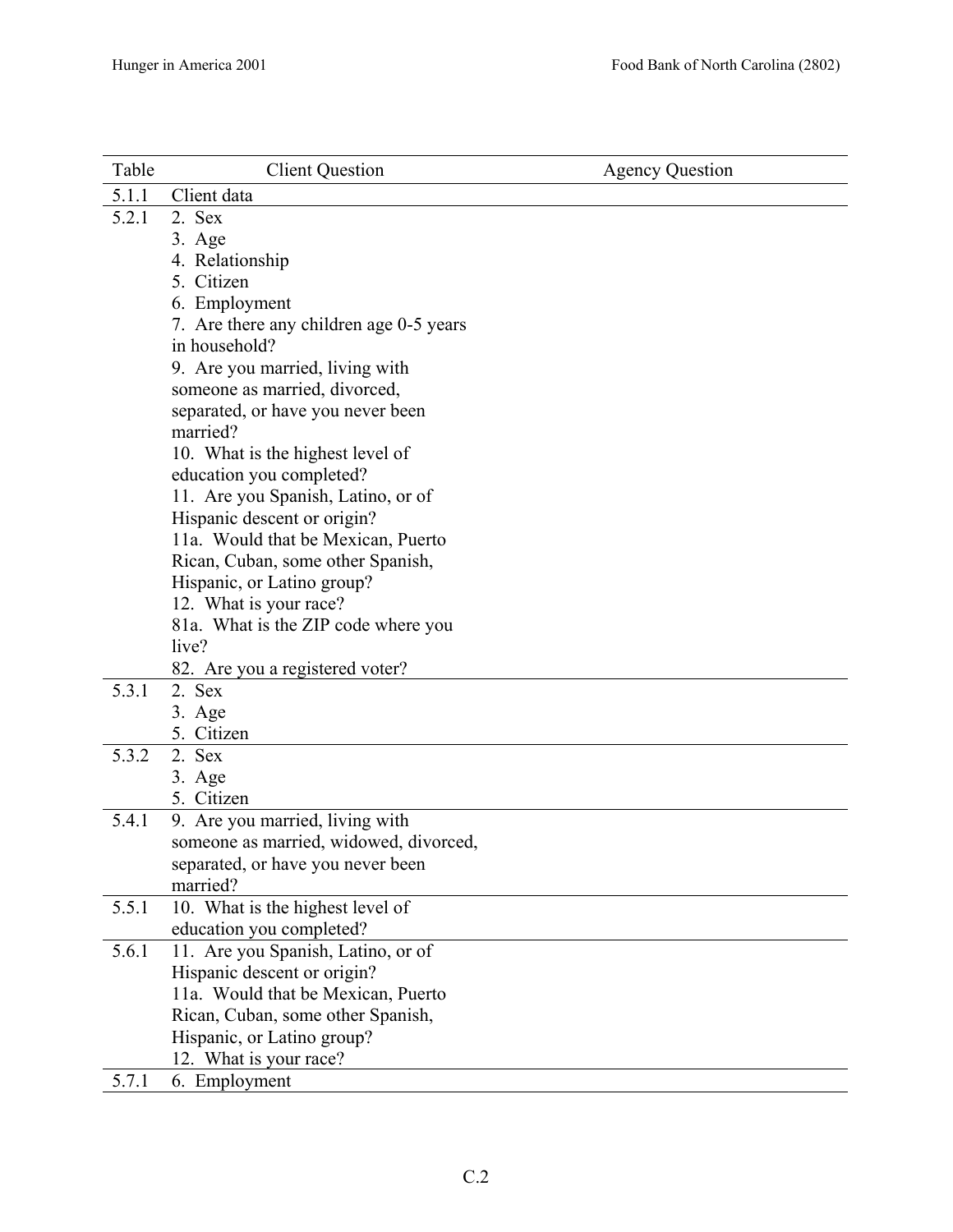| Table | Client Question | Agency Question |
|---|---|---|
| 5.1.1 | Client data | |
| 5.2.1 | 2. Sex<br>3. Age<br>4. Relationship<br>5. Citizen<br>6. Employment<br>7. Are there any children age 0-5 years in household?<br>9. Are you married, living with someone as married, divorced, separated, or have you never been married?<br>10. What is the highest level of education you completed?<br>11. Are you Spanish, Latino, or of Hispanic descent or origin?<br>11a. Would that be Mexican, Puerto Rican, Cuban, some other Spanish, Hispanic, or Latino group?<br>12. What is your race?<br>81a. What is the ZIP code where you live?<br>82. Are you a registered voter? | |
| 5.3.1 | 2. Sex<br>3. Age<br>5. Citizen | |
| 5.3.2 | 2. Sex<br>3. Age<br>5. Citizen | |
| 5.4.1 | 9. Are you married, living with someone as married, widowed, divorced, separated, or have you never been married? | |
| 5.5.1 | 10. What is the highest level of education you completed? | |
| 5.6.1 | 11. Are you Spanish, Latino, or of Hispanic descent or origin?<br>11a. Would that be Mexican, Puerto Rican, Cuban, some other Spanish, Hispanic, or Latino group?<br>12. What is your race? | |
| 5.7.1 | 6. Employment | |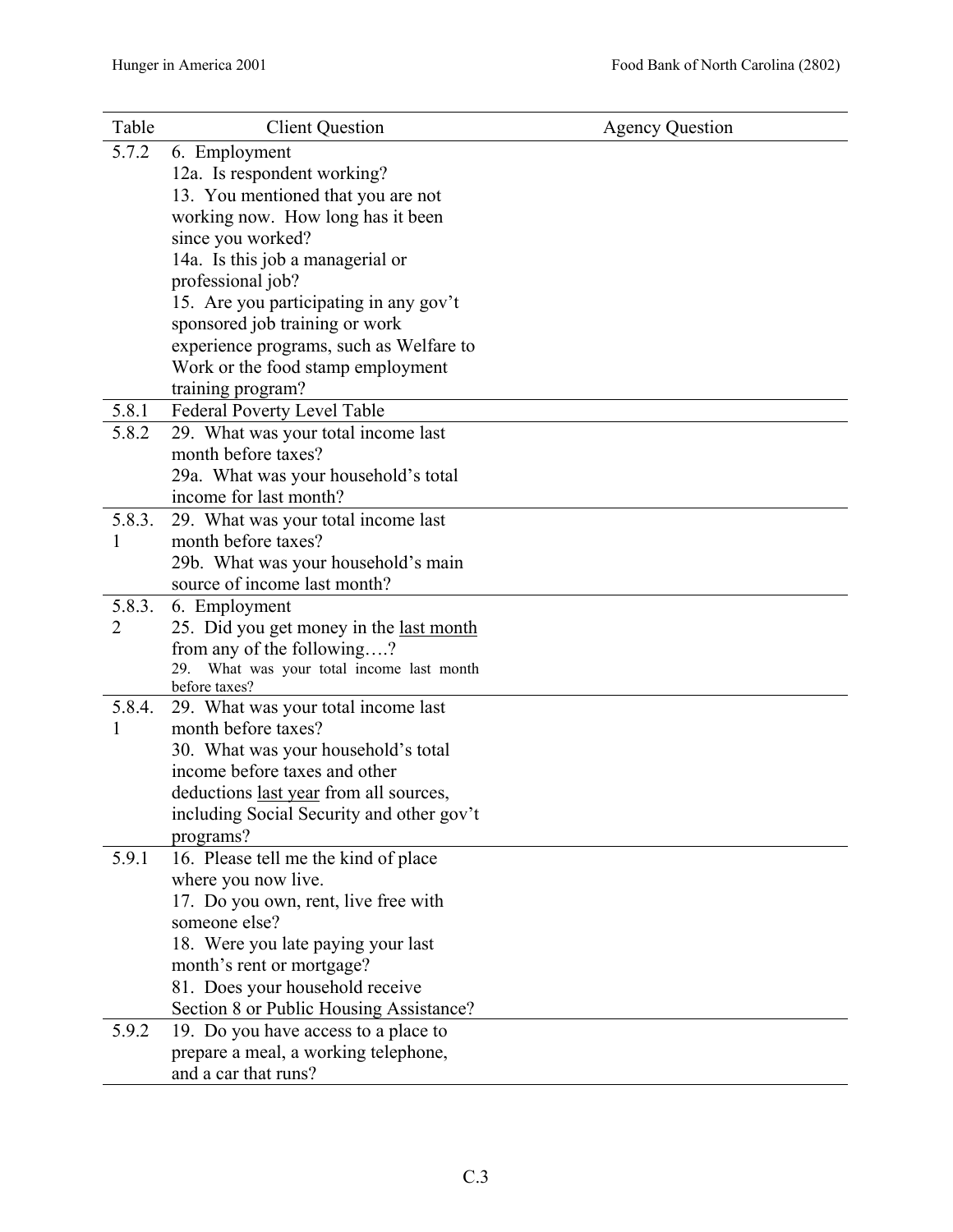| Table | Client Question | Agency Question |
|---|---|---|
| 5.7.2 | 6. Employment<br>12a. Is respondent working?<br>13. You mentioned that you are not working now. How long has it been since you worked?<br>14a. Is this job a managerial or professional job?<br>15. Are you participating in any gov't sponsored job training or work experience programs, such as Welfare to Work or the food stamp employment training program? | |
| 5.8.1 | Federal Poverty Level Table | |
| 5.8.2 | 29. What was your total income last month before taxes?<br>29a. What was your household's total income for last month? | |
| 5.8.3.1 | 29. What was your total income last month before taxes?<br>29b. What was your household's main source of income last month? | |
| 5.8.3.2 | 6. Employment<br>25. Did you get money in the <u>last month</u> from any of the following….?<br>29. What was your total income last month before taxes? | |
| 5.8.4.1 | 29. What was your total income last month before taxes?<br>30. What was your household's total income before taxes and other deductions <u>last year</u> from all sources, including Social Security and other gov't programs? | |
| 5.9.1 | 16. Please tell me the kind of place where you now live.<br>17. Do you own, rent, live free with someone else?<br>18. Were you late paying your last month's rent or mortgage?<br>81. Does your household receive Section 8 or Public Housing Assistance? | |
| 5.9.2 | 19. Do you have access to a place to prepare a meal, a working telephone, and a car that runs? | |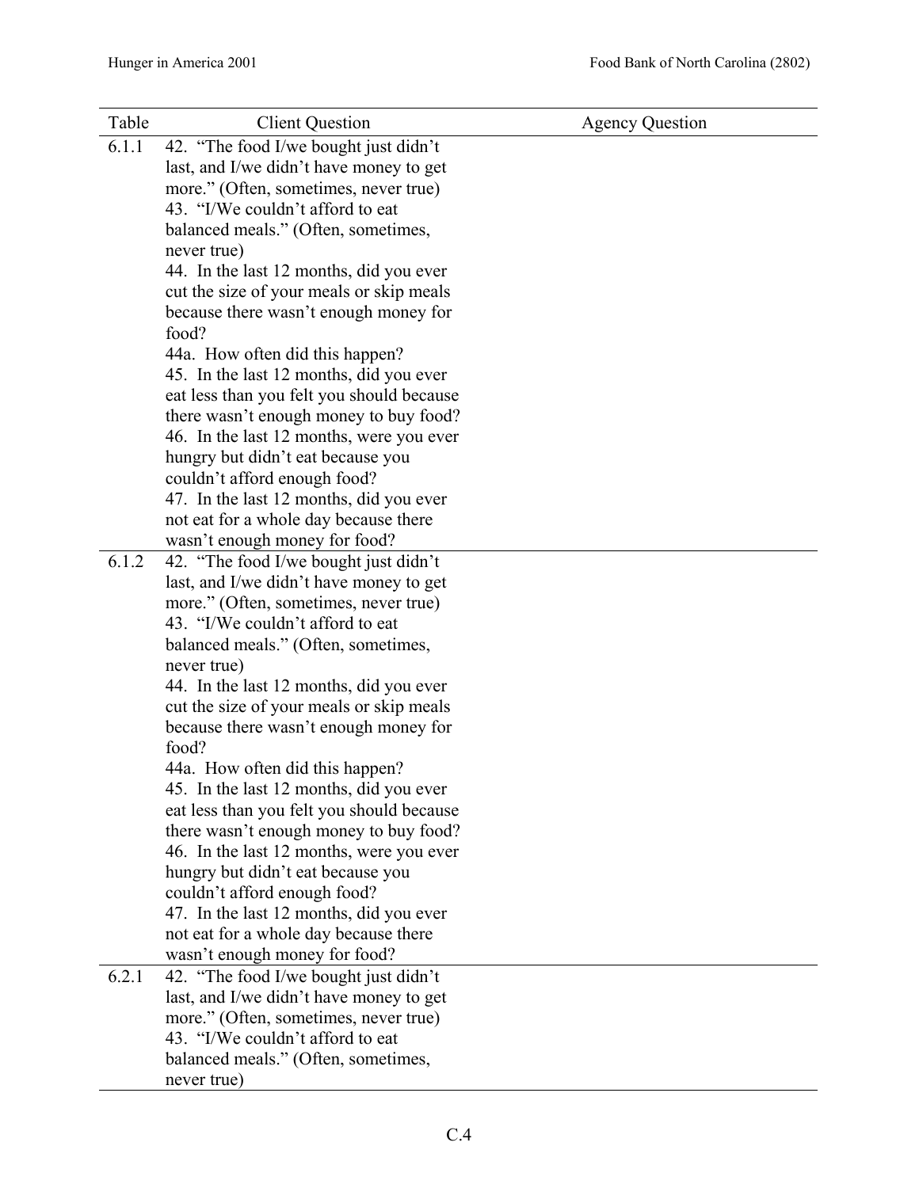| Table | Client Question | Agency Question |
|---|---|---|
| 6.1.1 | 42. "The food I/we bought just didn't last, and I/we didn't have money to get more." (Often, sometimes, never true)<br>43. "I/We couldn't afford to eat balanced meals." (Often, sometimes, never true)<br>44. In the last 12 months, did you ever cut the size of your meals or skip meals because there wasn't enough money for food?<br>44a. How often did this happen?<br>45. In the last 12 months, did you ever eat less than you felt you should because there wasn't enough money to buy food?<br>46. In the last 12 months, were you ever hungry but didn't eat because you couldn't afford enough food?<br>47. In the last 12 months, did you ever not eat for a whole day because there wasn't enough money for food? | |
| 6.1.2 | 42. "The food I/we bought just didn't last, and I/we didn't have money to get more." (Often, sometimes, never true)<br>43. "I/We couldn't afford to eat balanced meals." (Often, sometimes, never true)<br>44. In the last 12 months, did you ever cut the size of your meals or skip meals because there wasn't enough money for food?<br>44a. How often did this happen?<br>45. In the last 12 months, did you ever eat less than you felt you should because there wasn't enough money to buy food?<br>46. In the last 12 months, were you ever hungry but didn't eat because you couldn't afford enough food?<br>47. In the last 12 months, did you ever not eat for a whole day because there wasn't enough money for food? | |
| 6.2.1 | 42. "The food I/we bought just didn't last, and I/we didn't have money to get more." (Often, sometimes, never true)<br>43. "I/We couldn't afford to eat balanced meals." (Often, sometimes, never true) | |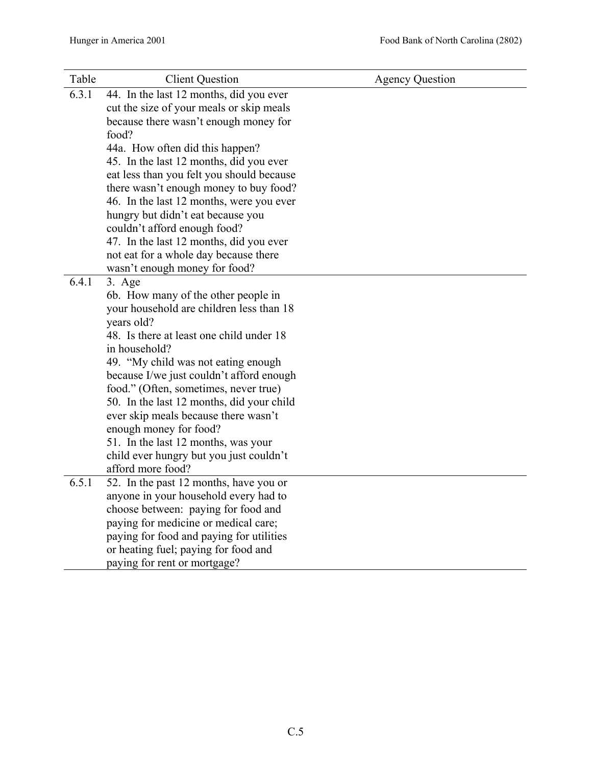| Table | Client Question | Agency Question |
|---|---|---|
| 6.3.1 | 44. In the last 12 months, did you ever cut the size of your meals or skip meals because there wasn't enough money for food?<br>44a. How often did this happen?<br>45. In the last 12 months, did you ever eat less than you felt you should because there wasn't enough money to buy food?<br>46. In the last 12 months, were you ever hungry but didn't eat because you couldn't afford enough food?<br>47. In the last 12 months, did you ever not eat for a whole day because there wasn't enough money for food? | |
| 6.4.1 | 3. Age<br>6b. How many of the other people in your household are children less than 18 years old?<br>48. Is there at least one child under 18 in household?<br>49. "My child was not eating enough because I/we just couldn't afford enough food." (Often, sometimes, never true)<br>50. In the last 12 months, did your child ever skip meals because there wasn't enough money for food?<br>51. In the last 12 months, was your child ever hungry but you just couldn't afford more food? | |
| 6.5.1 | 52. In the past 12 months, have you or anyone in your household every had to choose between: paying for food and paying for medicine or medical care; paying for food and paying for utilities or heating fuel; paying for food and paying for rent or mortgage? | |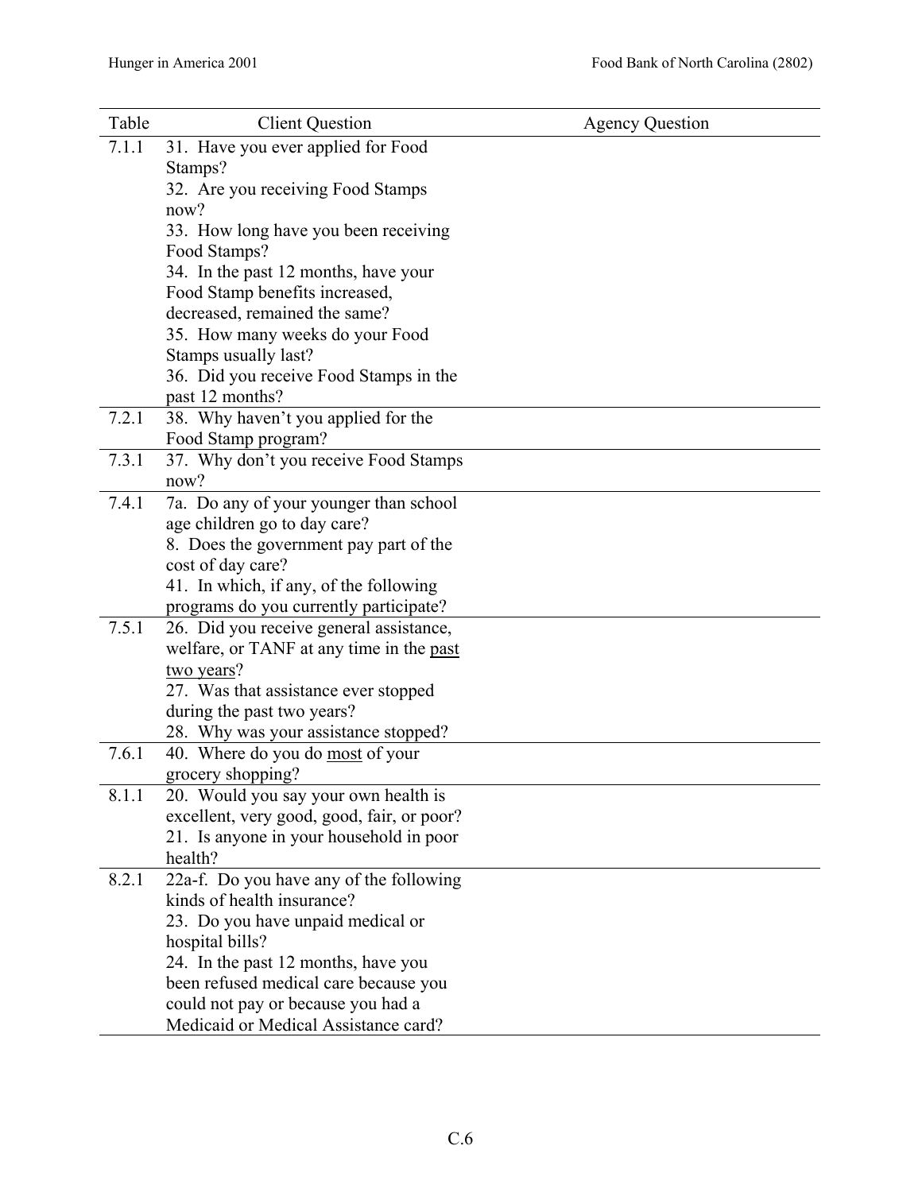| Table | Client Question | Agency Question |
|---|---|---|
| 7.1.1 | 31. Have you ever applied for Food Stamps?<br>32. Are you receiving Food Stamps now?<br>33. How long have you been receiving Food Stamps?<br>34. In the past 12 months, have your Food Stamp benefits increased, decreased, remained the same?<br>35. How many weeks do your Food Stamps usually last?<br>36. Did you receive Food Stamps in the past 12 months? | |
| 7.2.1 | 38. Why haven't you applied for the Food Stamp program? | |
| 7.3.1 | 37. Why don't you receive Food Stamps now? | |
| 7.4.1 | 7a. Do any of your younger than school age children go to day care?<br>8. Does the government pay part of the cost of day care?<br>41. In which, if any, of the following programs do you currently participate? | |
| 7.5.1 | 26. Did you receive general assistance, welfare, or TANF at any time in the <u>past two years</u>?<br>27. Was that assistance ever stopped during the past two years?<br>28. Why was your assistance stopped? | |
| 7.6.1 | 40. Where do you do <u>most</u> of your grocery shopping? | |
| 8.1.1 | 20. Would you say your own health is excellent, very good, good, fair, or poor?<br>21. Is anyone in your household in poor health? | |
| 8.2.1 | 22a-f. Do you have any of the following kinds of health insurance?<br>23. Do you have unpaid medical or hospital bills?<br>24. In the past 12 months, have you been refused medical care because you could not pay or because you had a Medicaid or Medical Assistance card? | |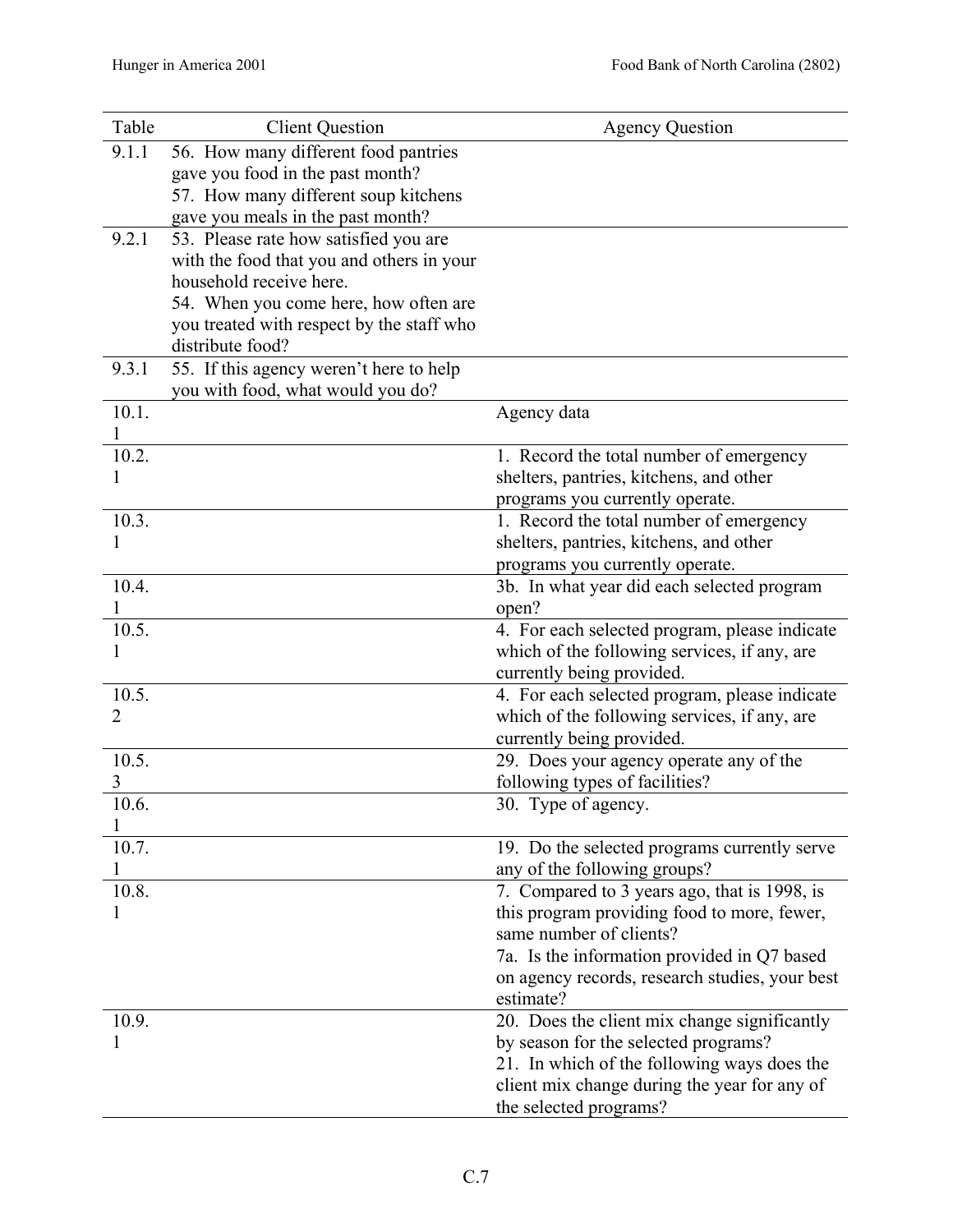| Table | Client Question | Agency Question |
|---|---|---|
| 9.1.1 | 56. How many different food pantries gave you food in the past month? 57. How many different soup kitchens gave you meals in the past month? | |
| 9.2.1 | 53. Please rate how satisfied you are with the food that you and others in your household receive here. 54. When you come here, how often are you treated with respect by the staff who distribute food? | |
| 9.3.1 | 55. If this agency weren't here to help you with food, what would you do? | |
| 10.1.1 | | Agency data |
| 10.2.1 | | 1. Record the total number of emergency shelters, pantries, kitchens, and other programs you currently operate. |
| 10.3.1 | | 1. Record the total number of emergency shelters, pantries, kitchens, and other programs you currently operate. |
| 10.4.1 | | 3b. In what year did each selected program open? |
| 10.5.1 | | 4. For each selected program, please indicate which of the following services, if any, are currently being provided. |
| 10.5.2 | | 4. For each selected program, please indicate which of the following services, if any, are currently being provided. |
| 10.5.3 | | 29. Does your agency operate any of the following types of facilities? |
| 10.6.1 | | 30. Type of agency. |
| 10.7.1 | | 19. Do the selected programs currently serve any of the following groups? |
| 10.8.1 | | 7. Compared to 3 years ago, that is 1998, is this program providing food to more, fewer, same number of clients? 7a. Is the information provided in Q7 based on agency records, research studies, your best estimate? |
| 10.9.1 | | 20. Does the client mix change significantly by season for the selected programs? 21. In which of the following ways does the client mix change during the year for any of the selected programs? |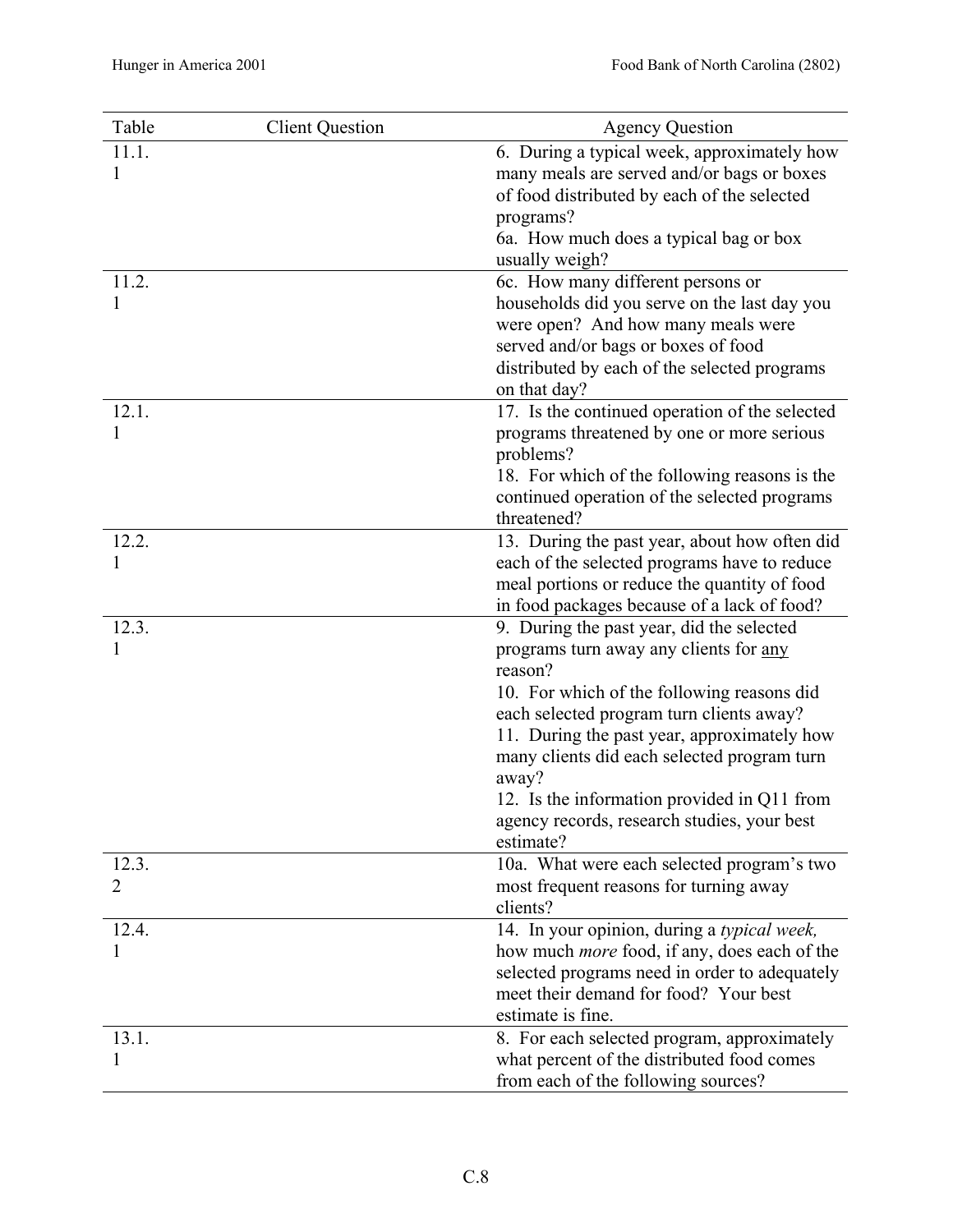| Table | Client Question | Agency Question |
|---|---|---|
| 11.1.1 | | 6. During a typical week, approximately how many meals are served and/or bags or boxes of food distributed by each of the selected programs?<br>6a. How much does a typical bag or box usually weigh? |
| 11.2.1 | | 6c. How many different persons or households did you serve on the last day you were open? And how many meals were served and/or bags or boxes of food distributed by each of the selected programs on that day? |
| 12.1.1 | | 17. Is the continued operation of the selected programs threatened by one or more serious problems?<br>18. For which of the following reasons is the continued operation of the selected programs threatened? |
| 12.2.1 | | 13. During the past year, about how often did each of the selected programs have to reduce meal portions or reduce the quantity of food in food packages because of a lack of food? |
| 12.3.1 | | 9. During the past year, did the selected programs turn away any clients for <u>any</u> reason?<br>10. For which of the following reasons did each selected program turn clients away?<br>11. During the past year, approximately how many clients did each selected program turn away?<br>12. Is the information provided in Q11 from agency records, research studies, your best estimate? |
| 12.3.2 | | 10a. What were each selected program's two most frequent reasons for turning away clients? |
| 12.4.1 | | 14. In your opinion, during a *typical week,* how much *more* food, if any, does each of the selected programs need in order to adequately meet their demand for food? Your best estimate is fine. |
| 13.1.1 | | 8. For each selected program, approximately what percent of the distributed food comes from each of the following sources? |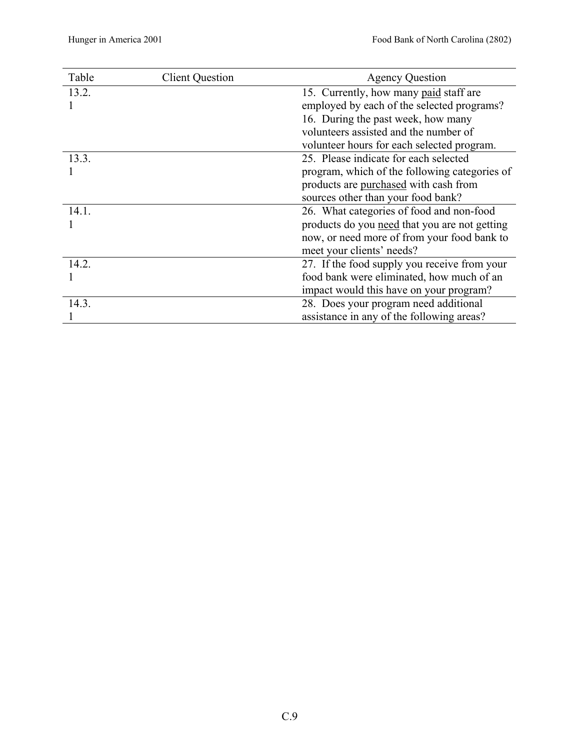| Table | Client Question | Agency Question |
|---|---|---|
| 13.2.1 | | 15. Currently, how many paid staff are employed by each of the selected programs? 16. During the past week, how many volunteers assisted and the number of volunteer hours for each selected program. |
| 13.3.1 | | 25. Please indicate for each selected program, which of the following categories of products are purchased with cash from sources other than your food bank? |
| 14.1.1 | | 26. What categories of food and non-food products do you need that you are not getting now, or need more of from your food bank to meet your clients' needs? |
| 14.2.1 | | 27. If the food supply you receive from your food bank were eliminated, how much of an impact would this have on your program? |
| 14.3.1 | | 28. Does your program need additional assistance in any of the following areas? |